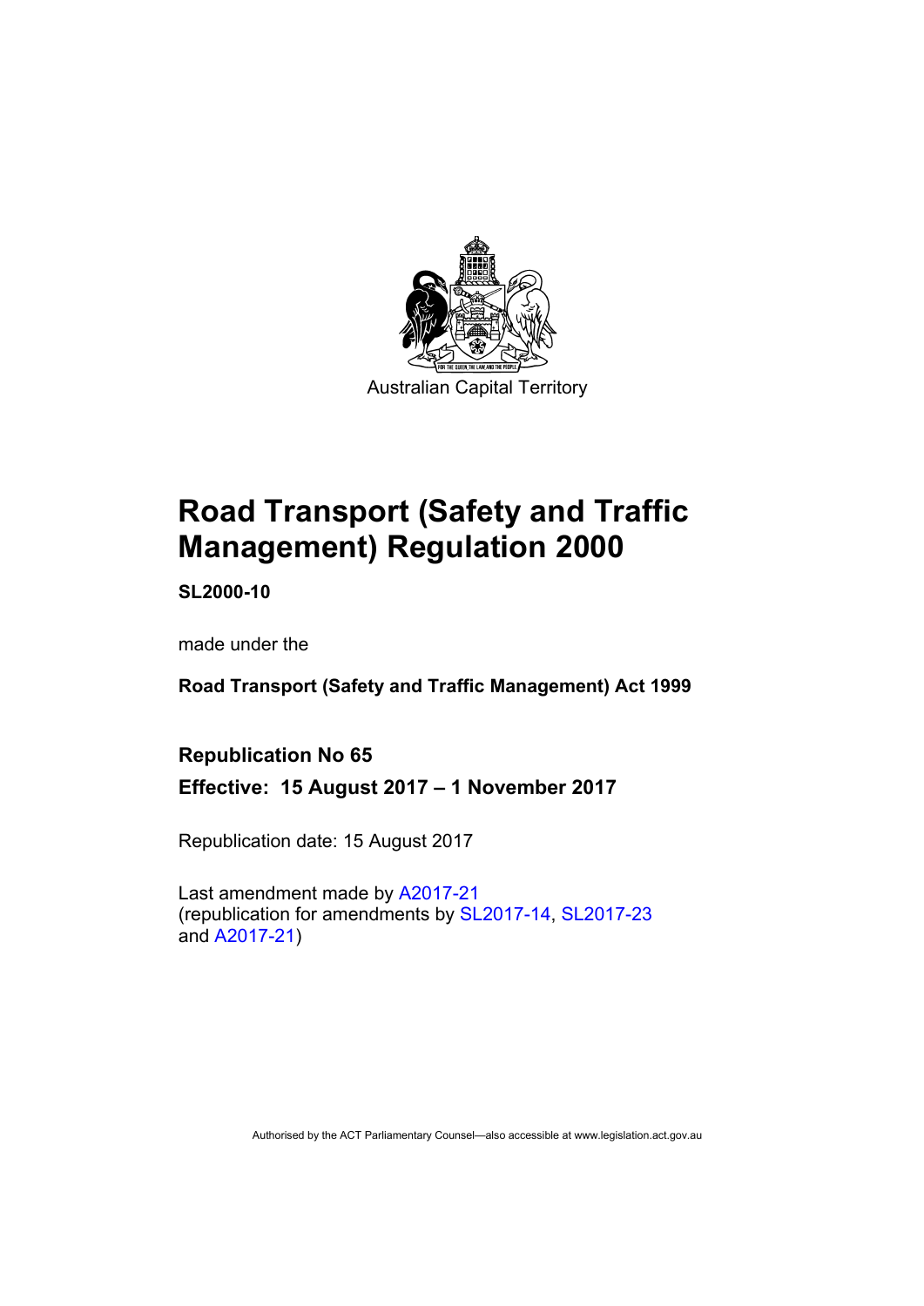Australian Capital Territory

# Road Transport (Safety and Traffic Management) Regulation 2000

**SL2000-10**

made under the

**Road Transport (Safety and Traffic Management) Act 1999**

## Republication No 65

**Effective: 15 August 2017 – 1 November 2017**

Republication date: 15 August 2017

Last amendment made by A2017-21
(republication for amendments by SL2017-14, SL2017-23 and A2017-21)

Authorised by the ACT Parliamentary Counsel—also accessible at www.legislation.act.gov.au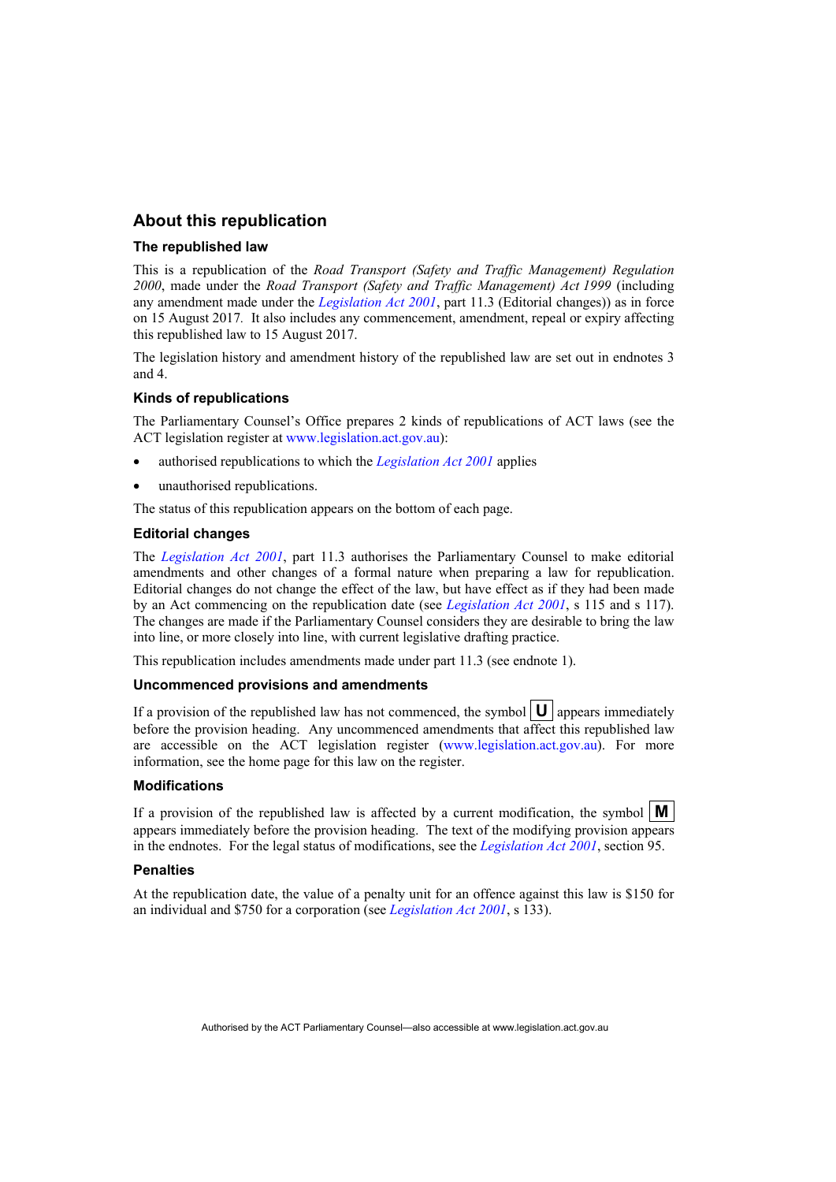## About this republication

### The republished law

This is a republication of the *Road Transport (Safety and Traffic Management) Regulation 2000*, made under the *Road Transport (Safety and Traffic Management) Act 1999* (including any amendment made under the *Legislation Act 2001*, part 11.3 (Editorial changes)) as in force on 15 August 2017*.* It also includes any commencement, amendment, repeal or expiry affecting this republished law to 15 August 2017.

The legislation history and amendment history of the republished law are set out in endnotes 3 and 4.

### Kinds of republications

The Parliamentary Counsel's Office prepares 2 kinds of republications of ACT laws (see the ACT legislation register at www.legislation.act.gov.au):

- authorised republications to which the *Legislation Act 2001* applies
- unauthorised republications.

The status of this republication appears on the bottom of each page.

### Editorial changes

The *Legislation Act 2001*, part 11.3 authorises the Parliamentary Counsel to make editorial amendments and other changes of a formal nature when preparing a law for republication. Editorial changes do not change the effect of the law, but have effect as if they had been made by an Act commencing on the republication date (see *Legislation Act 2001*, s 115 and s 117). The changes are made if the Parliamentary Counsel considers they are desirable to bring the law into line, or more closely into line, with current legislative drafting practice.

This republication includes amendments made under part 11.3 (see endnote 1).

### Uncommenced provisions and amendments

If a provision of the republished law has not commenced, the symbol **U** appears immediately before the provision heading. Any uncommenced amendments that affect this republished law are accessible on the ACT legislation register (www.legislation.act.gov.au). For more information, see the home page for this law on the register.

### Modifications

If a provision of the republished law is affected by a current modification, the symbol **M** appears immediately before the provision heading. The text of the modifying provision appears in the endnotes. For the legal status of modifications, see the *Legislation Act 2001*, section 95.

### Penalties

At the republication date, the value of a penalty unit for an offence against this law is $150 for an individual and $750 for a corporation (see *Legislation Act 2001*, s 133).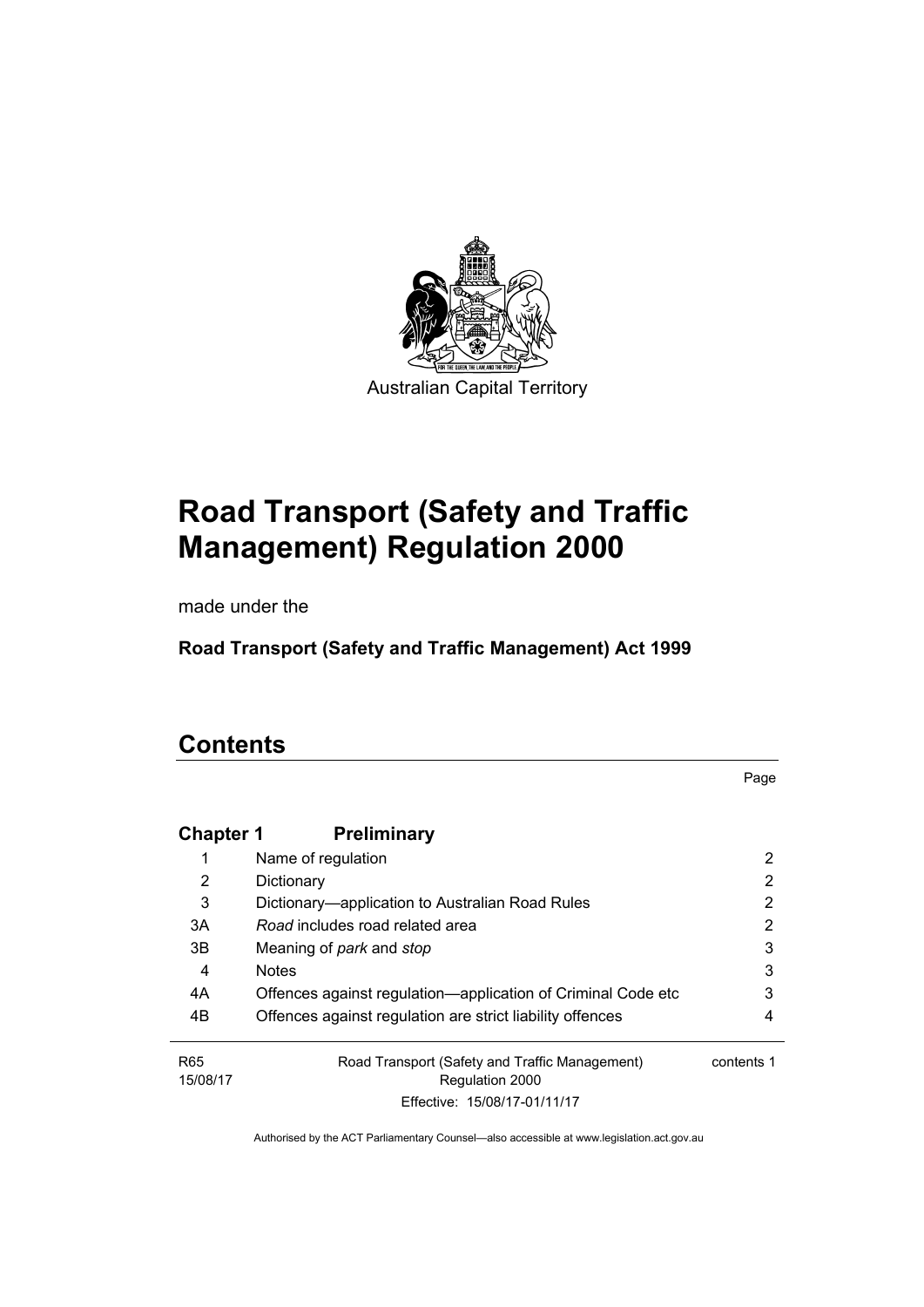Australian Capital Territory

# Road Transport (Safety and Traffic Management) Regulation 2000

made under the

**Road Transport (Safety and Traffic Management) Act 1999**

# Contents

| | | Page |
|---|---|---|
| **Chapter 1** | **Preliminary** | |
| 1 | Name of regulation | 2 |
| 2 | Dictionary | 2 |
| 3 | Dictionary—application to Australian Road Rules | 2 |
| 3A | *Road* includes road related area | 2 |
| 3B | Meaning of *park* and *stop* | 3 |
| 4 | Notes | 3 |
| 4A | Offences against regulation—application of Criminal Code etc | 3 |
| 4B | Offences against regulation are strict liability offences | 4 |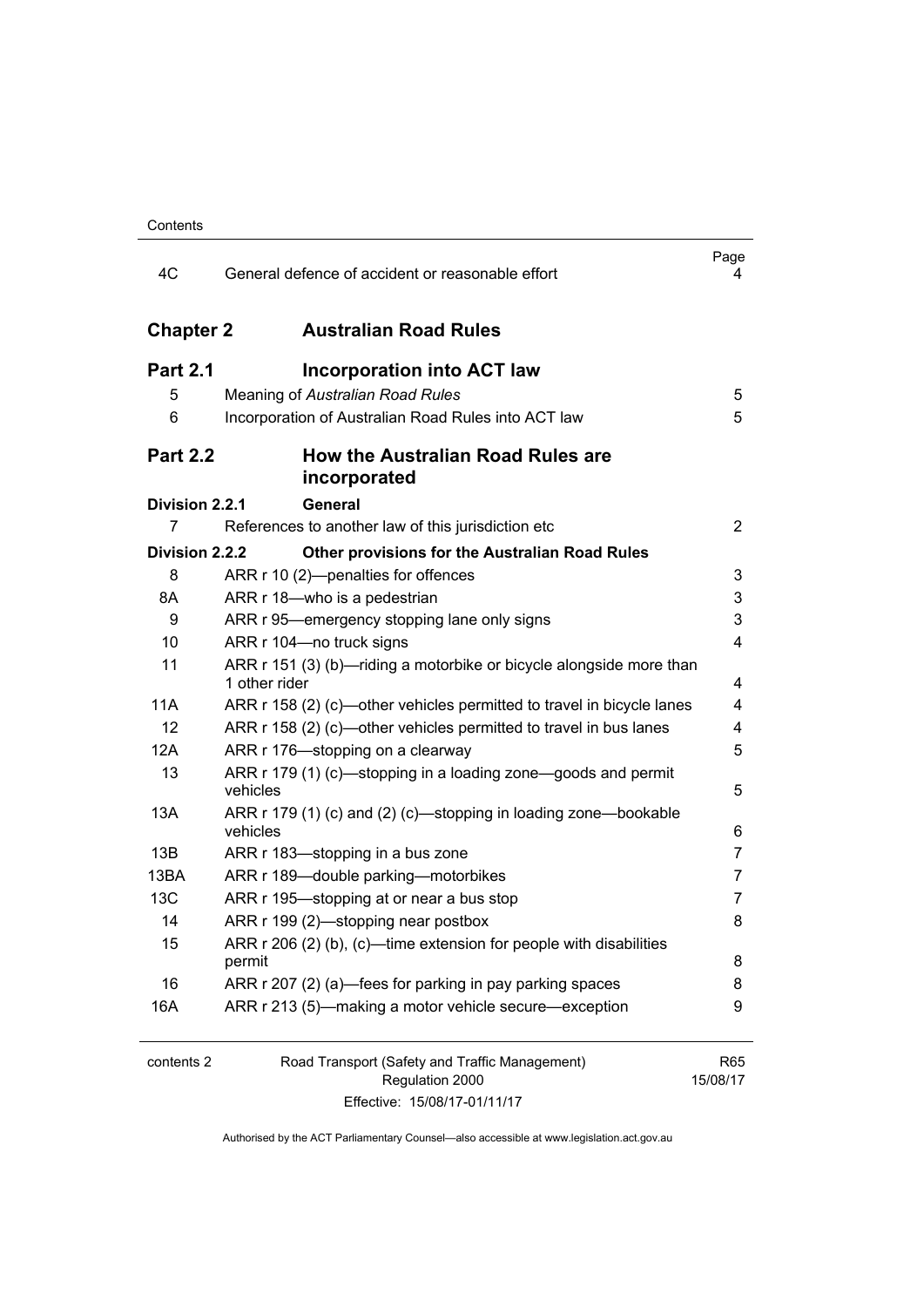| | | Page |
|---|---|---|
| 4C | General defence of accident or reasonable effort | 4 |

| | | |
|---|---|---|
| **Chapter 2** | **Australian Road Rules** | |
| **Part 2.1** | **Incorporation into ACT law** | |
| 5 | Meaning of *Australian Road Rules* | 5 |
| 6 | Incorporation of Australian Road Rules into ACT law | 5 |
| **Part 2.2** | **How the Australian Road Rules are incorporated** | |
| **Division 2.2.1** | **General** | |
| 7 | References to another law of this jurisdiction etc | 2 |
| **Division 2.2.2** | **Other provisions for the Australian Road Rules** | |
| 8 | ARR r 10 (2)—penalties for offences | 3 |
| 8A | ARR r 18—who is a pedestrian | 3 |
| 9 | ARR r 95—emergency stopping lane only signs | 3 |
| 10 | ARR r 104—no truck signs | 4 |
| 11 | ARR r 151 (3) (b)—riding a motorbike or bicycle alongside more than 1 other rider | 4 |
| 11A | ARR r 158 (2) (c)—other vehicles permitted to travel in bicycle lanes | 4 |
| 12 | ARR r 158 (2) (c)—other vehicles permitted to travel in bus lanes | 4 |
| 12A | ARR r 176—stopping on a clearway | 5 |
| 13 | ARR r 179 (1) (c)—stopping in a loading zone—goods and permit vehicles | 5 |
| 13A | ARR r 179 (1) (c) and (2) (c)—stopping in loading zone—bookable vehicles | 6 |
| 13B | ARR r 183—stopping in a bus zone | 7 |
| 13BA | ARR r 189—double parking—motorbikes | 7 |
| 13C | ARR r 195—stopping at or near a bus stop | 7 |
| 14 | ARR r 199 (2)—stopping near postbox | 8 |
| 15 | ARR r 206 (2) (b), (c)—time extension for people with disabilities permit | 8 |
| 16 | ARR r 207 (2) (a)—fees for parking in pay parking spaces | 8 |
| 16A | ARR r 213 (5)—making a motor vehicle secure—exception | 9 |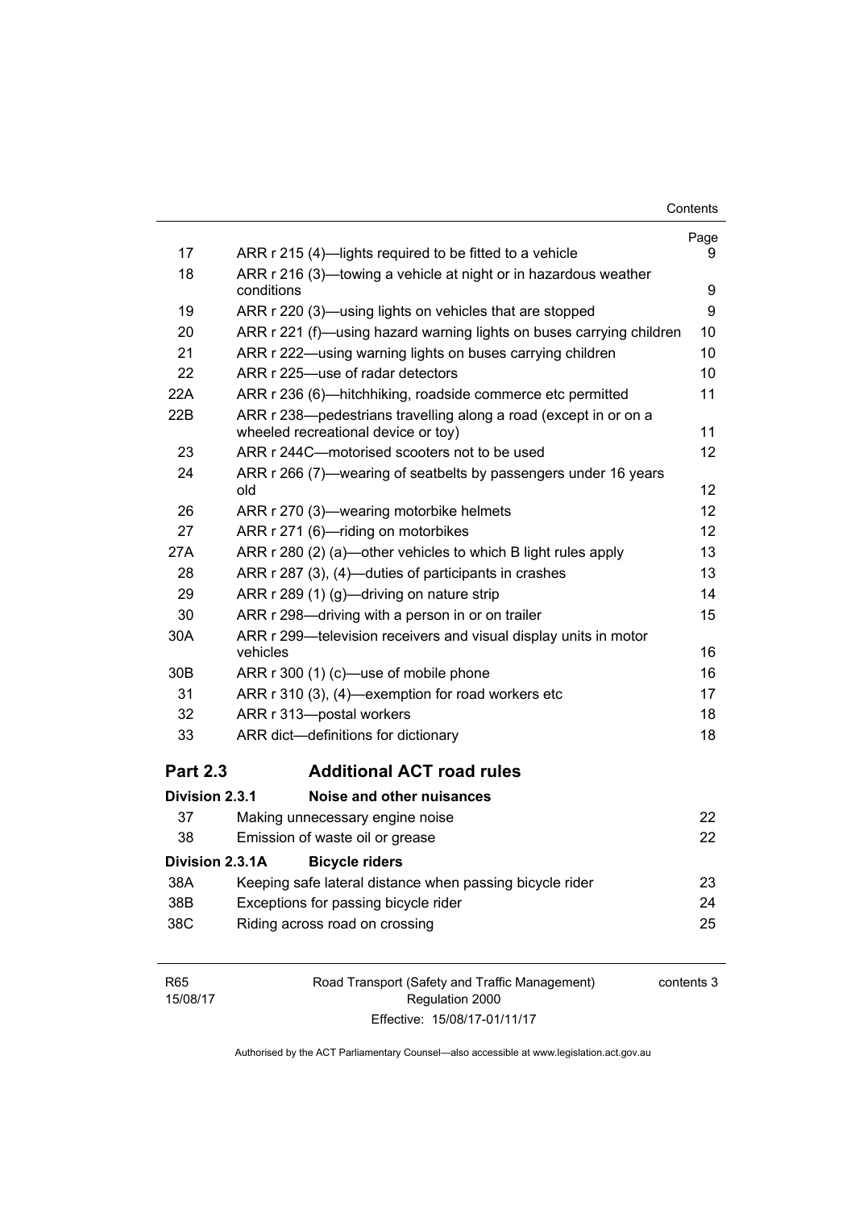| | | Page |
|---|---|---|
| 17 | ARR r 215 (4)—lights required to be fitted to a vehicle | 9 |
| 18 | ARR r 216 (3)—towing a vehicle at night or in hazardous weather conditions | 9 |
| 19 | ARR r 220 (3)—using lights on vehicles that are stopped | 9 |
| 20 | ARR r 221 (f)—using hazard warning lights on buses carrying children | 10 |
| 21 | ARR r 222—using warning lights on buses carrying children | 10 |
| 22 | ARR r 225—use of radar detectors | 10 |
| 22A | ARR r 236 (6)—hitchhiking, roadside commerce etc permitted | 11 |
| 22B | ARR r 238—pedestrians travelling along a road (except in or on a wheeled recreational device or toy) | 11 |
| 23 | ARR r 244C—motorised scooters not to be used | 12 |
| 24 | ARR r 266 (7)—wearing of seatbelts by passengers under 16 years old | 12 |
| 26 | ARR r 270 (3)—wearing motorbike helmets | 12 |
| 27 | ARR r 271 (6)—riding on motorbikes | 12 |
| 27A | ARR r 280 (2) (a)—other vehicles to which B light rules apply | 13 |
| 28 | ARR r 287 (3), (4)—duties of participants in crashes | 13 |
| 29 | ARR r 289 (1) (g)—driving on nature strip | 14 |
| 30 | ARR r 298—driving with a person in or on trailer | 15 |
| 30A | ARR r 299—television receivers and visual display units in motor vehicles | 16 |
| 30B | ARR r 300 (1) (c)—use of mobile phone | 16 |
| 31 | ARR r 310 (3), (4)—exemption for road workers etc | 17 |
| 32 | ARR r 313—postal workers | 18 |
| 33 | ARR dict—definitions for dictionary | 18 |

## Part 2.3 Additional ACT road rules

### Division 2.3.1 Noise and other nuisances

| | | |
|---|---|---|
| 37 | Making unnecessary engine noise | 22 |
| 38 | Emission of waste oil or grease | 22 |

### Division 2.3.1A Bicycle riders

| | | |
|---|---|---|
| 38A | Keeping safe lateral distance when passing bicycle rider | 23 |
| 38B | Exceptions for passing bicycle rider | 24 |
| 38C | Riding across road on crossing | 25 |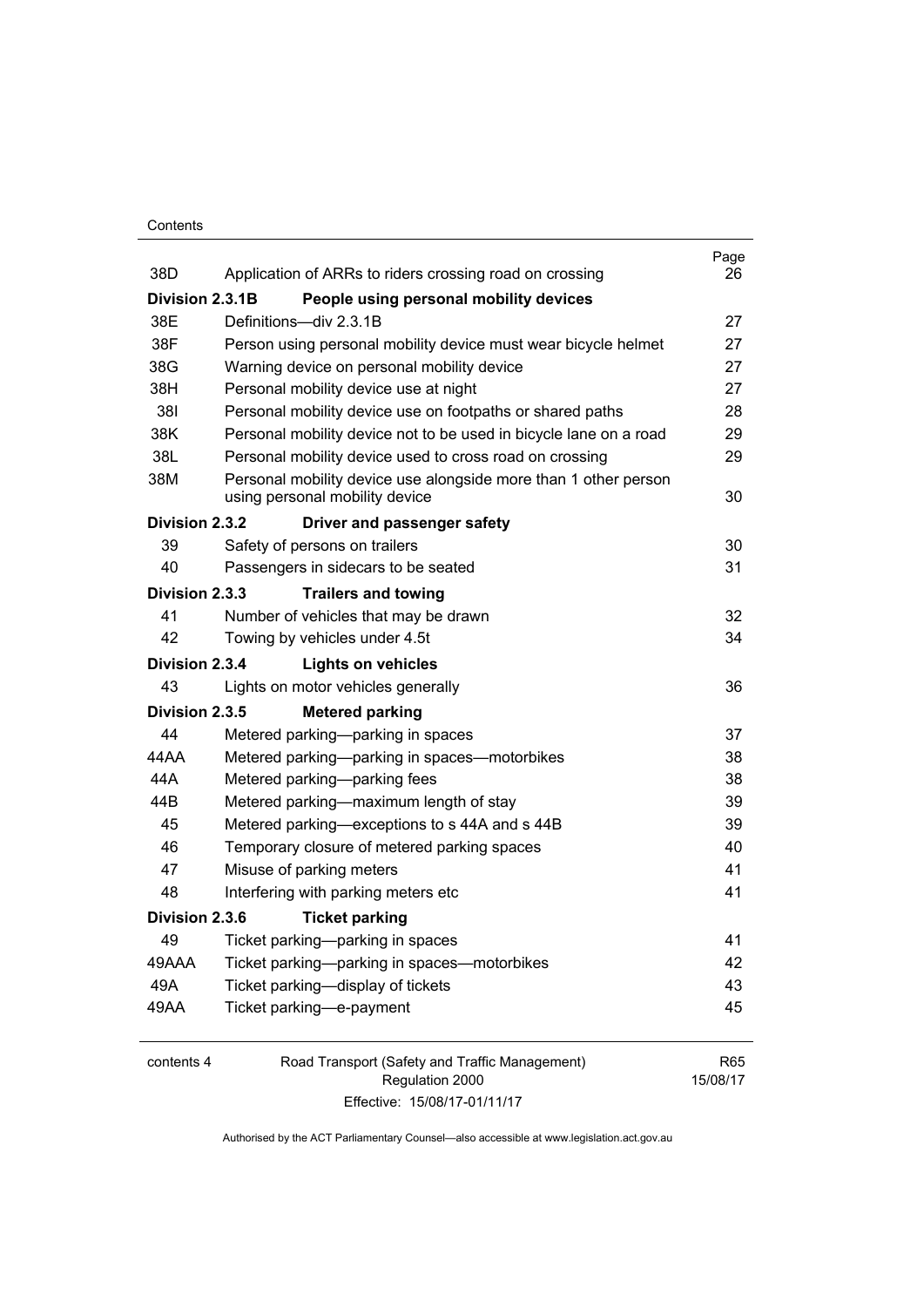| | | Page |
|---|---|---|
| 38D | Application of ARRs to riders crossing road on crossing | 26 |
| **Division 2.3.1B** | **People using personal mobility devices** | |
| 38E | Definitions—div 2.3.1B | 27 |
| 38F | Person using personal mobility device must wear bicycle helmet | 27 |
| 38G | Warning device on personal mobility device | 27 |
| 38H | Personal mobility device use at night | 27 |
| 38I | Personal mobility device use on footpaths or shared paths | 28 |
| 38K | Personal mobility device not to be used in bicycle lane on a road | 29 |
| 38L | Personal mobility device used to cross road on crossing | 29 |
| 38M | Personal mobility device use alongside more than 1 other person using personal mobility device | 30 |
| **Division 2.3.2** | **Driver and passenger safety** | |
| 39 | Safety of persons on trailers | 30 |
| 40 | Passengers in sidecars to be seated | 31 |
| **Division 2.3.3** | **Trailers and towing** | |
| 41 | Number of vehicles that may be drawn | 32 |
| 42 | Towing by vehicles under 4.5t | 34 |
| **Division 2.3.4** | **Lights on vehicles** | |
| 43 | Lights on motor vehicles generally | 36 |
| **Division 2.3.5** | **Metered parking** | |
| 44 | Metered parking—parking in spaces | 37 |
| 44AA | Metered parking—parking in spaces—motorbikes | 38 |
| 44A | Metered parking—parking fees | 38 |
| 44B | Metered parking—maximum length of stay | 39 |
| 45 | Metered parking—exceptions to s 44A and s 44B | 39 |
| 46 | Temporary closure of metered parking spaces | 40 |
| 47 | Misuse of parking meters | 41 |
| 48 | Interfering with parking meters etc | 41 |
| **Division 2.3.6** | **Ticket parking** | |
| 49 | Ticket parking—parking in spaces | 41 |
| 49AAA | Ticket parking—parking in spaces—motorbikes | 42 |
| 49A | Ticket parking—display of tickets | 43 |
| 49AA | Ticket parking—e-payment | 45 |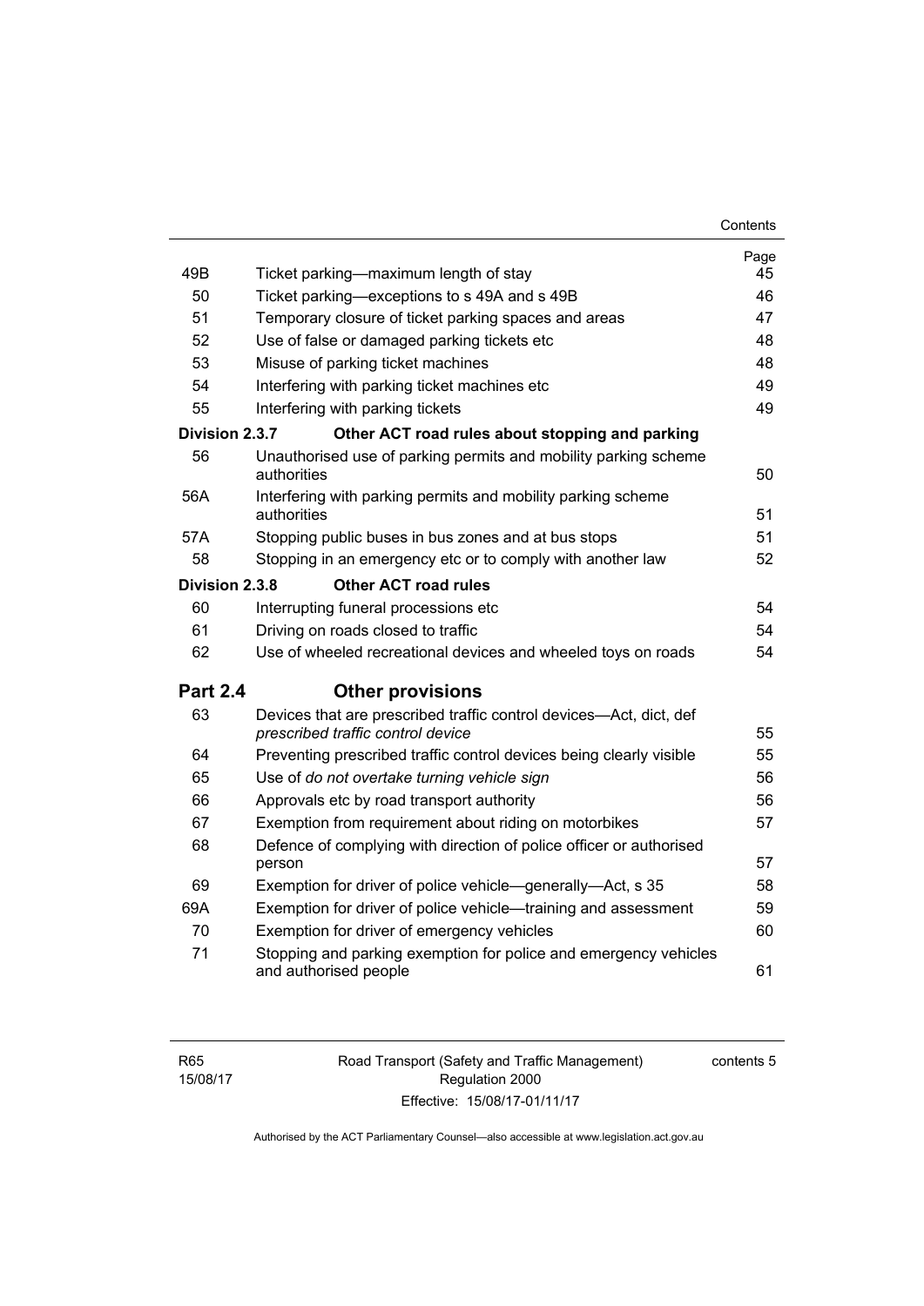| | | Page |
|---|---|---|
| 49B | Ticket parking—maximum length of stay | 45 |
| 50 | Ticket parking—exceptions to s 49A and s 49B | 46 |
| 51 | Temporary closure of ticket parking spaces and areas | 47 |
| 52 | Use of false or damaged parking tickets etc | 48 |
| 53 | Misuse of parking ticket machines | 48 |
| 54 | Interfering with parking ticket machines etc | 49 |
| 55 | Interfering with parking tickets | 49 |
| **Division 2.3.7** | **Other ACT road rules about stopping and parking** | |
| 56 | Unauthorised use of parking permits and mobility parking scheme authorities | 50 |
| 56A | Interfering with parking permits and mobility parking scheme authorities | 51 |
| 57A | Stopping public buses in bus zones and at bus stops | 51 |
| 58 | Stopping in an emergency etc or to comply with another law | 52 |
| **Division 2.3.8** | **Other ACT road rules** | |
| 60 | Interrupting funeral processions etc | 54 |
| 61 | Driving on roads closed to traffic | 54 |
| 62 | Use of wheeled recreational devices and wheeled toys on roads | 54 |
| **Part 2.4** | **Other provisions** | |
| 63 | Devices that are prescribed traffic control devices—Act, dict, def *prescribed traffic control device* | 55 |
| 64 | Preventing prescribed traffic control devices being clearly visible | 55 |
| 65 | Use of *do not overtake turning vehicle sign* | 56 |
| 66 | Approvals etc by road transport authority | 56 |
| 67 | Exemption from requirement about riding on motorbikes | 57 |
| 68 | Defence of complying with direction of police officer or authorised person | 57 |
| 69 | Exemption for driver of police vehicle—generally—Act, s 35 | 58 |
| 69A | Exemption for driver of police vehicle—training and assessment | 59 |
| 70 | Exemption for driver of emergency vehicles | 60 |
| 71 | Stopping and parking exemption for police and emergency vehicles and authorised people | 61 |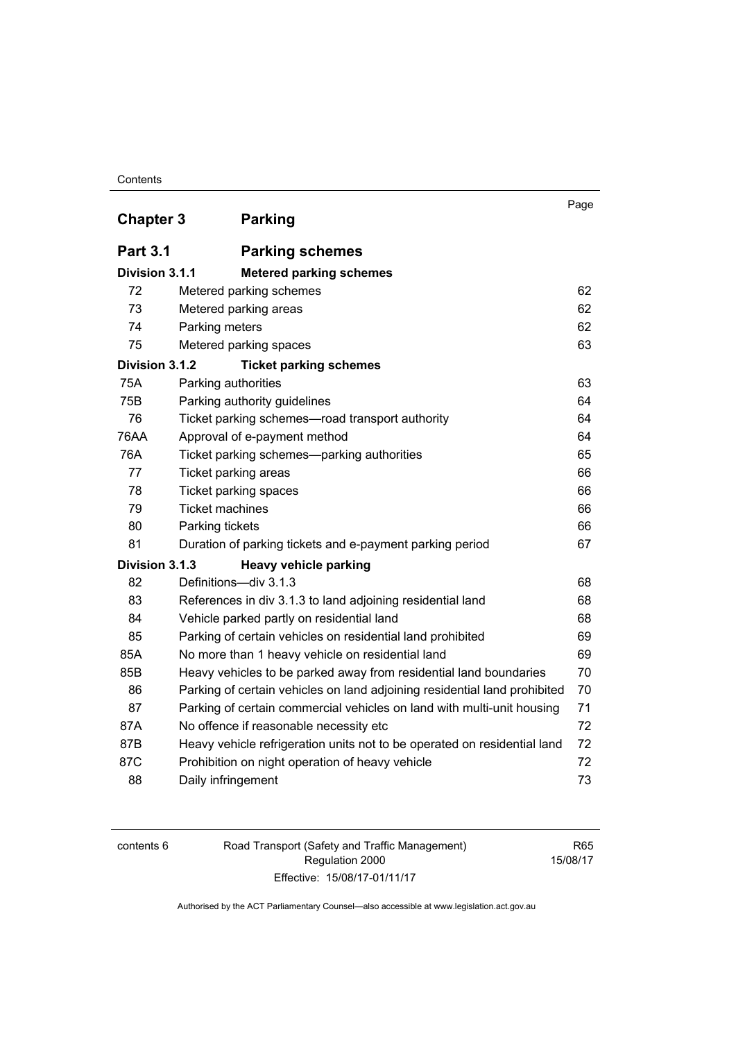| | | Page |
|---|---|---|
| **Chapter 3** | **Parking** | |
| **Part 3.1** | **Parking schemes** | |
| **Division 3.1.1** | **Metered parking schemes** | |
| 72 | Metered parking schemes | 62 |
| 73 | Metered parking areas | 62 |
| 74 | Parking meters | 62 |
| 75 | Metered parking spaces | 63 |
| **Division 3.1.2** | **Ticket parking schemes** | |
| 75A | Parking authorities | 63 |
| 75B | Parking authority guidelines | 64 |
| 76 | Ticket parking schemes—road transport authority | 64 |
| 76AA | Approval of e-payment method | 64 |
| 76A | Ticket parking schemes—parking authorities | 65 |
| 77 | Ticket parking areas | 66 |
| 78 | Ticket parking spaces | 66 |
| 79 | Ticket machines | 66 |
| 80 | Parking tickets | 66 |
| 81 | Duration of parking tickets and e-payment parking period | 67 |
| **Division 3.1.3** | **Heavy vehicle parking** | |
| 82 | Definitions—div 3.1.3 | 68 |
| 83 | References in div 3.1.3 to land adjoining residential land | 68 |
| 84 | Vehicle parked partly on residential land | 68 |
| 85 | Parking of certain vehicles on residential land prohibited | 69 |
| 85A | No more than 1 heavy vehicle on residential land | 69 |
| 85B | Heavy vehicles to be parked away from residential land boundaries | 70 |
| 86 | Parking of certain vehicles on land adjoining residential land prohibited | 70 |
| 87 | Parking of certain commercial vehicles on land with multi-unit housing | 71 |
| 87A | No offence if reasonable necessity etc | 72 |
| 87B | Heavy vehicle refrigeration units not to be operated on residential land | 72 |
| 87C | Prohibition on night operation of heavy vehicle | 72 |
| 88 | Daily infringement | 73 |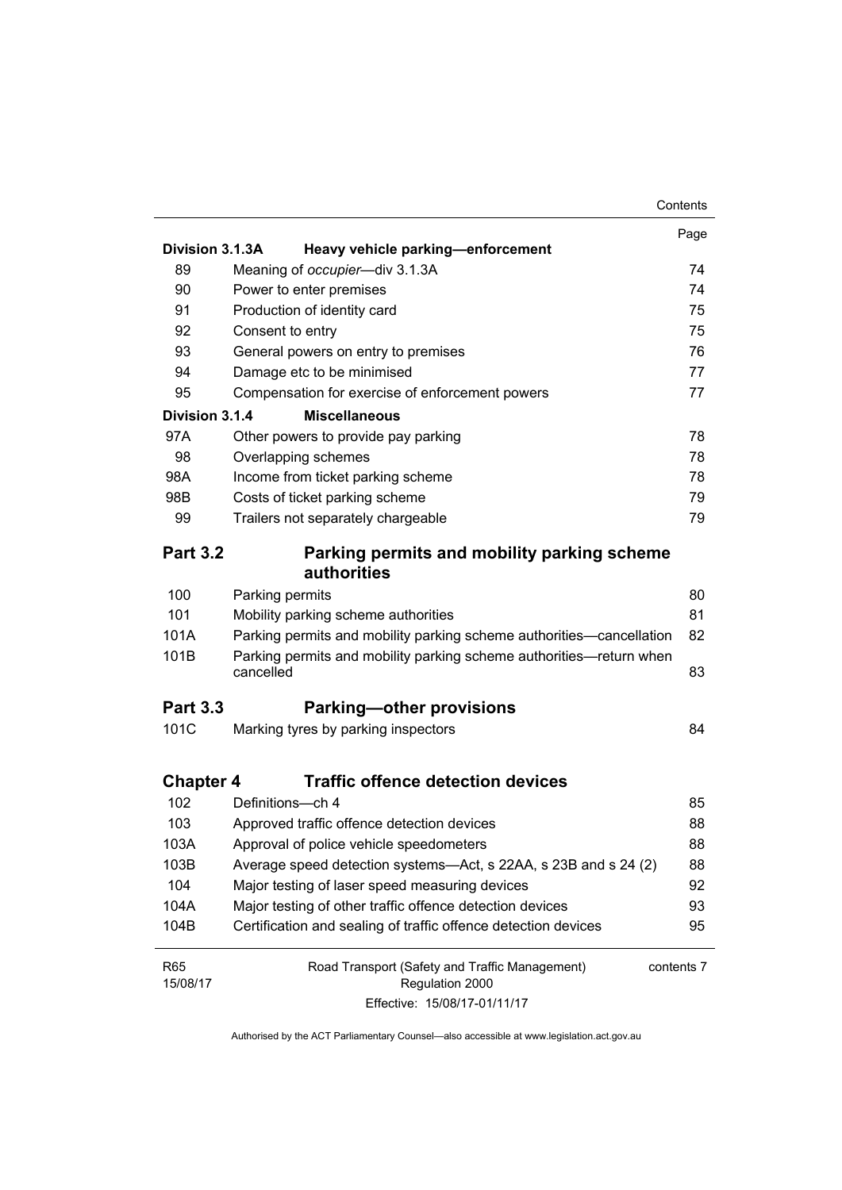| | | Page |
|---|---|---|
| **Division 3.1.3A** | **Heavy vehicle parking—enforcement** | |
| 89 | Meaning of *occupier*—div 3.1.3A | 74 |
| 90 | Power to enter premises | 74 |
| 91 | Production of identity card | 75 |
| 92 | Consent to entry | 75 |
| 93 | General powers on entry to premises | 76 |
| 94 | Damage etc to be minimised | 77 |
| 95 | Compensation for exercise of enforcement powers | 77 |
| **Division 3.1.4** | **Miscellaneous** | |
| 97A | Other powers to provide pay parking | 78 |
| 98 | Overlapping schemes | 78 |
| 98A | Income from ticket parking scheme | 78 |
| 98B | Costs of ticket parking scheme | 79 |
| 99 | Trailers not separately chargeable | 79 |

## Part 3.2 Parking permits and mobility parking scheme authorities

| | | |
|---|---|---|
| 100 | Parking permits | 80 |
| 101 | Mobility parking scheme authorities | 81 |
| 101A | Parking permits and mobility parking scheme authorities—cancellation | 82 |
| 101B | Parking permits and mobility parking scheme authorities—return when cancelled | 83 |

## Part 3.3 Parking—other provisions

| | | |
|---|---|---|
| 101C | Marking tyres by parking inspectors | 84 |

# Chapter 4 Traffic offence detection devices

| | | |
|---|---|---|
| 102 | Definitions—ch 4 | 85 |
| 103 | Approved traffic offence detection devices | 88 |
| 103A | Approval of police vehicle speedometers | 88 |
| 103B | Average speed detection systems—Act, s 22AA, s 23B and s 24 (2) | 88 |
| 104 | Major testing of laser speed measuring devices | 92 |
| 104A | Major testing of other traffic offence detection devices | 93 |
| 104B | Certification and sealing of traffic offence detection devices | 95 |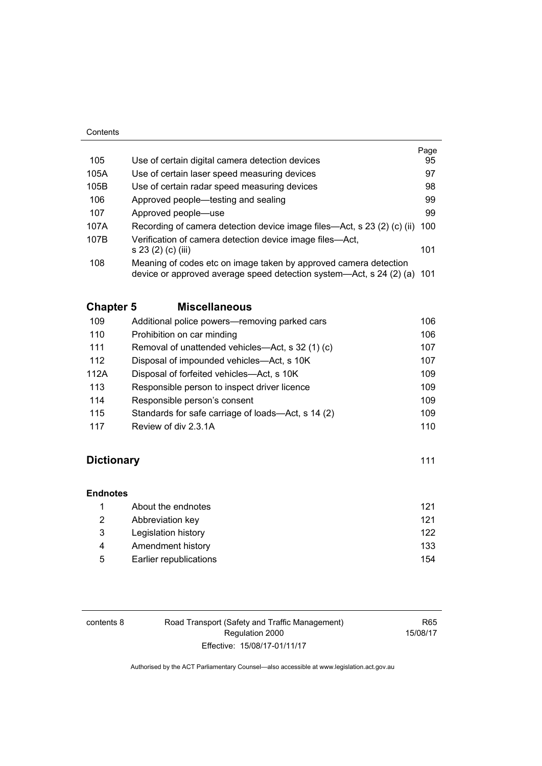| | | Page |
|---|---|---|
| 105 | Use of certain digital camera detection devices | 95 |
| 105A | Use of certain laser speed measuring devices | 97 |
| 105B | Use of certain radar speed measuring devices | 98 |
| 106 | Approved people—testing and sealing | 99 |
| 107 | Approved people—use | 99 |
| 107A | Recording of camera detection device image files—Act, s 23 (2) (c) (ii) | 100 |
| 107B | Verification of camera detection device image files—Act, s 23 (2) (c) (iii) | 101 |
| 108 | Meaning of codes etc on image taken by approved camera detection device or approved average speed detection system—Act, s 24 (2) (a) | 101 |

## Chapter 5 Miscellaneous

| | | |
|---|---|---|
| 109 | Additional police powers—removing parked cars | 106 |
| 110 | Prohibition on car minding | 106 |
| 111 | Removal of unattended vehicles—Act, s 32 (1) (c) | 107 |
| 112 | Disposal of impounded vehicles—Act, s 10K | 107 |
| 112A | Disposal of forfeited vehicles—Act, s 10K | 109 |
| 113 | Responsible person to inspect driver licence | 109 |
| 114 | Responsible person's consent | 109 |
| 115 | Standards for safe carriage of loads—Act, s 14 (2) | 109 |
| 117 | Review of div 2.3.1A | 110 |

## Dictionary 111

### Endnotes

| | | |
|---|---|---|
| 1 | About the endnotes | 121 |
| 2 | Abbreviation key | 121 |
| 3 | Legislation history | 122 |
| 4 | Amendment history | 133 |
| 5 | Earlier republications | 154 |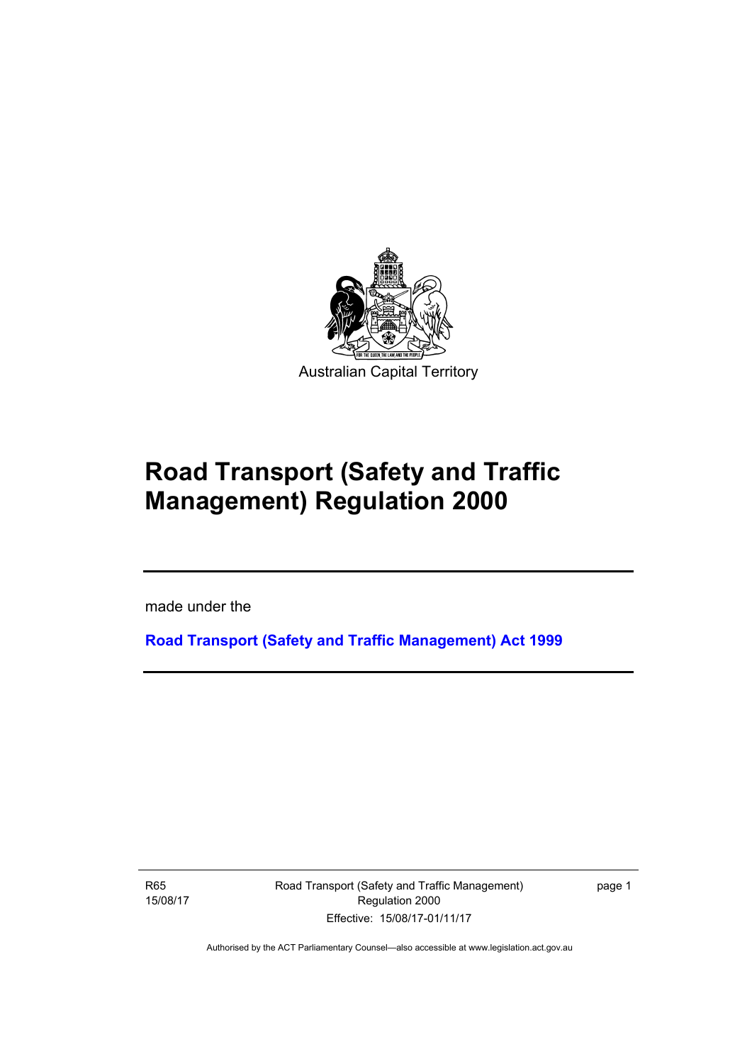Australian Capital Territory

# Road Transport (Safety and Traffic Management) Regulation 2000

made under the

**Road Transport (Safety and Traffic Management) Act 1999**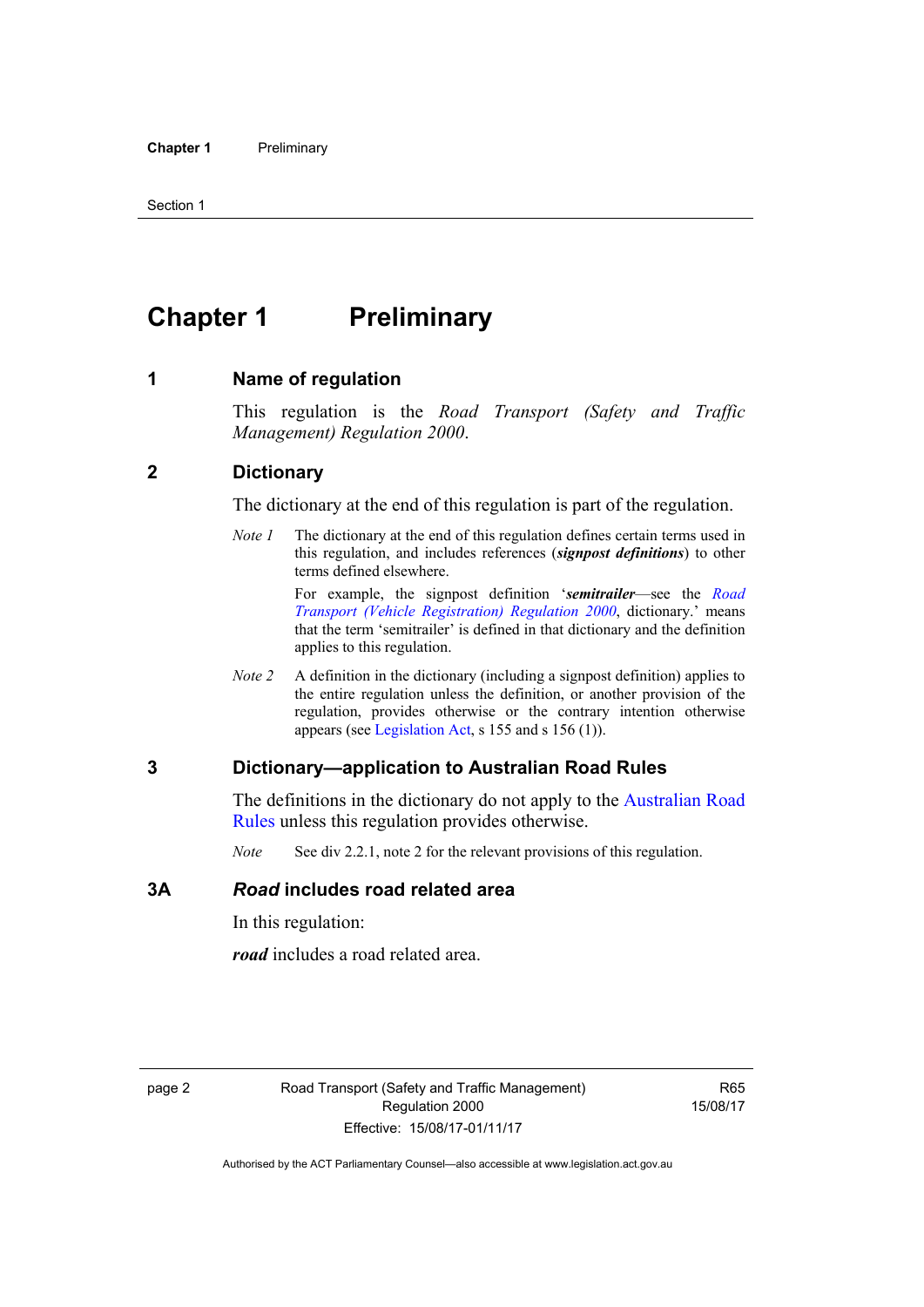# Chapter 1 Preliminary

## 1 Name of regulation

This regulation is the *Road Transport (Safety and Traffic Management) Regulation 2000*.

## 2 Dictionary

The dictionary at the end of this regulation is part of the regulation.

*Note 1* The dictionary at the end of this regulation defines certain terms used in this regulation, and includes references (***signpost definitions***) to other terms defined elsewhere.

For example, the signpost definition '***semitrailer***—see the *Road Transport (Vehicle Registration) Regulation 2000*, dictionary.' means that the term 'semitrailer' is defined in that dictionary and the definition applies to this regulation.

*Note 2* A definition in the dictionary (including a signpost definition) applies to the entire regulation unless the definition, or another provision of the regulation, provides otherwise or the contrary intention otherwise appears (see Legislation Act, s 155 and s 156 (1)).

## 3 Dictionary—application to Australian Road Rules

The definitions in the dictionary do not apply to the Australian Road Rules unless this regulation provides otherwise.

*Note* See div 2.2.1, note 2 for the relevant provisions of this regulation.

## 3A *Road* includes road related area

In this regulation:

***road*** includes a road related area.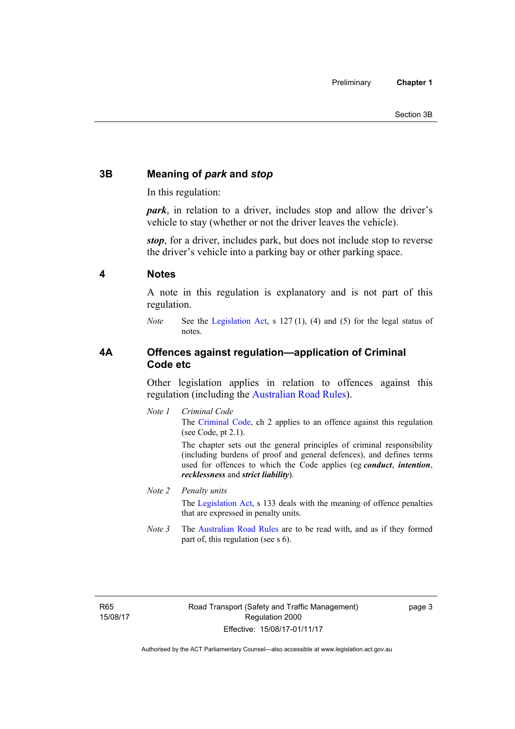## 3B Meaning of *park* and *stop*

In this regulation:

***park***, in relation to a driver, includes stop and allow the driver's vehicle to stay (whether or not the driver leaves the vehicle).

***stop***, for a driver, includes park, but does not include stop to reverse the driver's vehicle into a parking bay or other parking space.

## 4 Notes

A note in this regulation is explanatory and is not part of this regulation.

*Note* See the Legislation Act, s 127 (1), (4) and (5) for the legal status of notes.

## 4A Offences against regulation—application of Criminal Code etc

Other legislation applies in relation to offences against this regulation (including the Australian Road Rules).

*Note 1* *Criminal Code*

The Criminal Code, ch 2 applies to an offence against this regulation (see Code, pt 2.1).

The chapter sets out the general principles of criminal responsibility (including burdens of proof and general defences), and defines terms used for offences to which the Code applies (eg ***conduct***, ***intention***, ***recklessness*** and ***strict liability***).

*Note 2* *Penalty units*

The Legislation Act, s 133 deals with the meaning of offence penalties that are expressed in penalty units.

*Note 3* The Australian Road Rules are to be read with, and as if they formed part of, this regulation (see s 6).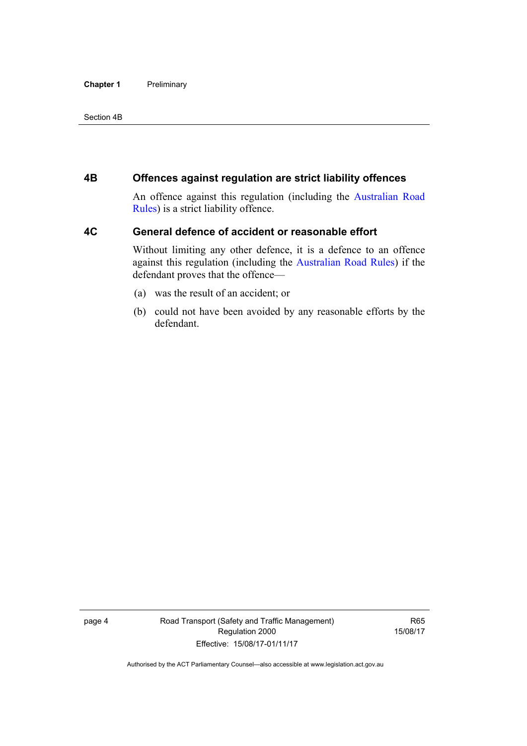## 4B Offences against regulation are strict liability offences

An offence against this regulation (including the Australian Road Rules) is a strict liability offence.

## 4C General defence of accident or reasonable effort

Without limiting any other defence, it is a defence to an offence against this regulation (including the Australian Road Rules) if the defendant proves that the offence—

(a) was the result of an accident; or

(b) could not have been avoided by any reasonable efforts by the defendant.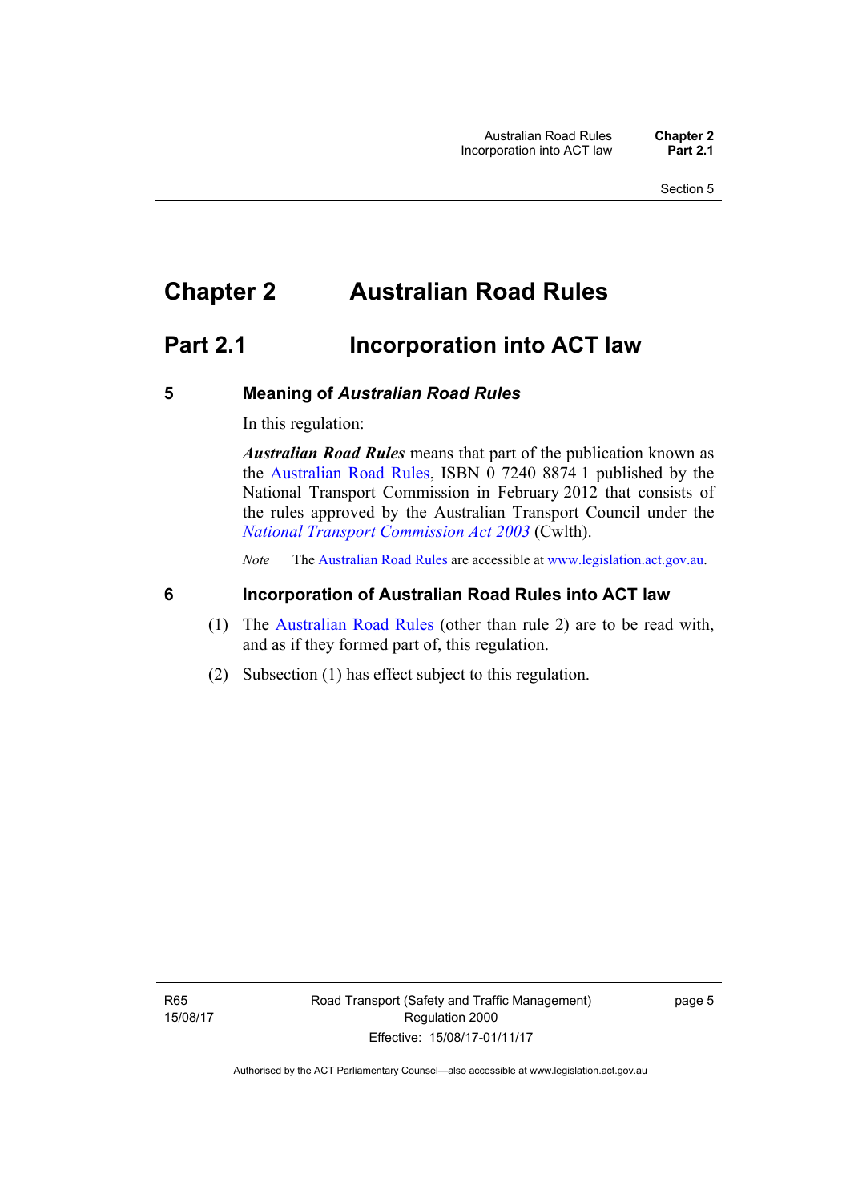# Chapter 2 Australian Road Rules

## Part 2.1 Incorporation into ACT law

### 5 Meaning of *Australian Road Rules*

In this regulation:

***Australian Road Rules*** means that part of the publication known as the Australian Road Rules, ISBN 0 7240 8874 1 published by the National Transport Commission in February 2012 that consists of the rules approved by the Australian Transport Council under the *National Transport Commission Act 2003* (Cwlth).

*Note* The Australian Road Rules are accessible at www.legislation.act.gov.au.

### 6 Incorporation of Australian Road Rules into ACT law

(1) The Australian Road Rules (other than rule 2) are to be read with, and as if they formed part of, this regulation.

(2) Subsection (1) has effect subject to this regulation.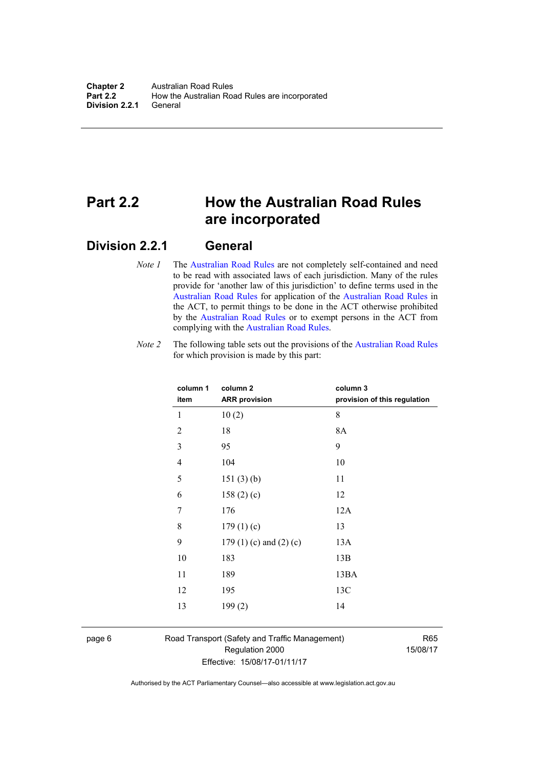# Part 2.2 How the Australian Road Rules are incorporated

## Division 2.2.1 General

*Note 1* The Australian Road Rules are not completely self-contained and need to be read with associated laws of each jurisdiction. Many of the rules provide for 'another law of this jurisdiction' to define terms used in the Australian Road Rules for application of the Australian Road Rules in the ACT, to permit things to be done in the ACT otherwise prohibited by the Australian Road Rules or to exempt persons in the ACT from complying with the Australian Road Rules.

*Note 2* The following table sets out the provisions of the Australian Road Rules for which provision is made by this part:

| column 1 item | column 2 ARR provision | column 3 provision of this regulation |
|---|---|---|
| 1 | 10 (2) | 8 |
| 2 | 18 | 8A |
| 3 | 95 | 9 |
| 4 | 104 | 10 |
| 5 | 151 (3) (b) | 11 |
| 6 | 158 (2) (c) | 12 |
| 7 | 176 | 12A |
| 8 | 179 (1) (c) | 13 |
| 9 | 179 (1) (c) and (2) (c) | 13A |
| 10 | 183 | 13B |
| 11 | 189 | 13BA |
| 12 | 195 | 13C |
| 13 | 199 (2) | 14 |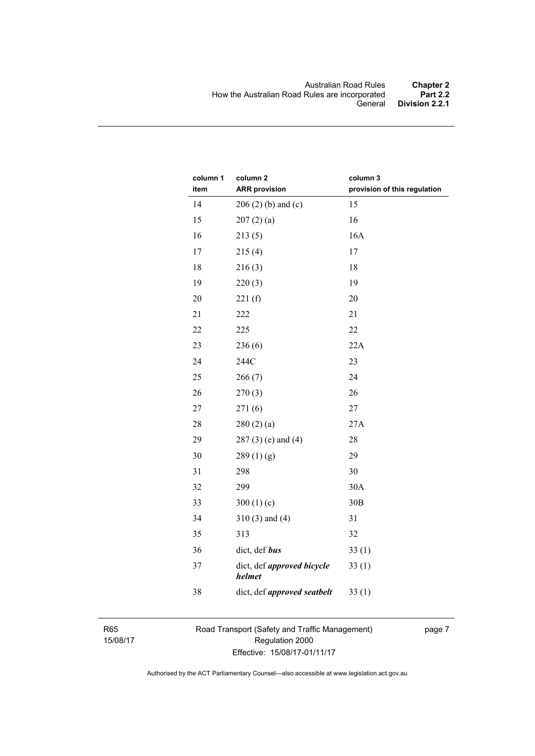| column 1 item | column 2 ARR provision | column 3 provision of this regulation |
|---|---|---|
| 14 | 206 (2) (b) and (c) | 15 |
| 15 | 207 (2) (a) | 16 |
| 16 | 213 (5) | 16A |
| 17 | 215 (4) | 17 |
| 18 | 216 (3) | 18 |
| 19 | 220 (3) | 19 |
| 20 | 221 (f) | 20 |
| 21 | 222 | 21 |
| 22 | 225 | 22 |
| 23 | 236 (6) | 22A |
| 24 | 244C | 23 |
| 25 | 266 (7) | 24 |
| 26 | 270 (3) | 26 |
| 27 | 271 (6) | 27 |
| 28 | 280 (2) (a) | 27A |
| 29 | 287 (3) (e) and (4) | 28 |
| 30 | 289 (1) (g) | 29 |
| 31 | 298 | 30 |
| 32 | 299 | 30A |
| 33 | 300 (1) (c) | 30B |
| 34 | 310 (3) and (4) | 31 |
| 35 | 313 | 32 |
| 36 | dict, def ***bus*** | 33 (1) |
| 37 | dict, def ***approved bicycle helmet*** | 33 (1) |
| 38 | dict, def ***approved seatbelt*** | 33 (1) |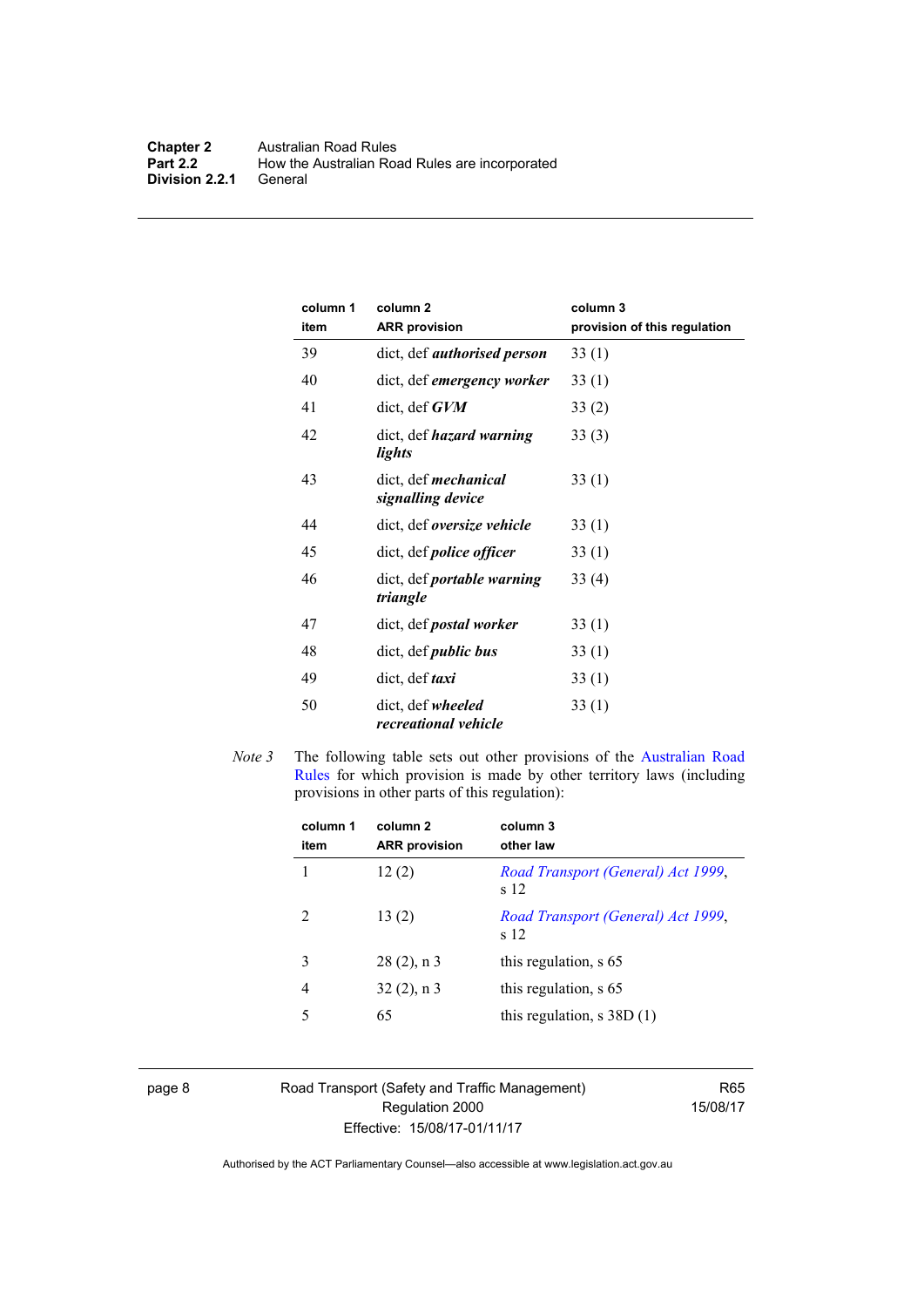| column 1 item | column 2 ARR provision | column 3 provision of this regulation |
|---|---|---|
| 39 | dict, def ***authorised person*** | 33 (1) |
| 40 | dict, def ***emergency worker*** | 33 (1) |
| 41 | dict, def ***GVM*** | 33 (2) |
| 42 | dict, def ***hazard warning lights*** | 33 (3) |
| 43 | dict, def ***mechanical signalling device*** | 33 (1) |
| 44 | dict, def ***oversize vehicle*** | 33 (1) |
| 45 | dict, def ***police officer*** | 33 (1) |
| 46 | dict, def ***portable warning triangle*** | 33 (4) |
| 47 | dict, def ***postal worker*** | 33 (1) |
| 48 | dict, def ***public bus*** | 33 (1) |
| 49 | dict, def ***taxi*** | 33 (1) |
| 50 | dict, def ***wheeled recreational vehicle*** | 33 (1) |

*Note 3* The following table sets out other provisions of the Australian Road Rules for which provision is made by other territory laws (including provisions in other parts of this regulation):

| column 1 item | column 2 ARR provision | column 3 other law |
|---|---|---|
| 1 | 12 (2) | *Road Transport (General) Act 1999*, s 12 |
| 2 | 13 (2) | *Road Transport (General) Act 1999*, s 12 |
| 3 | 28 (2), n 3 | this regulation, s 65 |
| 4 | 32 (2), n 3 | this regulation, s 65 |
| 5 | 65 | this regulation, s 38D (1) |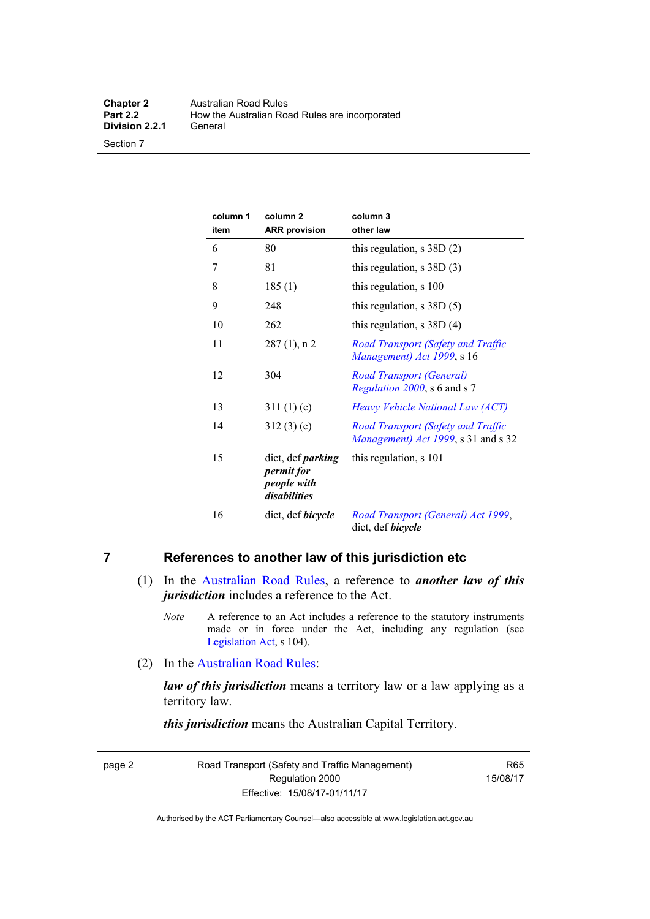| column 1<br>item | column 2<br>ARR provision | column 3<br>other law |
|---|---|---|
| 6 | 80 | this regulation, s 38D (2) |
| 7 | 81 | this regulation, s 38D (3) |
| 8 | 185 (1) | this regulation, s 100 |
| 9 | 248 | this regulation, s 38D (5) |
| 10 | 262 | this regulation, s 38D (4) |
| 11 | 287 (1), n 2 | *Road Transport (Safety and Traffic Management) Act 1999*, s 16 |
| 12 | 304 | *Road Transport (General) Regulation 2000*, s 6 and s 7 |
| 13 | 311 (1) (c) | *Heavy Vehicle National Law (ACT)* |
| 14 | 312 (3) (c) | *Road Transport (Safety and Traffic Management) Act 1999*, s 31 and s 32 |
| 15 | dict, def ***parking permit for people with disabilities*** | this regulation, s 101 |
| 16 | dict, def ***bicycle*** | *Road Transport (General) Act 1999*, dict, def ***bicycle*** |

## 7 References to another law of this jurisdiction etc

(1) In the Australian Road Rules, a reference to ***another law of this jurisdiction*** includes a reference to the Act.

*Note* A reference to an Act includes a reference to the statutory instruments made or in force under the Act, including any regulation (see Legislation Act, s 104).

(2) In the Australian Road Rules:

***law of this jurisdiction*** means a territory law or a law applying as a territory law.

***this jurisdiction*** means the Australian Capital Territory.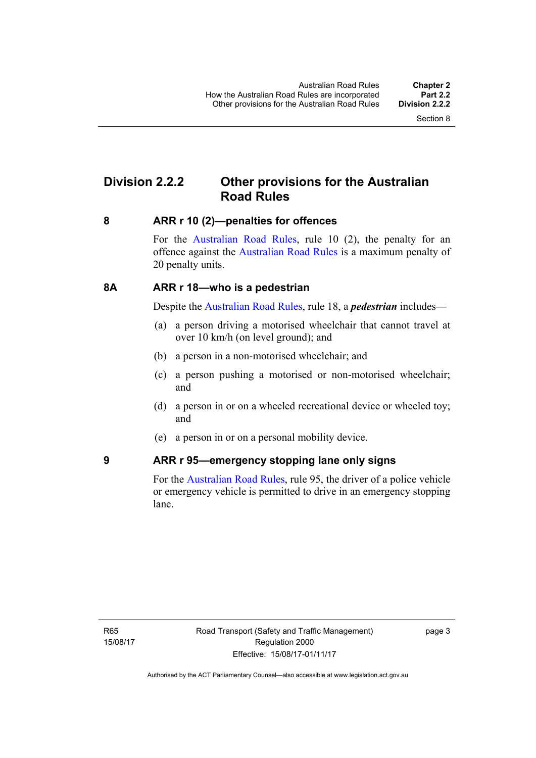## Division 2.2.2 Other provisions for the Australian Road Rules

### 8 ARR r 10 (2)—penalties for offences

For the Australian Road Rules, rule 10 (2), the penalty for an offence against the Australian Road Rules is a maximum penalty of 20 penalty units.

### 8A ARR r 18—who is a pedestrian

Despite the Australian Road Rules, rule 18, a ***pedestrian*** includes—

(a) a person driving a motorised wheelchair that cannot travel at over 10 km/h (on level ground); and

(b) a person in a non-motorised wheelchair; and

(c) a person pushing a motorised or non-motorised wheelchair; and

(d) a person in or on a wheeled recreational device or wheeled toy; and

(e) a person in or on a personal mobility device.

### 9 ARR r 95—emergency stopping lane only signs

For the Australian Road Rules, rule 95, the driver of a police vehicle or emergency vehicle is permitted to drive in an emergency stopping lane.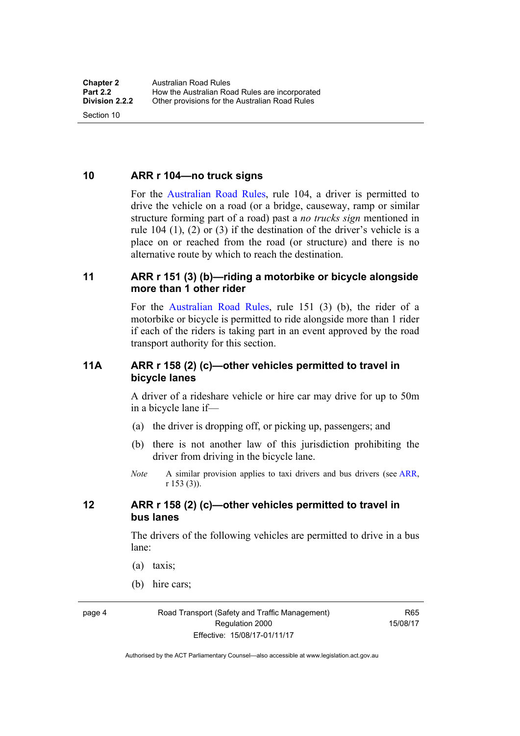## 10 ARR r 104—no truck signs

For the Australian Road Rules, rule 104, a driver is permitted to drive the vehicle on a road (or a bridge, causeway, ramp or similar structure forming part of a road) past a *no trucks sign* mentioned in rule 104 (1), (2) or (3) if the destination of the driver's vehicle is a place on or reached from the road (or structure) and there is no alternative route by which to reach the destination.

## 11 ARR r 151 (3) (b)—riding a motorbike or bicycle alongside more than 1 other rider

For the Australian Road Rules, rule 151 (3) (b), the rider of a motorbike or bicycle is permitted to ride alongside more than 1 rider if each of the riders is taking part in an event approved by the road transport authority for this section.

## 11A ARR r 158 (2) (c)—other vehicles permitted to travel in bicycle lanes

A driver of a rideshare vehicle or hire car may drive for up to 50m in a bicycle lane if—

(a) the driver is dropping off, or picking up, passengers; and

(b) there is not another law of this jurisdiction prohibiting the driver from driving in the bicycle lane.

*Note* A similar provision applies to taxi drivers and bus drivers (see ARR, r 153 (3)).

## 12 ARR r 158 (2) (c)—other vehicles permitted to travel in bus lanes

The drivers of the following vehicles are permitted to drive in a bus lane:

(a) taxis;

(b) hire cars;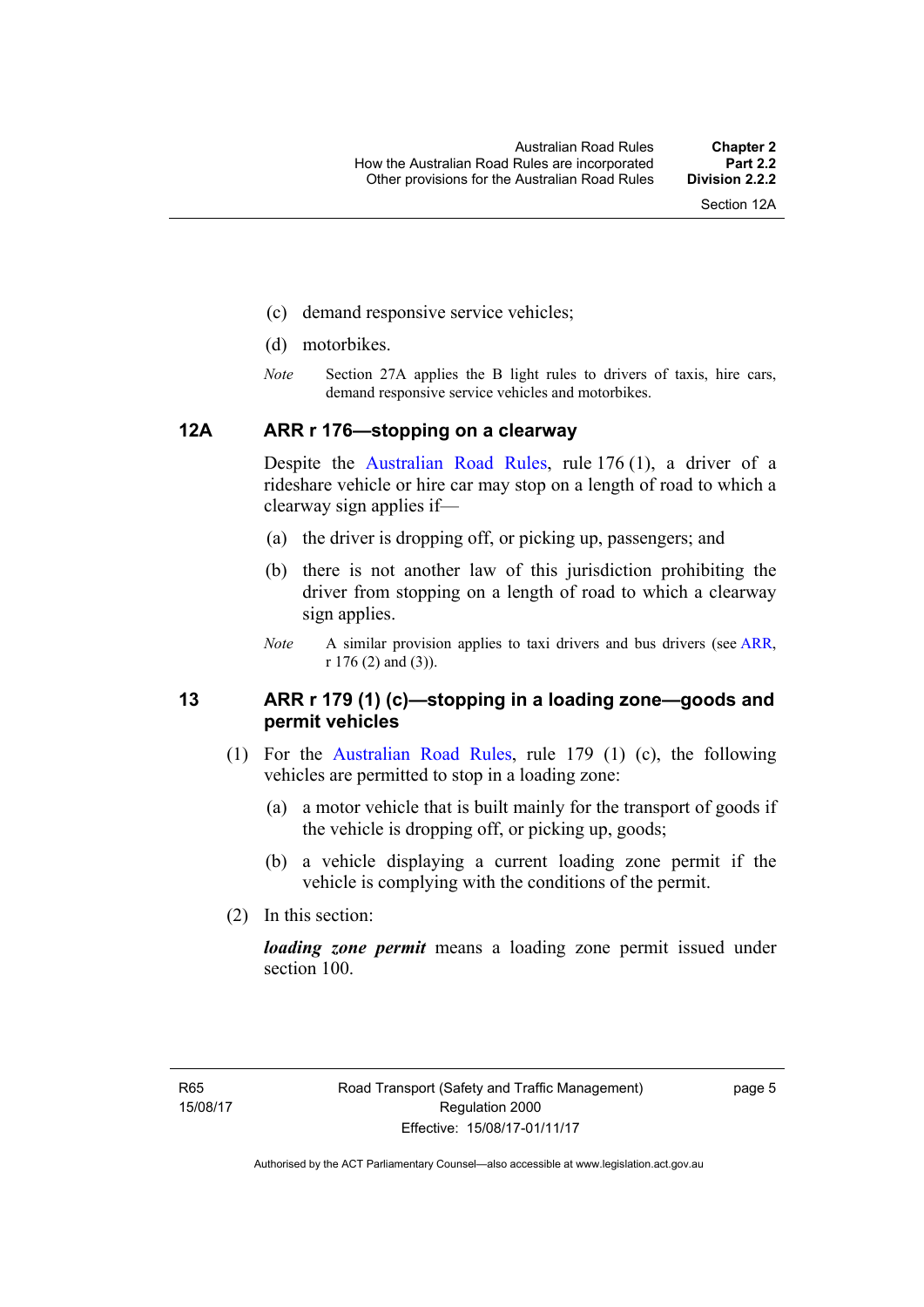(c) demand responsive service vehicles;

(d) motorbikes.

*Note* Section 27A applies the B light rules to drivers of taxis, hire cars, demand responsive service vehicles and motorbikes.

### 12A ARR r 176—stopping on a clearway

Despite the Australian Road Rules, rule 176 (1), a driver of a rideshare vehicle or hire car may stop on a length of road to which a clearway sign applies if—

(a) the driver is dropping off, or picking up, passengers; and

(b) there is not another law of this jurisdiction prohibiting the driver from stopping on a length of road to which a clearway sign applies.

*Note* A similar provision applies to taxi drivers and bus drivers (see ARR, r 176 (2) and (3)).

### 13 ARR r 179 (1) (c)—stopping in a loading zone—goods and permit vehicles

(1) For the Australian Road Rules, rule 179 (1) (c), the following vehicles are permitted to stop in a loading zone:

(a) a motor vehicle that is built mainly for the transport of goods if the vehicle is dropping off, or picking up, goods;

(b) a vehicle displaying a current loading zone permit if the vehicle is complying with the conditions of the permit.

(2) In this section:

***loading zone permit*** means a loading zone permit issued under section 100.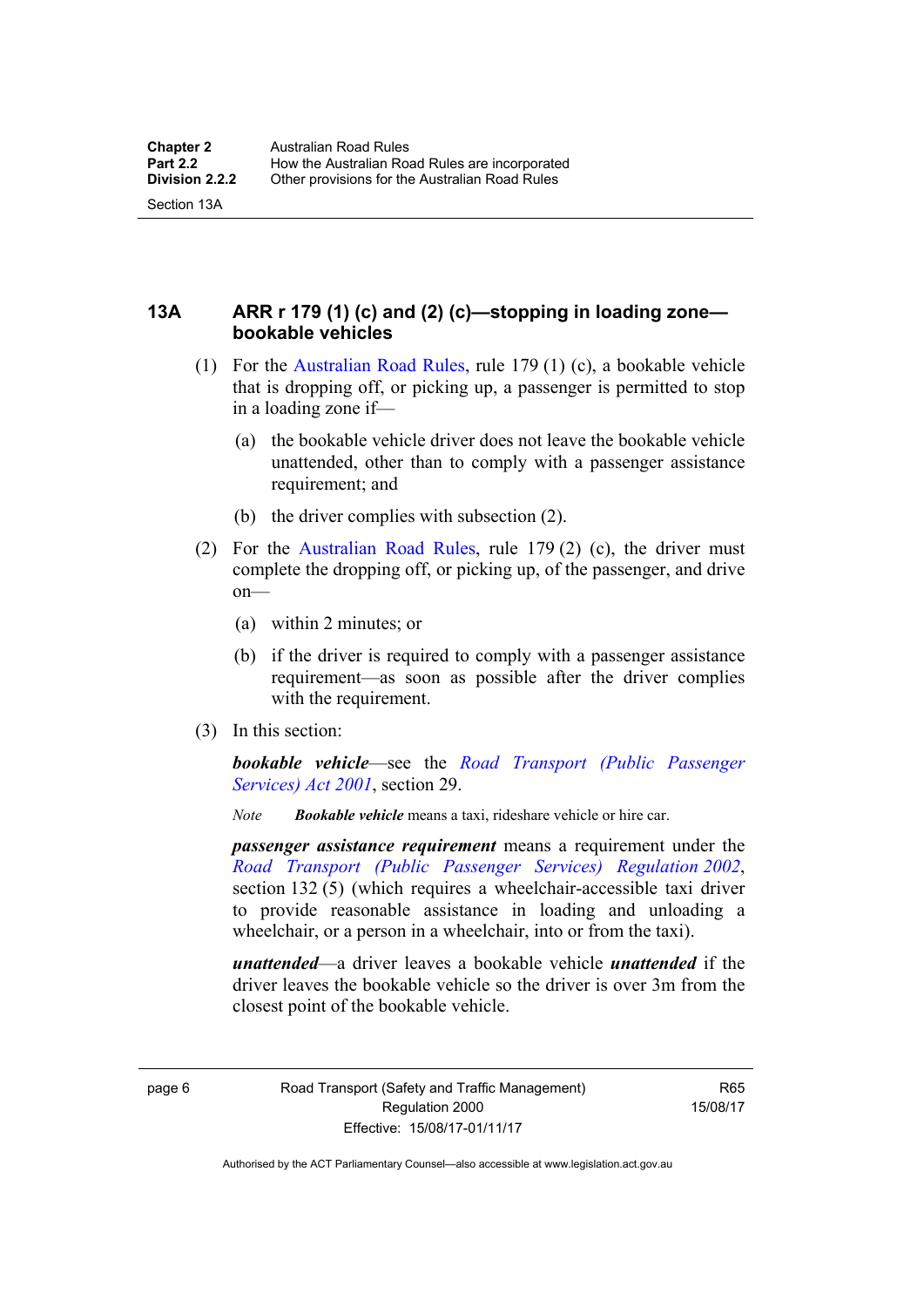## 13A ARR r 179 (1) (c) and (2) (c)—stopping in loading zone—bookable vehicles

(1) For the Australian Road Rules, rule 179 (1) (c), a bookable vehicle that is dropping off, or picking up, a passenger is permitted to stop in a loading zone if—

(a) the bookable vehicle driver does not leave the bookable vehicle unattended, other than to comply with a passenger assistance requirement; and

(b) the driver complies with subsection (2).

(2) For the Australian Road Rules, rule 179 (2) (c), the driver must complete the dropping off, or picking up, of the passenger, and drive on—

(a) within 2 minutes; or

(b) if the driver is required to comply with a passenger assistance requirement—as soon as possible after the driver complies with the requirement.

(3) In this section:

***bookable vehicle***—see the *Road Transport (Public Passenger Services) Act 2001*, section 29.

*Note* ***Bookable vehicle*** means a taxi, rideshare vehicle or hire car.

***passenger assistance requirement*** means a requirement under the *Road Transport (Public Passenger Services) Regulation 2002*, section 132 (5) (which requires a wheelchair-accessible taxi driver to provide reasonable assistance in loading and unloading a wheelchair, or a person in a wheelchair, into or from the taxi).

***unattended***—a driver leaves a bookable vehicle ***unattended*** if the driver leaves the bookable vehicle so the driver is over 3m from the closest point of the bookable vehicle.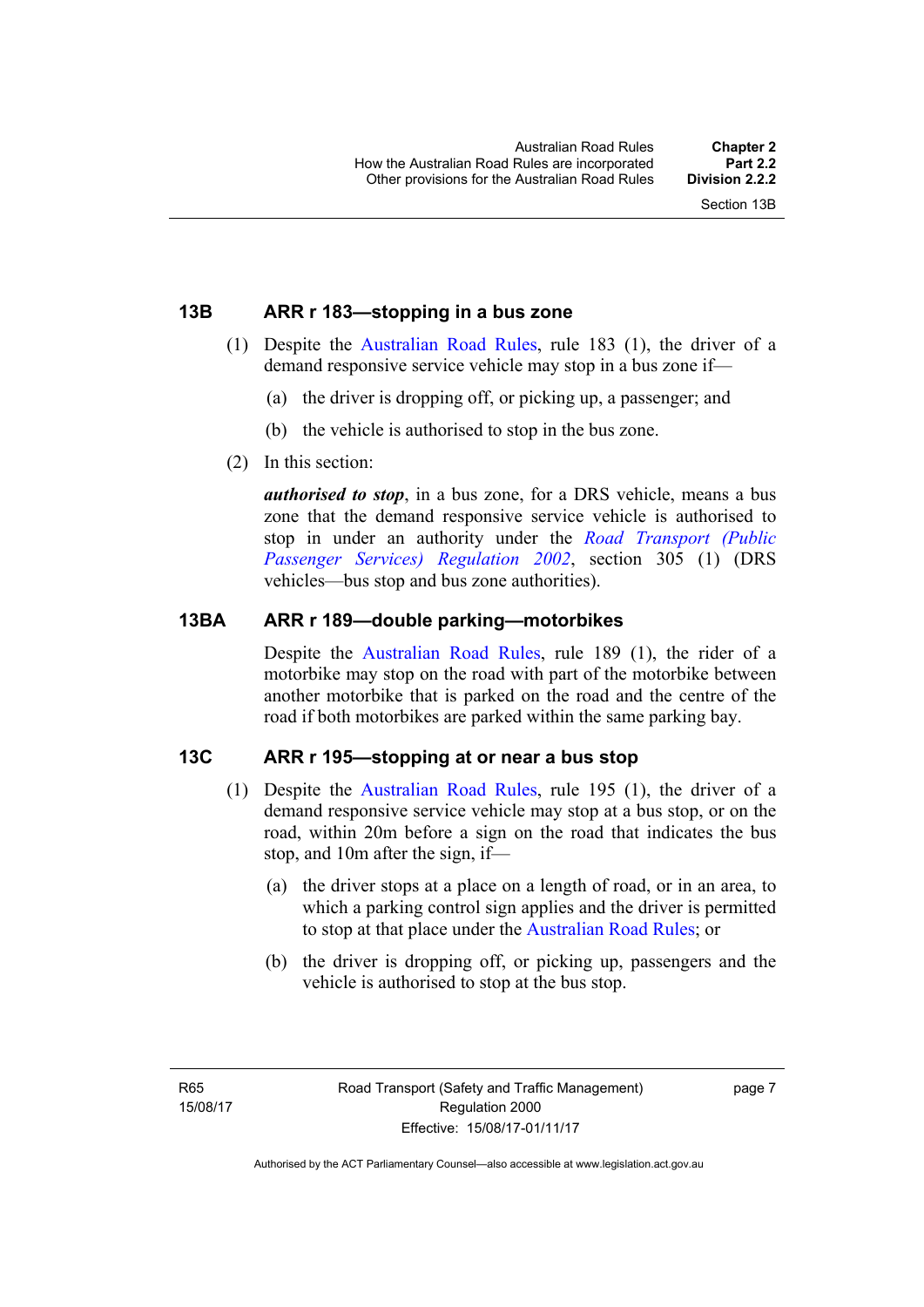### 13B ARR r 183—stopping in a bus zone

(1) Despite the Australian Road Rules, rule 183 (1), the driver of a demand responsive service vehicle may stop in a bus zone if—

(a) the driver is dropping off, or picking up, a passenger; and

(b) the vehicle is authorised to stop in the bus zone.

(2) In this section:

***authorised to stop***, in a bus zone, for a DRS vehicle, means a bus zone that the demand responsive service vehicle is authorised to stop in under an authority under the *Road Transport (Public Passenger Services) Regulation 2002*, section 305 (1) (DRS vehicles—bus stop and bus zone authorities).

### 13BA ARR r 189—double parking—motorbikes

Despite the Australian Road Rules, rule 189 (1), the rider of a motorbike may stop on the road with part of the motorbike between another motorbike that is parked on the road and the centre of the road if both motorbikes are parked within the same parking bay.

### 13C ARR r 195—stopping at or near a bus stop

(1) Despite the Australian Road Rules, rule 195 (1), the driver of a demand responsive service vehicle may stop at a bus stop, or on the road, within 20m before a sign on the road that indicates the bus stop, and 10m after the sign, if—

(a) the driver stops at a place on a length of road, or in an area, to which a parking control sign applies and the driver is permitted to stop at that place under the Australian Road Rules; or

(b) the driver is dropping off, or picking up, passengers and the vehicle is authorised to stop at the bus stop.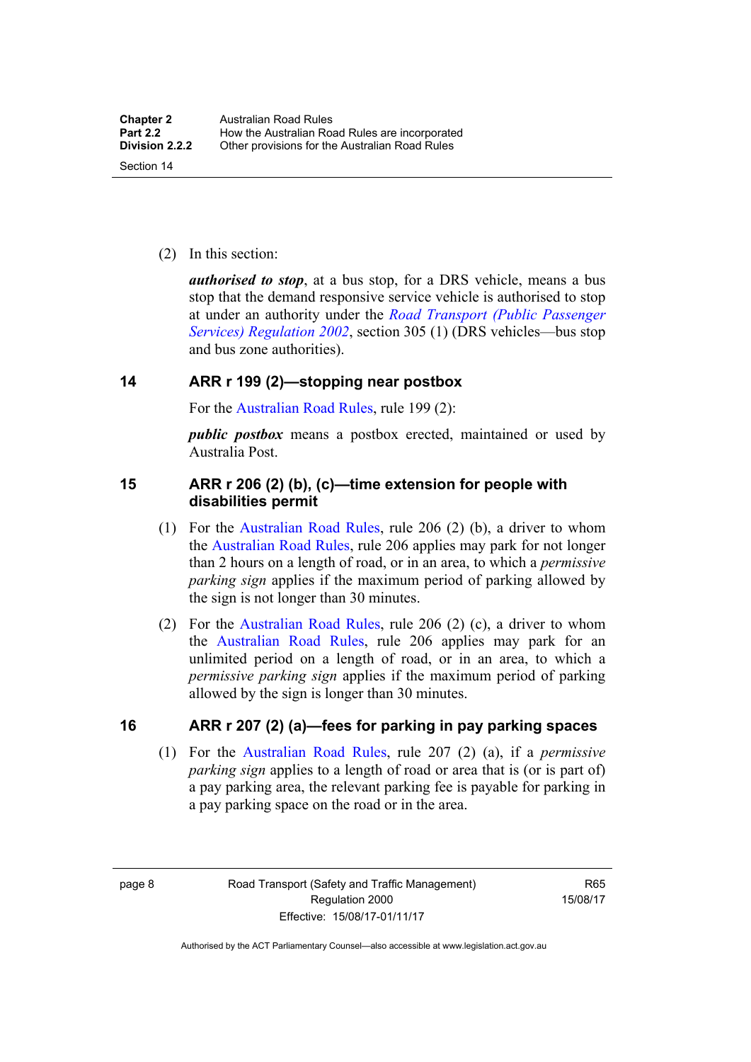(2) In this section:

***authorised to stop***, at a bus stop, for a DRS vehicle, means a bus stop that the demand responsive service vehicle is authorised to stop at under an authority under the *Road Transport (Public Passenger Services) Regulation 2002*, section 305 (1) (DRS vehicles—bus stop and bus zone authorities).

## 14 ARR r 199 (2)—stopping near postbox

For the Australian Road Rules, rule 199 (2):

***public postbox*** means a postbox erected, maintained or used by Australia Post.

## 15 ARR r 206 (2) (b), (c)—time extension for people with disabilities permit

(1) For the Australian Road Rules, rule 206 (2) (b), a driver to whom the Australian Road Rules, rule 206 applies may park for not longer than 2 hours on a length of road, or in an area, to which a *permissive parking sign* applies if the maximum period of parking allowed by the sign is not longer than 30 minutes.

(2) For the Australian Road Rules, rule 206 (2) (c), a driver to whom the Australian Road Rules, rule 206 applies may park for an unlimited period on a length of road, or in an area, to which a *permissive parking sign* applies if the maximum period of parking allowed by the sign is longer than 30 minutes.

## 16 ARR r 207 (2) (a)—fees for parking in pay parking spaces

(1) For the Australian Road Rules, rule 207 (2) (a), if a *permissive parking sign* applies to a length of road or area that is (or is part of) a pay parking area, the relevant parking fee is payable for parking in a pay parking space on the road or in the area.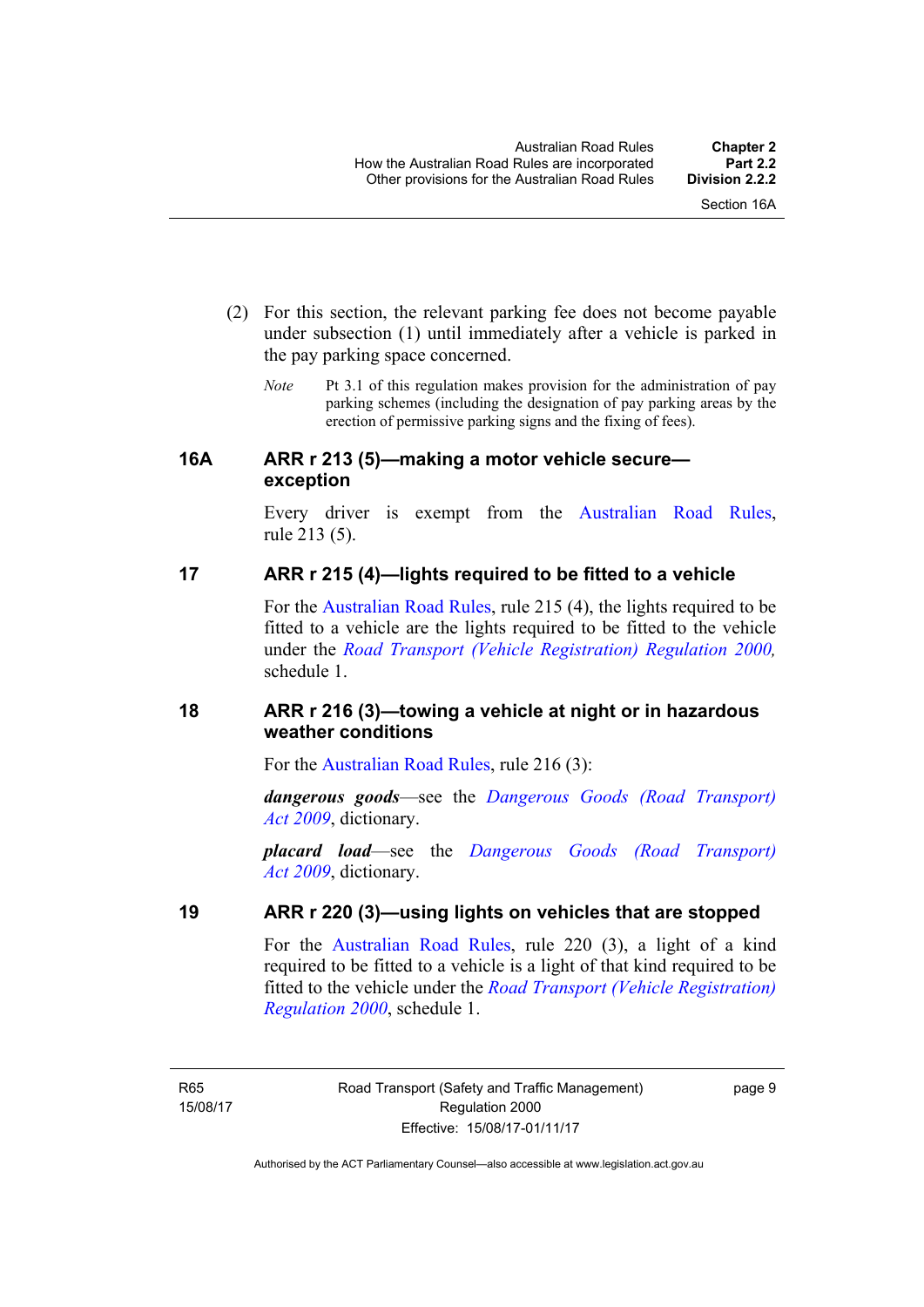(2) For this section, the relevant parking fee does not become payable under subsection (1) until immediately after a vehicle is parked in the pay parking space concerned.

*Note* Pt 3.1 of this regulation makes provision for the administration of pay parking schemes (including the designation of pay parking areas by the erection of permissive parking signs and the fixing of fees).

## 16A ARR r 213 (5)—making a motor vehicle secure—exception

Every driver is exempt from the Australian Road Rules, rule 213 (5).

## 17 ARR r 215 (4)—lights required to be fitted to a vehicle

For the Australian Road Rules, rule 215 (4), the lights required to be fitted to a vehicle are the lights required to be fitted to the vehicle under the *Road Transport (Vehicle Registration) Regulation 2000,* schedule 1.

## 18 ARR r 216 (3)—towing a vehicle at night or in hazardous weather conditions

For the Australian Road Rules, rule 216 (3):

***dangerous goods***—see the *Dangerous Goods (Road Transport) Act 2009*, dictionary.

***placard load***—see the *Dangerous Goods (Road Transport) Act 2009*, dictionary.

## 19 ARR r 220 (3)—using lights on vehicles that are stopped

For the Australian Road Rules, rule 220 (3), a light of a kind required to be fitted to a vehicle is a light of that kind required to be fitted to the vehicle under the *Road Transport (Vehicle Registration) Regulation 2000*, schedule 1.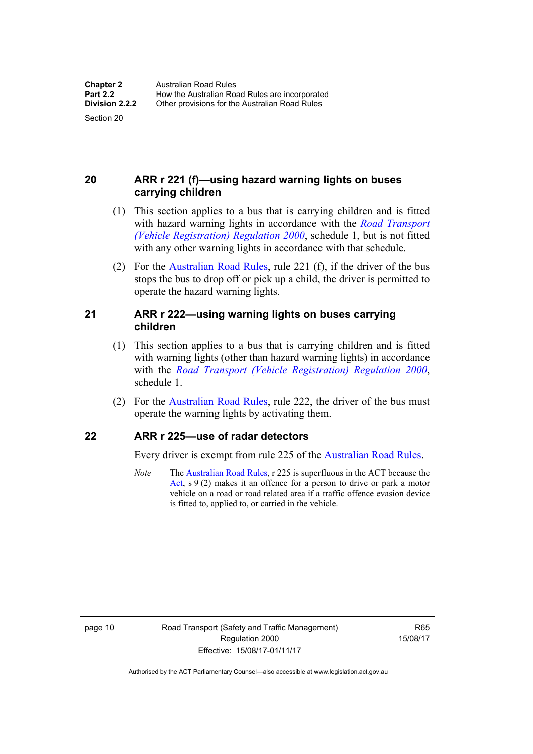## 20 ARR r 221 (f)—using hazard warning lights on buses carrying children

(1) This section applies to a bus that is carrying children and is fitted with hazard warning lights in accordance with the *Road Transport (Vehicle Registration) Regulation 2000*, schedule 1, but is not fitted with any other warning lights in accordance with that schedule.

(2) For the Australian Road Rules, rule 221 (f), if the driver of the bus stops the bus to drop off or pick up a child, the driver is permitted to operate the hazard warning lights.

## 21 ARR r 222—using warning lights on buses carrying children

(1) This section applies to a bus that is carrying children and is fitted with warning lights (other than hazard warning lights) in accordance with the *Road Transport (Vehicle Registration) Regulation 2000*, schedule 1.

(2) For the Australian Road Rules, rule 222, the driver of the bus must operate the warning lights by activating them.

## 22 ARR r 225—use of radar detectors

Every driver is exempt from rule 225 of the Australian Road Rules.

*Note* The Australian Road Rules, r 225 is superfluous in the ACT because the Act, s 9 (2) makes it an offence for a person to drive or park a motor vehicle on a road or road related area if a traffic offence evasion device is fitted to, applied to, or carried in the vehicle.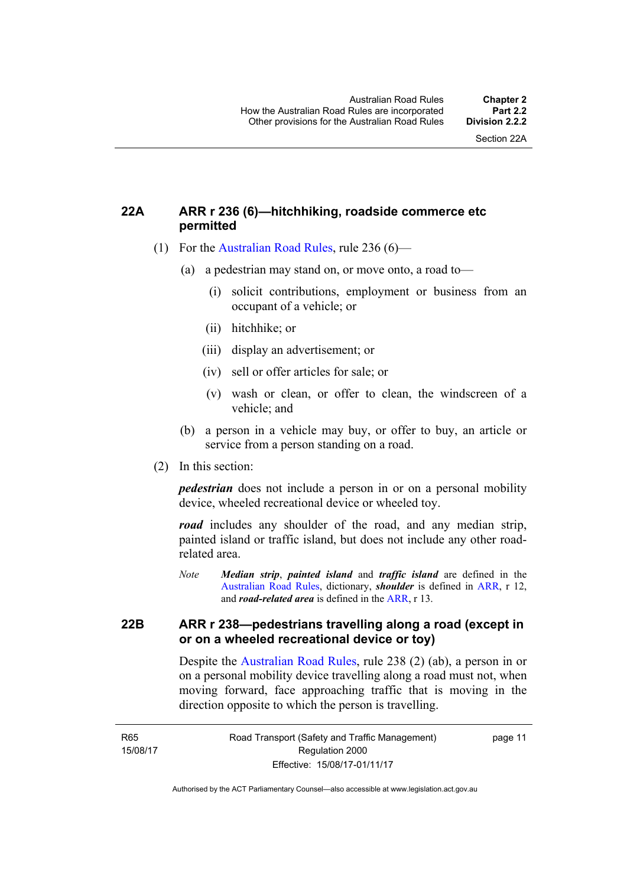### 22A ARR r 236 (6)—hitchhiking, roadside commerce etc permitted

(1) For the Australian Road Rules, rule 236 (6)—

(a) a pedestrian may stand on, or move onto, a road to—

(i) solicit contributions, employment or business from an occupant of a vehicle; or

(ii) hitchhike; or

(iii) display an advertisement; or

(iv) sell or offer articles for sale; or

(v) wash or clean, or offer to clean, the windscreen of a vehicle; and

(b) a person in a vehicle may buy, or offer to buy, an article or service from a person standing on a road.

(2) In this section:

***pedestrian*** does not include a person in or on a personal mobility device, wheeled recreational device or wheeled toy.

***road*** includes any shoulder of the road, and any median strip, painted island or traffic island, but does not include any other road-related area.

*Note* ***Median strip***, ***painted island*** and ***traffic island*** are defined in the Australian Road Rules, dictionary, ***shoulder*** is defined in ARR, r 12, and ***road-related area*** is defined in the ARR, r 13.

### 22B ARR r 238—pedestrians travelling along a road (except in or on a wheeled recreational device or toy)

Despite the Australian Road Rules, rule 238 (2) (ab), a person in or on a personal mobility device travelling along a road must not, when moving forward, face approaching traffic that is moving in the direction opposite to which the person is travelling.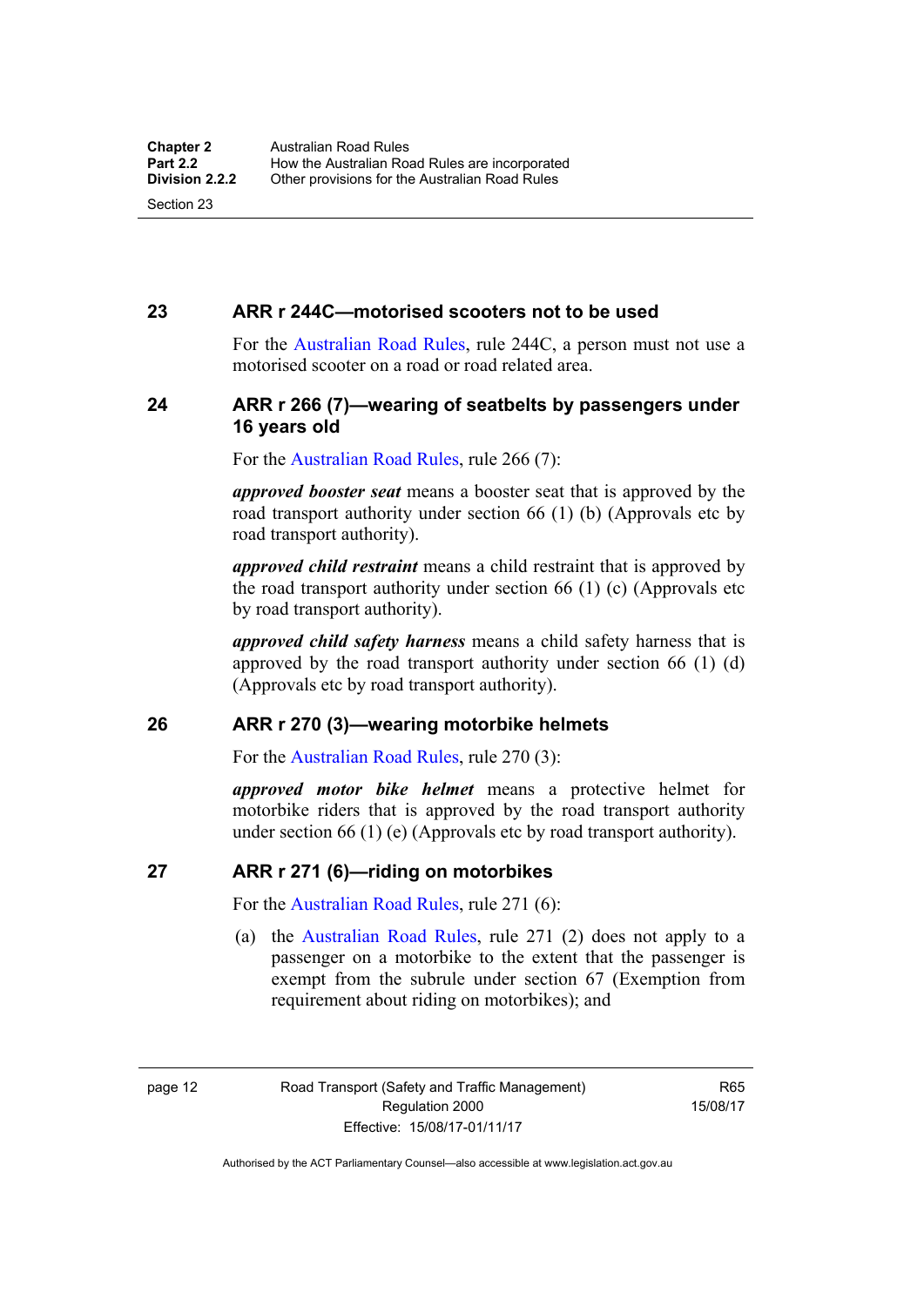## 23 ARR r 244C—motorised scooters not to be used

For the Australian Road Rules, rule 244C, a person must not use a motorised scooter on a road or road related area.

## 24 ARR r 266 (7)—wearing of seatbelts by passengers under 16 years old

For the Australian Road Rules, rule 266 (7):

***approved booster seat*** means a booster seat that is approved by the road transport authority under section 66 (1) (b) (Approvals etc by road transport authority).

***approved child restraint*** means a child restraint that is approved by the road transport authority under section 66 (1) (c) (Approvals etc by road transport authority).

***approved child safety harness*** means a child safety harness that is approved by the road transport authority under section 66 (1) (d) (Approvals etc by road transport authority).

## 26 ARR r 270 (3)—wearing motorbike helmets

For the Australian Road Rules, rule 270 (3):

***approved motor bike helmet*** means a protective helmet for motorbike riders that is approved by the road transport authority under section 66 (1) (e) (Approvals etc by road transport authority).

## 27 ARR r 271 (6)—riding on motorbikes

For the Australian Road Rules, rule 271 (6):

(a) the Australian Road Rules, rule 271 (2) does not apply to a passenger on a motorbike to the extent that the passenger is exempt from the subrule under section 67 (Exemption from requirement about riding on motorbikes); and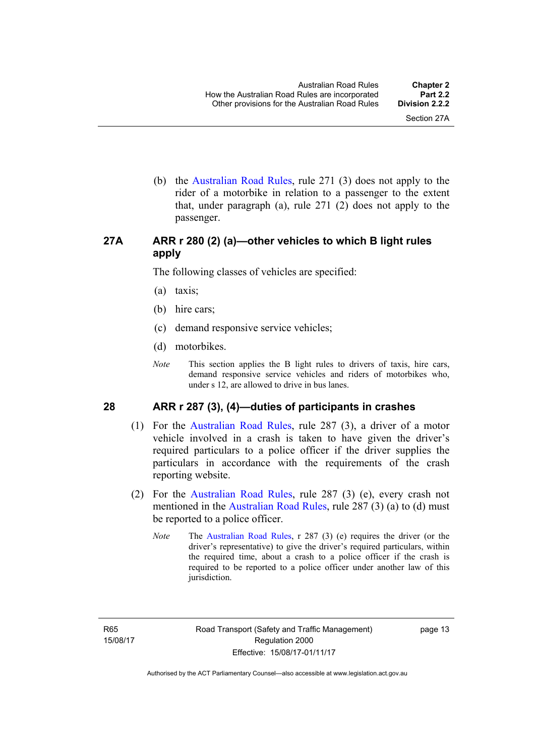(b) the Australian Road Rules, rule 271 (3) does not apply to the rider of a motorbike in relation to a passenger to the extent that, under paragraph (a), rule 271 (2) does not apply to the passenger.

## 27A ARR r 280 (2) (a)—other vehicles to which B light rules apply

The following classes of vehicles are specified:

(a) taxis;

(b) hire cars;

(c) demand responsive service vehicles;

(d) motorbikes.

*Note* This section applies the B light rules to drivers of taxis, hire cars, demand responsive service vehicles and riders of motorbikes who, under s 12, are allowed to drive in bus lanes.

## 28 ARR r 287 (3), (4)—duties of participants in crashes

(1) For the Australian Road Rules, rule 287 (3), a driver of a motor vehicle involved in a crash is taken to have given the driver's required particulars to a police officer if the driver supplies the particulars in accordance with the requirements of the crash reporting website.

(2) For the Australian Road Rules, rule 287 (3) (e), every crash not mentioned in the Australian Road Rules, rule 287 (3) (a) to (d) must be reported to a police officer.

*Note* The Australian Road Rules, r 287 (3) (e) requires the driver (or the driver's representative) to give the driver's required particulars, within the required time, about a crash to a police officer if the crash is required to be reported to a police officer under another law of this jurisdiction.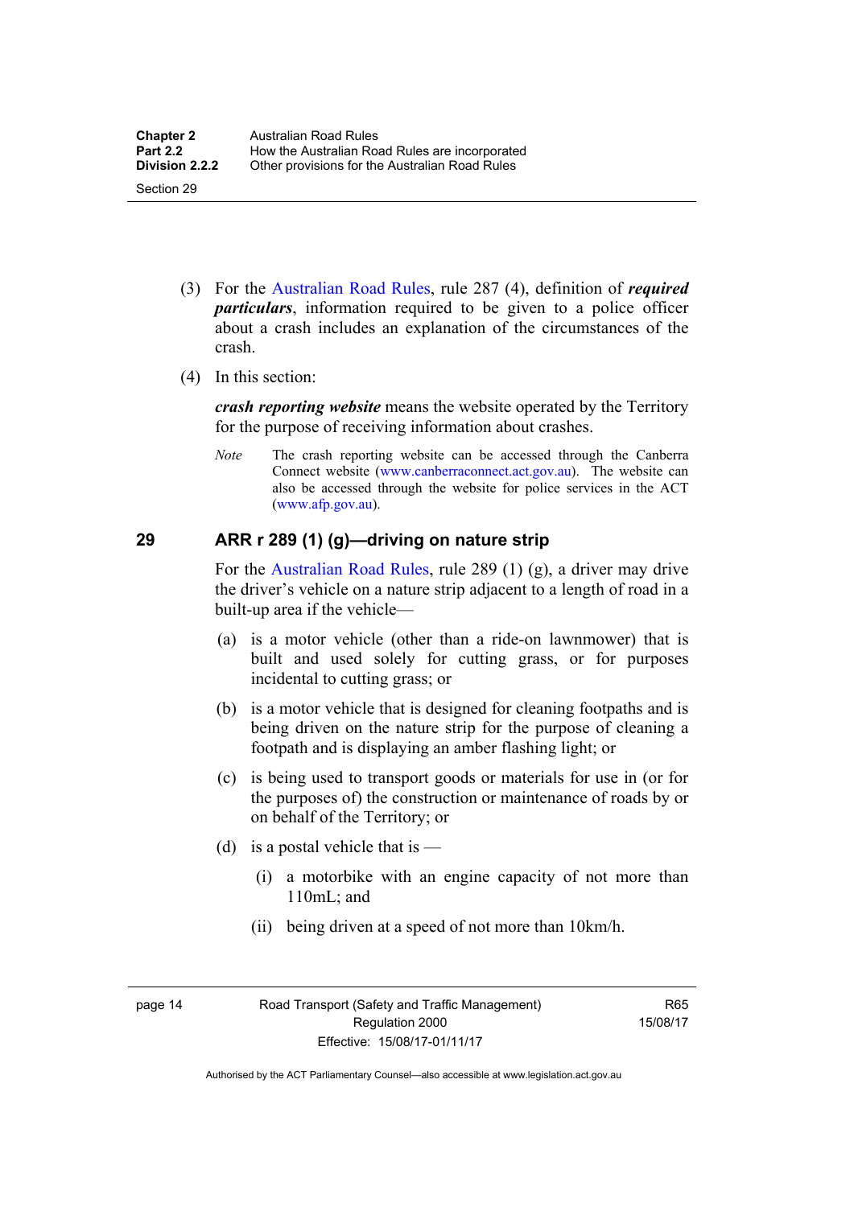(3) For the Australian Road Rules, rule 287 (4), definition of ***required particulars***, information required to be given to a police officer about a crash includes an explanation of the circumstances of the crash.

(4) In this section:

***crash reporting website*** means the website operated by the Territory for the purpose of receiving information about crashes.

*Note* The crash reporting website can be accessed through the Canberra Connect website (www.canberraconnect.act.gov.au). The website can also be accessed through the website for police services in the ACT (www.afp.gov.au).

## 29 ARR r 289 (1) (g)—driving on nature strip

For the Australian Road Rules, rule 289 (1) (g), a driver may drive the driver's vehicle on a nature strip adjacent to a length of road in a built-up area if the vehicle—

(a) is a motor vehicle (other than a ride-on lawnmower) that is built and used solely for cutting grass, or for purposes incidental to cutting grass; or

(b) is a motor vehicle that is designed for cleaning footpaths and is being driven on the nature strip for the purpose of cleaning a footpath and is displaying an amber flashing light; or

(c) is being used to transport goods or materials for use in (or for the purposes of) the construction or maintenance of roads by or on behalf of the Territory; or

(d) is a postal vehicle that is —

(i) a motorbike with an engine capacity of not more than 110mL; and

(ii) being driven at a speed of not more than 10km/h.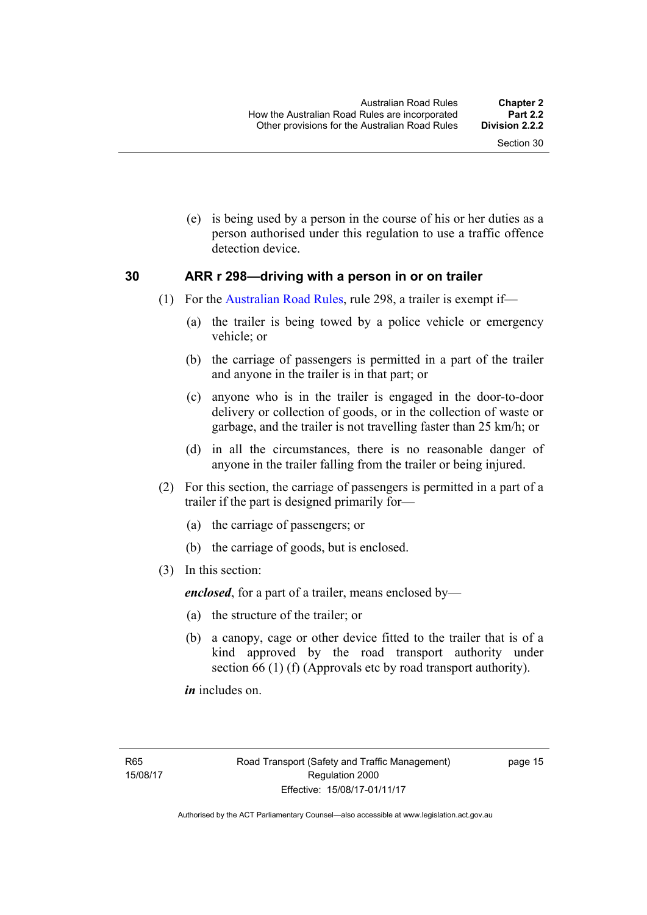(e) is being used by a person in the course of his or her duties as a person authorised under this regulation to use a traffic offence detection device.

## 30 ARR r 298—driving with a person in or on trailer

(1) For the Australian Road Rules, rule 298, a trailer is exempt if—

(a) the trailer is being towed by a police vehicle or emergency vehicle; or

(b) the carriage of passengers is permitted in a part of the trailer and anyone in the trailer is in that part; or

(c) anyone who is in the trailer is engaged in the door-to-door delivery or collection of goods, or in the collection of waste or garbage, and the trailer is not travelling faster than 25 km/h; or

(d) in all the circumstances, there is no reasonable danger of anyone in the trailer falling from the trailer or being injured.

(2) For this section, the carriage of passengers is permitted in a part of a trailer if the part is designed primarily for—

(a) the carriage of passengers; or

(b) the carriage of goods, but is enclosed.

(3) In this section:

***enclosed***, for a part of a trailer, means enclosed by—

(a) the structure of the trailer; or

(b) a canopy, cage or other device fitted to the trailer that is of a kind approved by the road transport authority under section 66 (1) (f) (Approvals etc by road transport authority).

***in*** includes on.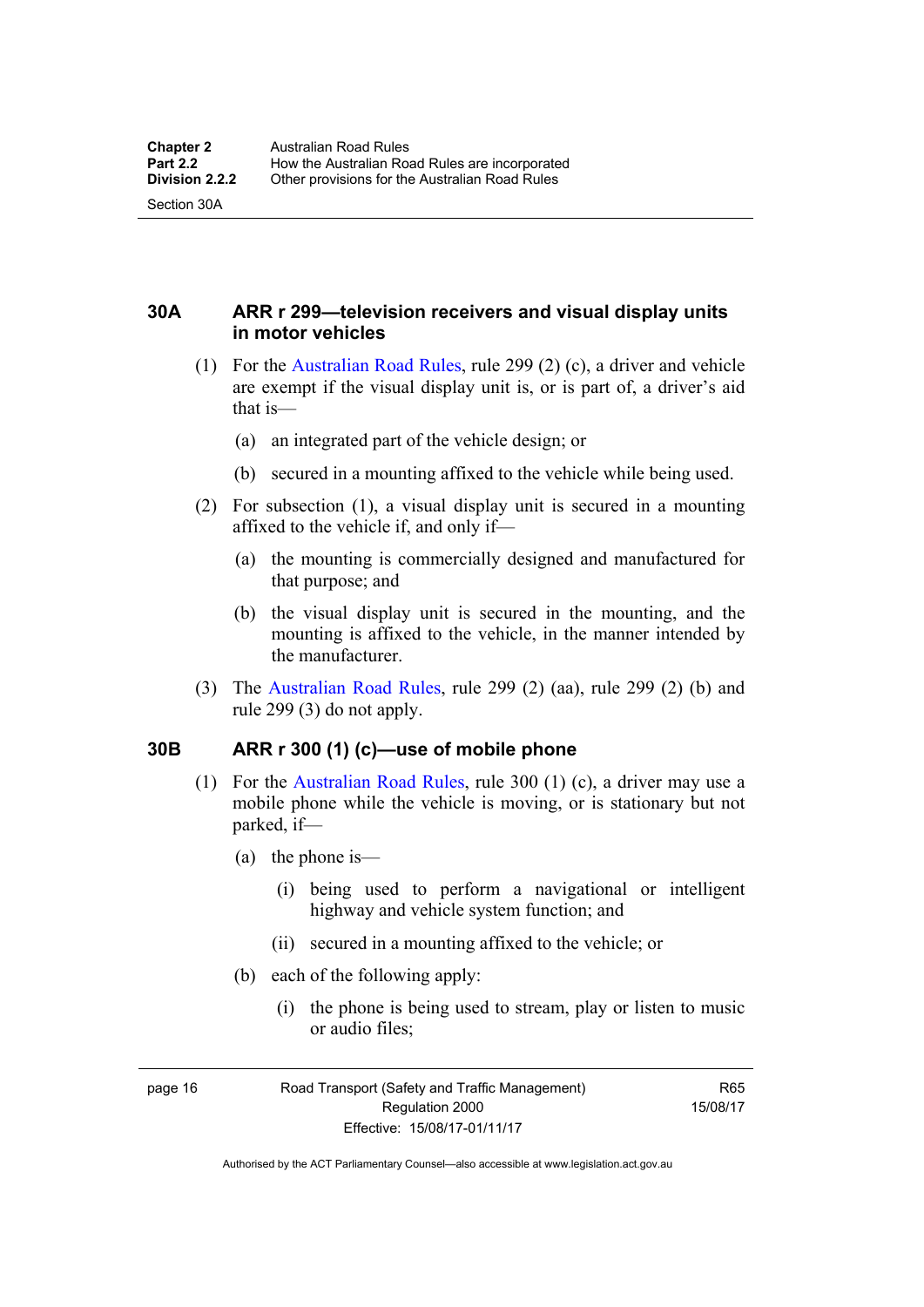### 30A ARR r 299—television receivers and visual display units in motor vehicles

(1) For the Australian Road Rules, rule 299 (2) (c), a driver and vehicle are exempt if the visual display unit is, or is part of, a driver's aid that is—

(a) an integrated part of the vehicle design; or

(b) secured in a mounting affixed to the vehicle while being used.

(2) For subsection (1), a visual display unit is secured in a mounting affixed to the vehicle if, and only if—

(a) the mounting is commercially designed and manufactured for that purpose; and

(b) the visual display unit is secured in the mounting, and the mounting is affixed to the vehicle, in the manner intended by the manufacturer.

(3) The Australian Road Rules, rule 299 (2) (aa), rule 299 (2) (b) and rule 299 (3) do not apply.

### 30B ARR r 300 (1) (c)—use of mobile phone

(1) For the Australian Road Rules, rule 300 (1) (c), a driver may use a mobile phone while the vehicle is moving, or is stationary but not parked, if—

(a) the phone is—

(i) being used to perform a navigational or intelligent highway and vehicle system function; and

(ii) secured in a mounting affixed to the vehicle; or

(b) each of the following apply:

(i) the phone is being used to stream, play or listen to music or audio files;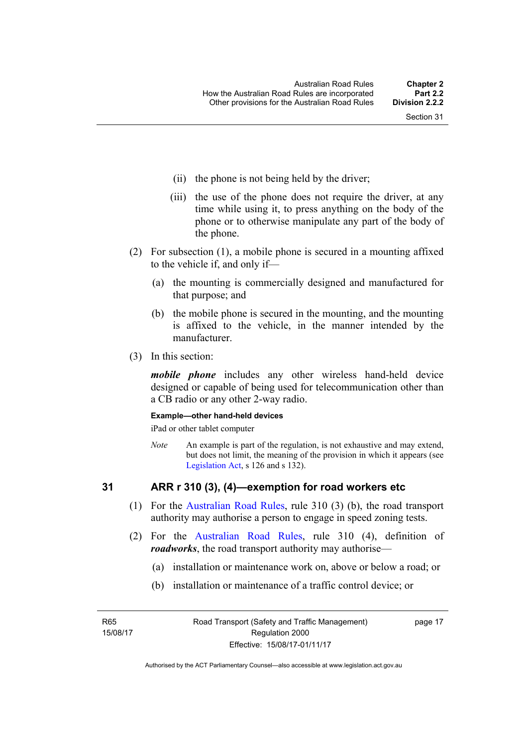(ii) the phone is not being held by the driver;

(iii) the use of the phone does not require the driver, at any time while using it, to press anything on the body of the phone or to otherwise manipulate any part of the body of the phone.

(2) For subsection (1), a mobile phone is secured in a mounting affixed to the vehicle if, and only if—

(a) the mounting is commercially designed and manufactured for that purpose; and

(b) the mobile phone is secured in the mounting, and the mounting is affixed to the vehicle, in the manner intended by the manufacturer.

(3) In this section:

***mobile phone*** includes any other wireless hand-held device designed or capable of being used for telecommunication other than a CB radio or any other 2-way radio.

**Example—other hand-held devices**

iPad or other tablet computer

*Note* An example is part of the regulation, is not exhaustive and may extend, but does not limit, the meaning of the provision in which it appears (see Legislation Act, s 126 and s 132).

## 31 ARR r 310 (3), (4)—exemption for road workers etc

(1) For the Australian Road Rules, rule 310 (3) (b), the road transport authority may authorise a person to engage in speed zoning tests.

(2) For the Australian Road Rules, rule 310 (4), definition of ***roadworks***, the road transport authority may authorise—

(a) installation or maintenance work on, above or below a road; or

(b) installation or maintenance of a traffic control device; or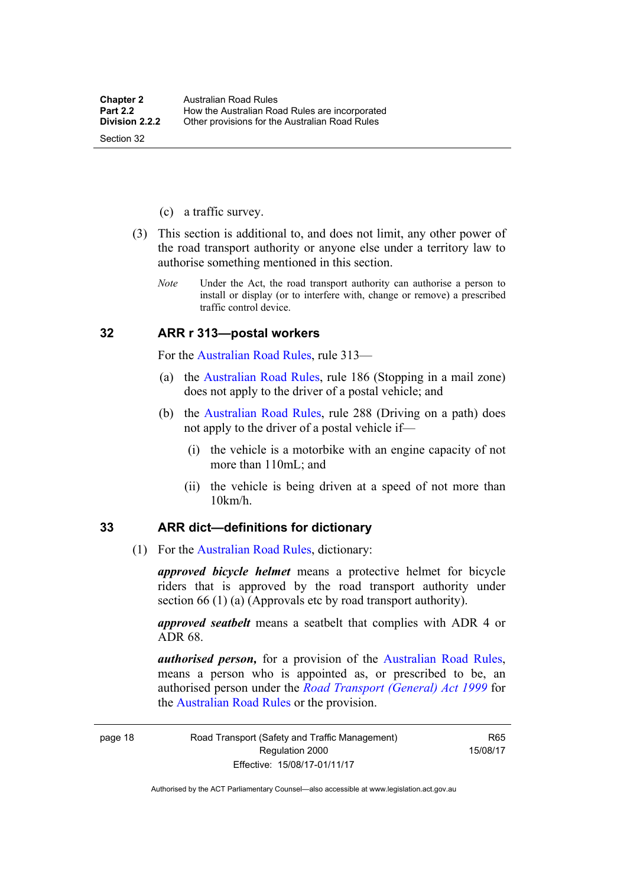(c) a traffic survey.

(3) This section is additional to, and does not limit, any other power of the road transport authority or anyone else under a territory law to authorise something mentioned in this section.

*Note* Under the Act, the road transport authority can authorise a person to install or display (or to interfere with, change or remove) a prescribed traffic control device.

## 32 ARR r 313—postal workers

For the Australian Road Rules, rule 313—

(a) the Australian Road Rules, rule 186 (Stopping in a mail zone) does not apply to the driver of a postal vehicle; and

(b) the Australian Road Rules, rule 288 (Driving on a path) does not apply to the driver of a postal vehicle if—

(i) the vehicle is a motorbike with an engine capacity of not more than 110mL; and

(ii) the vehicle is being driven at a speed of not more than 10km/h.

## 33 ARR dict—definitions for dictionary

(1) For the Australian Road Rules, dictionary:

***approved bicycle helmet*** means a protective helmet for bicycle riders that is approved by the road transport authority under section 66 (1) (a) (Approvals etc by road transport authority).

***approved seatbelt*** means a seatbelt that complies with ADR 4 or ADR 68.

***authorised person,*** for a provision of the Australian Road Rules, means a person who is appointed as, or prescribed to be, an authorised person under the *Road Transport (General) Act 1999* for the Australian Road Rules or the provision.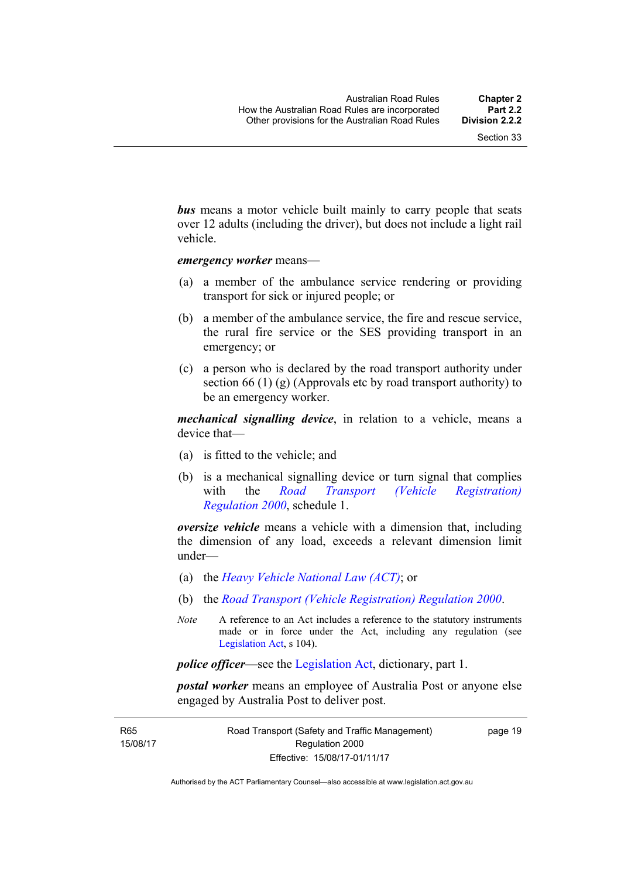***bus*** means a motor vehicle built mainly to carry people that seats over 12 adults (including the driver), but does not include a light rail vehicle.

***emergency worker*** means—

(a) a member of the ambulance service rendering or providing transport for sick or injured people; or

(b) a member of the ambulance service, the fire and rescue service, the rural fire service or the SES providing transport in an emergency; or

(c) a person who is declared by the road transport authority under section 66 (1) (g) (Approvals etc by road transport authority) to be an emergency worker.

***mechanical signalling device***, in relation to a vehicle, means a device that—

(a) is fitted to the vehicle; and

(b) is a mechanical signalling device or turn signal that complies with the *Road Transport (Vehicle Registration) Regulation 2000*, schedule 1.

***oversize vehicle*** means a vehicle with a dimension that, including the dimension of any load, exceeds a relevant dimension limit under—

(a) the *Heavy Vehicle National Law (ACT)*; or

(b) the *Road Transport (Vehicle Registration) Regulation 2000*.

*Note* A reference to an Act includes a reference to the statutory instruments made or in force under the Act, including any regulation (see Legislation Act, s 104).

***police officer***—see the Legislation Act, dictionary, part 1.

***postal worker*** means an employee of Australia Post or anyone else engaged by Australia Post to deliver post.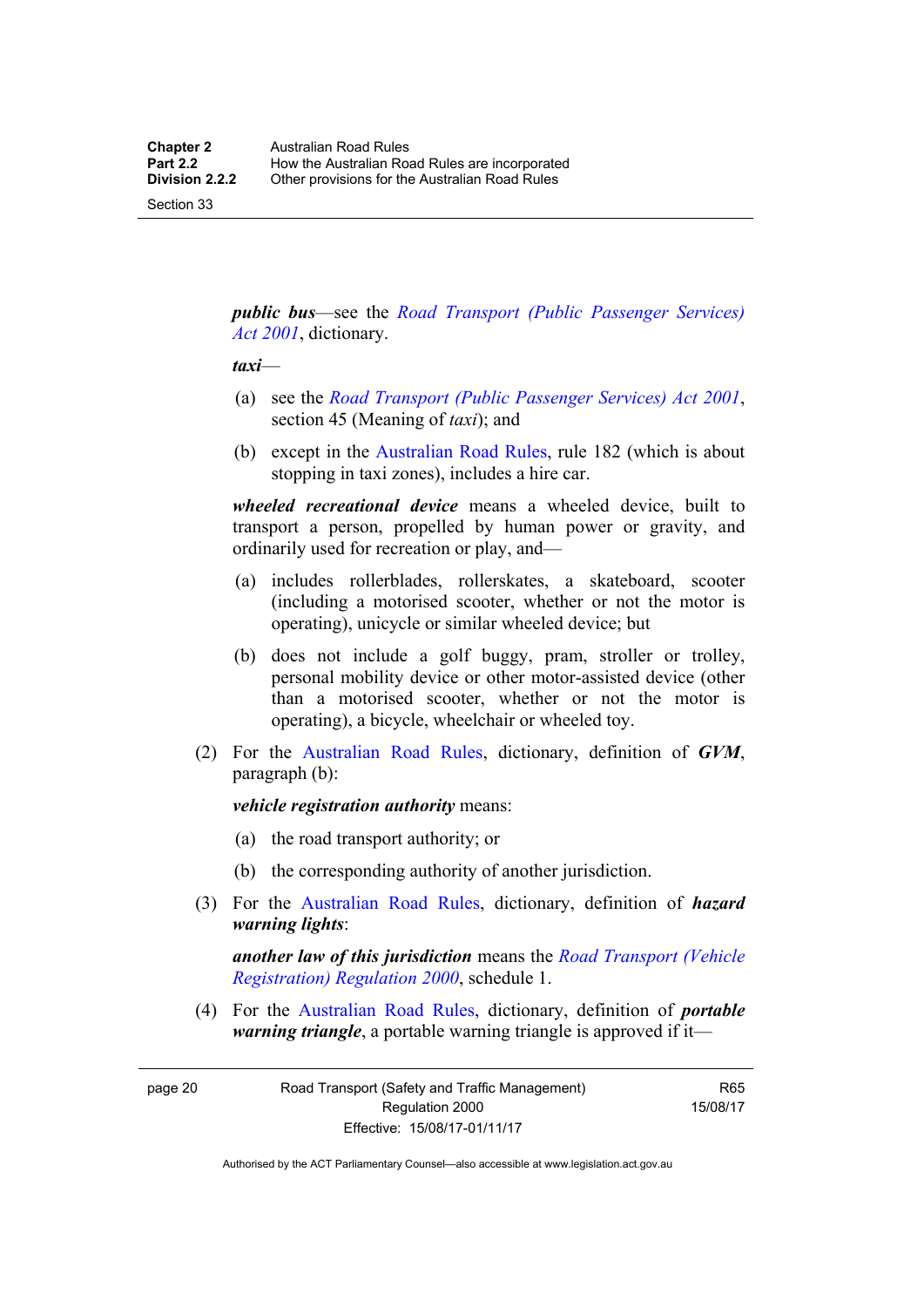***public bus***—see the *Road Transport (Public Passenger Services) Act 2001*, dictionary.

***taxi***—

(a) see the *Road Transport (Public Passenger Services) Act 2001*, section 45 (Meaning of *taxi*); and

(b) except in the Australian Road Rules, rule 182 (which is about stopping in taxi zones), includes a hire car.

***wheeled recreational device*** means a wheeled device, built to transport a person, propelled by human power or gravity, and ordinarily used for recreation or play, and—

(a) includes rollerblades, rollerskates, a skateboard, scooter (including a motorised scooter, whether or not the motor is operating), unicycle or similar wheeled device; but

(b) does not include a golf buggy, pram, stroller or trolley, personal mobility device or other motor-assisted device (other than a motorised scooter, whether or not the motor is operating), a bicycle, wheelchair or wheeled toy.

(2) For the Australian Road Rules, dictionary, definition of ***GVM***, paragraph (b):

***vehicle registration authority*** means:

(a) the road transport authority; or

(b) the corresponding authority of another jurisdiction.

(3) For the Australian Road Rules, dictionary, definition of ***hazard warning lights***:

***another law of this jurisdiction*** means the *Road Transport (Vehicle Registration) Regulation 2000*, schedule 1.

(4) For the Australian Road Rules, dictionary, definition of ***portable warning triangle***, a portable warning triangle is approved if it—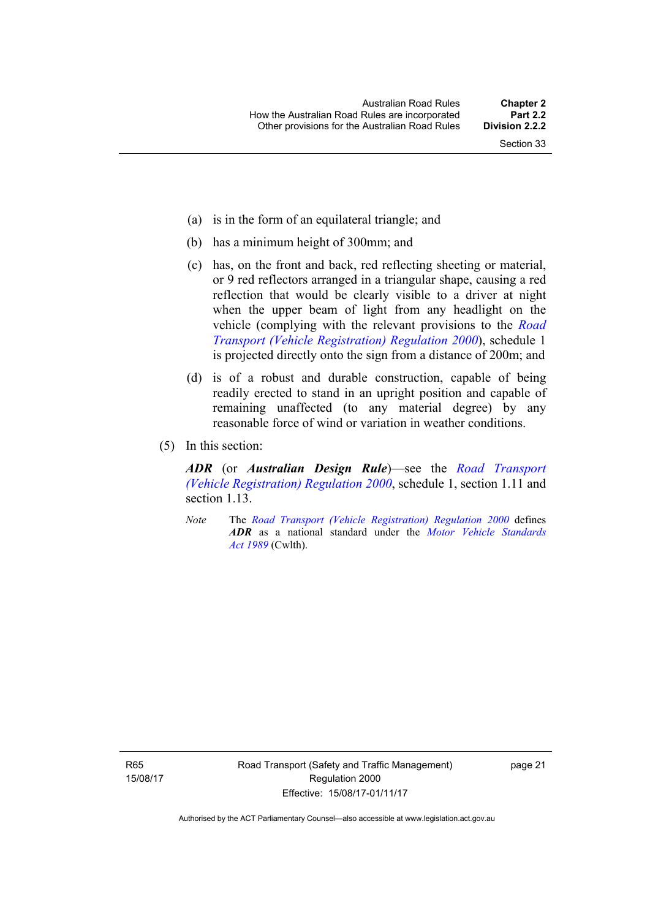(a) is in the form of an equilateral triangle; and

(b) has a minimum height of 300mm; and

(c) has, on the front and back, red reflecting sheeting or material, or 9 red reflectors arranged in a triangular shape, causing a red reflection that would be clearly visible to a driver at night when the upper beam of light from any headlight on the vehicle (complying with the relevant provisions to the *Road Transport (Vehicle Registration) Regulation 2000*), schedule 1 is projected directly onto the sign from a distance of 200m; and

(d) is of a robust and durable construction, capable of being readily erected to stand in an upright position and capable of remaining unaffected (to any material degree) by any reasonable force of wind or variation in weather conditions.

(5) In this section:

***ADR*** (or ***Australian Design Rule***)—see the *Road Transport (Vehicle Registration) Regulation 2000*, schedule 1, section 1.11 and section 1.13.

*Note* The *Road Transport (Vehicle Registration) Regulation 2000* defines ***ADR*** as a national standard under the *Motor Vehicle Standards Act 1989* (Cwlth).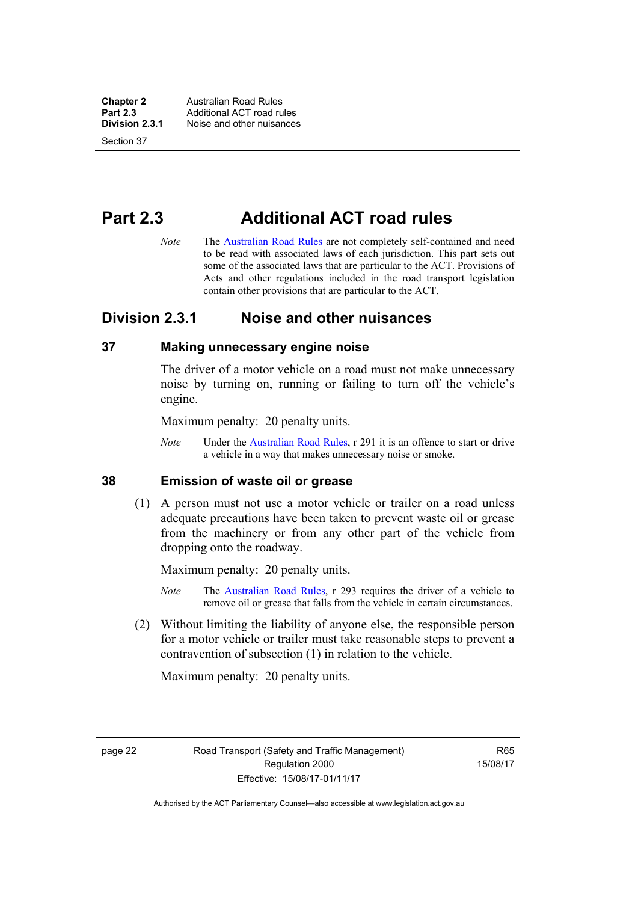# Part 2.3 Additional ACT road rules

*Note* The Australian Road Rules are not completely self-contained and need to be read with associated laws of each jurisdiction. This part sets out some of the associated laws that are particular to the ACT. Provisions of Acts and other regulations included in the road transport legislation contain other provisions that are particular to the ACT.

## Division 2.3.1 Noise and other nuisances

### 37 Making unnecessary engine noise

The driver of a motor vehicle on a road must not make unnecessary noise by turning on, running or failing to turn off the vehicle's engine.

Maximum penalty: 20 penalty units.

*Note* Under the Australian Road Rules, r 291 it is an offence to start or drive a vehicle in a way that makes unnecessary noise or smoke.

### 38 Emission of waste oil or grease

(1) A person must not use a motor vehicle or trailer on a road unless adequate precautions have been taken to prevent waste oil or grease from the machinery or from any other part of the vehicle from dropping onto the roadway.

Maximum penalty: 20 penalty units.

*Note* The Australian Road Rules, r 293 requires the driver of a vehicle to remove oil or grease that falls from the vehicle in certain circumstances.

(2) Without limiting the liability of anyone else, the responsible person for a motor vehicle or trailer must take reasonable steps to prevent a contravention of subsection (1) in relation to the vehicle.

Maximum penalty: 20 penalty units.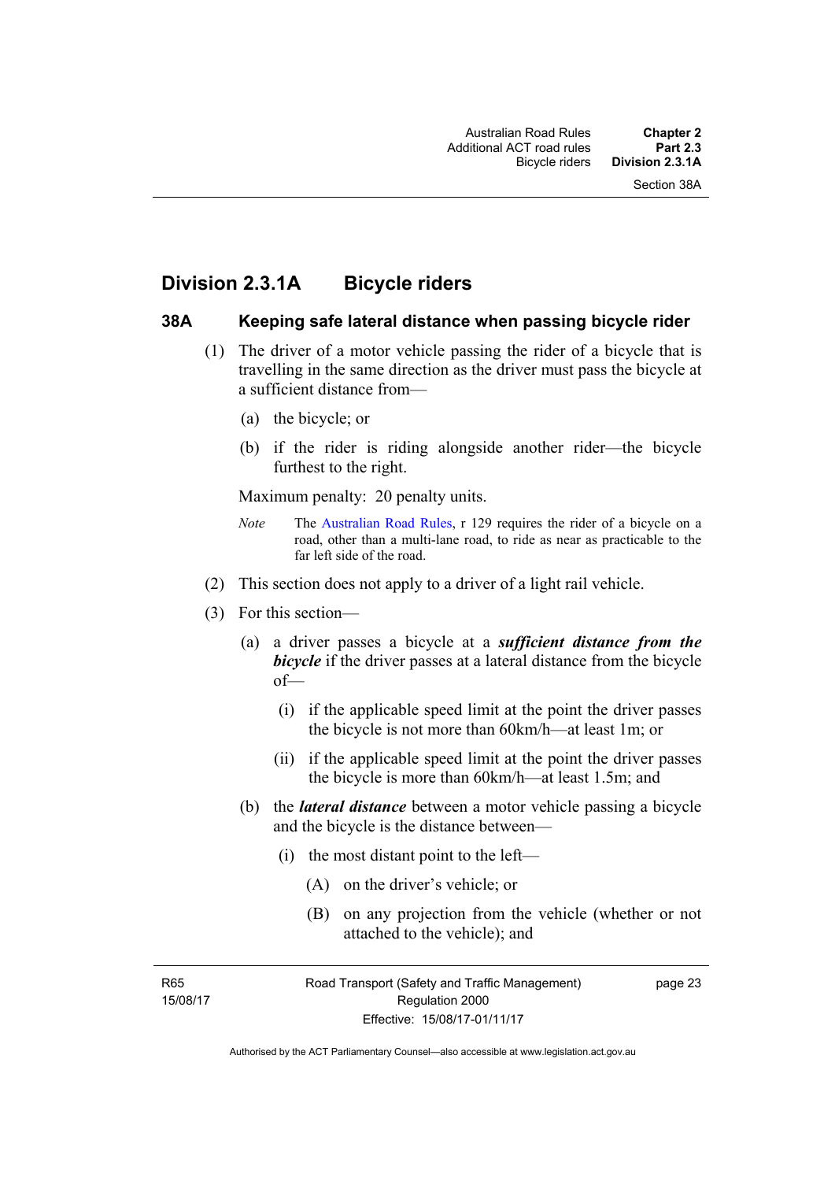## Division 2.3.1A Bicycle riders

### 38A Keeping safe lateral distance when passing bicycle rider

(1) The driver of a motor vehicle passing the rider of a bicycle that is travelling in the same direction as the driver must pass the bicycle at a sufficient distance from—

(a) the bicycle; or

(b) if the rider is riding alongside another rider—the bicycle furthest to the right.

Maximum penalty: 20 penalty units.

*Note* The Australian Road Rules, r 129 requires the rider of a bicycle on a road, other than a multi-lane road, to ride as near as practicable to the far left side of the road.

(2) This section does not apply to a driver of a light rail vehicle.

(3) For this section—

(a) a driver passes a bicycle at a ***sufficient distance from the bicycle*** if the driver passes at a lateral distance from the bicycle of—

(i) if the applicable speed limit at the point the driver passes the bicycle is not more than 60km/h—at least 1m; or

(ii) if the applicable speed limit at the point the driver passes the bicycle is more than 60km/h—at least 1.5m; and

(b) the ***lateral distance*** between a motor vehicle passing a bicycle and the bicycle is the distance between—

(i) the most distant point to the left—

(A) on the driver's vehicle; or

(B) on any projection from the vehicle (whether or not attached to the vehicle); and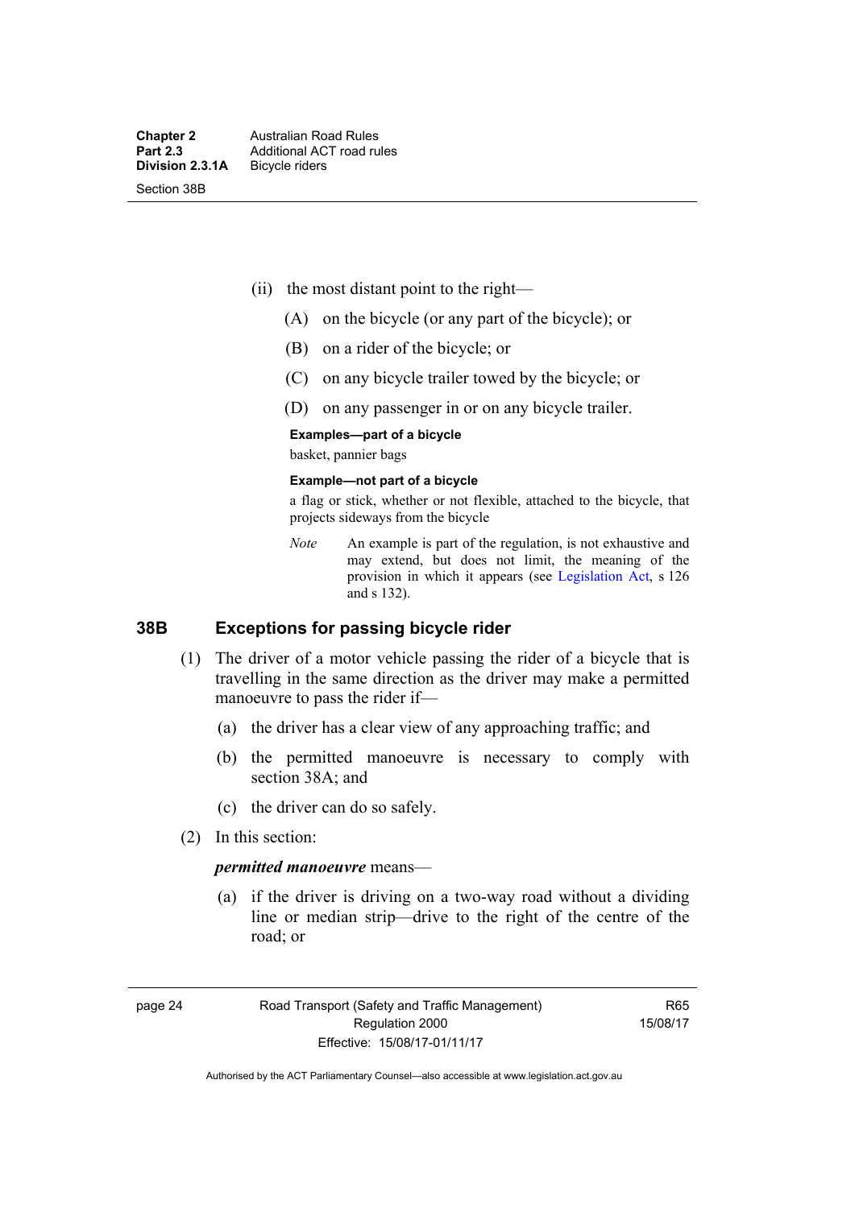(ii) the most distant point to the right—

(A) on the bicycle (or any part of the bicycle); or

(B) on a rider of the bicycle; or

(C) on any bicycle trailer towed by the bicycle; or

(D) on any passenger in or on any bicycle trailer.

**Examples—part of a bicycle**

basket, pannier bags

**Example—not part of a bicycle**

a flag or stick, whether or not flexible, attached to the bicycle, that projects sideways from the bicycle

*Note* An example is part of the regulation, is not exhaustive and may extend, but does not limit, the meaning of the provision in which it appears (see Legislation Act, s 126 and s 132).

## 38B Exceptions for passing bicycle rider

(1) The driver of a motor vehicle passing the rider of a bicycle that is travelling in the same direction as the driver may make a permitted manoeuvre to pass the rider if—

(a) the driver has a clear view of any approaching traffic; and

(b) the permitted manoeuvre is necessary to comply with section 38A; and

(c) the driver can do so safely.

(2) In this section:

***permitted manoeuvre*** means—

(a) if the driver is driving on a two-way road without a dividing line or median strip—drive to the right of the centre of the road; or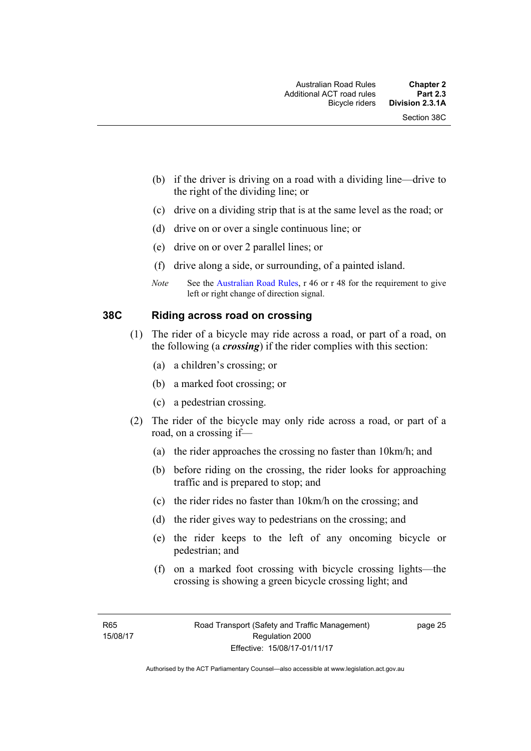(b) if the driver is driving on a road with a dividing line—drive to the right of the dividing line; or

(c) drive on a dividing strip that is at the same level as the road; or

(d) drive on or over a single continuous line; or

(e) drive on or over 2 parallel lines; or

(f) drive along a side, or surrounding, of a painted island.

*Note* See the Australian Road Rules, r 46 or r 48 for the requirement to give left or right change of direction signal.

### 38C Riding across road on crossing

(1) The rider of a bicycle may ride across a road, or part of a road, on the following (a ***crossing***) if the rider complies with this section:

(a) a children's crossing; or

(b) a marked foot crossing; or

(c) a pedestrian crossing.

(2) The rider of the bicycle may only ride across a road, or part of a road, on a crossing if—

(a) the rider approaches the crossing no faster than 10km/h; and

(b) before riding on the crossing, the rider looks for approaching traffic and is prepared to stop; and

(c) the rider rides no faster than 10km/h on the crossing; and

(d) the rider gives way to pedestrians on the crossing; and

(e) the rider keeps to the left of any oncoming bicycle or pedestrian; and

(f) on a marked foot crossing with bicycle crossing lights—the crossing is showing a green bicycle crossing light; and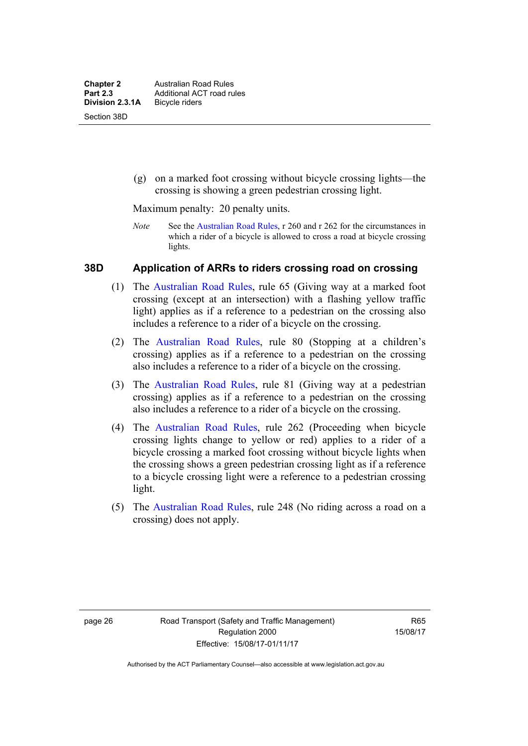(g) on a marked foot crossing without bicycle crossing lights—the crossing is showing a green pedestrian crossing light.

Maximum penalty: 20 penalty units.

*Note* See the Australian Road Rules, r 260 and r 262 for the circumstances in which a rider of a bicycle is allowed to cross a road at bicycle crossing lights.

### 38D Application of ARRs to riders crossing road on crossing

(1) The Australian Road Rules, rule 65 (Giving way at a marked foot crossing (except at an intersection) with a flashing yellow traffic light) applies as if a reference to a pedestrian on the crossing also includes a reference to a rider of a bicycle on the crossing.

(2) The Australian Road Rules, rule 80 (Stopping at a children's crossing) applies as if a reference to a pedestrian on the crossing also includes a reference to a rider of a bicycle on the crossing.

(3) The Australian Road Rules, rule 81 (Giving way at a pedestrian crossing) applies as if a reference to a pedestrian on the crossing also includes a reference to a rider of a bicycle on the crossing.

(4) The Australian Road Rules, rule 262 (Proceeding when bicycle crossing lights change to yellow or red) applies to a rider of a bicycle crossing a marked foot crossing without bicycle lights when the crossing shows a green pedestrian crossing light as if a reference to a bicycle crossing light were a reference to a pedestrian crossing light.

(5) The Australian Road Rules, rule 248 (No riding across a road on a crossing) does not apply.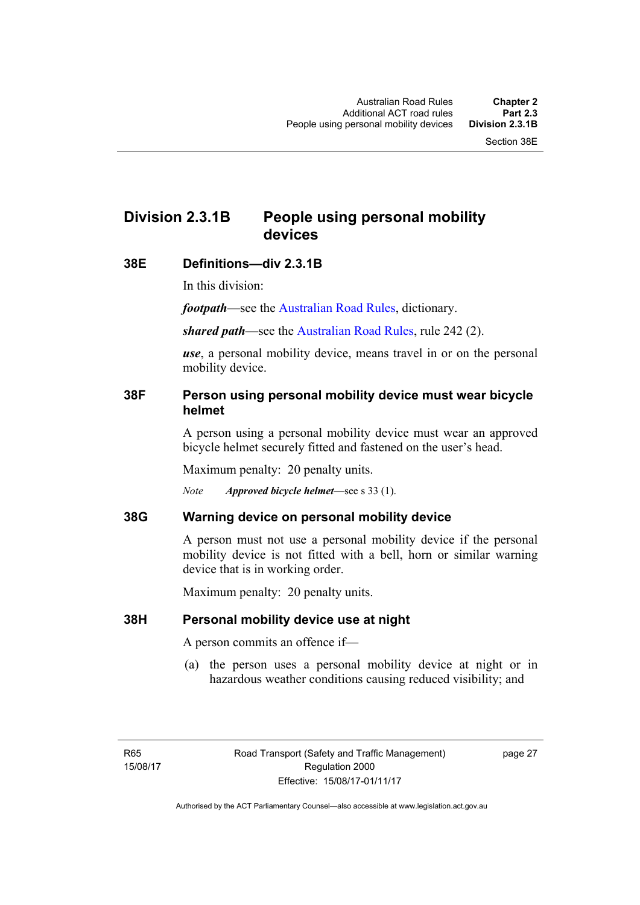## Division 2.3.1B People using personal mobility devices

### 38E Definitions—div 2.3.1B

In this division:

***footpath***—see the Australian Road Rules, dictionary.

***shared path***—see the Australian Road Rules, rule 242 (2).

***use***, a personal mobility device, means travel in or on the personal mobility device.

### 38F Person using personal mobility device must wear bicycle helmet

A person using a personal mobility device must wear an approved bicycle helmet securely fitted and fastened on the user's head.

Maximum penalty: 20 penalty units.

*Note* ***Approved bicycle helmet***—see s 33 (1).

### 38G Warning device on personal mobility device

A person must not use a personal mobility device if the personal mobility device is not fitted with a bell, horn or similar warning device that is in working order.

Maximum penalty: 20 penalty units.

### 38H Personal mobility device use at night

A person commits an offence if—

(a) the person uses a personal mobility device at night or in hazardous weather conditions causing reduced visibility; and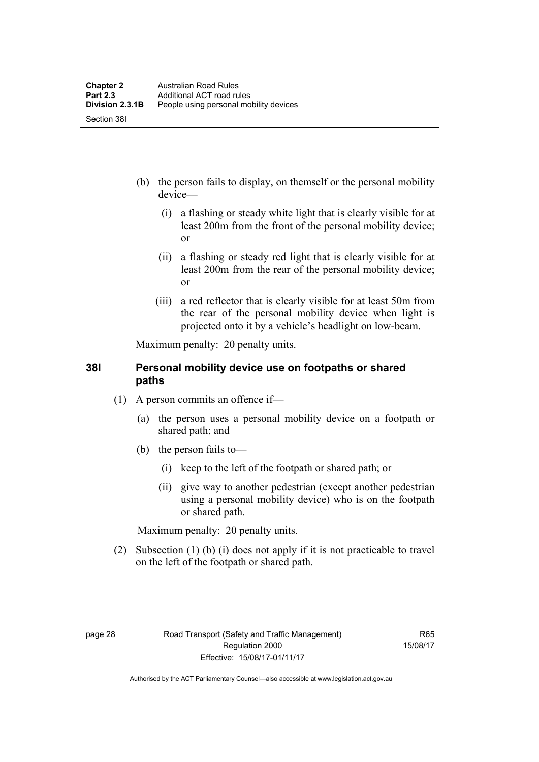(b) the person fails to display, on themself or the personal mobility device—

   (i) a flashing or steady white light that is clearly visible for at least 200m from the front of the personal mobility device; or

   (ii) a flashing or steady red light that is clearly visible for at least 200m from the rear of the personal mobility device; or

   (iii) a red reflector that is clearly visible for at least 50m from the rear of the personal mobility device when light is projected onto it by a vehicle's headlight on low-beam.

Maximum penalty: 20 penalty units.

### 38I Personal mobility device use on footpaths or shared paths

(1) A person commits an offence if—

   (a) the person uses a personal mobility device on a footpath or shared path; and

   (b) the person fails to—

      (i) keep to the left of the footpath or shared path; or

      (ii) give way to another pedestrian (except another pedestrian using a personal mobility device) who is on the footpath or shared path.

Maximum penalty: 20 penalty units.

(2) Subsection (1) (b) (i) does not apply if it is not practicable to travel on the left of the footpath or shared path.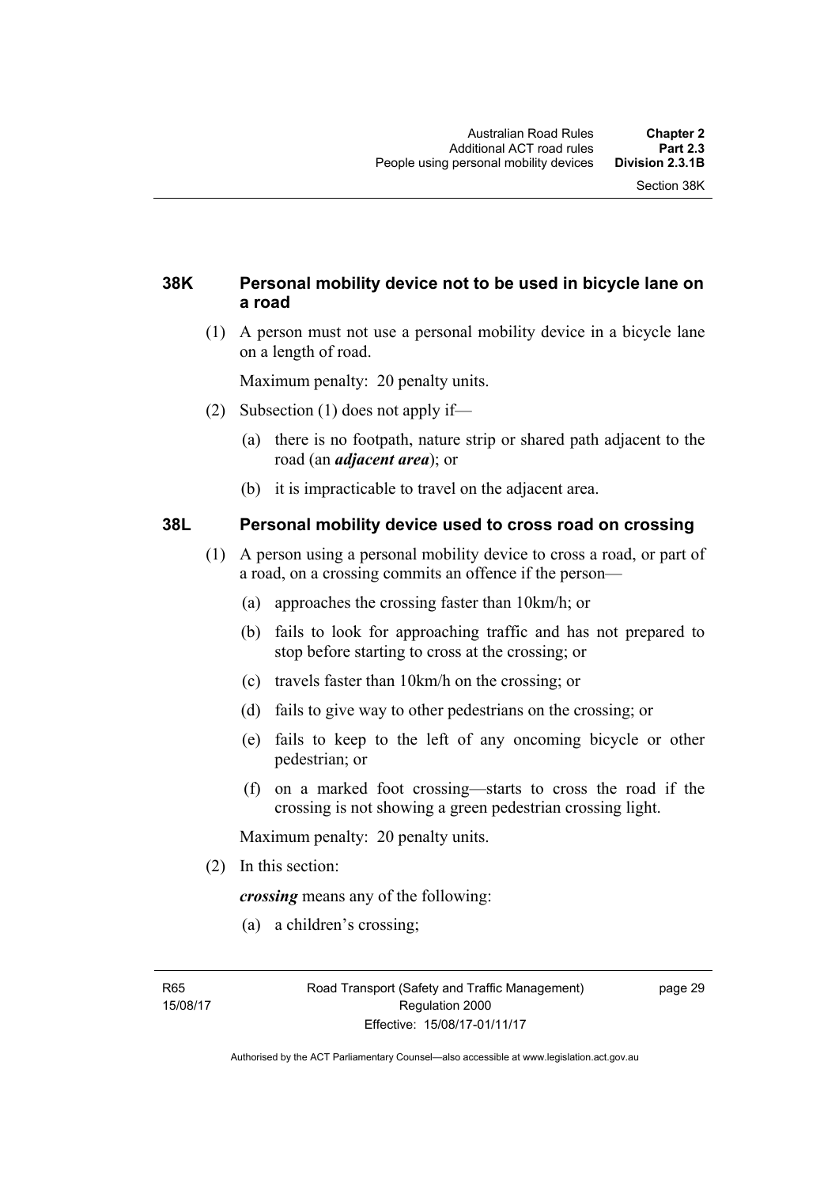### 38K Personal mobility device not to be used in bicycle lane on a road

(1) A person must not use a personal mobility device in a bicycle lane on a length of road.

Maximum penalty: 20 penalty units.

(2) Subsection (1) does not apply if—

(a) there is no footpath, nature strip or shared path adjacent to the road (an ***adjacent area***); or

(b) it is impracticable to travel on the adjacent area.

### 38L Personal mobility device used to cross road on crossing

(1) A person using a personal mobility device to cross a road, or part of a road, on a crossing commits an offence if the person—

(a) approaches the crossing faster than 10km/h; or

(b) fails to look for approaching traffic and has not prepared to stop before starting to cross at the crossing; or

(c) travels faster than 10km/h on the crossing; or

(d) fails to give way to other pedestrians on the crossing; or

(e) fails to keep to the left of any oncoming bicycle or other pedestrian; or

(f) on a marked foot crossing—starts to cross the road if the crossing is not showing a green pedestrian crossing light.

Maximum penalty: 20 penalty units.

(2) In this section:

***crossing*** means any of the following:

(a) a children's crossing;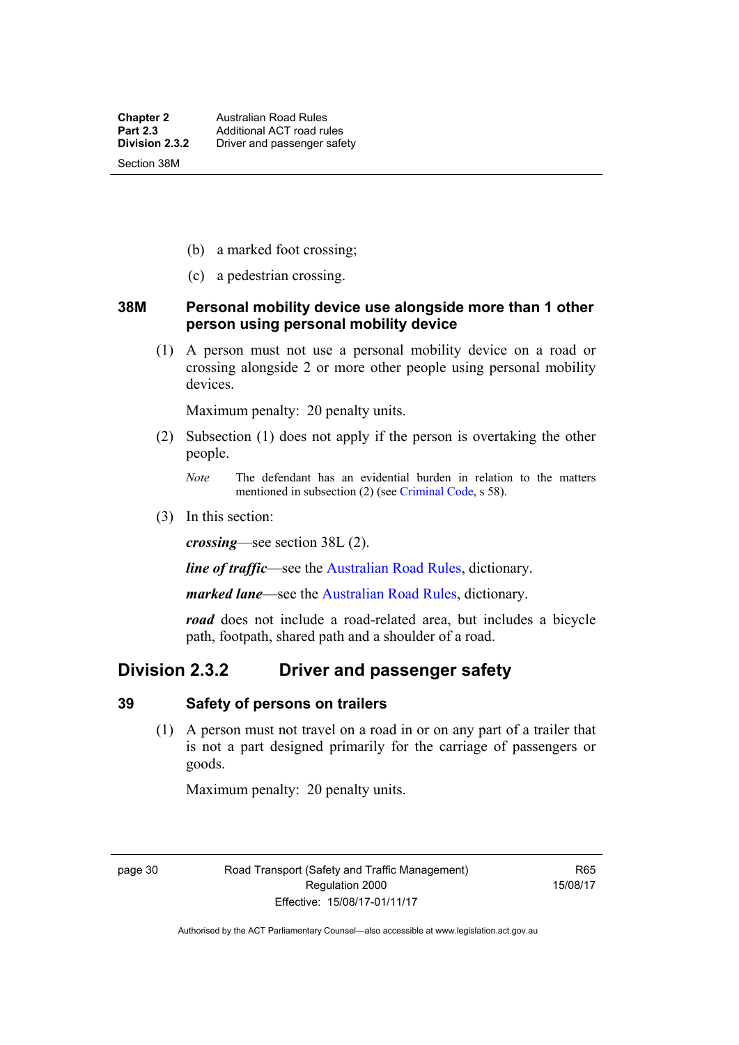(b) a marked foot crossing;

(c) a pedestrian crossing.

### 38M Personal mobility device use alongside more than 1 other person using personal mobility device

(1) A person must not use a personal mobility device on a road or crossing alongside 2 or more other people using personal mobility devices.

Maximum penalty: 20 penalty units.

(2) Subsection (1) does not apply if the person is overtaking the other people.

*Note* The defendant has an evidential burden in relation to the matters mentioned in subsection (2) (see Criminal Code, s 58).

(3) In this section:

***crossing***—see section 38L (2).

***line of traffic***—see the Australian Road Rules, dictionary.

***marked lane***—see the Australian Road Rules, dictionary.

***road*** does not include a road-related area, but includes a bicycle path, footpath, shared path and a shoulder of a road.

## Division 2.3.2 Driver and passenger safety

### 39 Safety of persons on trailers

(1) A person must not travel on a road in or on any part of a trailer that is not a part designed primarily for the carriage of passengers or goods.

Maximum penalty: 20 penalty units.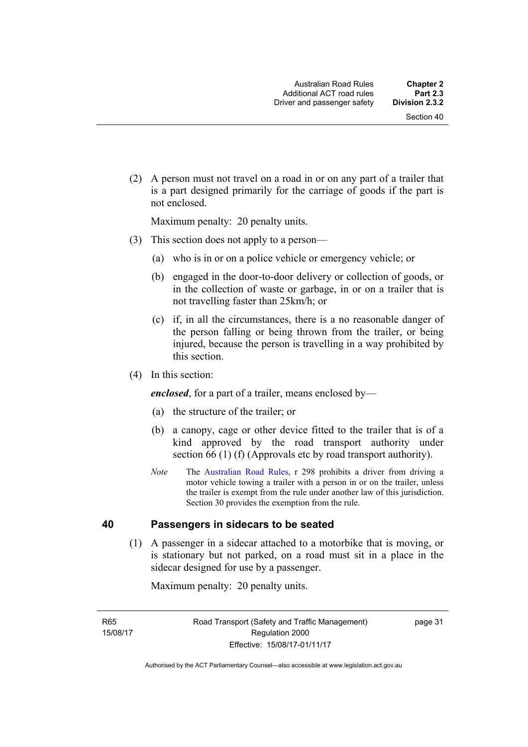(2) A person must not travel on a road in or on any part of a trailer that is a part designed primarily for the carriage of goods if the part is not enclosed.

Maximum penalty: 20 penalty units.

(3) This section does not apply to a person—

(a) who is in or on a police vehicle or emergency vehicle; or

(b) engaged in the door-to-door delivery or collection of goods, or in the collection of waste or garbage, in or on a trailer that is not travelling faster than 25km/h; or

(c) if, in all the circumstances, there is a no reasonable danger of the person falling or being thrown from the trailer, or being injured, because the person is travelling in a way prohibited by this section.

(4) In this section:

***enclosed***, for a part of a trailer, means enclosed by—

(a) the structure of the trailer; or

(b) a canopy, cage or other device fitted to the trailer that is of a kind approved by the road transport authority under section 66 (1) (f) (Approvals etc by road transport authority).

*Note* The Australian Road Rules, r 298 prohibits a driver from driving a motor vehicle towing a trailer with a person in or on the trailer, unless the trailer is exempt from the rule under another law of this jurisdiction. Section 30 provides the exemption from the rule.

## 40 Passengers in sidecars to be seated

(1) A passenger in a sidecar attached to a motorbike that is moving, or is stationary but not parked, on a road must sit in a place in the sidecar designed for use by a passenger.

Maximum penalty: 20 penalty units.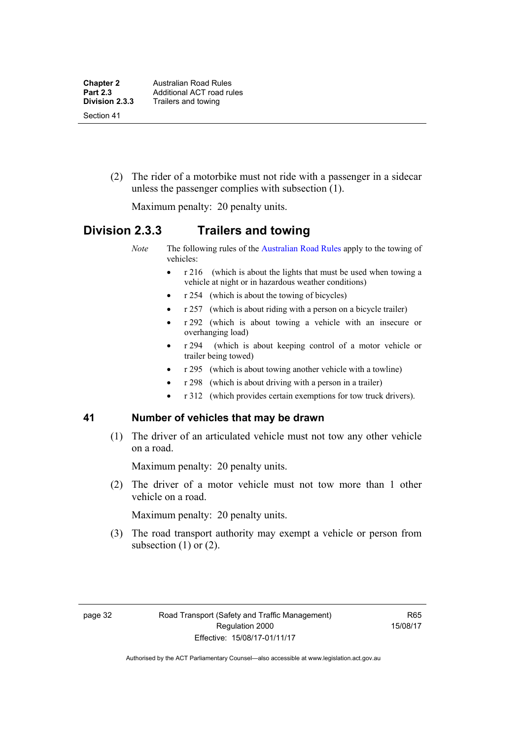(2) The rider of a motorbike must not ride with a passenger in a sidecar unless the passenger complies with subsection (1).

Maximum penalty: 20 penalty units.

## Division 2.3.3 Trailers and towing

*Note* The following rules of the Australian Road Rules apply to the towing of vehicles:

- r 216 (which is about the lights that must be used when towing a vehicle at night or in hazardous weather conditions)
- r 254 (which is about the towing of bicycles)
- r 257 (which is about riding with a person on a bicycle trailer)
- r 292 (which is about towing a vehicle with an insecure or overhanging load)
- r 294 (which is about keeping control of a motor vehicle or trailer being towed)
- r 295 (which is about towing another vehicle with a towline)
- r 298 (which is about driving with a person in a trailer)
- r 312 (which provides certain exemptions for tow truck drivers).

### 41 Number of vehicles that may be drawn

(1) The driver of an articulated vehicle must not tow any other vehicle on a road.

Maximum penalty: 20 penalty units.

(2) The driver of a motor vehicle must not tow more than 1 other vehicle on a road.

Maximum penalty: 20 penalty units.

(3) The road transport authority may exempt a vehicle or person from subsection (1) or (2).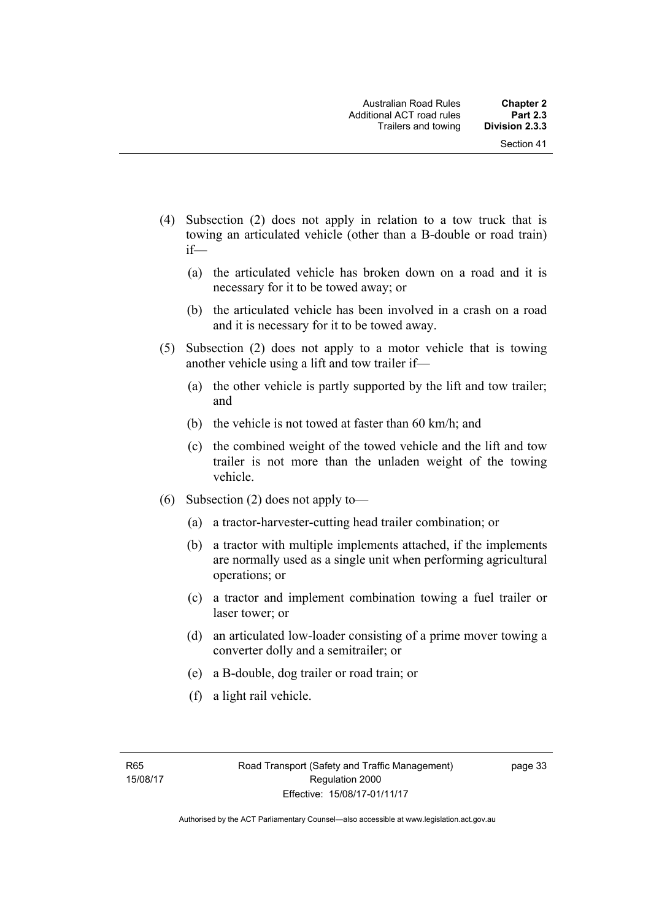(4) Subsection (2) does not apply in relation to a tow truck that is towing an articulated vehicle (other than a B-double or road train) if—

  (a) the articulated vehicle has broken down on a road and it is necessary for it to be towed away; or

  (b) the articulated vehicle has been involved in a crash on a road and it is necessary for it to be towed away.

(5) Subsection (2) does not apply to a motor vehicle that is towing another vehicle using a lift and tow trailer if—

  (a) the other vehicle is partly supported by the lift and tow trailer; and

  (b) the vehicle is not towed at faster than 60 km/h; and

  (c) the combined weight of the towed vehicle and the lift and tow trailer is not more than the unladen weight of the towing vehicle.

(6) Subsection (2) does not apply to—

  (a) a tractor-harvester-cutting head trailer combination; or

  (b) a tractor with multiple implements attached, if the implements are normally used as a single unit when performing agricultural operations; or

  (c) a tractor and implement combination towing a fuel trailer or laser tower; or

  (d) an articulated low-loader consisting of a prime mover towing a converter dolly and a semitrailer; or

  (e) a B-double, dog trailer or road train; or

  (f) a light rail vehicle.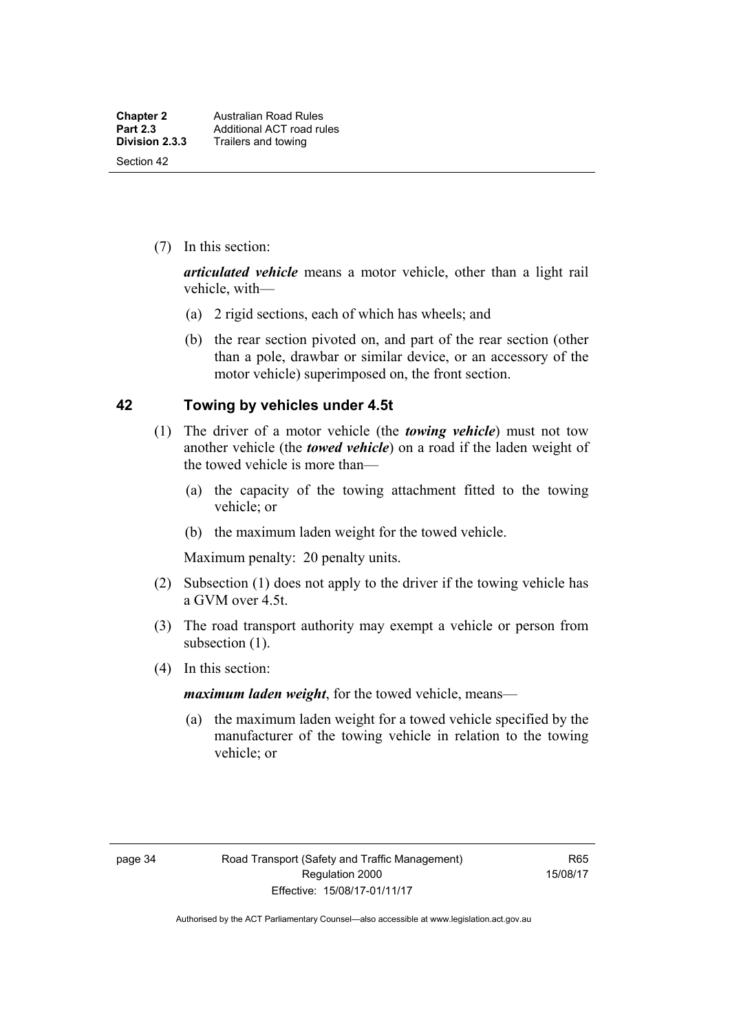(7) In this section:

***articulated vehicle*** means a motor vehicle, other than a light rail vehicle, with—

(a) 2 rigid sections, each of which has wheels; and

(b) the rear section pivoted on, and part of the rear section (other than a pole, drawbar or similar device, or an accessory of the motor vehicle) superimposed on, the front section.

## 42 Towing by vehicles under 4.5t

(1) The driver of a motor vehicle (the ***towing vehicle***) must not tow another vehicle (the ***towed vehicle***) on a road if the laden weight of the towed vehicle is more than—

(a) the capacity of the towing attachment fitted to the towing vehicle; or

(b) the maximum laden weight for the towed vehicle.

Maximum penalty: 20 penalty units.

(2) Subsection (1) does not apply to the driver if the towing vehicle has a GVM over 4.5t.

(3) The road transport authority may exempt a vehicle or person from subsection (1).

(4) In this section:

***maximum laden weight***, for the towed vehicle, means—

(a) the maximum laden weight for a towed vehicle specified by the manufacturer of the towing vehicle in relation to the towing vehicle; or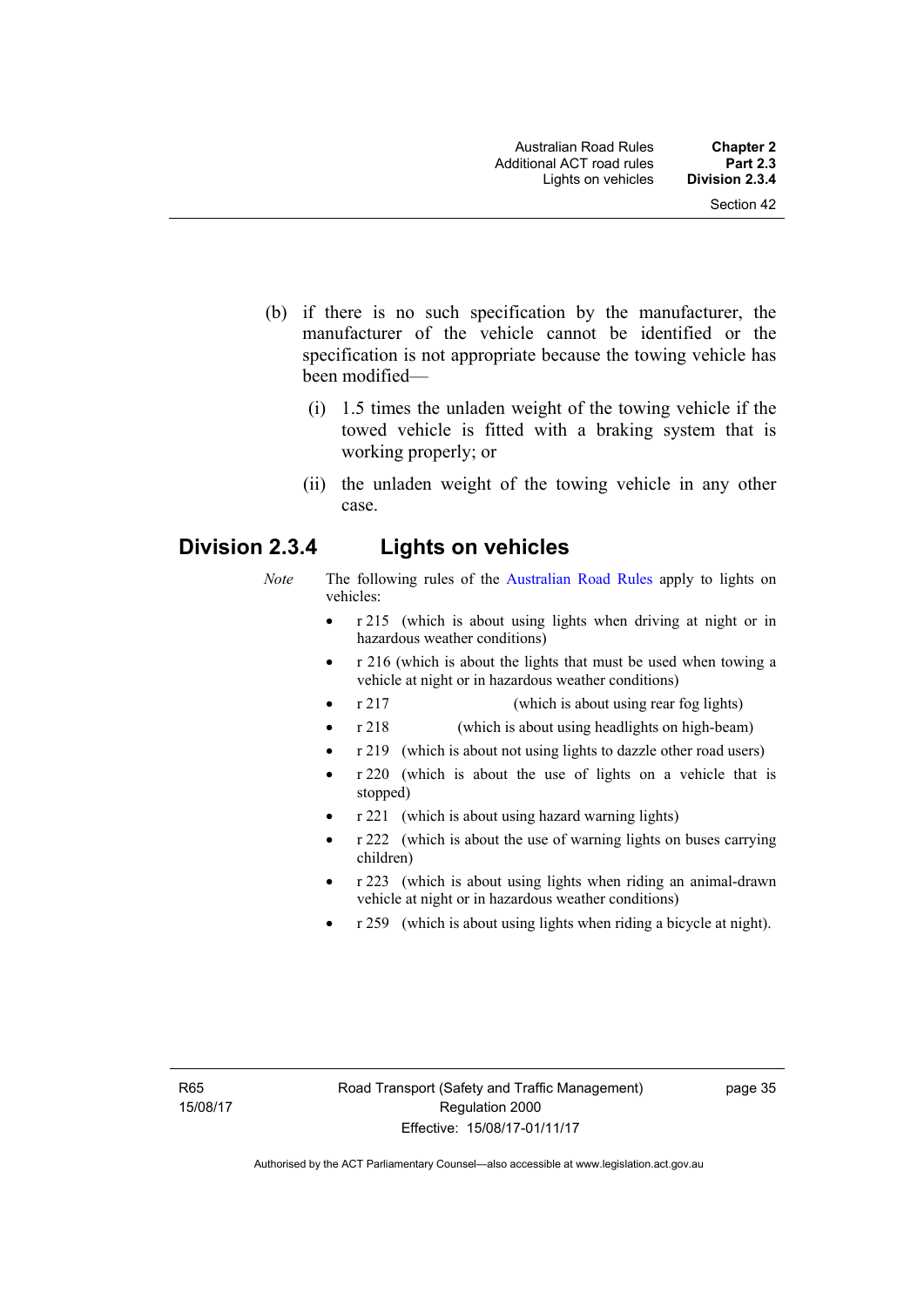(b) if there is no such specification by the manufacturer, the manufacturer of the vehicle cannot be identified or the specification is not appropriate because the towing vehicle has been modified—

(i) 1.5 times the unladen weight of the towing vehicle if the towed vehicle is fitted with a braking system that is working properly; or

(ii) the unladen weight of the towing vehicle in any other case.

## Division 2.3.4 Lights on vehicles

*Note* The following rules of the Australian Road Rules apply to lights on vehicles:

- r 215 (which is about using lights when driving at night or in hazardous weather conditions)
- r 216 (which is about the lights that must be used when towing a vehicle at night or in hazardous weather conditions)
- r 217 (which is about using rear fog lights)
- r 218 (which is about using headlights on high-beam)
- r 219 (which is about not using lights to dazzle other road users)
- r 220 (which is about the use of lights on a vehicle that is stopped)
- r 221 (which is about using hazard warning lights)
- r 222 (which is about the use of warning lights on buses carrying children)
- r 223 (which is about using lights when riding an animal-drawn vehicle at night or in hazardous weather conditions)
- r 259 (which is about using lights when riding a bicycle at night).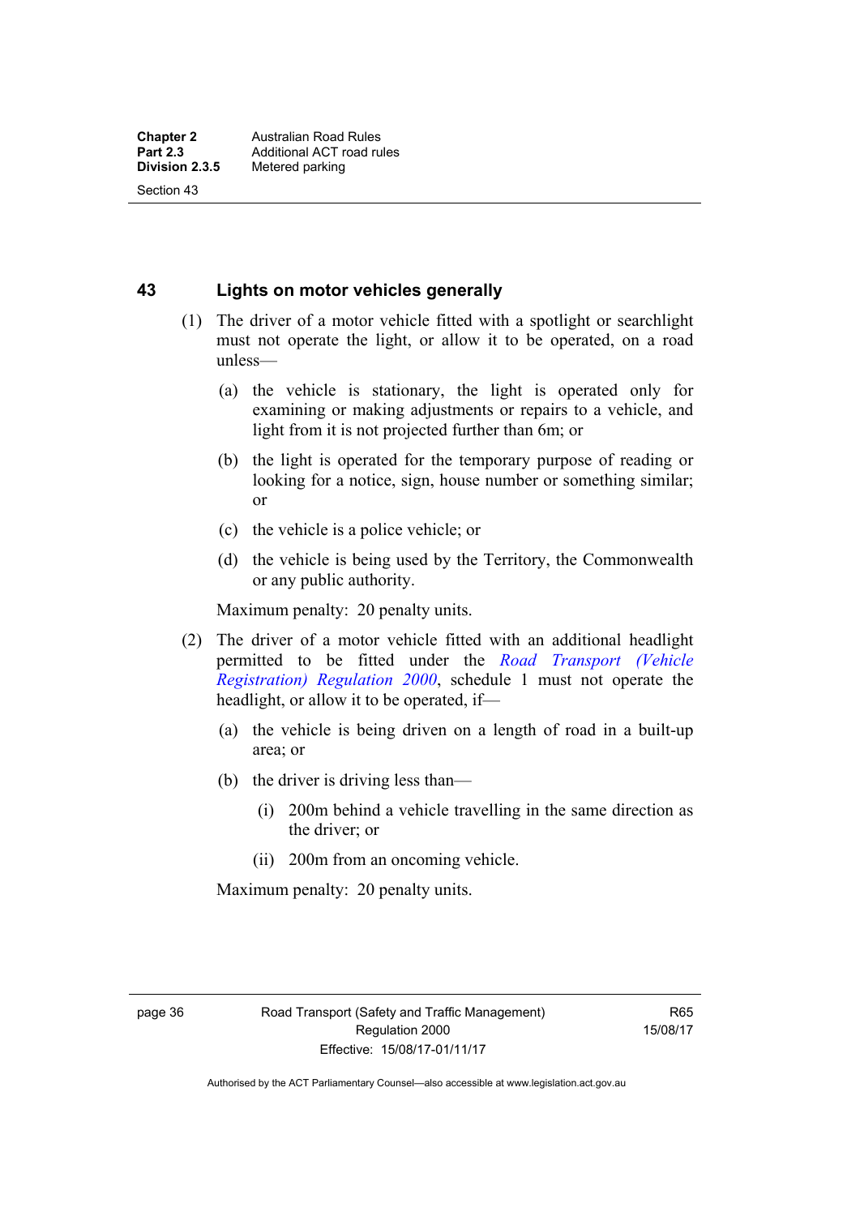## 43 Lights on motor vehicles generally

(1) The driver of a motor vehicle fitted with a spotlight or searchlight must not operate the light, or allow it to be operated, on a road unless—

(a) the vehicle is stationary, the light is operated only for examining or making adjustments or repairs to a vehicle, and light from it is not projected further than 6m; or

(b) the light is operated for the temporary purpose of reading or looking for a notice, sign, house number or something similar; or

(c) the vehicle is a police vehicle; or

(d) the vehicle is being used by the Territory, the Commonwealth or any public authority.

Maximum penalty: 20 penalty units.

(2) The driver of a motor vehicle fitted with an additional headlight permitted to be fitted under the *Road Transport (Vehicle Registration) Regulation 2000*, schedule 1 must not operate the headlight, or allow it to be operated, if—

(a) the vehicle is being driven on a length of road in a built-up area; or

(b) the driver is driving less than—

(i) 200m behind a vehicle travelling in the same direction as the driver; or

(ii) 200m from an oncoming vehicle.

Maximum penalty: 20 penalty units.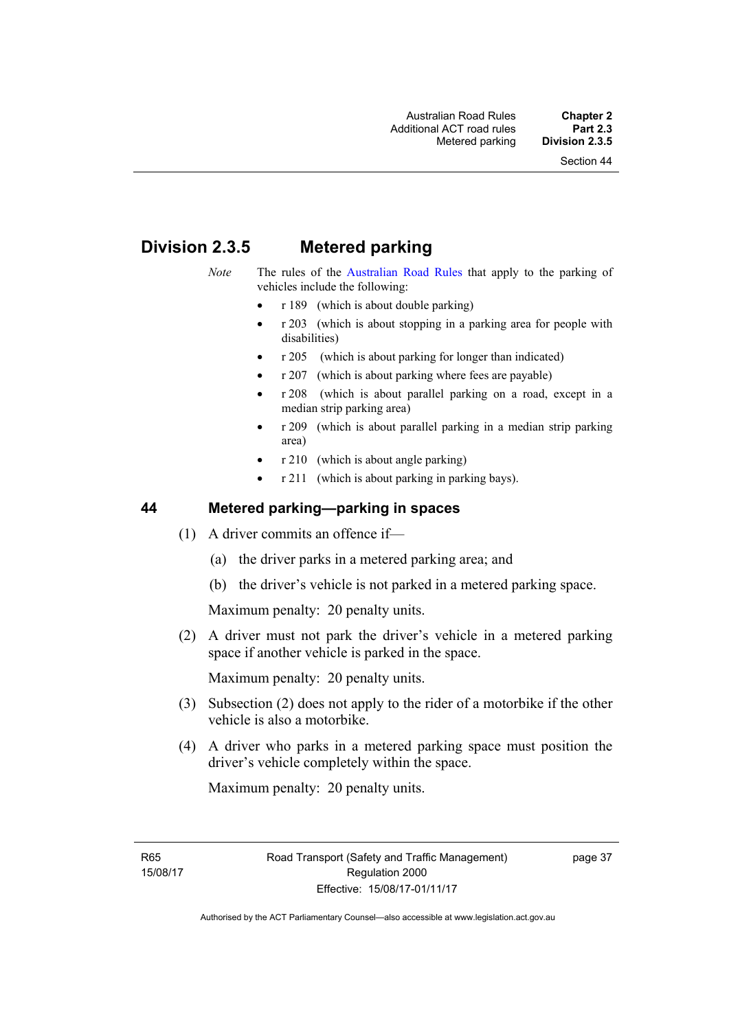# Division 2.3.5 Metered parking

*Note* The rules of the Australian Road Rules that apply to the parking of vehicles include the following:

- r 189 (which is about double parking)
- r 203 (which is about stopping in a parking area for people with disabilities)
- r 205 (which is about parking for longer than indicated)
- r 207 (which is about parking where fees are payable)
- r 208 (which is about parallel parking on a road, except in a median strip parking area)
- r 209 (which is about parallel parking in a median strip parking area)
- r 210 (which is about angle parking)
- r 211 (which is about parking in parking bays).

## 44 Metered parking—parking in spaces

(1) A driver commits an offence if—

(a) the driver parks in a metered parking area; and

(b) the driver's vehicle is not parked in a metered parking space.

Maximum penalty: 20 penalty units.

(2) A driver must not park the driver's vehicle in a metered parking space if another vehicle is parked in the space.

Maximum penalty: 20 penalty units.

(3) Subsection (2) does not apply to the rider of a motorbike if the other vehicle is also a motorbike.

(4) A driver who parks in a metered parking space must position the driver's vehicle completely within the space.

Maximum penalty: 20 penalty units.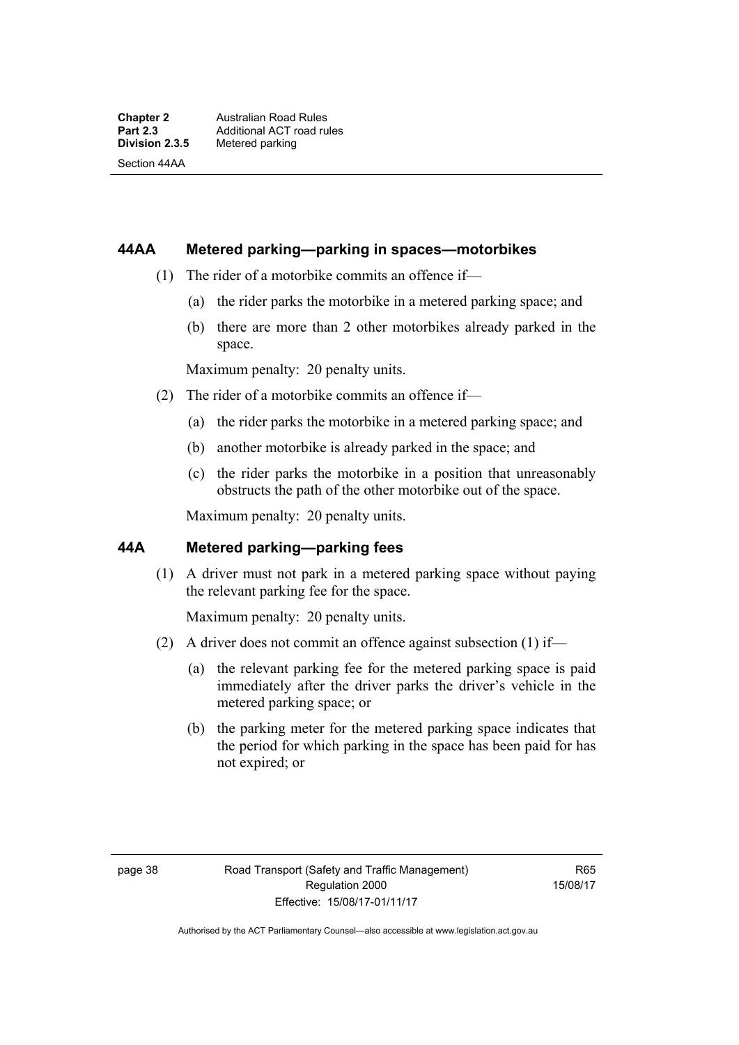## 44AA Metered parking—parking in spaces—motorbikes

(1) The rider of a motorbike commits an offence if—

(a) the rider parks the motorbike in a metered parking space; and

(b) there are more than 2 other motorbikes already parked in the space.

Maximum penalty: 20 penalty units.

(2) The rider of a motorbike commits an offence if—

(a) the rider parks the motorbike in a metered parking space; and

(b) another motorbike is already parked in the space; and

(c) the rider parks the motorbike in a position that unreasonably obstructs the path of the other motorbike out of the space.

Maximum penalty: 20 penalty units.

## 44A Metered parking—parking fees

(1) A driver must not park in a metered parking space without paying the relevant parking fee for the space.

Maximum penalty: 20 penalty units.

(2) A driver does not commit an offence against subsection (1) if—

(a) the relevant parking fee for the metered parking space is paid immediately after the driver parks the driver's vehicle in the metered parking space; or

(b) the parking meter for the metered parking space indicates that the period for which parking in the space has been paid for has not expired; or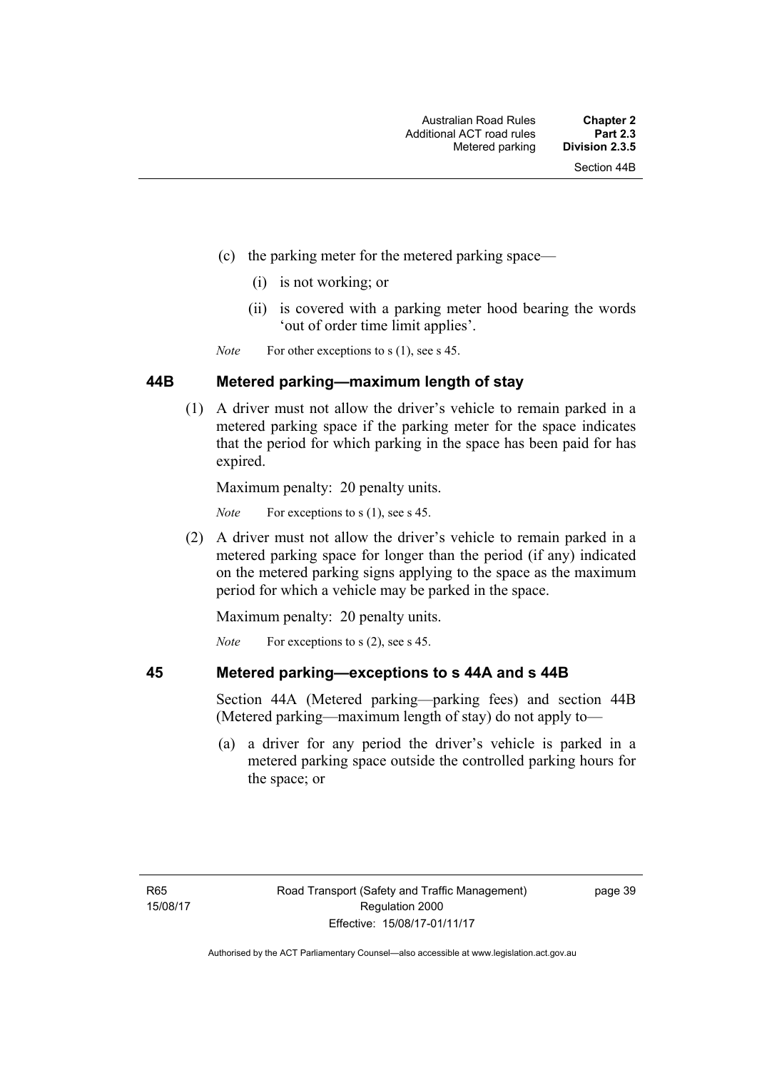(c) the parking meter for the metered parking space—

(i) is not working; or

(ii) is covered with a parking meter hood bearing the words 'out of order time limit applies'.

*Note* For other exceptions to s (1), see s 45.

### 44B Metered parking—maximum length of stay

(1) A driver must not allow the driver's vehicle to remain parked in a metered parking space if the parking meter for the space indicates that the period for which parking in the space has been paid for has expired.

Maximum penalty: 20 penalty units.

*Note* For exceptions to s (1), see s 45.

(2) A driver must not allow the driver's vehicle to remain parked in a metered parking space for longer than the period (if any) indicated on the metered parking signs applying to the space as the maximum period for which a vehicle may be parked in the space.

Maximum penalty: 20 penalty units.

*Note* For exceptions to s (2), see s 45.

### 45 Metered parking—exceptions to s 44A and s 44B

Section 44A (Metered parking—parking fees) and section 44B (Metered parking—maximum length of stay) do not apply to—

(a) a driver for any period the driver's vehicle is parked in a metered parking space outside the controlled parking hours for the space; or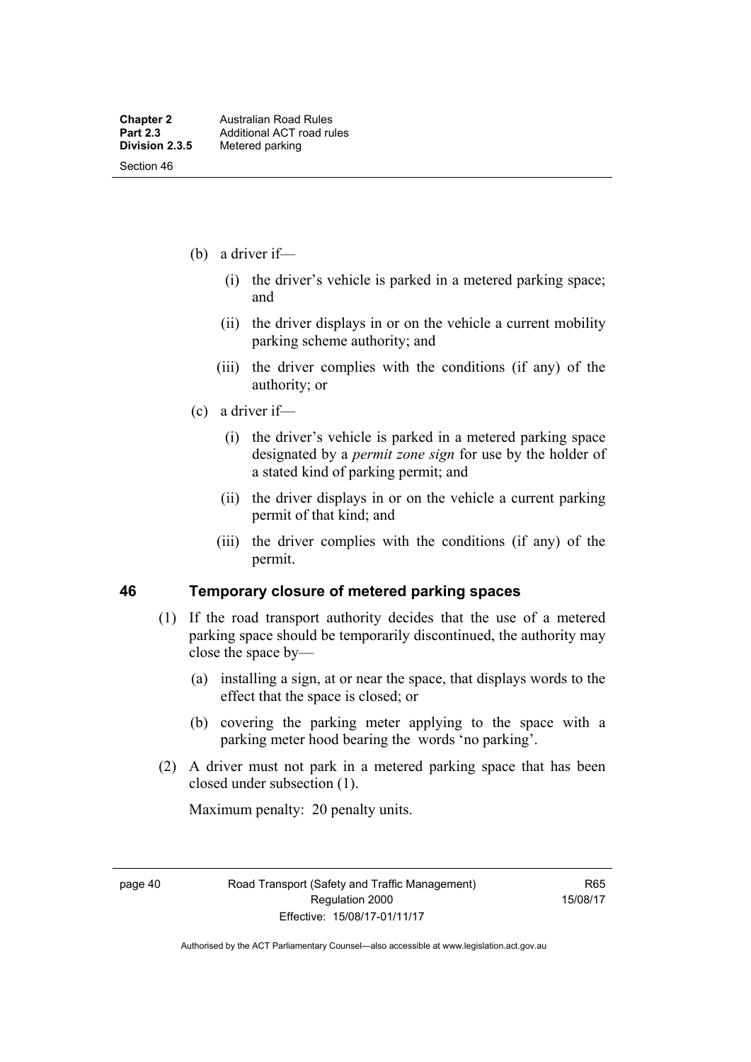(b) a driver if—

   (i) the driver's vehicle is parked in a metered parking space; and

   (ii) the driver displays in or on the vehicle a current mobility parking scheme authority; and

   (iii) the driver complies with the conditions (if any) of the authority; or

(c) a driver if—

   (i) the driver's vehicle is parked in a metered parking space designated by a *permit zone sign* for use by the holder of a stated kind of parking permit; and

   (ii) the driver displays in or on the vehicle a current parking permit of that kind; and

   (iii) the driver complies with the conditions (if any) of the permit.

## 46 Temporary closure of metered parking spaces

(1) If the road transport authority decides that the use of a metered parking space should be temporarily discontinued, the authority may close the space by—

   (a) installing a sign, at or near the space, that displays words to the effect that the space is closed; or

   (b) covering the parking meter applying to the space with a parking meter hood bearing the words 'no parking'.

(2) A driver must not park in a metered parking space that has been closed under subsection (1).

Maximum penalty: 20 penalty units.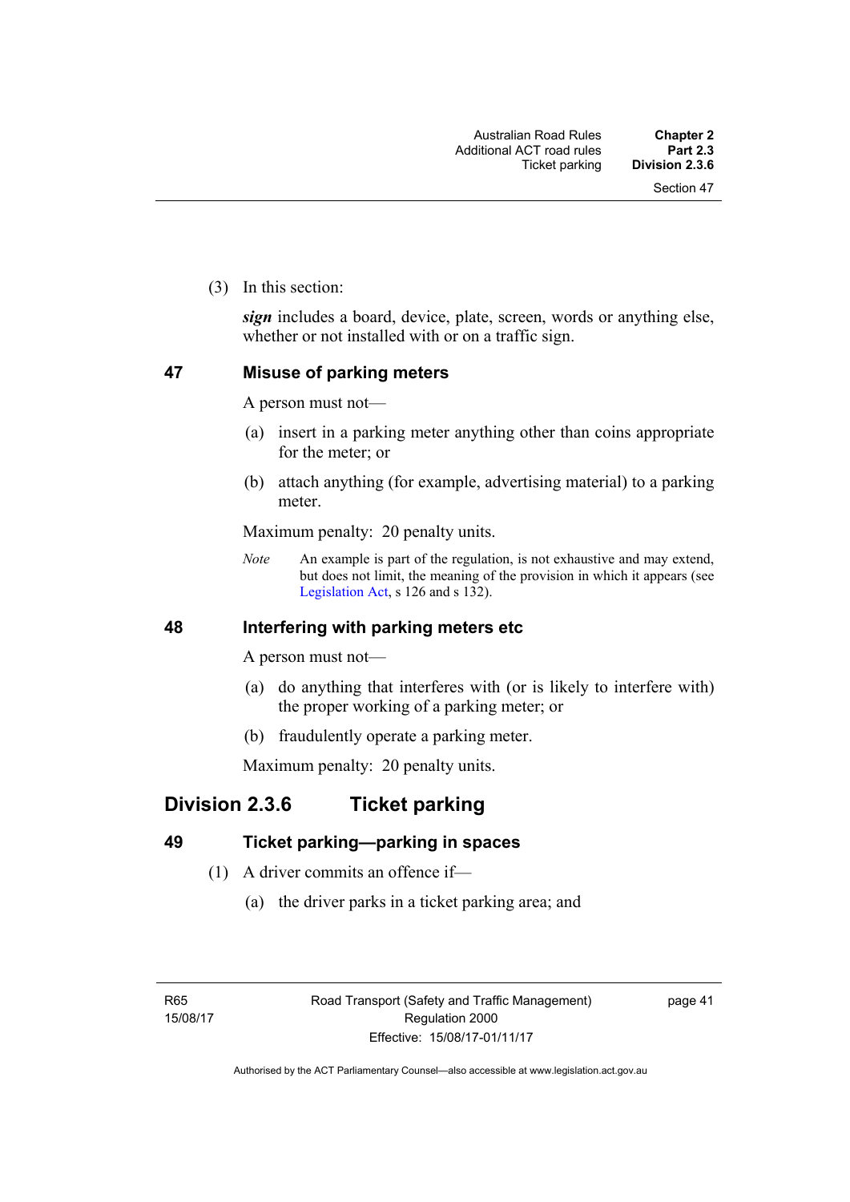(3) In this section:

***sign*** includes a board, device, plate, screen, words or anything else, whether or not installed with or on a traffic sign.

### 47 Misuse of parking meters

A person must not—

(a) insert in a parking meter anything other than coins appropriate for the meter; or

(b) attach anything (for example, advertising material) to a parking meter.

Maximum penalty: 20 penalty units.

*Note* An example is part of the regulation, is not exhaustive and may extend, but does not limit, the meaning of the provision in which it appears (see Legislation Act, s 126 and s 132).

### 48 Interfering with parking meters etc

A person must not—

(a) do anything that interferes with (or is likely to interfere with) the proper working of a parking meter; or

(b) fraudulently operate a parking meter.

Maximum penalty: 20 penalty units.

## Division 2.3.6 Ticket parking

### 49 Ticket parking—parking in spaces

(1) A driver commits an offence if—

(a) the driver parks in a ticket parking area; and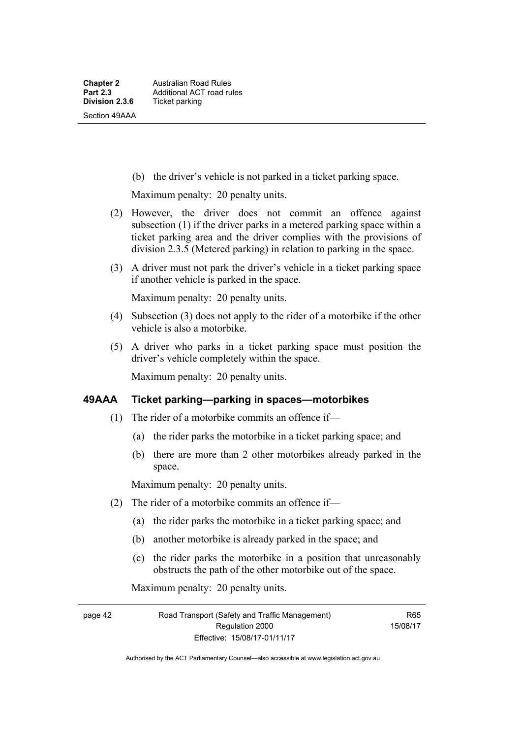(b) the driver's vehicle is not parked in a ticket parking space.

Maximum penalty: 20 penalty units.

(2) However, the driver does not commit an offence against subsection (1) if the driver parks in a metered parking space within a ticket parking area and the driver complies with the provisions of division 2.3.5 (Metered parking) in relation to parking in the space.

(3) A driver must not park the driver's vehicle in a ticket parking space if another vehicle is parked in the space.

Maximum penalty: 20 penalty units.

(4) Subsection (3) does not apply to the rider of a motorbike if the other vehicle is also a motorbike.

(5) A driver who parks in a ticket parking space must position the driver's vehicle completely within the space.

Maximum penalty: 20 penalty units.

### 49AAA Ticket parking—parking in spaces—motorbikes

(1) The rider of a motorbike commits an offence if—

(a) the rider parks the motorbike in a ticket parking space; and

(b) there are more than 2 other motorbikes already parked in the space.

Maximum penalty: 20 penalty units.

(2) The rider of a motorbike commits an offence if—

(a) the rider parks the motorbike in a ticket parking space; and

(b) another motorbike is already parked in the space; and

(c) the rider parks the motorbike in a position that unreasonably obstructs the path of the other motorbike out of the space.

Maximum penalty: 20 penalty units.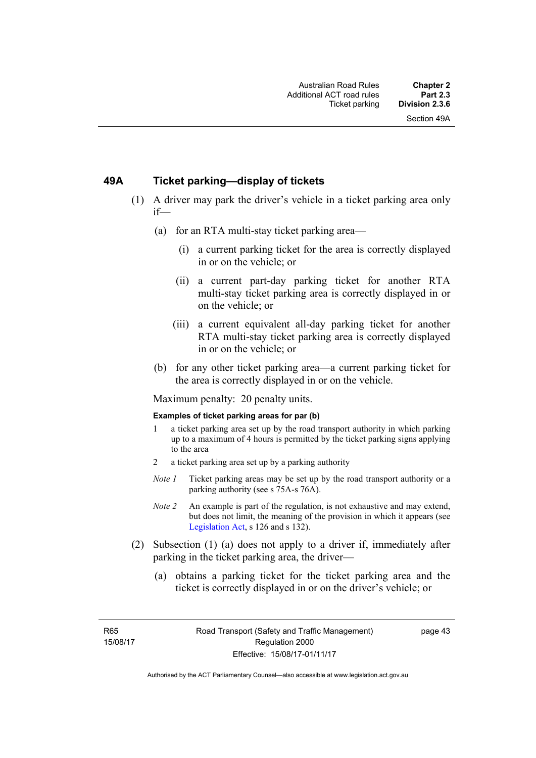## 49A Ticket parking—display of tickets

(1) A driver may park the driver's vehicle in a ticket parking area only if—

(a) for an RTA multi-stay ticket parking area—

(i) a current parking ticket for the area is correctly displayed in or on the vehicle; or

(ii) a current part-day parking ticket for another RTA multi-stay ticket parking area is correctly displayed in or on the vehicle; or

(iii) a current equivalent all-day parking ticket for another RTA multi-stay ticket parking area is correctly displayed in or on the vehicle; or

(b) for any other ticket parking area—a current parking ticket for the area is correctly displayed in or on the vehicle.

Maximum penalty: 20 penalty units.

**Examples of ticket parking areas for par (b)**

1 a ticket parking area set up by the road transport authority in which parking up to a maximum of 4 hours is permitted by the ticket parking signs applying to the area

2 a ticket parking area set up by a parking authority

*Note 1* Ticket parking areas may be set up by the road transport authority or a parking authority (see s 75A-s 76A).

*Note 2* An example is part of the regulation, is not exhaustive and may extend, but does not limit, the meaning of the provision in which it appears (see Legislation Act, s 126 and s 132).

(2) Subsection (1) (a) does not apply to a driver if, immediately after parking in the ticket parking area, the driver—

(a) obtains a parking ticket for the ticket parking area and the ticket is correctly displayed in or on the driver's vehicle; or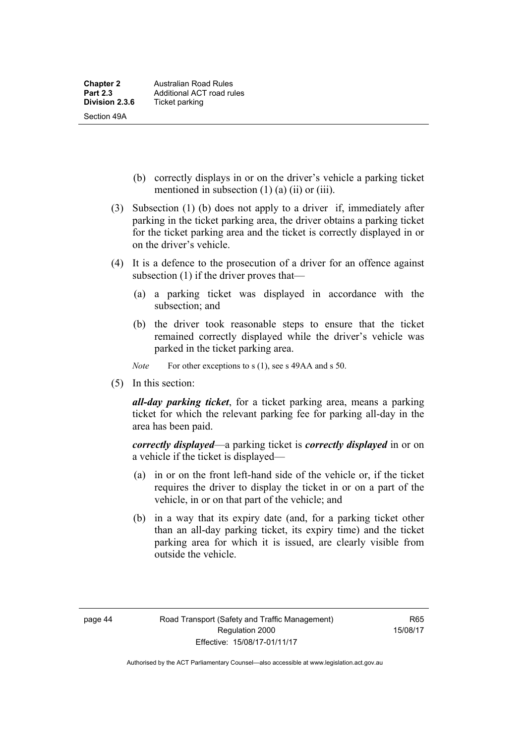(b) correctly displays in or on the driver's vehicle a parking ticket mentioned in subsection (1) (a) (ii) or (iii).

(3) Subsection (1) (b) does not apply to a driver if, immediately after parking in the ticket parking area, the driver obtains a parking ticket for the ticket parking area and the ticket is correctly displayed in or on the driver's vehicle.

(4) It is a defence to the prosecution of a driver for an offence against subsection (1) if the driver proves that—

(a) a parking ticket was displayed in accordance with the subsection; and

(b) the driver took reasonable steps to ensure that the ticket remained correctly displayed while the driver's vehicle was parked in the ticket parking area.

*Note* For other exceptions to s (1), see s 49AA and s 50.

(5) In this section:

***all-day parking ticket***, for a ticket parking area, means a parking ticket for which the relevant parking fee for parking all-day in the area has been paid.

***correctly displayed***—a parking ticket is ***correctly displayed*** in or on a vehicle if the ticket is displayed—

(a) in or on the front left-hand side of the vehicle or, if the ticket requires the driver to display the ticket in or on a part of the vehicle, in or on that part of the vehicle; and

(b) in a way that its expiry date (and, for a parking ticket other than an all-day parking ticket, its expiry time) and the ticket parking area for which it is issued, are clearly visible from outside the vehicle.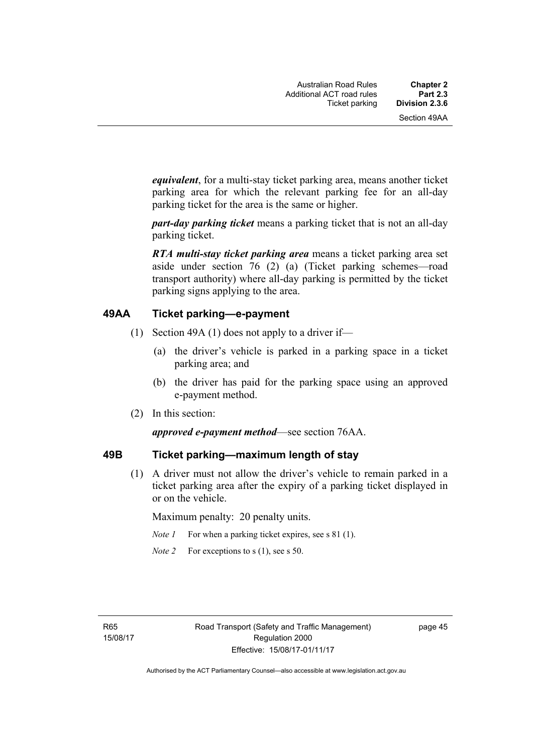***equivalent***, for a multi-stay ticket parking area, means another ticket parking area for which the relevant parking fee for an all-day parking ticket for the area is the same or higher.

***part-day parking ticket*** means a parking ticket that is not an all-day parking ticket.

***RTA multi-stay ticket parking area*** means a ticket parking area set aside under section 76 (2) (a) (Ticket parking schemes—road transport authority) where all-day parking is permitted by the ticket parking signs applying to the area.

## 49AA Ticket parking—e-payment

(1) Section 49A (1) does not apply to a driver if—

(a) the driver's vehicle is parked in a parking space in a ticket parking area; and

(b) the driver has paid for the parking space using an approved e-payment method.

(2) In this section:

***approved e-payment method***—see section 76AA.

## 49B Ticket parking—maximum length of stay

(1) A driver must not allow the driver's vehicle to remain parked in a ticket parking area after the expiry of a parking ticket displayed in or on the vehicle.

Maximum penalty: 20 penalty units.

*Note 1* For when a parking ticket expires, see s 81 (1).

*Note 2* For exceptions to s (1), see s 50.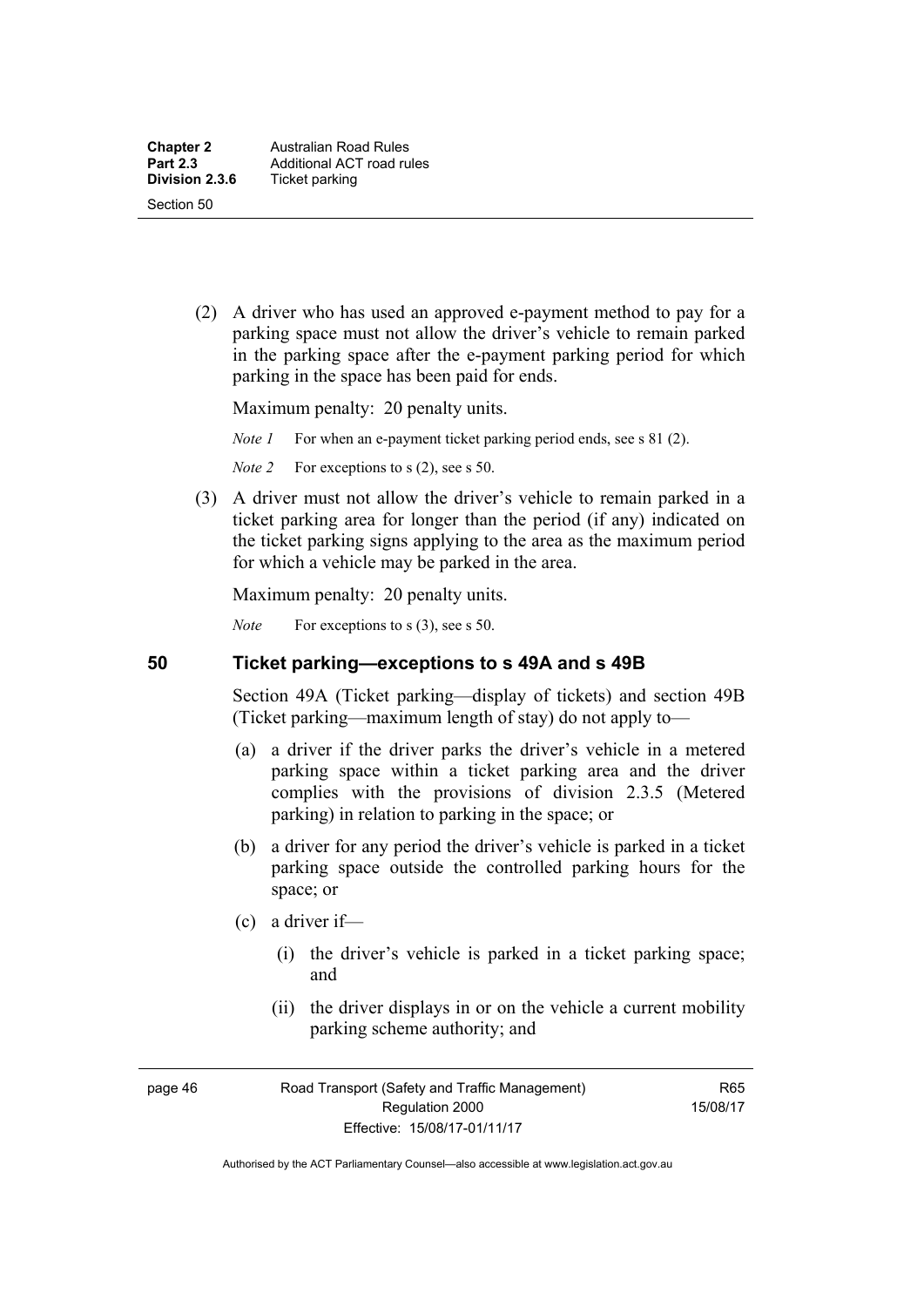(2) A driver who has used an approved e-payment method to pay for a parking space must not allow the driver's vehicle to remain parked in the parking space after the e-payment parking period for which parking in the space has been paid for ends.

Maximum penalty: 20 penalty units.

*Note 1* For when an e-payment ticket parking period ends, see s 81 (2).

*Note 2* For exceptions to s (2), see s 50.

(3) A driver must not allow the driver's vehicle to remain parked in a ticket parking area for longer than the period (if any) indicated on the ticket parking signs applying to the area as the maximum period for which a vehicle may be parked in the area.

Maximum penalty: 20 penalty units.

*Note* For exceptions to s (3), see s 50.

## 50 Ticket parking—exceptions to s 49A and s 49B

Section 49A (Ticket parking—display of tickets) and section 49B (Ticket parking—maximum length of stay) do not apply to—

(a) a driver if the driver parks the driver's vehicle in a metered parking space within a ticket parking area and the driver complies with the provisions of division 2.3.5 (Metered parking) in relation to parking in the space; or

(b) a driver for any period the driver's vehicle is parked in a ticket parking space outside the controlled parking hours for the space; or

(c) a driver if—

(i) the driver's vehicle is parked in a ticket parking space; and

(ii) the driver displays in or on the vehicle a current mobility parking scheme authority; and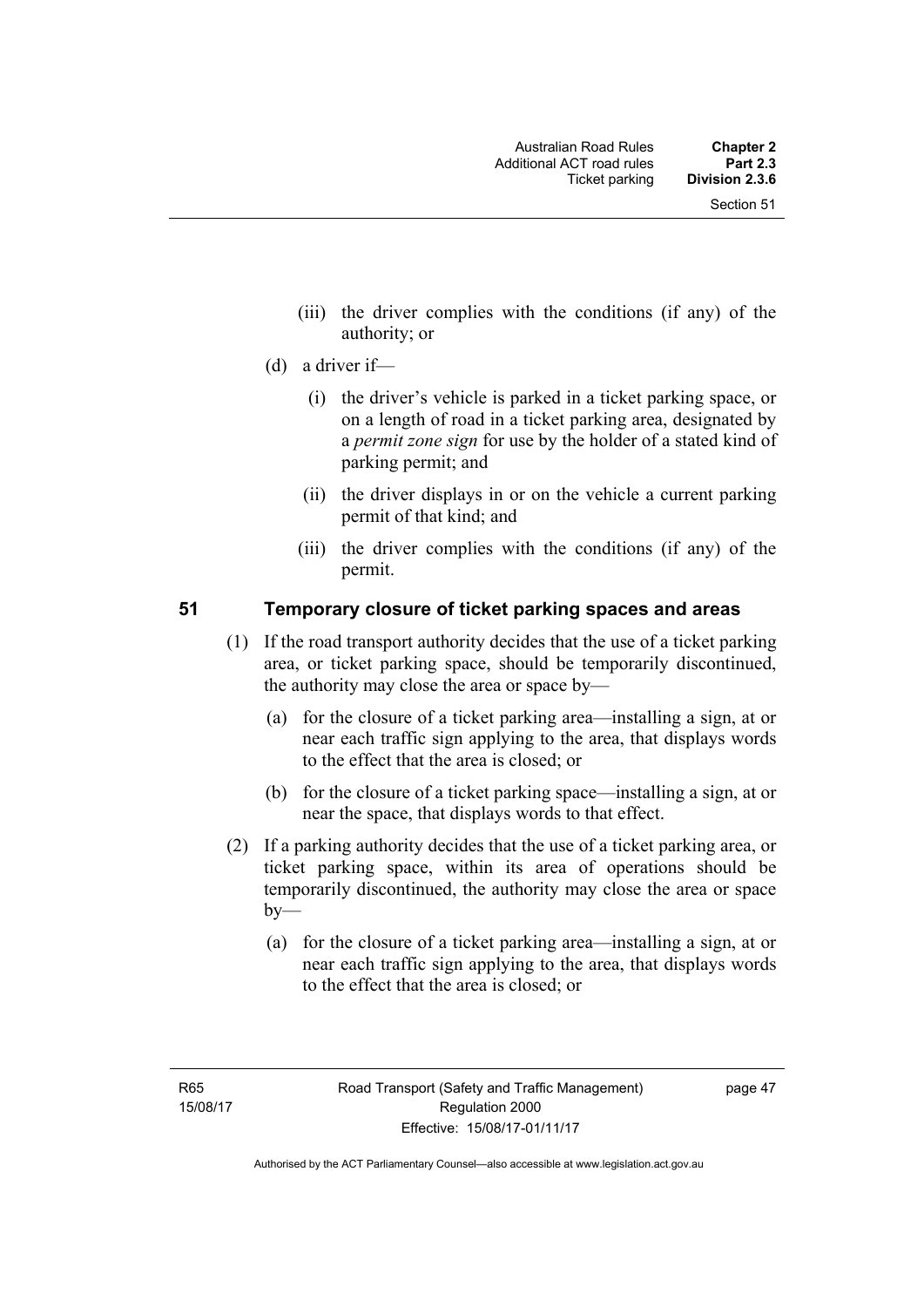(iii) the driver complies with the conditions (if any) of the authority; or

(d) a driver if—

(i) the driver's vehicle is parked in a ticket parking space, or on a length of road in a ticket parking area, designated by a *permit zone sign* for use by the holder of a stated kind of parking permit; and

(ii) the driver displays in or on the vehicle a current parking permit of that kind; and

(iii) the driver complies with the conditions (if any) of the permit.

## 51 Temporary closure of ticket parking spaces and areas

(1) If the road transport authority decides that the use of a ticket parking area, or ticket parking space, should be temporarily discontinued, the authority may close the area or space by—

(a) for the closure of a ticket parking area—installing a sign, at or near each traffic sign applying to the area, that displays words to the effect that the area is closed; or

(b) for the closure of a ticket parking space—installing a sign, at or near the space, that displays words to that effect.

(2) If a parking authority decides that the use of a ticket parking area, or ticket parking space, within its area of operations should be temporarily discontinued, the authority may close the area or space by—

(a) for the closure of a ticket parking area—installing a sign, at or near each traffic sign applying to the area, that displays words to the effect that the area is closed; or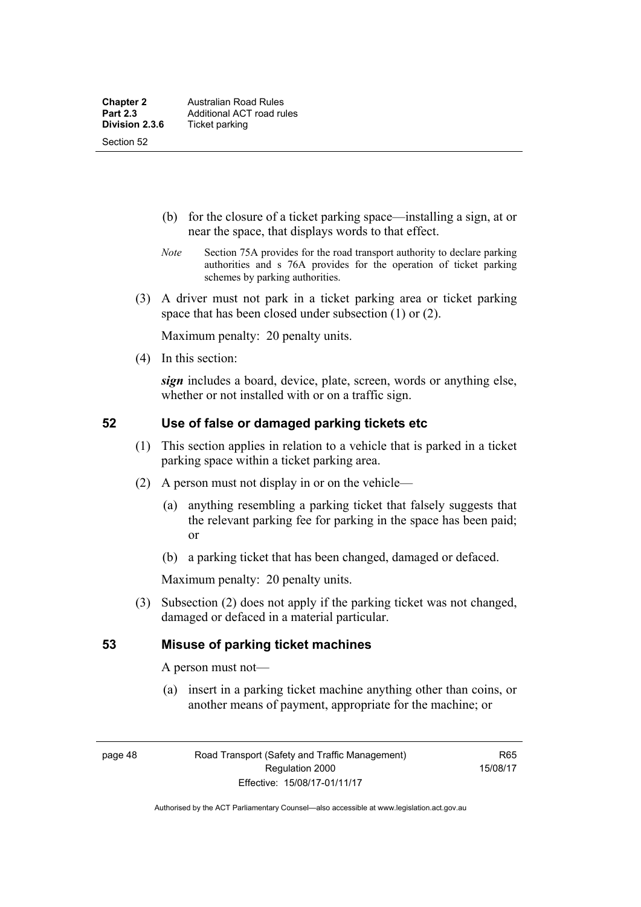(b) for the closure of a ticket parking space—installing a sign, at or near the space, that displays words to that effect.

*Note* Section 75A provides for the road transport authority to declare parking authorities and s 76A provides for the operation of ticket parking schemes by parking authorities.

(3) A driver must not park in a ticket parking area or ticket parking space that has been closed under subsection (1) or (2).

Maximum penalty: 20 penalty units.

(4) In this section:

***sign*** includes a board, device, plate, screen, words or anything else, whether or not installed with or on a traffic sign.

## 52 Use of false or damaged parking tickets etc

(1) This section applies in relation to a vehicle that is parked in a ticket parking space within a ticket parking area.

(2) A person must not display in or on the vehicle—

(a) anything resembling a parking ticket that falsely suggests that the relevant parking fee for parking in the space has been paid; or

(b) a parking ticket that has been changed, damaged or defaced.

Maximum penalty: 20 penalty units.

(3) Subsection (2) does not apply if the parking ticket was not changed, damaged or defaced in a material particular.

## 53 Misuse of parking ticket machines

A person must not—

(a) insert in a parking ticket machine anything other than coins, or another means of payment, appropriate for the machine; or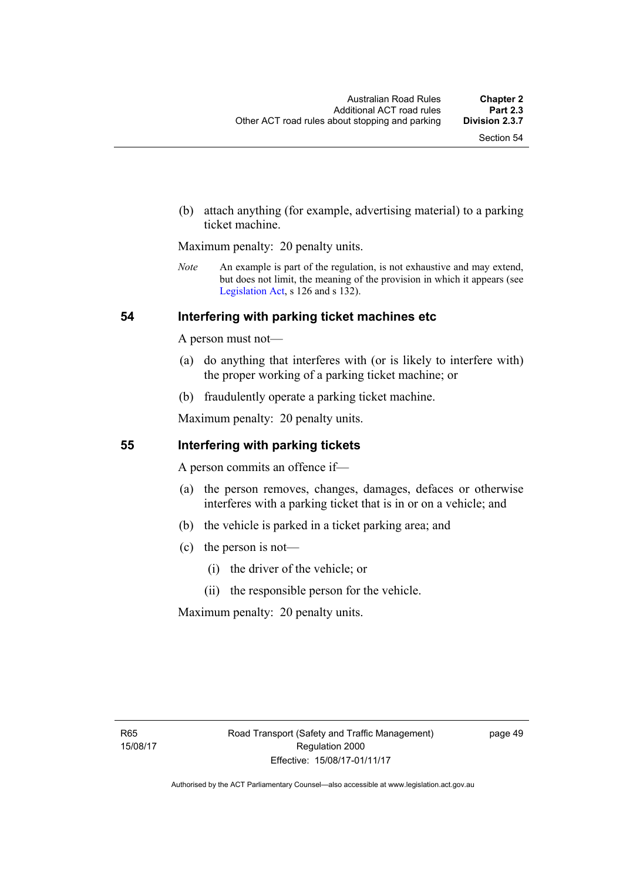(b) attach anything (for example, advertising material) to a parking ticket machine.

Maximum penalty: 20 penalty units.

*Note* An example is part of the regulation, is not exhaustive and may extend, but does not limit, the meaning of the provision in which it appears (see Legislation Act, s 126 and s 132).

## 54 Interfering with parking ticket machines etc

A person must not—

(a) do anything that interferes with (or is likely to interfere with) the proper working of a parking ticket machine; or

(b) fraudulently operate a parking ticket machine.

Maximum penalty: 20 penalty units.

## 55 Interfering with parking tickets

A person commits an offence if—

(a) the person removes, changes, damages, defaces or otherwise interferes with a parking ticket that is in or on a vehicle; and

(b) the vehicle is parked in a ticket parking area; and

(c) the person is not—

(i) the driver of the vehicle; or

(ii) the responsible person for the vehicle.

Maximum penalty: 20 penalty units.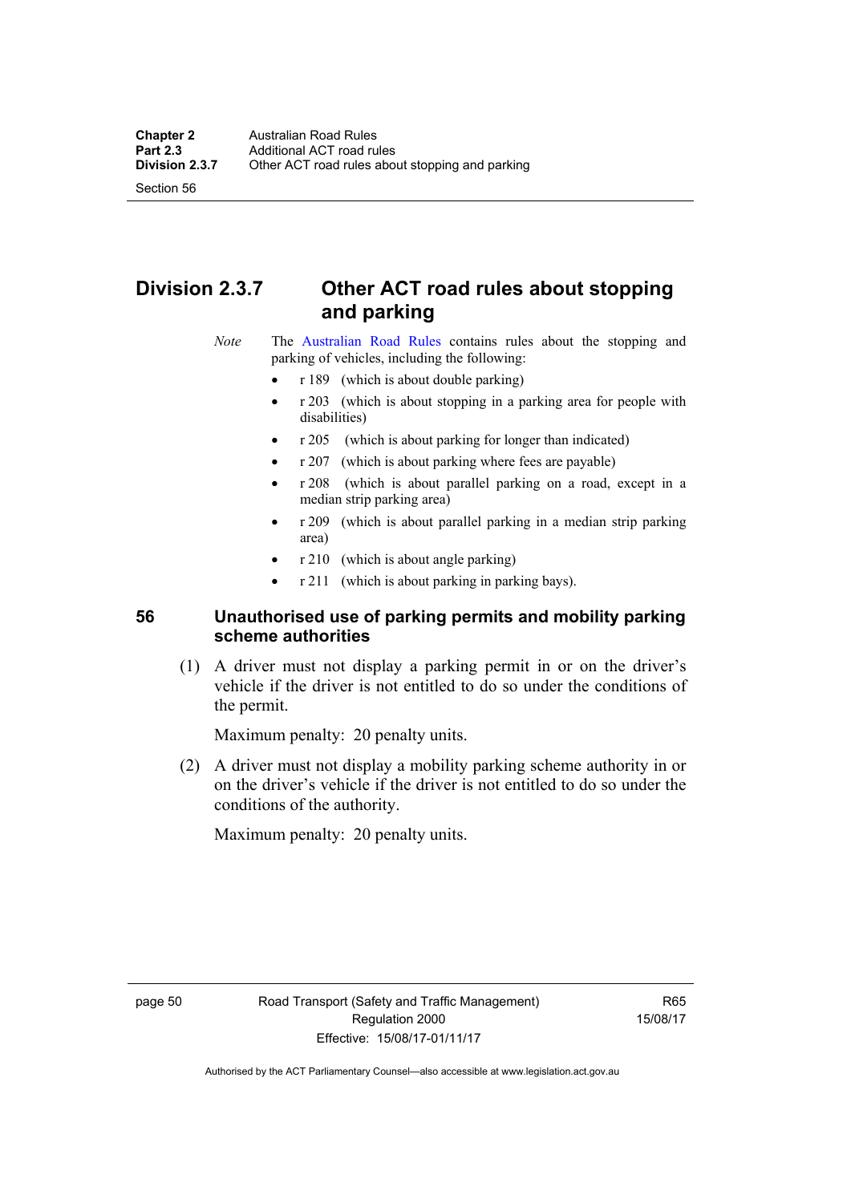## Division 2.3.7 Other ACT road rules about stopping and parking

*Note* The Australian Road Rules contains rules about the stopping and parking of vehicles, including the following:

- r 189 (which is about double parking)
- r 203 (which is about stopping in a parking area for people with disabilities)
- r 205 (which is about parking for longer than indicated)
- r 207 (which is about parking where fees are payable)
- r 208 (which is about parallel parking on a road, except in a median strip parking area)
- r 209 (which is about parallel parking in a median strip parking area)
- r 210 (which is about angle parking)
- r 211 (which is about parking in parking bays).

### 56 Unauthorised use of parking permits and mobility parking scheme authorities

(1) A driver must not display a parking permit in or on the driver's vehicle if the driver is not entitled to do so under the conditions of the permit.

Maximum penalty: 20 penalty units.

(2) A driver must not display a mobility parking scheme authority in or on the driver's vehicle if the driver is not entitled to do so under the conditions of the authority.

Maximum penalty: 20 penalty units.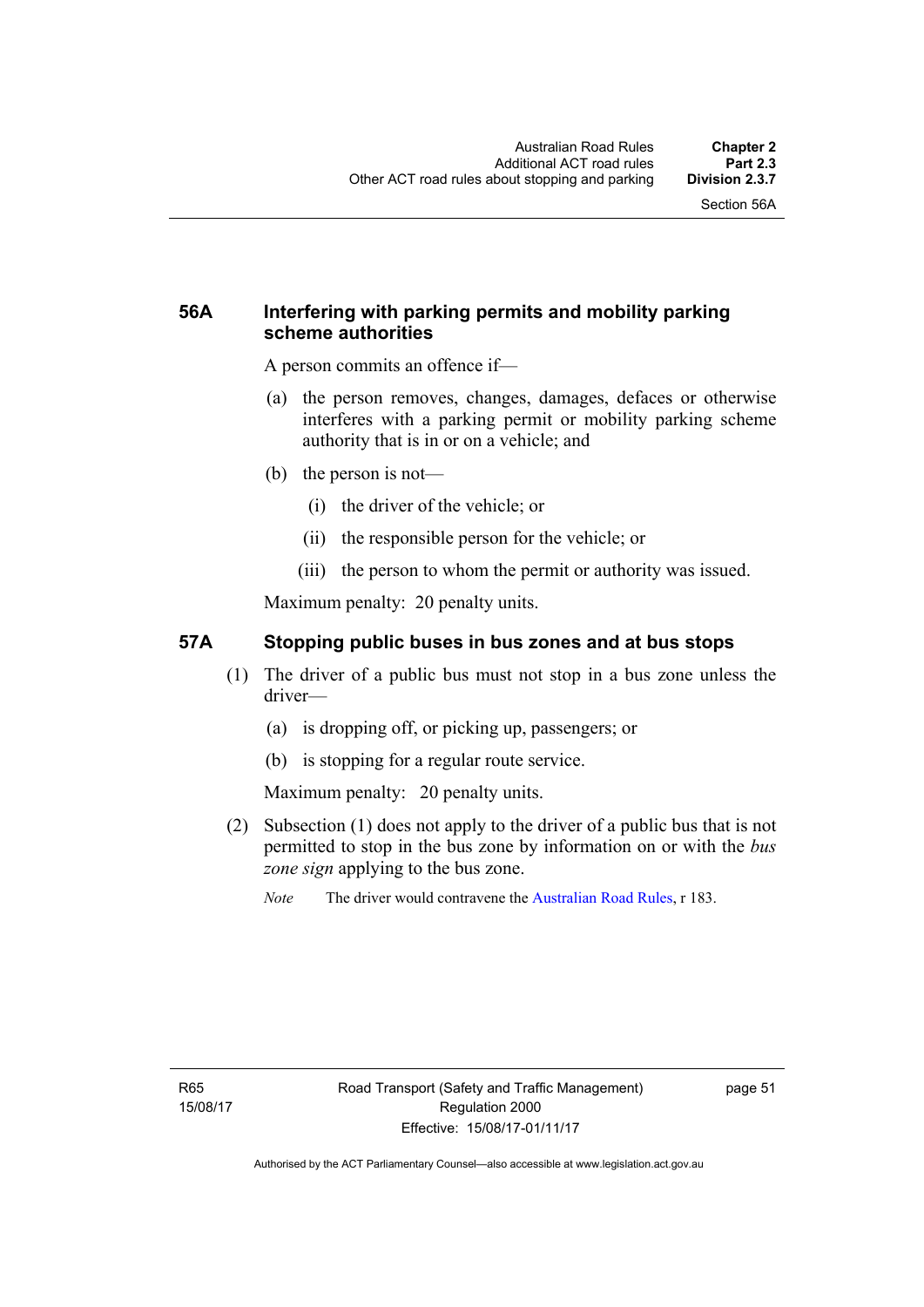### 56A Interfering with parking permits and mobility parking scheme authorities

A person commits an offence if—

(a) the person removes, changes, damages, defaces or otherwise interferes with a parking permit or mobility parking scheme authority that is in or on a vehicle; and

(b) the person is not—

(i) the driver of the vehicle; or

(ii) the responsible person for the vehicle; or

(iii) the person to whom the permit or authority was issued.

Maximum penalty: 20 penalty units.

### 57A Stopping public buses in bus zones and at bus stops

(1) The driver of a public bus must not stop in a bus zone unless the driver—

(a) is dropping off, or picking up, passengers; or

(b) is stopping for a regular route service.

Maximum penalty: 20 penalty units.

(2) Subsection (1) does not apply to the driver of a public bus that is not permitted to stop in the bus zone by information on or with the ***bus zone sign*** applying to the bus zone.

*Note* The driver would contravene the Australian Road Rules, r 183.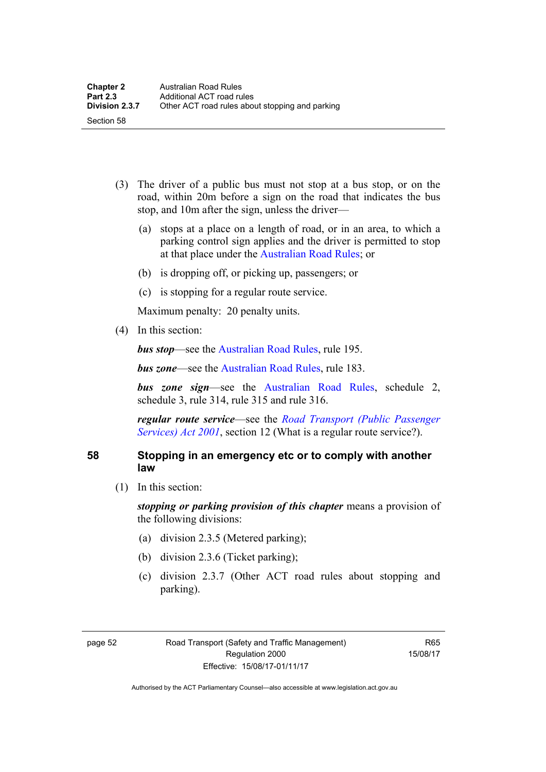(3) The driver of a public bus must not stop at a bus stop, or on the road, within 20m before a sign on the road that indicates the bus stop, and 10m after the sign, unless the driver—

(a) stops at a place on a length of road, or in an area, to which a parking control sign applies and the driver is permitted to stop at that place under the Australian Road Rules; or

(b) is dropping off, or picking up, passengers; or

(c) is stopping for a regular route service.

Maximum penalty: 20 penalty units.

(4) In this section:

***bus stop***—see the Australian Road Rules, rule 195.

***bus zone***—see the Australian Road Rules, rule 183.

***bus zone sign***—see the Australian Road Rules, schedule 2, schedule 3, rule 314, rule 315 and rule 316.

***regular route service***—see the *Road Transport (Public Passenger Services) Act 2001*, section 12 (What is a regular route service?).

## 58 Stopping in an emergency etc or to comply with another law

(1) In this section:

***stopping or parking provision of this chapter*** means a provision of the following divisions:

(a) division 2.3.5 (Metered parking);

(b) division 2.3.6 (Ticket parking);

(c) division 2.3.7 (Other ACT road rules about stopping and parking).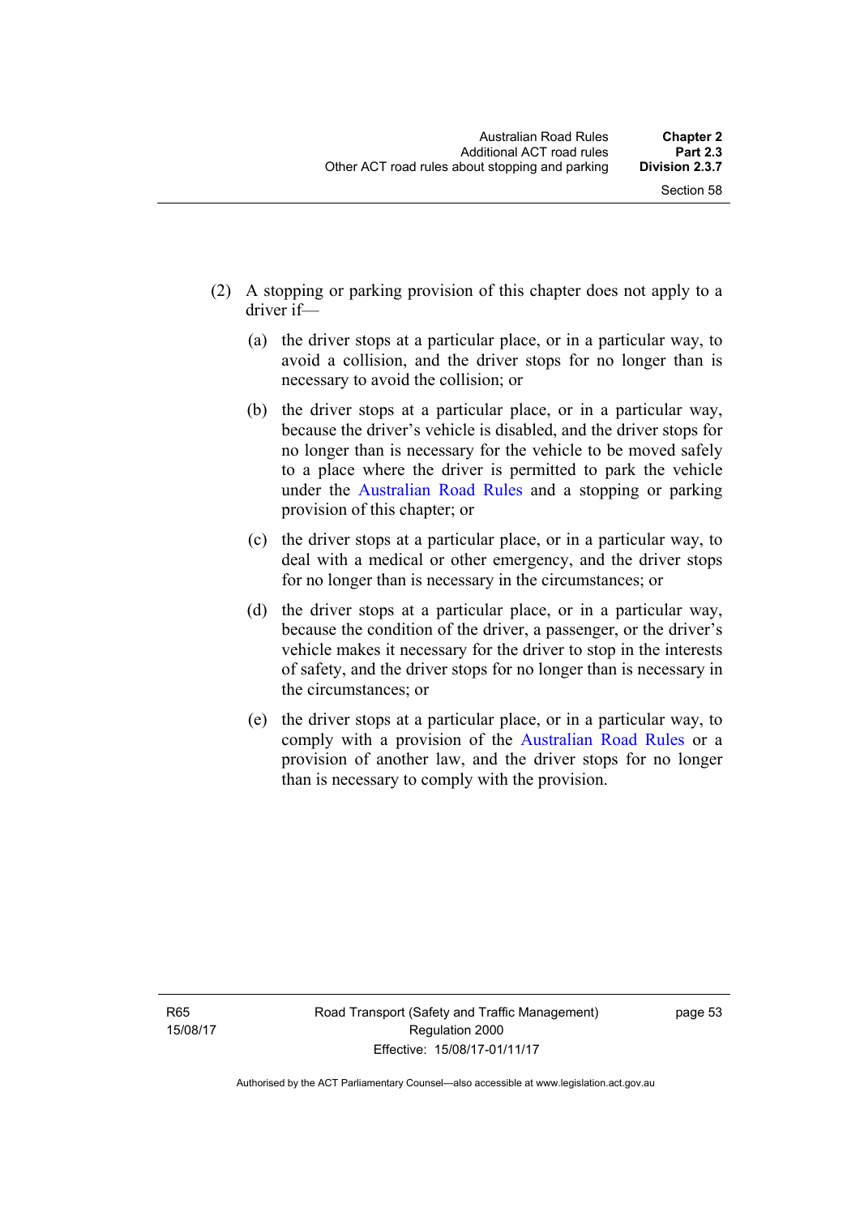(2) A stopping or parking provision of this chapter does not apply to a driver if—

(a) the driver stops at a particular place, or in a particular way, to avoid a collision, and the driver stops for no longer than is necessary to avoid the collision; or

(b) the driver stops at a particular place, or in a particular way, because the driver's vehicle is disabled, and the driver stops for no longer than is necessary for the vehicle to be moved safely to a place where the driver is permitted to park the vehicle under the Australian Road Rules and a stopping or parking provision of this chapter; or

(c) the driver stops at a particular place, or in a particular way, to deal with a medical or other emergency, and the driver stops for no longer than is necessary in the circumstances; or

(d) the driver stops at a particular place, or in a particular way, because the condition of the driver, a passenger, or the driver's vehicle makes it necessary for the driver to stop in the interests of safety, and the driver stops for no longer than is necessary in the circumstances; or

(e) the driver stops at a particular place, or in a particular way, to comply with a provision of the Australian Road Rules or a provision of another law, and the driver stops for no longer than is necessary to comply with the provision.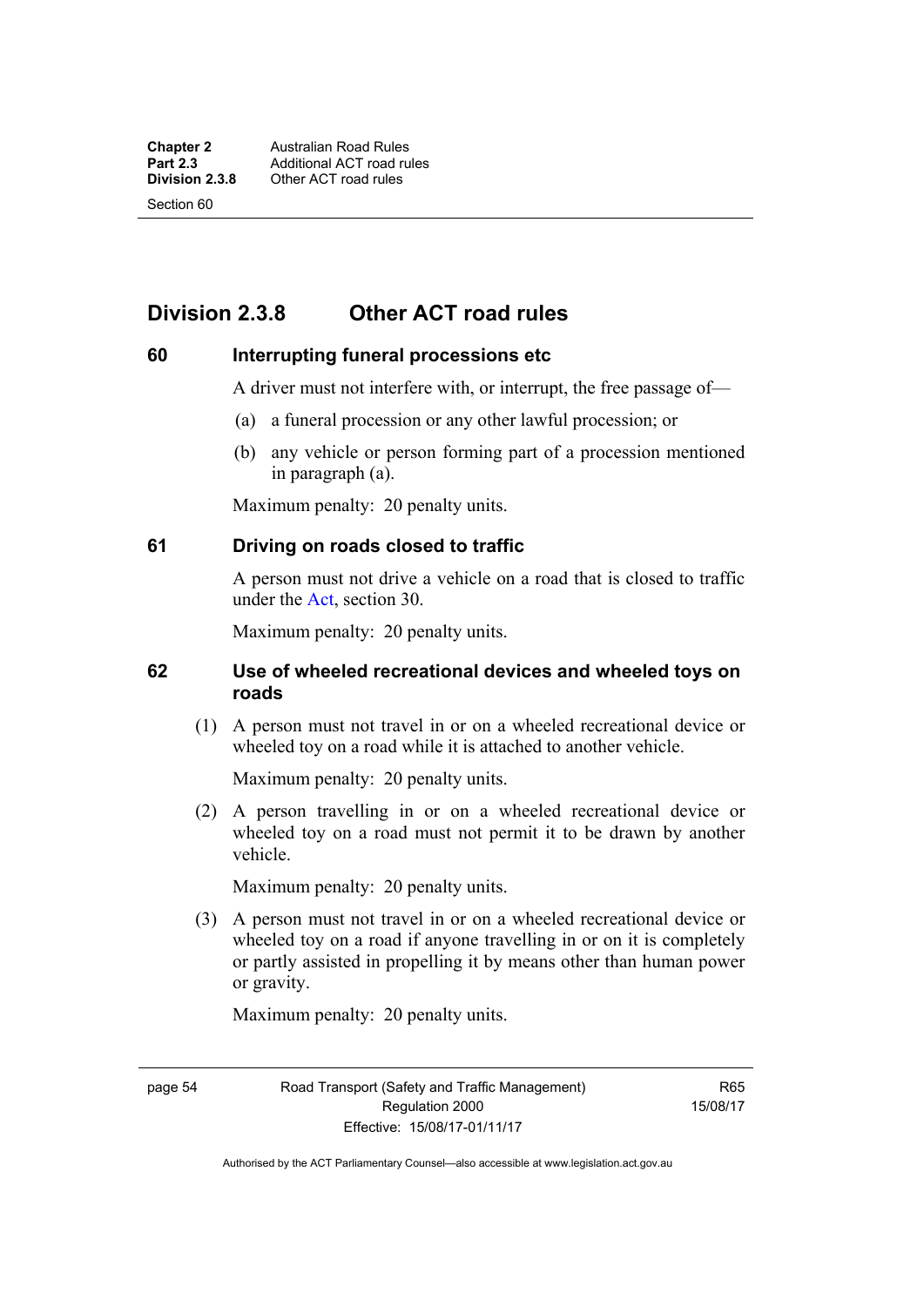## Division 2.3.8 Other ACT road rules

### 60 Interrupting funeral processions etc

A driver must not interfere with, or interrupt, the free passage of—

(a) a funeral procession or any other lawful procession; or

(b) any vehicle or person forming part of a procession mentioned in paragraph (a).

Maximum penalty: 20 penalty units.

### 61 Driving on roads closed to traffic

A person must not drive a vehicle on a road that is closed to traffic under the Act, section 30.

Maximum penalty: 20 penalty units.

### 62 Use of wheeled recreational devices and wheeled toys on roads

(1) A person must not travel in or on a wheeled recreational device or wheeled toy on a road while it is attached to another vehicle.

Maximum penalty: 20 penalty units.

(2) A person travelling in or on a wheeled recreational device or wheeled toy on a road must not permit it to be drawn by another vehicle.

Maximum penalty: 20 penalty units.

(3) A person must not travel in or on a wheeled recreational device or wheeled toy on a road if anyone travelling in or on it is completely or partly assisted in propelling it by means other than human power or gravity.

Maximum penalty: 20 penalty units.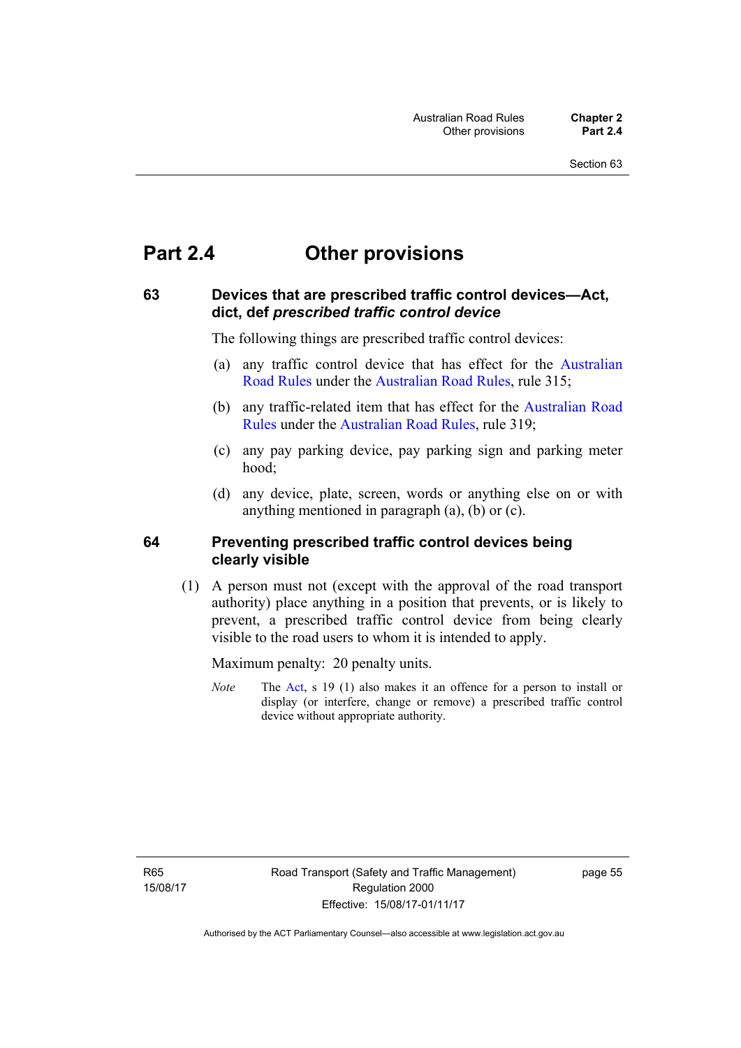# Part 2.4 Other provisions

### 63 Devices that are prescribed traffic control devices—Act, dict, def *prescribed traffic control device*

The following things are prescribed traffic control devices:

(a) any traffic control device that has effect for the Australian Road Rules under the Australian Road Rules, rule 315;

(b) any traffic-related item that has effect for the Australian Road Rules under the Australian Road Rules, rule 319;

(c) any pay parking device, pay parking sign and parking meter hood;

(d) any device, plate, screen, words or anything else on or with anything mentioned in paragraph (a), (b) or (c).

### 64 Preventing prescribed traffic control devices being clearly visible

(1) A person must not (except with the approval of the road transport authority) place anything in a position that prevents, or is likely to prevent, a prescribed traffic control device from being clearly visible to the road users to whom it is intended to apply.

Maximum penalty: 20 penalty units.

*Note* The Act, s 19 (1) also makes it an offence for a person to install or display (or interfere, change or remove) a prescribed traffic control device without appropriate authority.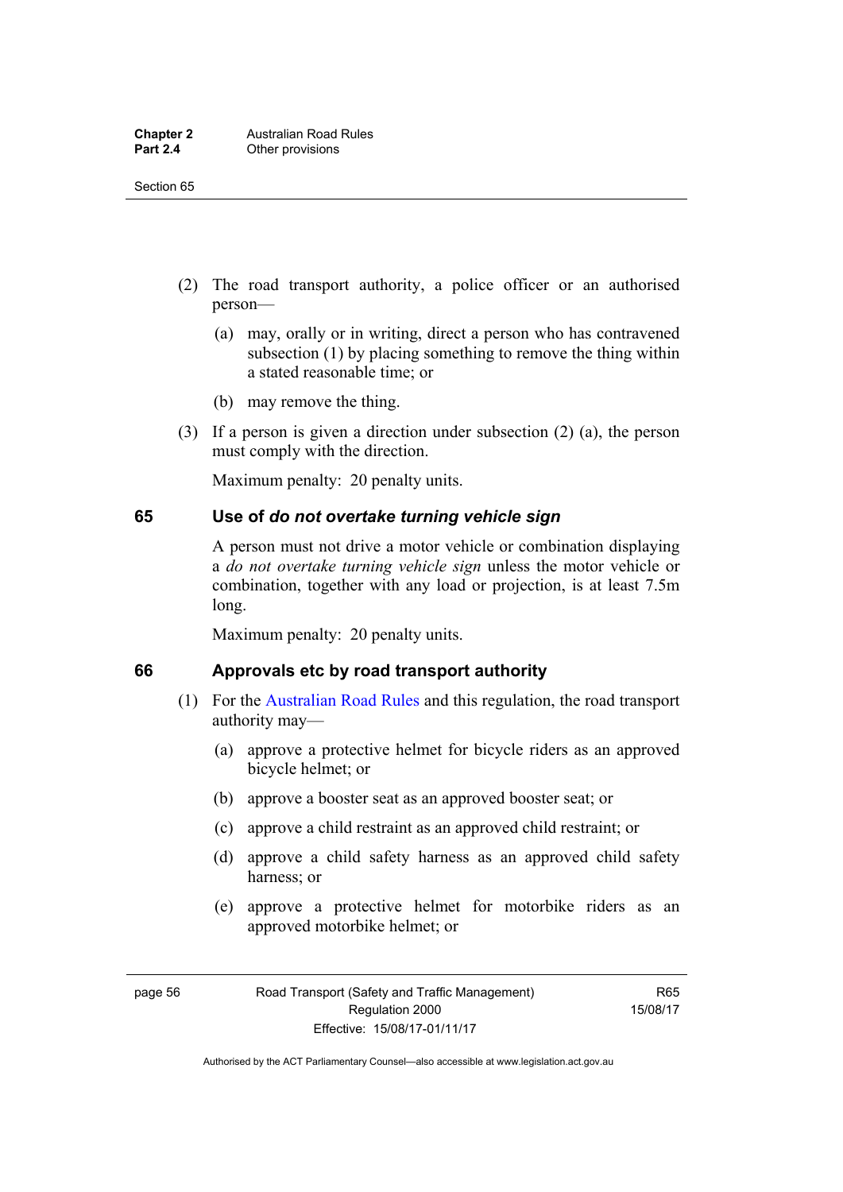(2) The road transport authority, a police officer or an authorised person—

(a) may, orally or in writing, direct a person who has contravened subsection (1) by placing something to remove the thing within a stated reasonable time; or

(b) may remove the thing.

(3) If a person is given a direction under subsection (2) (a), the person must comply with the direction.

Maximum penalty: 20 penalty units.

## 65 Use of *do not overtake turning vehicle sign*

A person must not drive a motor vehicle or combination displaying a *do not overtake turning vehicle sign* unless the motor vehicle or combination, together with any load or projection, is at least 7.5m long.

Maximum penalty: 20 penalty units.

## 66 Approvals etc by road transport authority

(1) For the Australian Road Rules and this regulation, the road transport authority may—

(a) approve a protective helmet for bicycle riders as an approved bicycle helmet; or

(b) approve a booster seat as an approved booster seat; or

(c) approve a child restraint as an approved child restraint; or

(d) approve a child safety harness as an approved child safety harness; or

(e) approve a protective helmet for motorbike riders as an approved motorbike helmet; or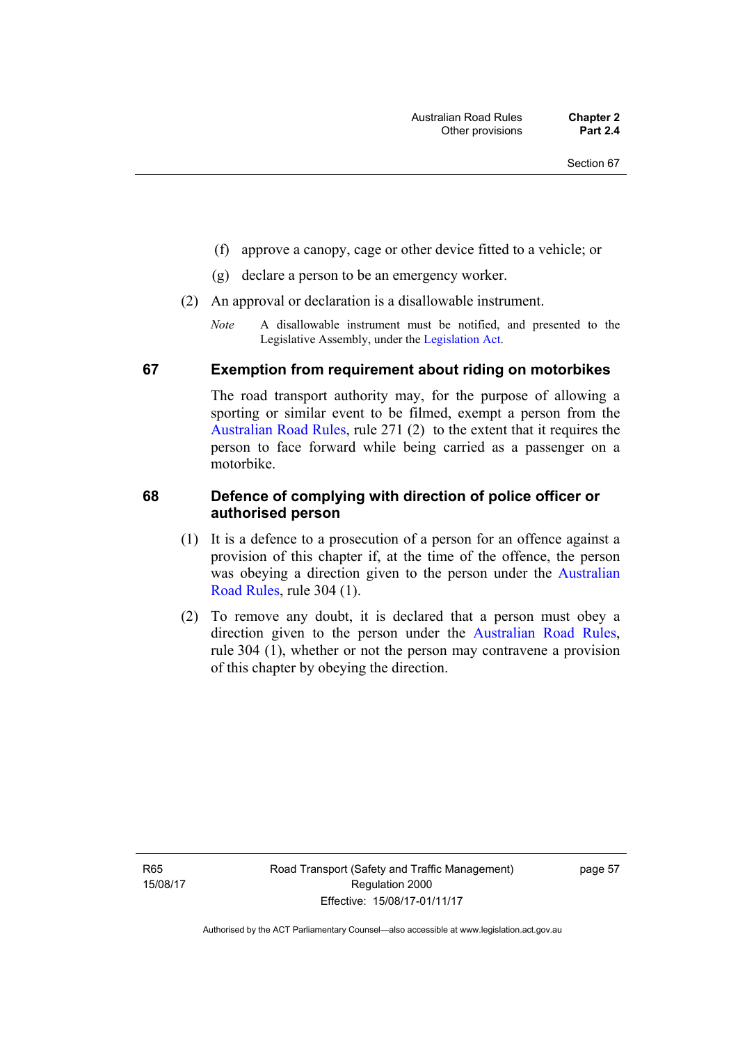(f) approve a canopy, cage or other device fitted to a vehicle; or

(g) declare a person to be an emergency worker.

(2) An approval or declaration is a disallowable instrument.

*Note* A disallowable instrument must be notified, and presented to the Legislative Assembly, under the Legislation Act.

## 67 Exemption from requirement about riding on motorbikes

The road transport authority may, for the purpose of allowing a sporting or similar event to be filmed, exempt a person from the Australian Road Rules, rule 271 (2) to the extent that it requires the person to face forward while being carried as a passenger on a motorbike.

## 68 Defence of complying with direction of police officer or authorised person

(1) It is a defence to a prosecution of a person for an offence against a provision of this chapter if, at the time of the offence, the person was obeying a direction given to the person under the Australian Road Rules, rule 304 (1).

(2) To remove any doubt, it is declared that a person must obey a direction given to the person under the Australian Road Rules, rule 304 (1), whether or not the person may contravene a provision of this chapter by obeying the direction.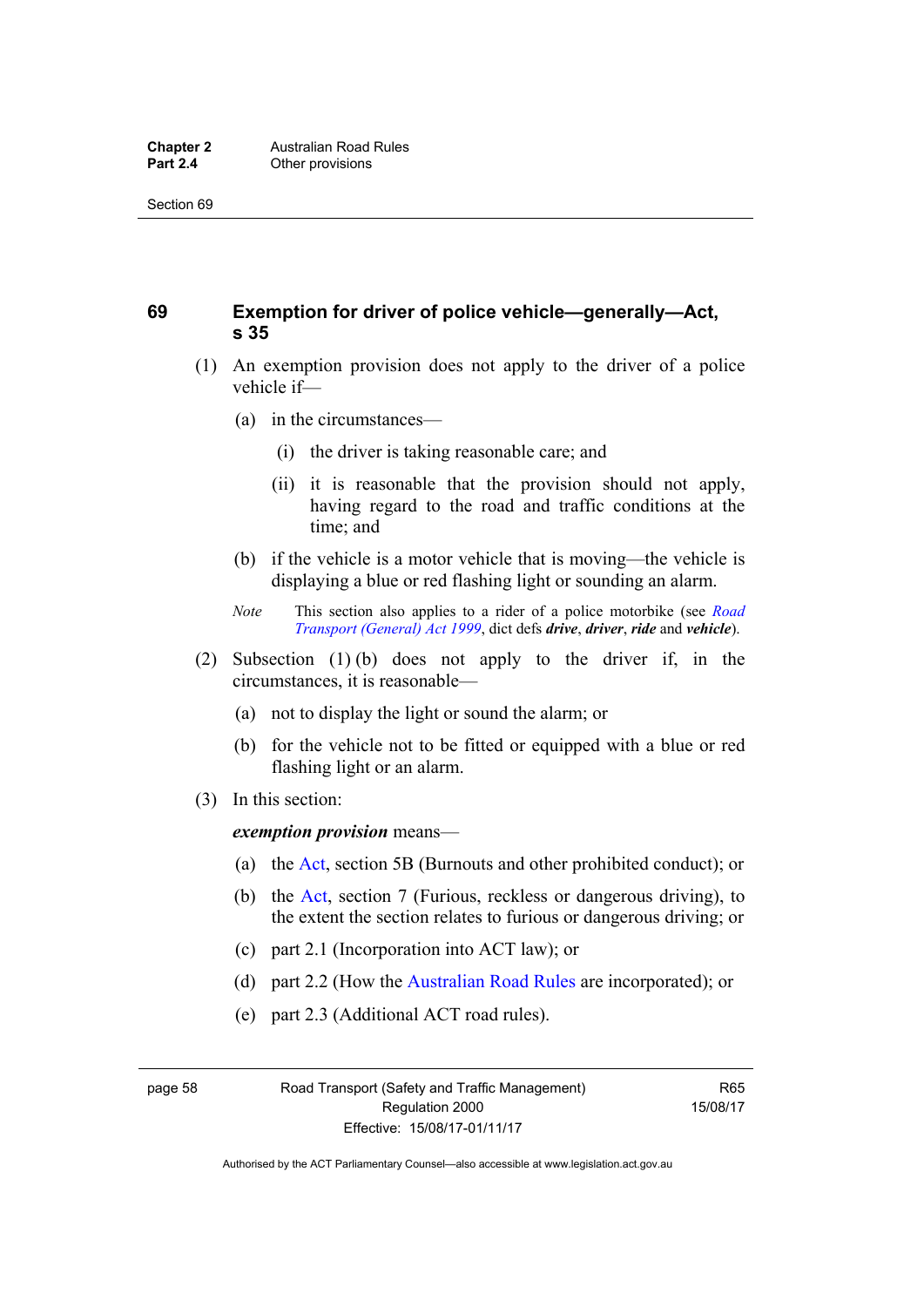## 69 Exemption for driver of police vehicle—generally—Act, s 35

(1) An exemption provision does not apply to the driver of a police vehicle if—

(a) in the circumstances—

(i) the driver is taking reasonable care; and

(ii) it is reasonable that the provision should not apply, having regard to the road and traffic conditions at the time; and

(b) if the vehicle is a motor vehicle that is moving—the vehicle is displaying a blue or red flashing light or sounding an alarm.

*Note* This section also applies to a rider of a police motorbike (see *Road Transport (General) Act 1999*, dict defs ***drive***, ***driver***, ***ride*** and ***vehicle***).

(2) Subsection (1) (b) does not apply to the driver if, in the circumstances, it is reasonable—

(a) not to display the light or sound the alarm; or

(b) for the vehicle not to be fitted or equipped with a blue or red flashing light or an alarm.

(3) In this section:

***exemption provision*** means—

(a) the Act, section 5B (Burnouts and other prohibited conduct); or

(b) the Act, section 7 (Furious, reckless or dangerous driving), to the extent the section relates to furious or dangerous driving; or

(c) part 2.1 (Incorporation into ACT law); or

(d) part 2.2 (How the Australian Road Rules are incorporated); or

(e) part 2.3 (Additional ACT road rules).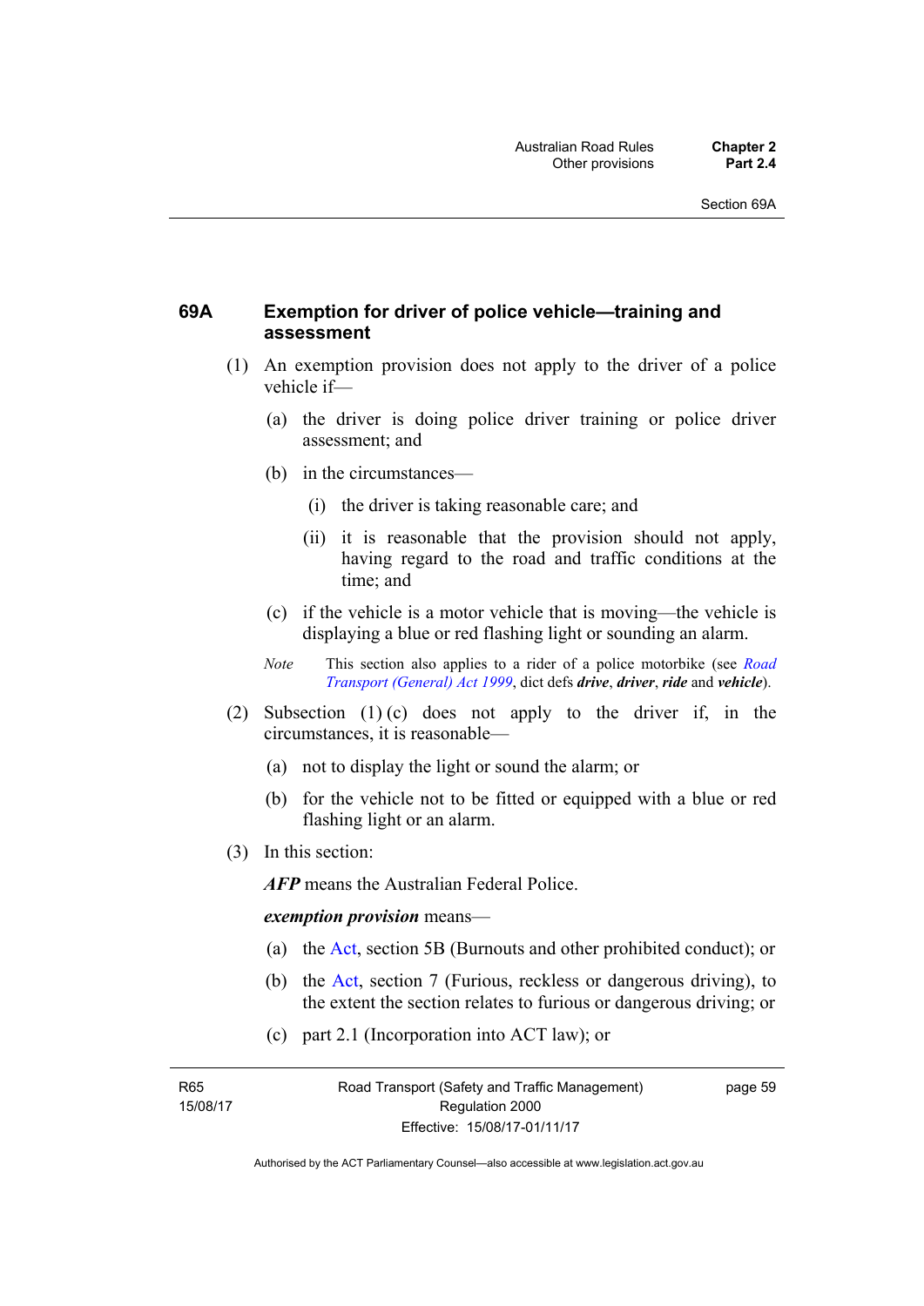## 69A Exemption for driver of police vehicle—training and assessment

(1) An exemption provision does not apply to the driver of a police vehicle if—

(a) the driver is doing police driver training or police driver assessment; and

(b) in the circumstances—

(i) the driver is taking reasonable care; and

(ii) it is reasonable that the provision should not apply, having regard to the road and traffic conditions at the time; and

(c) if the vehicle is a motor vehicle that is moving—the vehicle is displaying a blue or red flashing light or sounding an alarm.

*Note* This section also applies to a rider of a police motorbike (see *Road Transport (General) Act 1999*, dict defs ***drive***, ***driver***, ***ride*** and ***vehicle***).

(2) Subsection (1) (c) does not apply to the driver if, in the circumstances, it is reasonable—

(a) not to display the light or sound the alarm; or

(b) for the vehicle not to be fitted or equipped with a blue or red flashing light or an alarm.

(3) In this section:

***AFP*** means the Australian Federal Police.

***exemption provision*** means—

(a) the Act, section 5B (Burnouts and other prohibited conduct); or

(b) the Act, section 7 (Furious, reckless or dangerous driving), to the extent the section relates to furious or dangerous driving; or

(c) part 2.1 (Incorporation into ACT law); or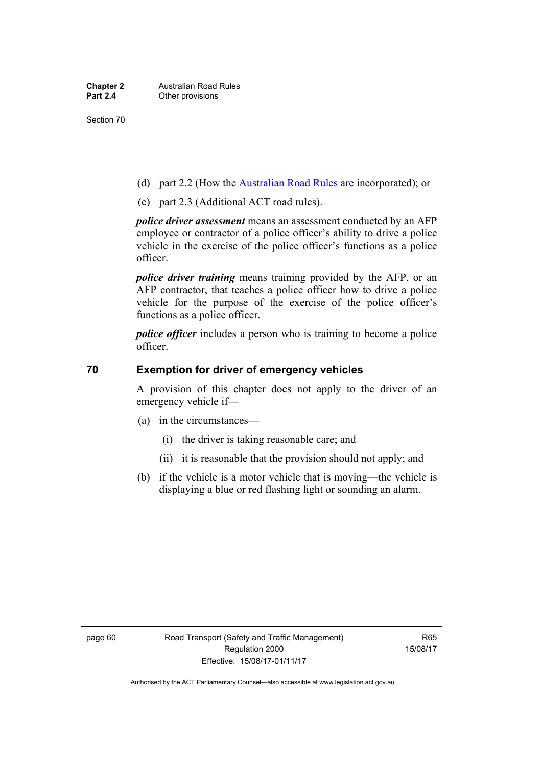(d) part 2.2 (How the Australian Road Rules are incorporated); or

(e) part 2.3 (Additional ACT road rules).

***police driver assessment*** means an assessment conducted by an AFP employee or contractor of a police officer's ability to drive a police vehicle in the exercise of the police officer's functions as a police officer.

***police driver training*** means training provided by the AFP, or an AFP contractor, that teaches a police officer how to drive a police vehicle for the purpose of the exercise of the police officer's functions as a police officer.

***police officer*** includes a person who is training to become a police officer.

## 70 Exemption for driver of emergency vehicles

A provision of this chapter does not apply to the driver of an emergency vehicle if—

(a) in the circumstances—

(i) the driver is taking reasonable care; and

(ii) it is reasonable that the provision should not apply; and

(b) if the vehicle is a motor vehicle that is moving—the vehicle is displaying a blue or red flashing light or sounding an alarm.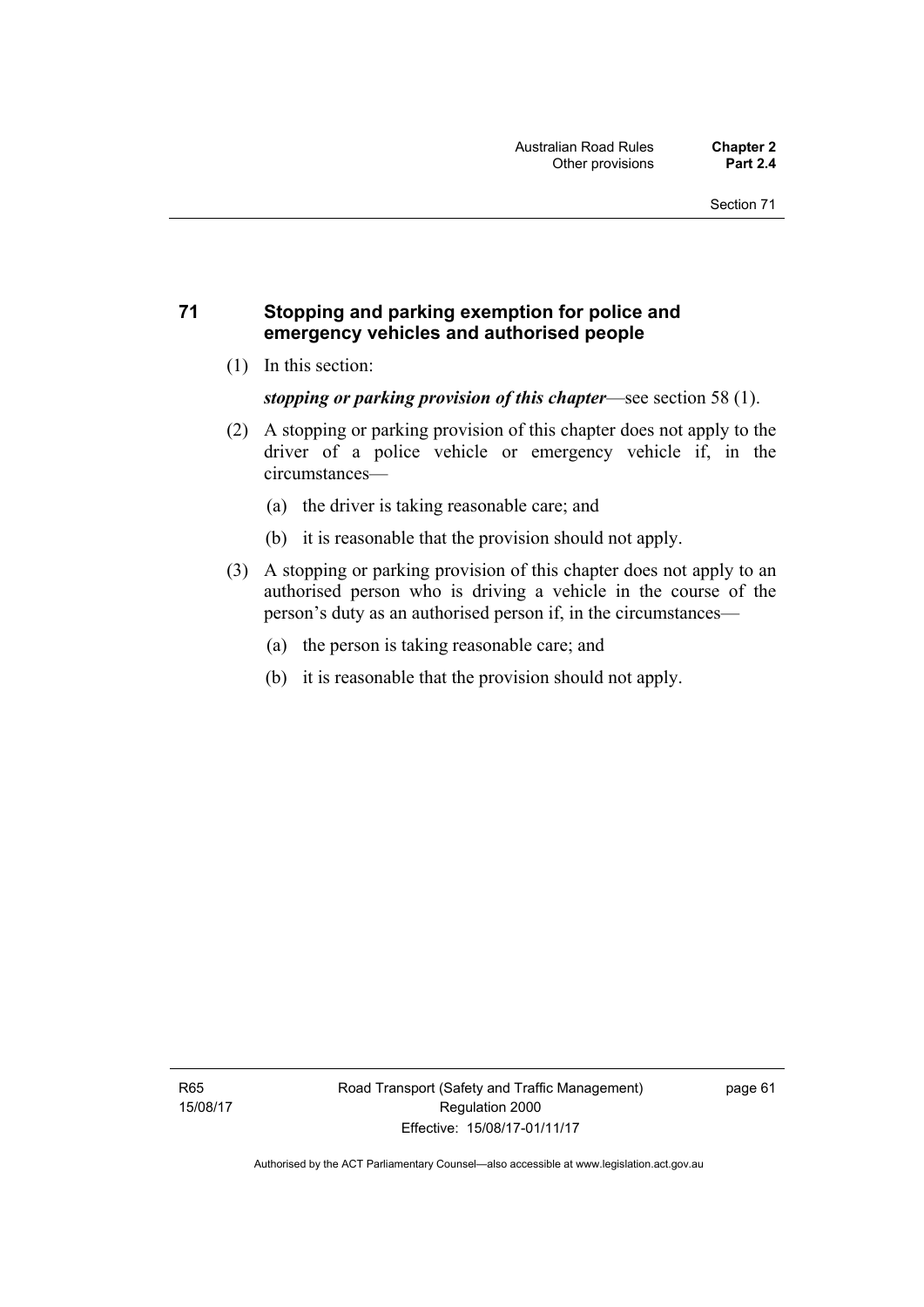## 71 Stopping and parking exemption for police and emergency vehicles and authorised people

(1) In this section:

***stopping or parking provision of this chapter***—see section 58 (1).

(2) A stopping or parking provision of this chapter does not apply to the driver of a police vehicle or emergency vehicle if, in the circumstances—

(a) the driver is taking reasonable care; and

(b) it is reasonable that the provision should not apply.

(3) A stopping or parking provision of this chapter does not apply to an authorised person who is driving a vehicle in the course of the person's duty as an authorised person if, in the circumstances—

(a) the person is taking reasonable care; and

(b) it is reasonable that the provision should not apply.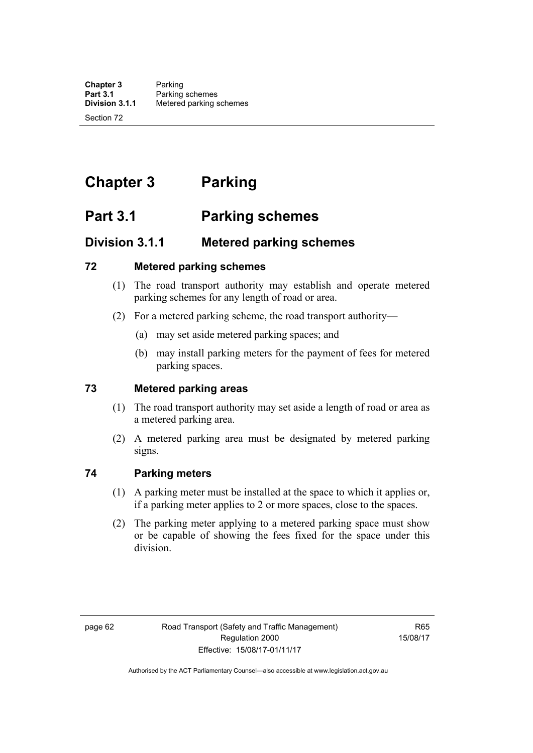# Chapter 3 Parking

## Part 3.1 Parking schemes

### Division 3.1.1 Metered parking schemes

#### 72 Metered parking schemes

(1) The road transport authority may establish and operate metered parking schemes for any length of road or area.

(2) For a metered parking scheme, the road transport authority—

(a) may set aside metered parking spaces; and

(b) may install parking meters for the payment of fees for metered parking spaces.

#### 73 Metered parking areas

(1) The road transport authority may set aside a length of road or area as a metered parking area.

(2) A metered parking area must be designated by metered parking signs.

#### 74 Parking meters

(1) A parking meter must be installed at the space to which it applies or, if a parking meter applies to 2 or more spaces, close to the spaces.

(2) The parking meter applying to a metered parking space must show or be capable of showing the fees fixed for the space under this division.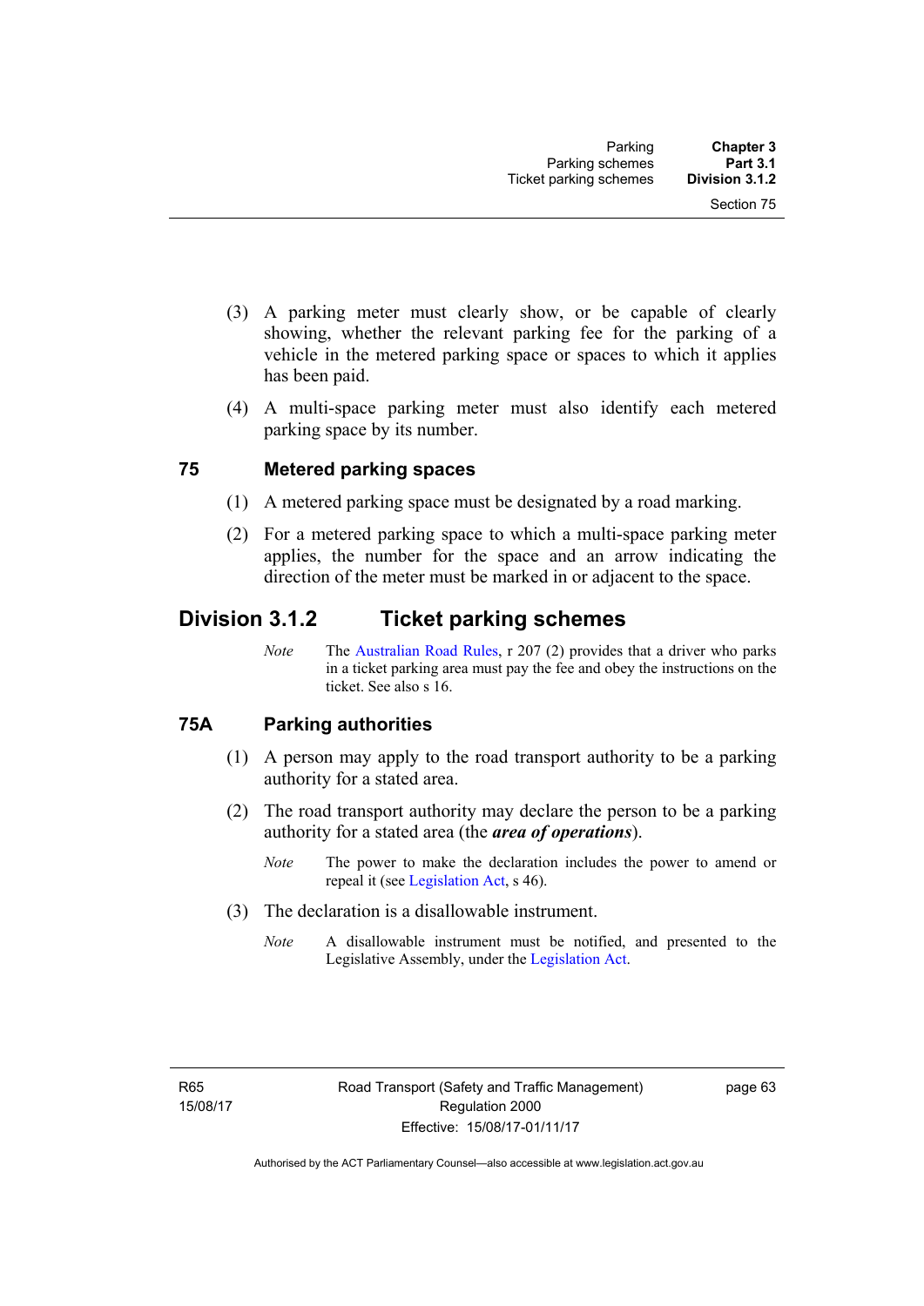(3) A parking meter must clearly show, or be capable of clearly showing, whether the relevant parking fee for the parking of a vehicle in the metered parking space or spaces to which it applies has been paid.

(4) A multi-space parking meter must also identify each metered parking space by its number.

### 75 Metered parking spaces

(1) A metered parking space must be designated by a road marking.

(2) For a metered parking space to which a multi-space parking meter applies, the number for the space and an arrow indicating the direction of the meter must be marked in or adjacent to the space.

## Division 3.1.2 Ticket parking schemes

*Note* The Australian Road Rules, r 207 (2) provides that a driver who parks in a ticket parking area must pay the fee and obey the instructions on the ticket. See also s 16.

### 75A Parking authorities

(1) A person may apply to the road transport authority to be a parking authority for a stated area.

(2) The road transport authority may declare the person to be a parking authority for a stated area (the ***area of operations***).

*Note* The power to make the declaration includes the power to amend or repeal it (see Legislation Act, s 46).

(3) The declaration is a disallowable instrument.

*Note* A disallowable instrument must be notified, and presented to the Legislative Assembly, under the Legislation Act.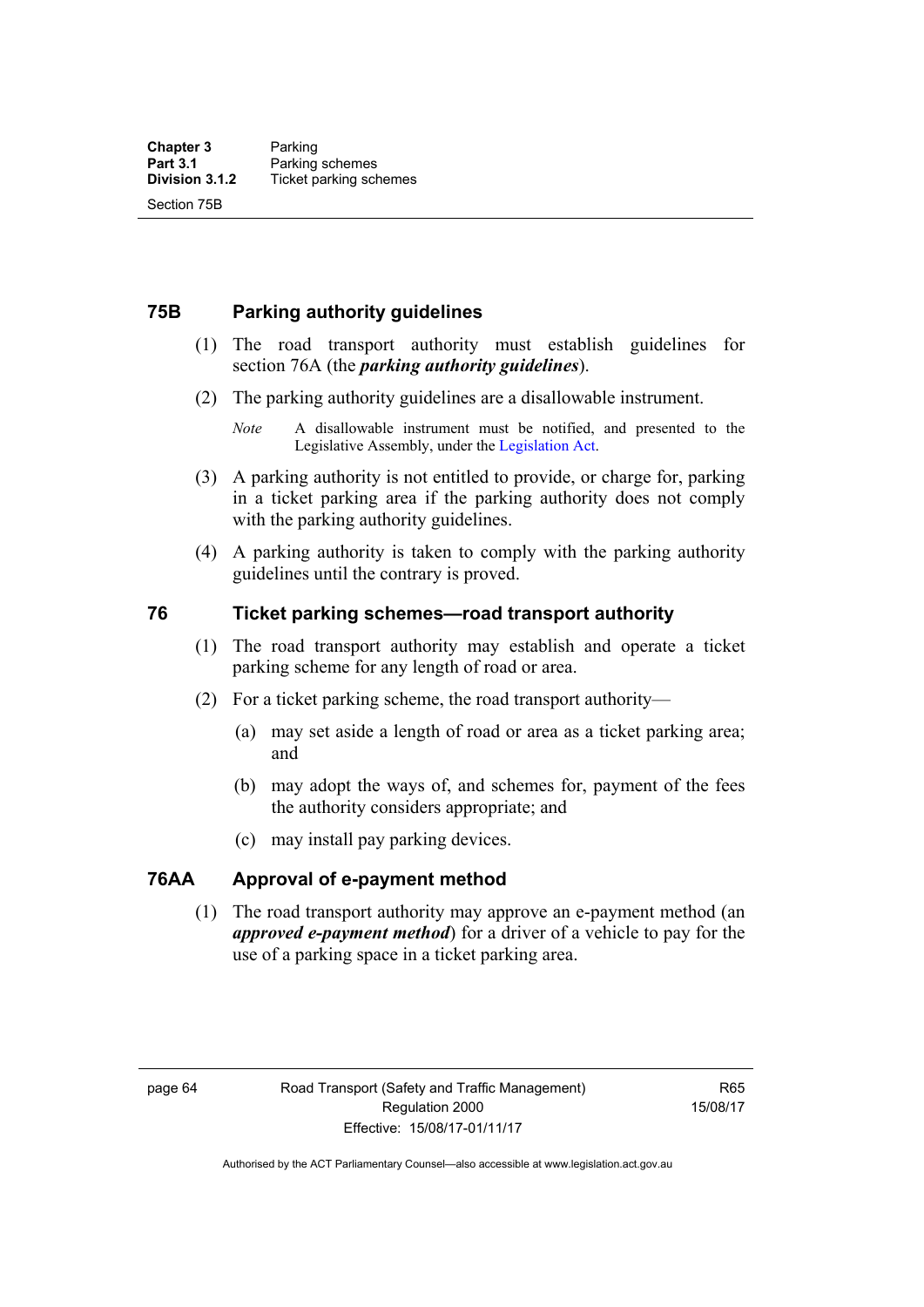## 75B Parking authority guidelines

(1) The road transport authority must establish guidelines for section 76A (the ***parking authority guidelines***).

(2) The parking authority guidelines are a disallowable instrument.

*Note* A disallowable instrument must be notified, and presented to the Legislative Assembly, under the Legislation Act.

(3) A parking authority is not entitled to provide, or charge for, parking in a ticket parking area if the parking authority does not comply with the parking authority guidelines.

(4) A parking authority is taken to comply with the parking authority guidelines until the contrary is proved.

## 76 Ticket parking schemes—road transport authority

(1) The road transport authority may establish and operate a ticket parking scheme for any length of road or area.

(2) For a ticket parking scheme, the road transport authority—

(a) may set aside a length of road or area as a ticket parking area; and

(b) may adopt the ways of, and schemes for, payment of the fees the authority considers appropriate; and

(c) may install pay parking devices.

## 76AA Approval of e-payment method

(1) The road transport authority may approve an e-payment method (an ***approved e-payment method***) for a driver of a vehicle to pay for the use of a parking space in a ticket parking area.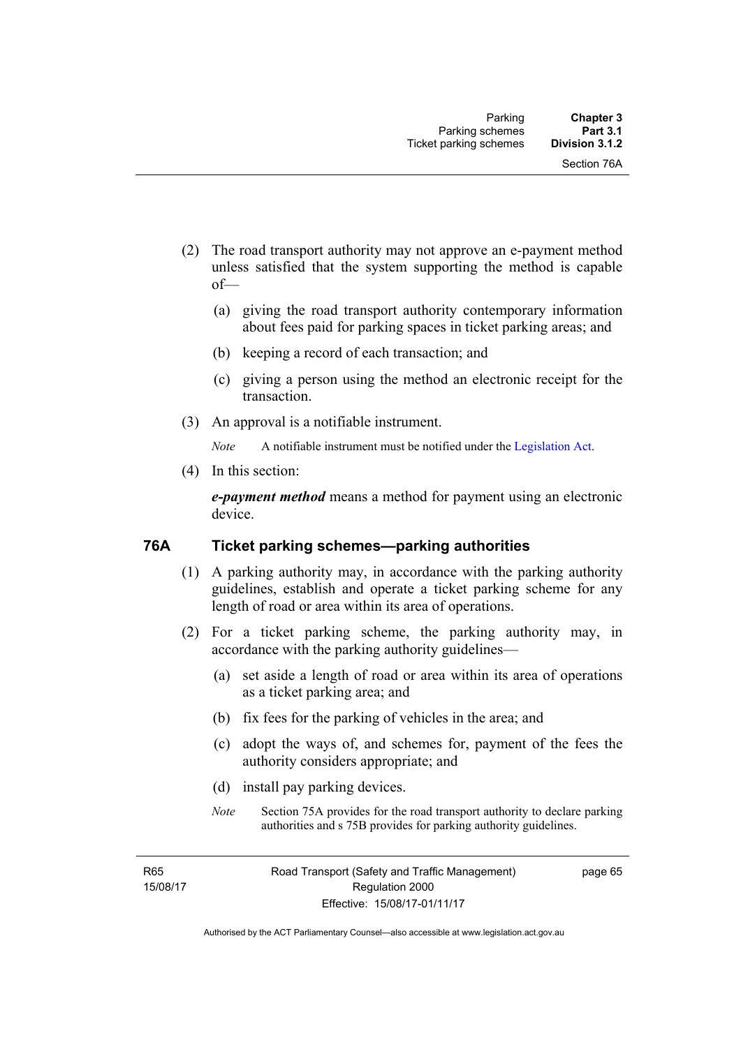(2) The road transport authority may not approve an e-payment method unless satisfied that the system supporting the method is capable of—

(a) giving the road transport authority contemporary information about fees paid for parking spaces in ticket parking areas; and

(b) keeping a record of each transaction; and

(c) giving a person using the method an electronic receipt for the transaction.

(3) An approval is a notifiable instrument.

*Note* A notifiable instrument must be notified under the Legislation Act.

(4) In this section:

***e-payment method*** means a method for payment using an electronic device.

### 76A Ticket parking schemes—parking authorities

(1) A parking authority may, in accordance with the parking authority guidelines, establish and operate a ticket parking scheme for any length of road or area within its area of operations.

(2) For a ticket parking scheme, the parking authority may, in accordance with the parking authority guidelines—

(a) set aside a length of road or area within its area of operations as a ticket parking area; and

(b) fix fees for the parking of vehicles in the area; and

(c) adopt the ways of, and schemes for, payment of the fees the authority considers appropriate; and

(d) install pay parking devices.

*Note* Section 75A provides for the road transport authority to declare parking authorities and s 75B provides for parking authority guidelines.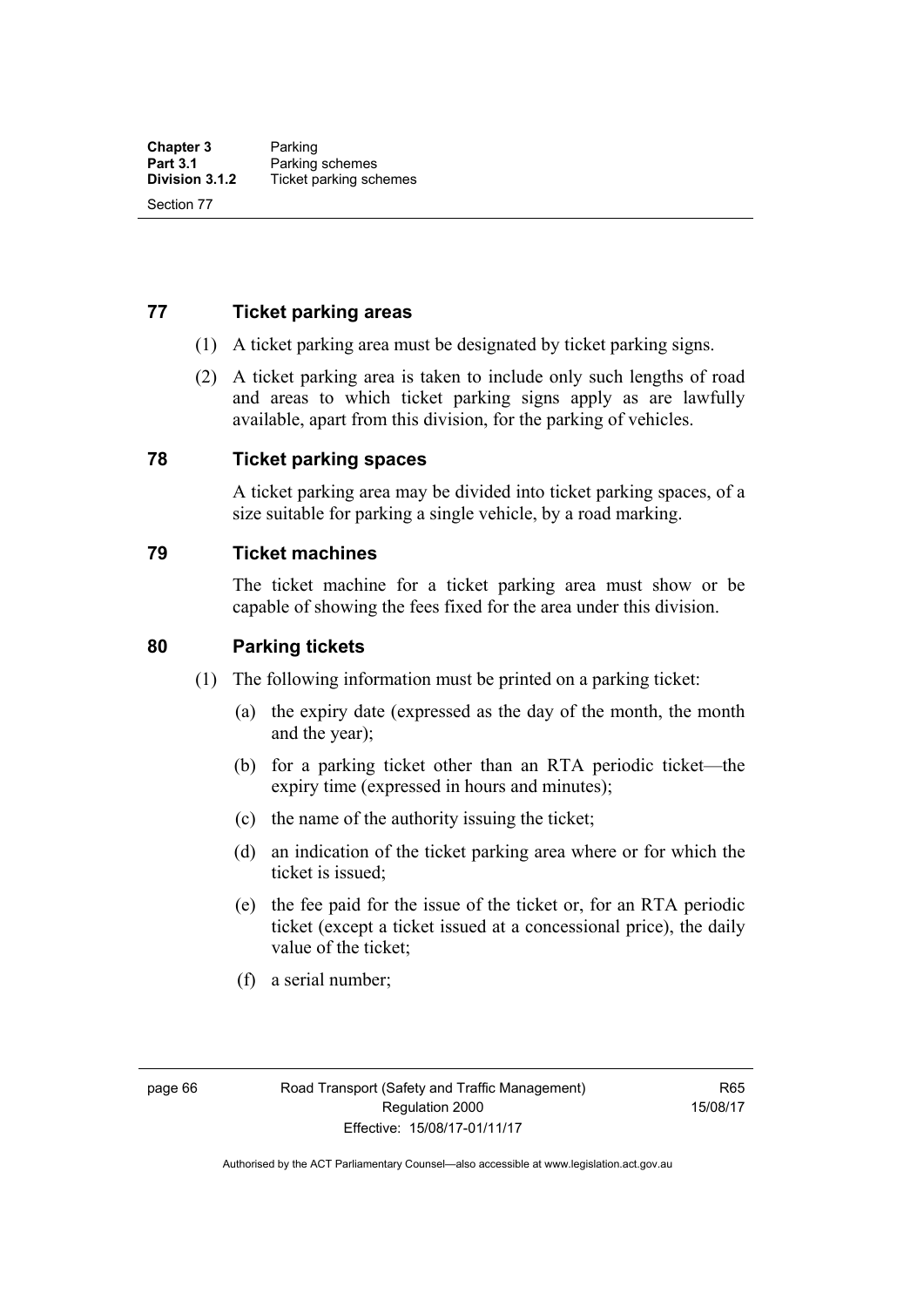## 77 Ticket parking areas

(1) A ticket parking area must be designated by ticket parking signs.

(2) A ticket parking area is taken to include only such lengths of road and areas to which ticket parking signs apply as are lawfully available, apart from this division, for the parking of vehicles.

## 78 Ticket parking spaces

A ticket parking area may be divided into ticket parking spaces, of a size suitable for parking a single vehicle, by a road marking.

## 79 Ticket machines

The ticket machine for a ticket parking area must show or be capable of showing the fees fixed for the area under this division.

## 80 Parking tickets

(1) The following information must be printed on a parking ticket:

(a) the expiry date (expressed as the day of the month, the month and the year);

(b) for a parking ticket other than an RTA periodic ticket—the expiry time (expressed in hours and minutes);

(c) the name of the authority issuing the ticket;

(d) an indication of the ticket parking area where or for which the ticket is issued;

(e) the fee paid for the issue of the ticket or, for an RTA periodic ticket (except a ticket issued at a concessional price), the daily value of the ticket;

(f) a serial number;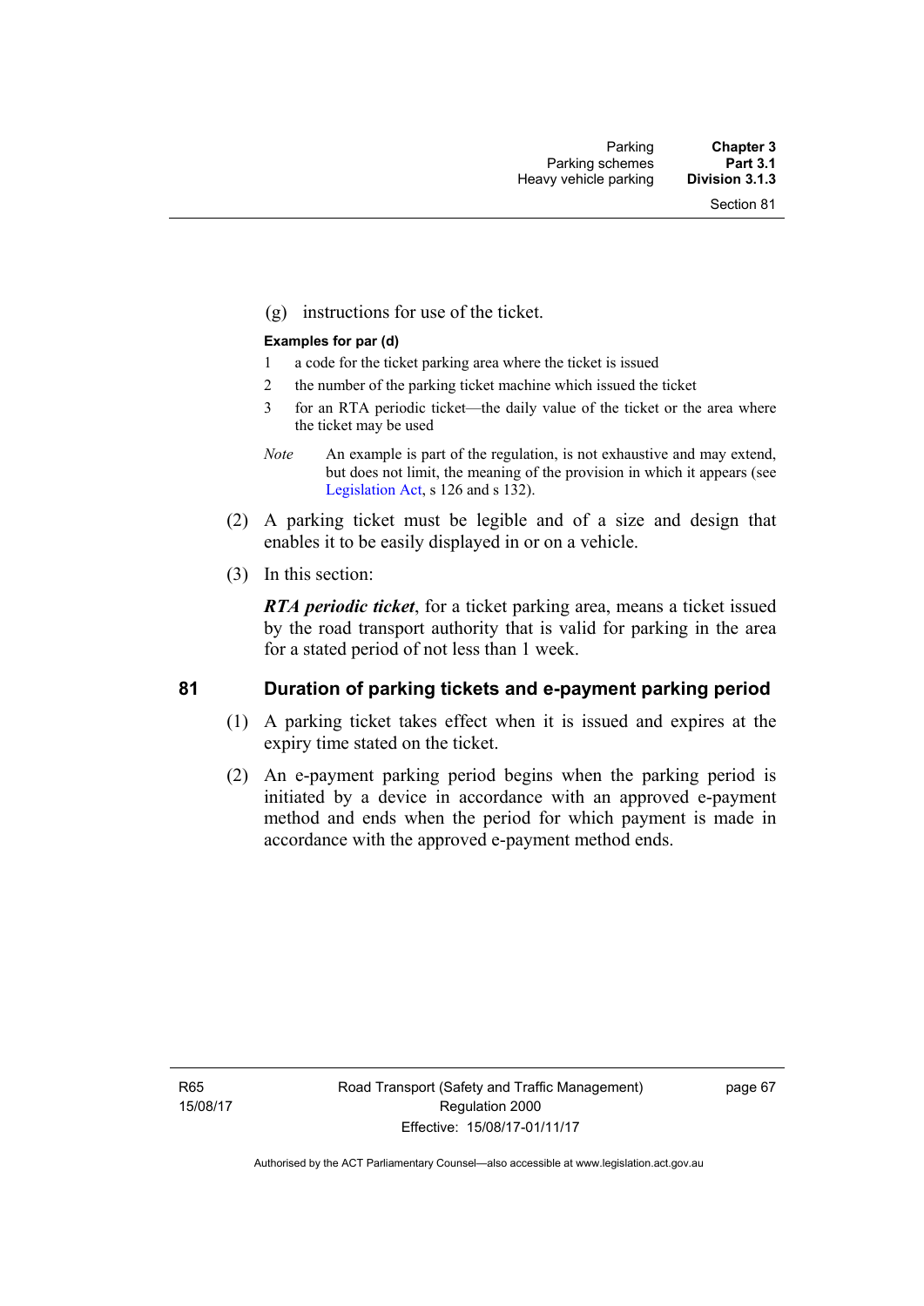(g) instructions for use of the ticket.

**Examples for par (d)**

1 a code for the ticket parking area where the ticket is issued

2 the number of the parking ticket machine which issued the ticket

3 for an RTA periodic ticket—the daily value of the ticket or the area where the ticket may be used

*Note* An example is part of the regulation, is not exhaustive and may extend, but does not limit, the meaning of the provision in which it appears (see Legislation Act, s 126 and s 132).

(2) A parking ticket must be legible and of a size and design that enables it to be easily displayed in or on a vehicle.

(3) In this section:

***RTA periodic ticket***, for a ticket parking area, means a ticket issued by the road transport authority that is valid for parking in the area for a stated period of not less than 1 week.

## 81 Duration of parking tickets and e-payment parking period

(1) A parking ticket takes effect when it is issued and expires at the expiry time stated on the ticket.

(2) An e-payment parking period begins when the parking period is initiated by a device in accordance with an approved e-payment method and ends when the period for which payment is made in accordance with the approved e-payment method ends.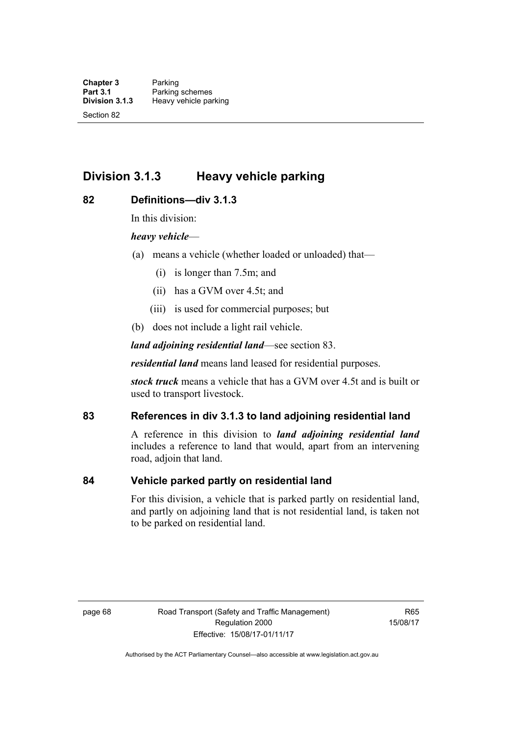## Division 3.1.3 Heavy vehicle parking

### 82 Definitions—div 3.1.3

In this division:

***heavy vehicle***—

(a) means a vehicle (whether loaded or unloaded) that—

(i) is longer than 7.5m; and

(ii) has a GVM over 4.5t; and

(iii) is used for commercial purposes; but

(b) does not include a light rail vehicle.

***land adjoining residential land***—see section 83.

***residential land*** means land leased for residential purposes.

***stock truck*** means a vehicle that has a GVM over 4.5t and is built or used to transport livestock.

### 83 References in div 3.1.3 to land adjoining residential land

A reference in this division to ***land adjoining residential land*** includes a reference to land that would, apart from an intervening road, adjoin that land.

### 84 Vehicle parked partly on residential land

For this division, a vehicle that is parked partly on residential land, and partly on adjoining land that is not residential land, is taken not to be parked on residential land.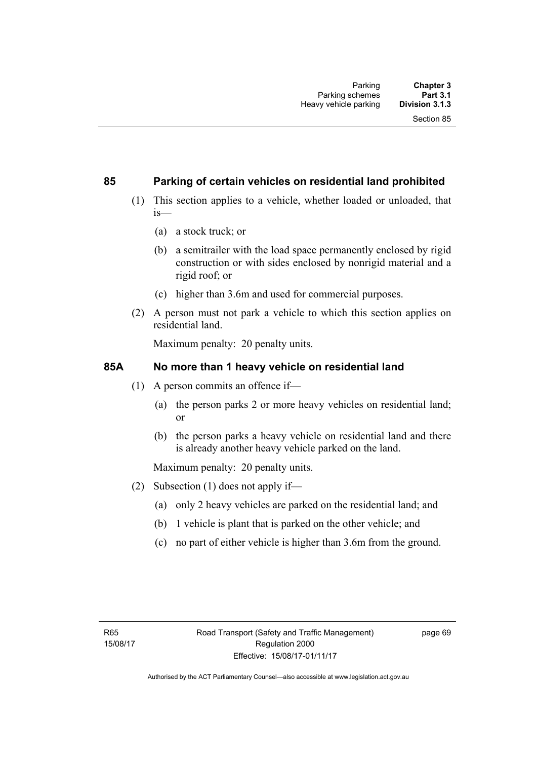### 85 Parking of certain vehicles on residential land prohibited

(1) This section applies to a vehicle, whether loaded or unloaded, that is—

(a) a stock truck; or

(b) a semitrailer with the load space permanently enclosed by rigid construction or with sides enclosed by nonrigid material and a rigid roof; or

(c) higher than 3.6m and used for commercial purposes.

(2) A person must not park a vehicle to which this section applies on residential land.

Maximum penalty: 20 penalty units.

### 85A No more than 1 heavy vehicle on residential land

(1) A person commits an offence if—

(a) the person parks 2 or more heavy vehicles on residential land; or

(b) the person parks a heavy vehicle on residential land and there is already another heavy vehicle parked on the land.

Maximum penalty: 20 penalty units.

(2) Subsection (1) does not apply if—

(a) only 2 heavy vehicles are parked on the residential land; and

(b) 1 vehicle is plant that is parked on the other vehicle; and

(c) no part of either vehicle is higher than 3.6m from the ground.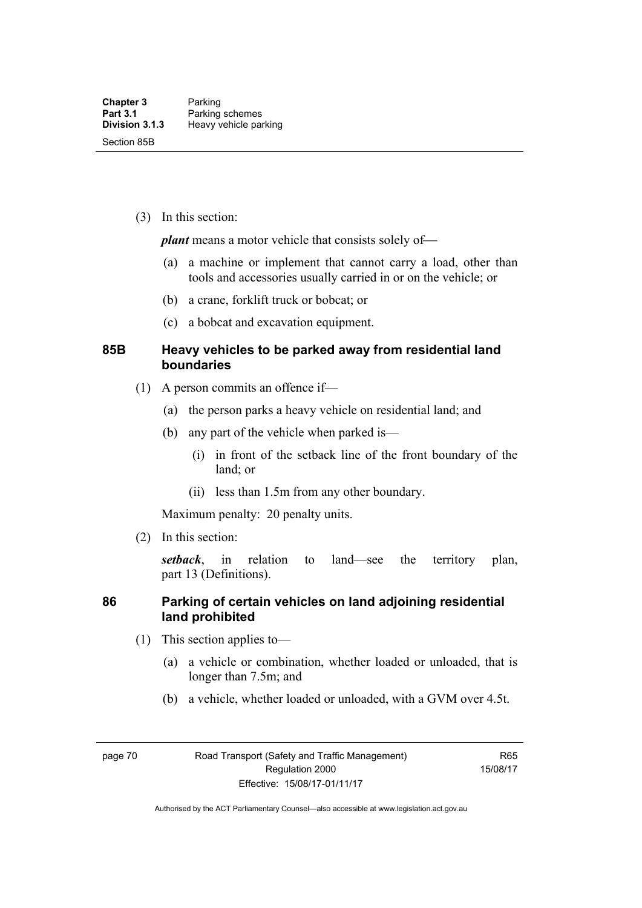(3) In this section:

***plant*** means a motor vehicle that consists solely of—

(a) a machine or implement that cannot carry a load, other than tools and accessories usually carried in or on the vehicle; or

(b) a crane, forklift truck or bobcat; or

(c) a bobcat and excavation equipment.

### 85B Heavy vehicles to be parked away from residential land boundaries

(1) A person commits an offence if—

(a) the person parks a heavy vehicle on residential land; and

(b) any part of the vehicle when parked is—

(i) in front of the setback line of the front boundary of the land; or

(ii) less than 1.5m from any other boundary.

Maximum penalty: 20 penalty units.

(2) In this section:

***setback***, in relation to land—see the territory plan, part 13 (Definitions).

### 86 Parking of certain vehicles on land adjoining residential land prohibited

(1) This section applies to—

(a) a vehicle or combination, whether loaded or unloaded, that is longer than 7.5m; and

(b) a vehicle, whether loaded or unloaded, with a GVM over 4.5t.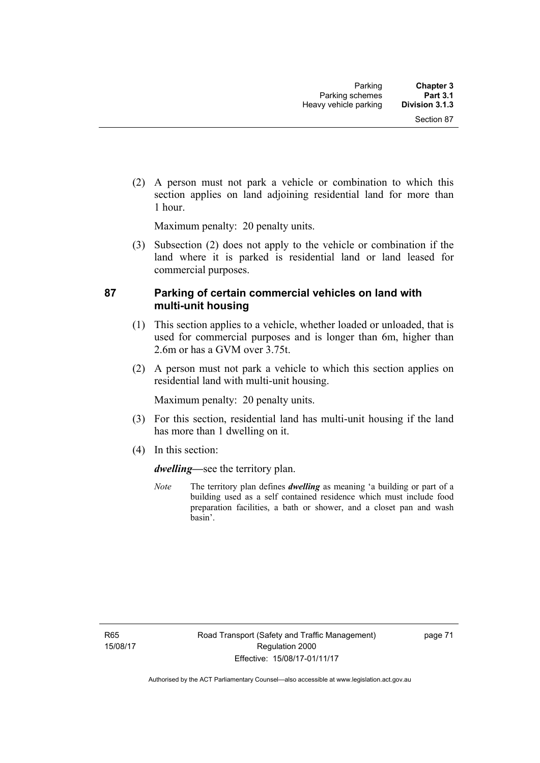(2) A person must not park a vehicle or combination to which this section applies on land adjoining residential land for more than 1 hour.

Maximum penalty: 20 penalty units.

(3) Subsection (2) does not apply to the vehicle or combination if the land where it is parked is residential land or land leased for commercial purposes.

### 87 Parking of certain commercial vehicles on land with multi-unit housing

(1) This section applies to a vehicle, whether loaded or unloaded, that is used for commercial purposes and is longer than 6m, higher than 2.6m or has a GVM over 3.75t.

(2) A person must not park a vehicle to which this section applies on residential land with multi-unit housing.

Maximum penalty: 20 penalty units.

(3) For this section, residential land has multi-unit housing if the land has more than 1 dwelling on it.

(4) In this section:

***dwelling***—see the territory plan.

*Note* The territory plan defines ***dwelling*** as meaning 'a building or part of a building used as a self contained residence which must include food preparation facilities, a bath or shower, and a closet pan and wash basin'.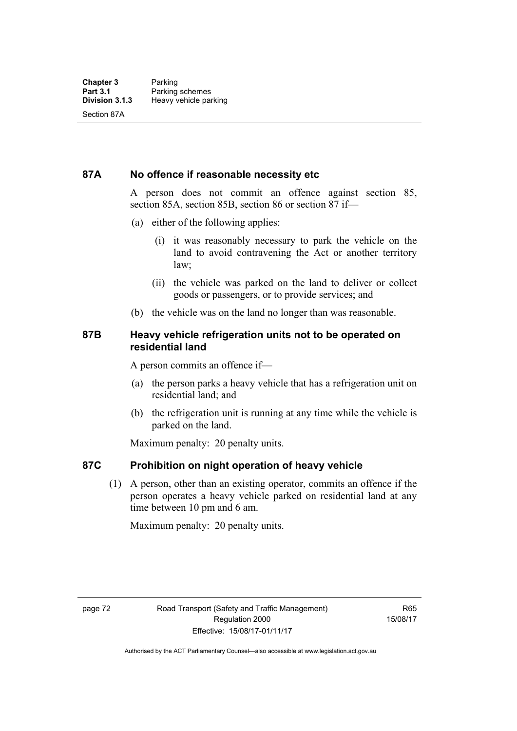## 87A No offence if reasonable necessity etc

A person does not commit an offence against section 85, section 85A, section 85B, section 86 or section 87 if—

(a) either of the following applies:

  (i) it was reasonably necessary to park the vehicle on the land to avoid contravening the Act or another territory law;

  (ii) the vehicle was parked on the land to deliver or collect goods or passengers, or to provide services; and

(b) the vehicle was on the land no longer than was reasonable.

## 87B Heavy vehicle refrigeration units not to be operated on residential land

A person commits an offence if—

(a) the person parks a heavy vehicle that has a refrigeration unit on residential land; and

(b) the refrigeration unit is running at any time while the vehicle is parked on the land.

Maximum penalty: 20 penalty units.

## 87C Prohibition on night operation of heavy vehicle

(1) A person, other than an existing operator, commits an offence if the person operates a heavy vehicle parked on residential land at any time between 10 pm and 6 am.

Maximum penalty: 20 penalty units.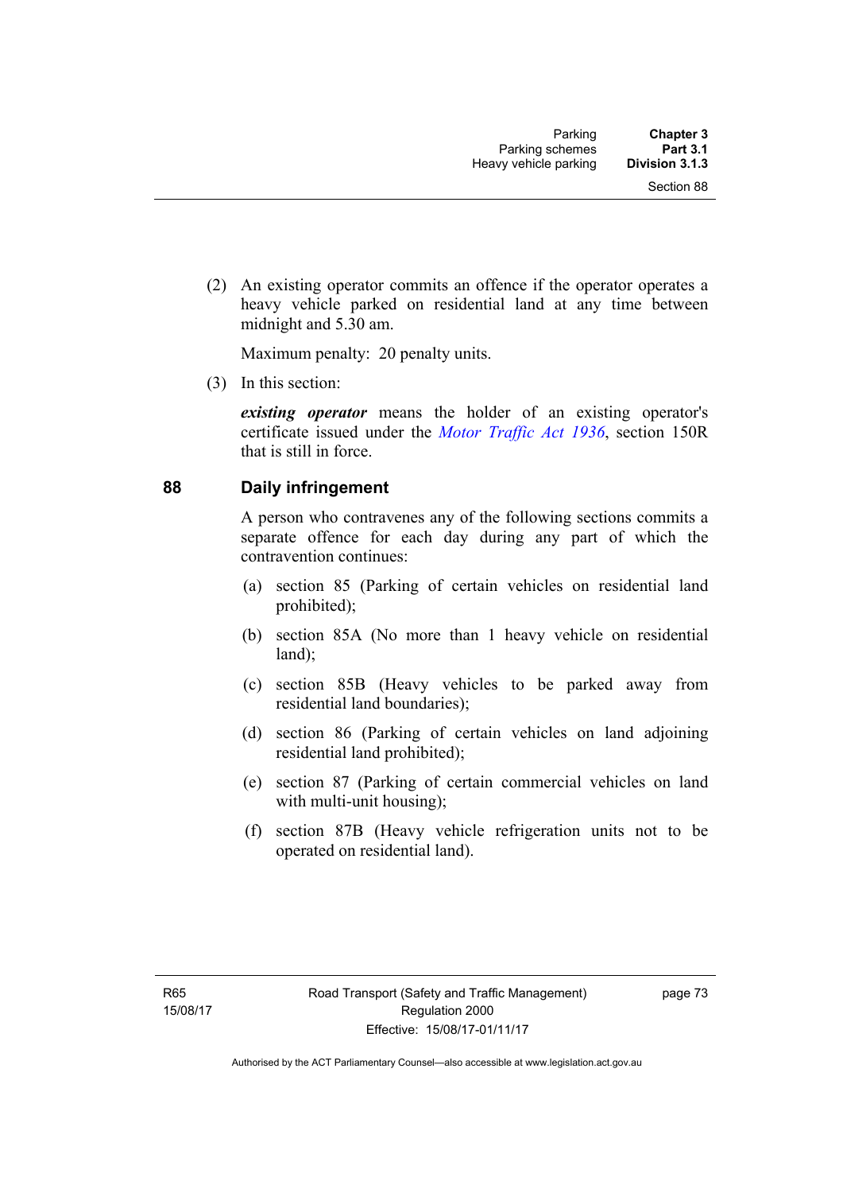(2) An existing operator commits an offence if the operator operates a heavy vehicle parked on residential land at any time between midnight and 5.30 am.

Maximum penalty: 20 penalty units.

(3) In this section:

***existing operator*** means the holder of an existing operator's certificate issued under the *Motor Traffic Act 1936*, section 150R that is still in force.

## 88 Daily infringement

A person who contravenes any of the following sections commits a separate offence for each day during any part of which the contravention continues:

(a) section 85 (Parking of certain vehicles on residential land prohibited);

(b) section 85A (No more than 1 heavy vehicle on residential land);

(c) section 85B (Heavy vehicles to be parked away from residential land boundaries);

(d) section 86 (Parking of certain vehicles on land adjoining residential land prohibited);

(e) section 87 (Parking of certain commercial vehicles on land with multi-unit housing);

(f) section 87B (Heavy vehicle refrigeration units not to be operated on residential land).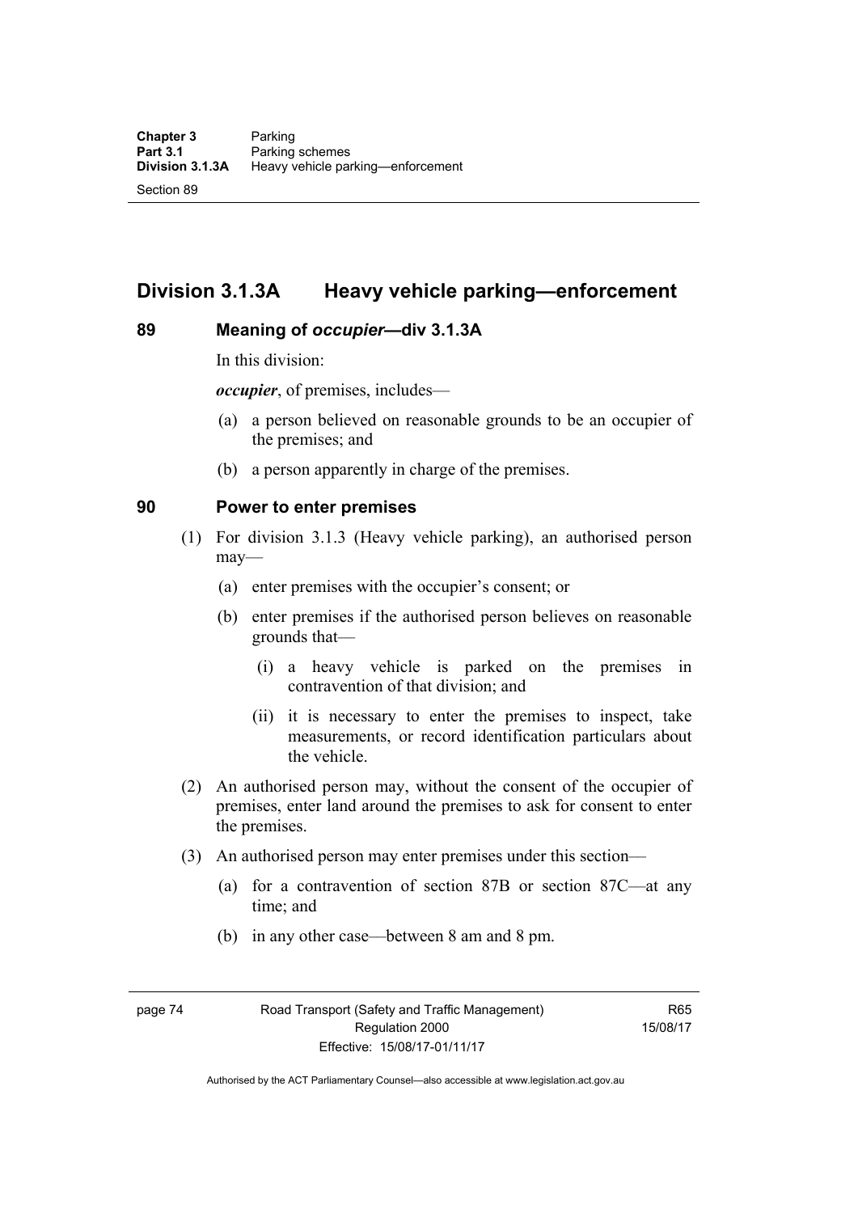## Division 3.1.3A Heavy vehicle parking—enforcement

### 89 Meaning of *occupier*—div 3.1.3A

In this division:

***occupier***, of premises, includes—

(a) a person believed on reasonable grounds to be an occupier of the premises; and

(b) a person apparently in charge of the premises.

### 90 Power to enter premises

(1) For division 3.1.3 (Heavy vehicle parking), an authorised person may—

(a) enter premises with the occupier's consent; or

(b) enter premises if the authorised person believes on reasonable grounds that—

(i) a heavy vehicle is parked on the premises in contravention of that division; and

(ii) it is necessary to enter the premises to inspect, take measurements, or record identification particulars about the vehicle.

(2) An authorised person may, without the consent of the occupier of premises, enter land around the premises to ask for consent to enter the premises.

(3) An authorised person may enter premises under this section—

(a) for a contravention of section 87B or section 87C—at any time; and

(b) in any other case—between 8 am and 8 pm.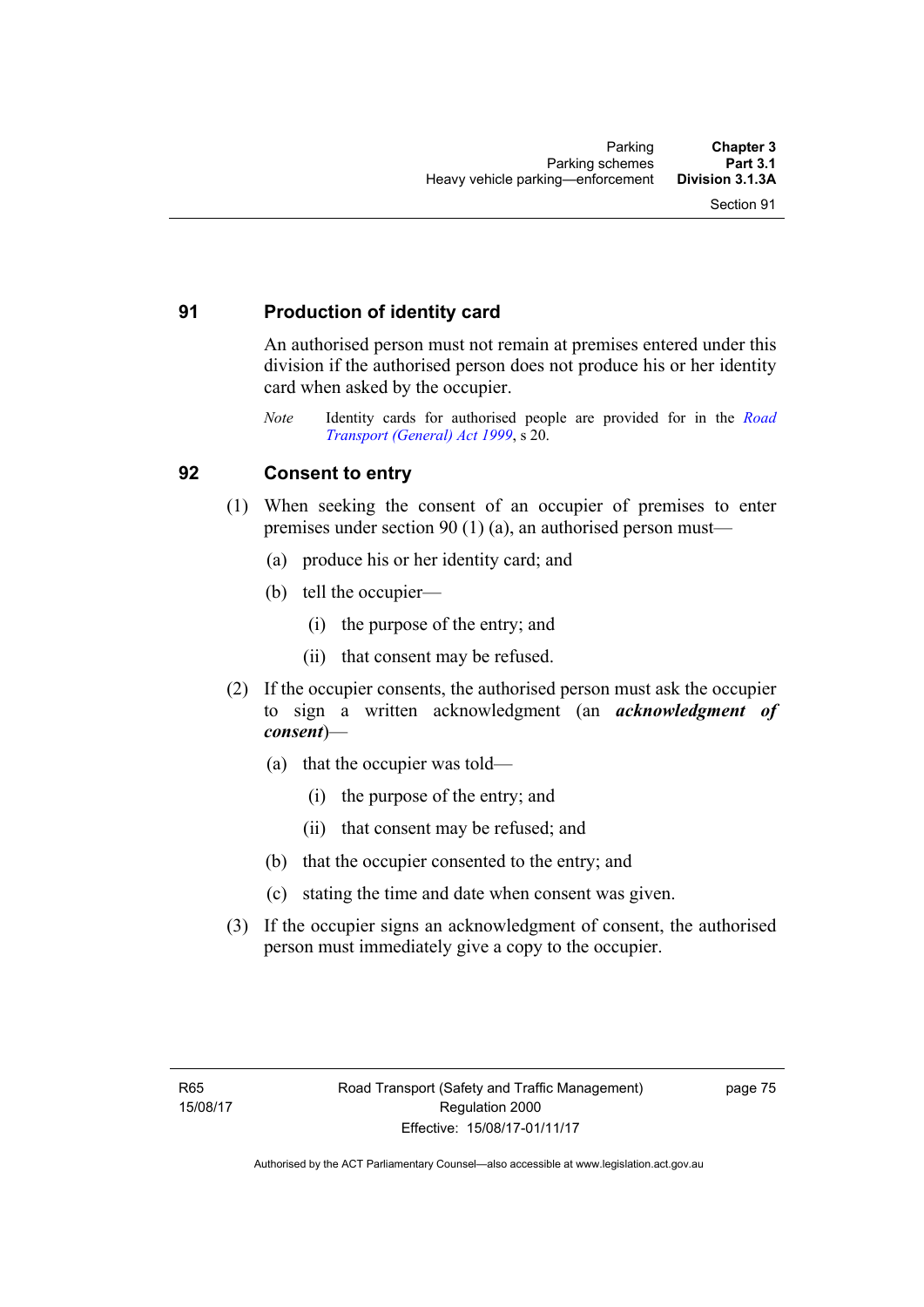## 91 Production of identity card

An authorised person must not remain at premises entered under this division if the authorised person does not produce his or her identity card when asked by the occupier.

*Note* Identity cards for authorised people are provided for in the *Road Transport (General) Act 1999*, s 20.

## 92 Consent to entry

(1) When seeking the consent of an occupier of premises to enter premises under section 90 (1) (a), an authorised person must—

(a) produce his or her identity card; and

(b) tell the occupier—

(i) the purpose of the entry; and

(ii) that consent may be refused.

(2) If the occupier consents, the authorised person must ask the occupier to sign a written acknowledgment (an ***acknowledgment of consent***)—

(a) that the occupier was told—

(i) the purpose of the entry; and

(ii) that consent may be refused; and

(b) that the occupier consented to the entry; and

(c) stating the time and date when consent was given.

(3) If the occupier signs an acknowledgment of consent, the authorised person must immediately give a copy to the occupier.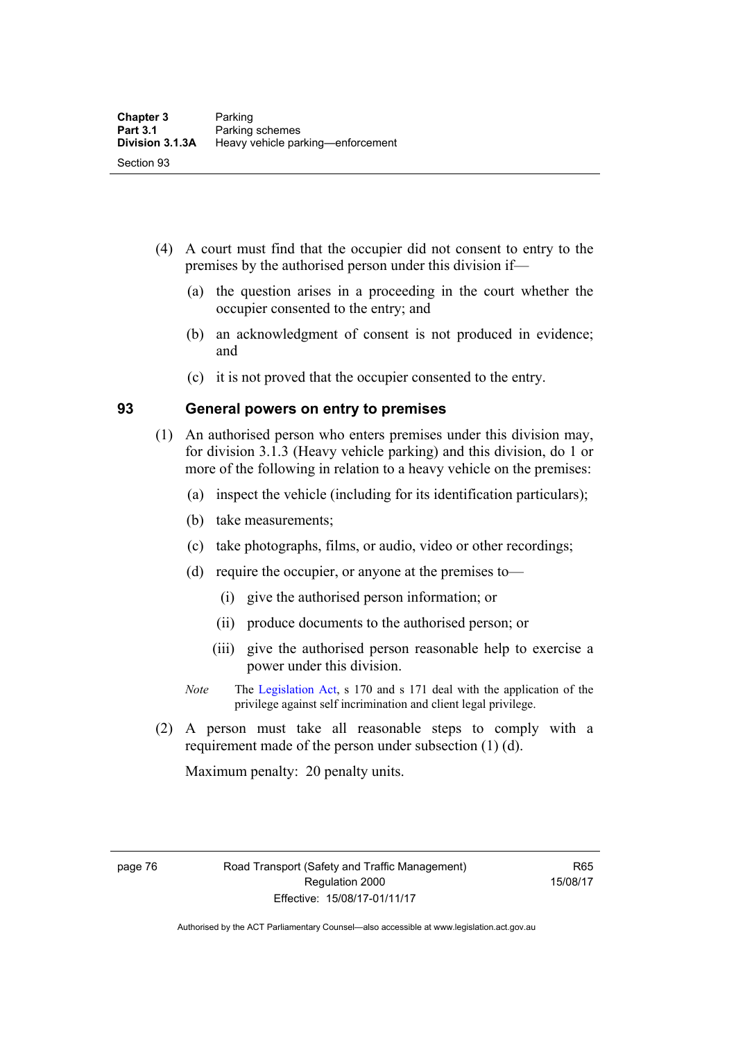(4) A court must find that the occupier did not consent to entry to the premises by the authorised person under this division if—

(a) the question arises in a proceeding in the court whether the occupier consented to the entry; and

(b) an acknowledgment of consent is not produced in evidence; and

(c) it is not proved that the occupier consented to the entry.

## 93 General powers on entry to premises

(1) An authorised person who enters premises under this division may, for division 3.1.3 (Heavy vehicle parking) and this division, do 1 or more of the following in relation to a heavy vehicle on the premises:

(a) inspect the vehicle (including for its identification particulars);

(b) take measurements;

(c) take photographs, films, or audio, video or other recordings;

(d) require the occupier, or anyone at the premises to—

(i) give the authorised person information; or

(ii) produce documents to the authorised person; or

(iii) give the authorised person reasonable help to exercise a power under this division.

*Note* The Legislation Act, s 170 and s 171 deal with the application of the privilege against self incrimination and client legal privilege.

(2) A person must take all reasonable steps to comply with a requirement made of the person under subsection (1) (d).

Maximum penalty: 20 penalty units.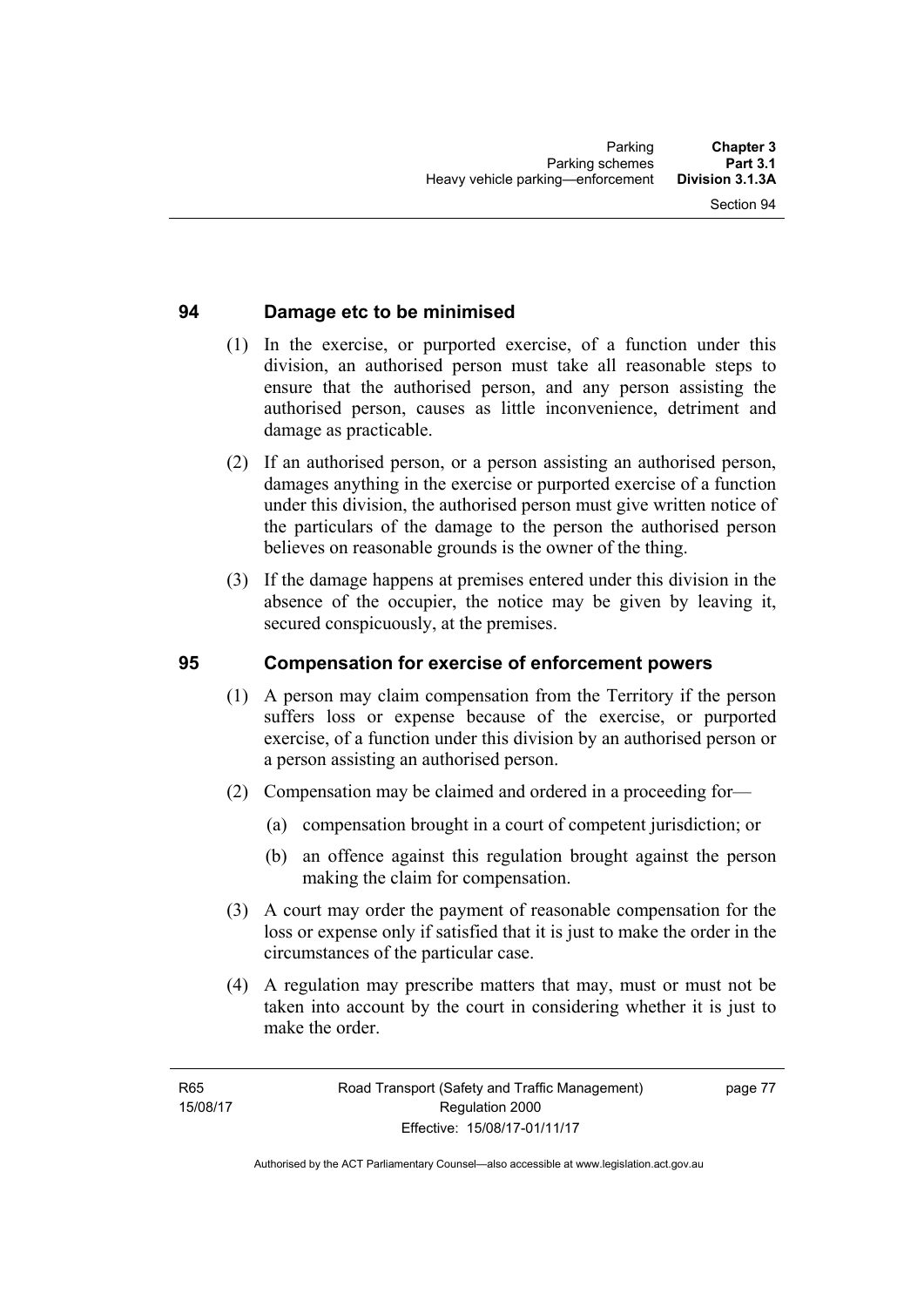## 94 Damage etc to be minimised

(1) In the exercise, or purported exercise, of a function under this division, an authorised person must take all reasonable steps to ensure that the authorised person, and any person assisting the authorised person, causes as little inconvenience, detriment and damage as practicable.

(2) If an authorised person, or a person assisting an authorised person, damages anything in the exercise or purported exercise of a function under this division, the authorised person must give written notice of the particulars of the damage to the person the authorised person believes on reasonable grounds is the owner of the thing.

(3) If the damage happens at premises entered under this division in the absence of the occupier, the notice may be given by leaving it, secured conspicuously, at the premises.

## 95 Compensation for exercise of enforcement powers

(1) A person may claim compensation from the Territory if the person suffers loss or expense because of the exercise, or purported exercise, of a function under this division by an authorised person or a person assisting an authorised person.

(2) Compensation may be claimed and ordered in a proceeding for—

(a) compensation brought in a court of competent jurisdiction; or

(b) an offence against this regulation brought against the person making the claim for compensation.

(3) A court may order the payment of reasonable compensation for the loss or expense only if satisfied that it is just to make the order in the circumstances of the particular case.

(4) A regulation may prescribe matters that may, must or must not be taken into account by the court in considering whether it is just to make the order.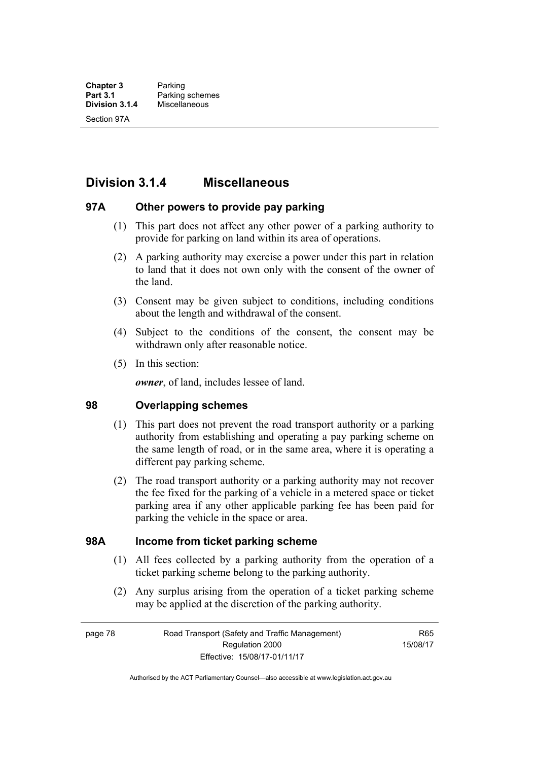## Division 3.1.4 Miscellaneous

### 97A Other powers to provide pay parking

(1) This part does not affect any other power of a parking authority to provide for parking on land within its area of operations.

(2) A parking authority may exercise a power under this part in relation to land that it does not own only with the consent of the owner of the land.

(3) Consent may be given subject to conditions, including conditions about the length and withdrawal of the consent.

(4) Subject to the conditions of the consent, the consent may be withdrawn only after reasonable notice.

(5) In this section:

***owner***, of land, includes lessee of land.

### 98 Overlapping schemes

(1) This part does not prevent the road transport authority or a parking authority from establishing and operating a pay parking scheme on the same length of road, or in the same area, where it is operating a different pay parking scheme.

(2) The road transport authority or a parking authority may not recover the fee fixed for the parking of a vehicle in a metered space or ticket parking area if any other applicable parking fee has been paid for parking the vehicle in the space or area.

### 98A Income from ticket parking scheme

(1) All fees collected by a parking authority from the operation of a ticket parking scheme belong to the parking authority.

(2) Any surplus arising from the operation of a ticket parking scheme may be applied at the discretion of the parking authority.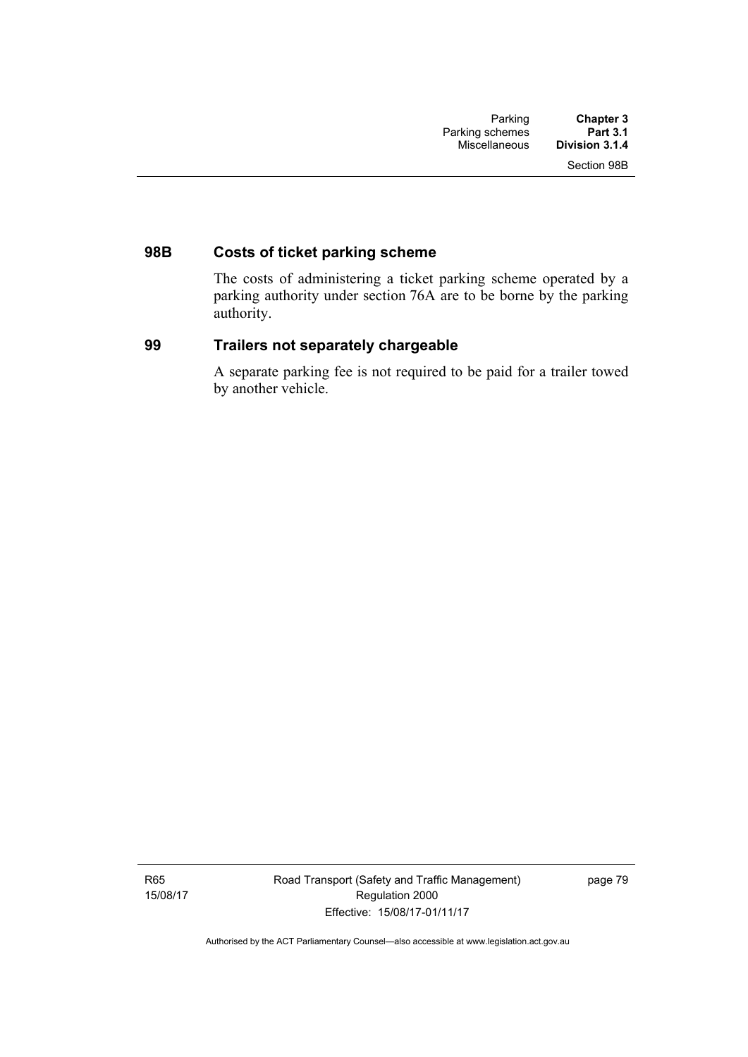### 98B Costs of ticket parking scheme

The costs of administering a ticket parking scheme operated by a parking authority under section 76A are to be borne by the parking authority.

### 99 Trailers not separately chargeable

A separate parking fee is not required to be paid for a trailer towed by another vehicle.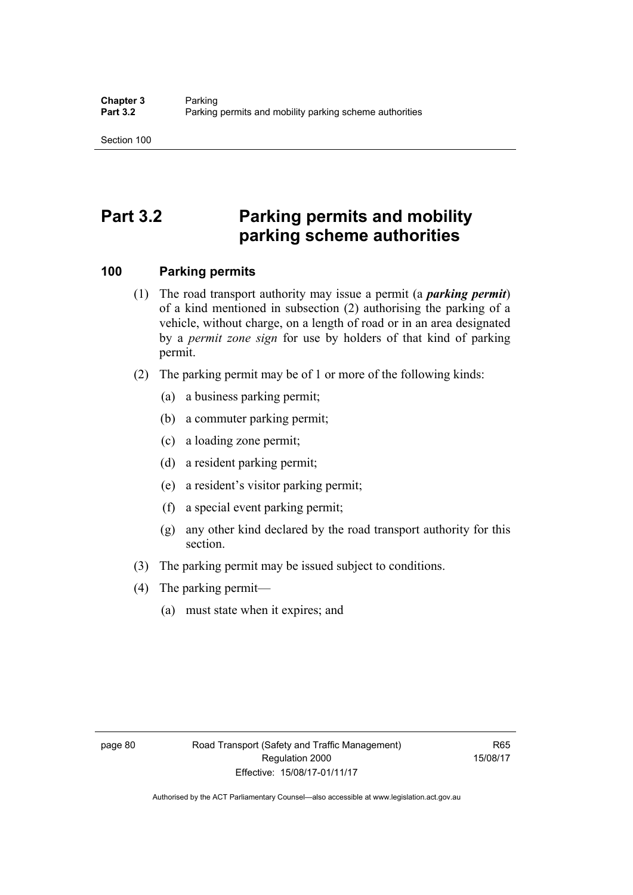# Part 3.2 Parking permits and mobility parking scheme authorities

## 100 Parking permits

(1) The road transport authority may issue a permit (a ***parking permit***) of a kind mentioned in subsection (2) authorising the parking of a vehicle, without charge, on a length of road or in an area designated by a *permit zone sign* for use by holders of that kind of parking permit.

(2) The parking permit may be of 1 or more of the following kinds:

(a) a business parking permit;

(b) a commuter parking permit;

(c) a loading zone permit;

(d) a resident parking permit;

(e) a resident's visitor parking permit;

(f) a special event parking permit;

(g) any other kind declared by the road transport authority for this section.

(3) The parking permit may be issued subject to conditions.

(4) The parking permit—

(a) must state when it expires; and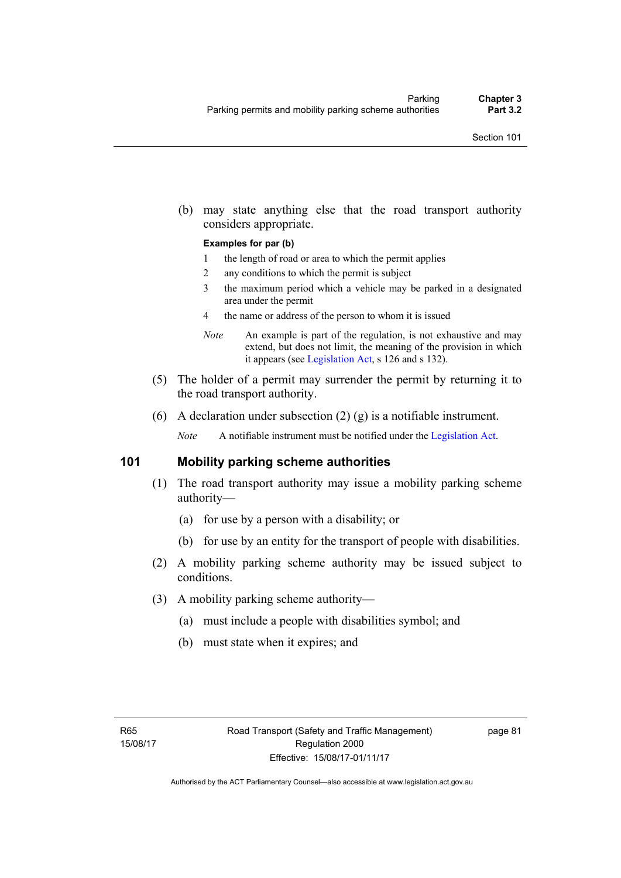(b) may state anything else that the road transport authority considers appropriate.

**Examples for par (b)**

1 the length of road or area to which the permit applies
2 any conditions to which the permit is subject
3 the maximum period which a vehicle may be parked in a designated area under the permit
4 the name or address of the person to whom it is issued

*Note* An example is part of the regulation, is not exhaustive and may extend, but does not limit, the meaning of the provision in which it appears (see Legislation Act, s 126 and s 132).

(5) The holder of a permit may surrender the permit by returning it to the road transport authority.

(6) A declaration under subsection (2) (g) is a notifiable instrument.

*Note* A notifiable instrument must be notified under the Legislation Act.

## 101 Mobility parking scheme authorities

(1) The road transport authority may issue a mobility parking scheme authority—

(a) for use by a person with a disability; or

(b) for use by an entity for the transport of people with disabilities.

(2) A mobility parking scheme authority may be issued subject to conditions.

(3) A mobility parking scheme authority—

(a) must include a people with disabilities symbol; and

(b) must state when it expires; and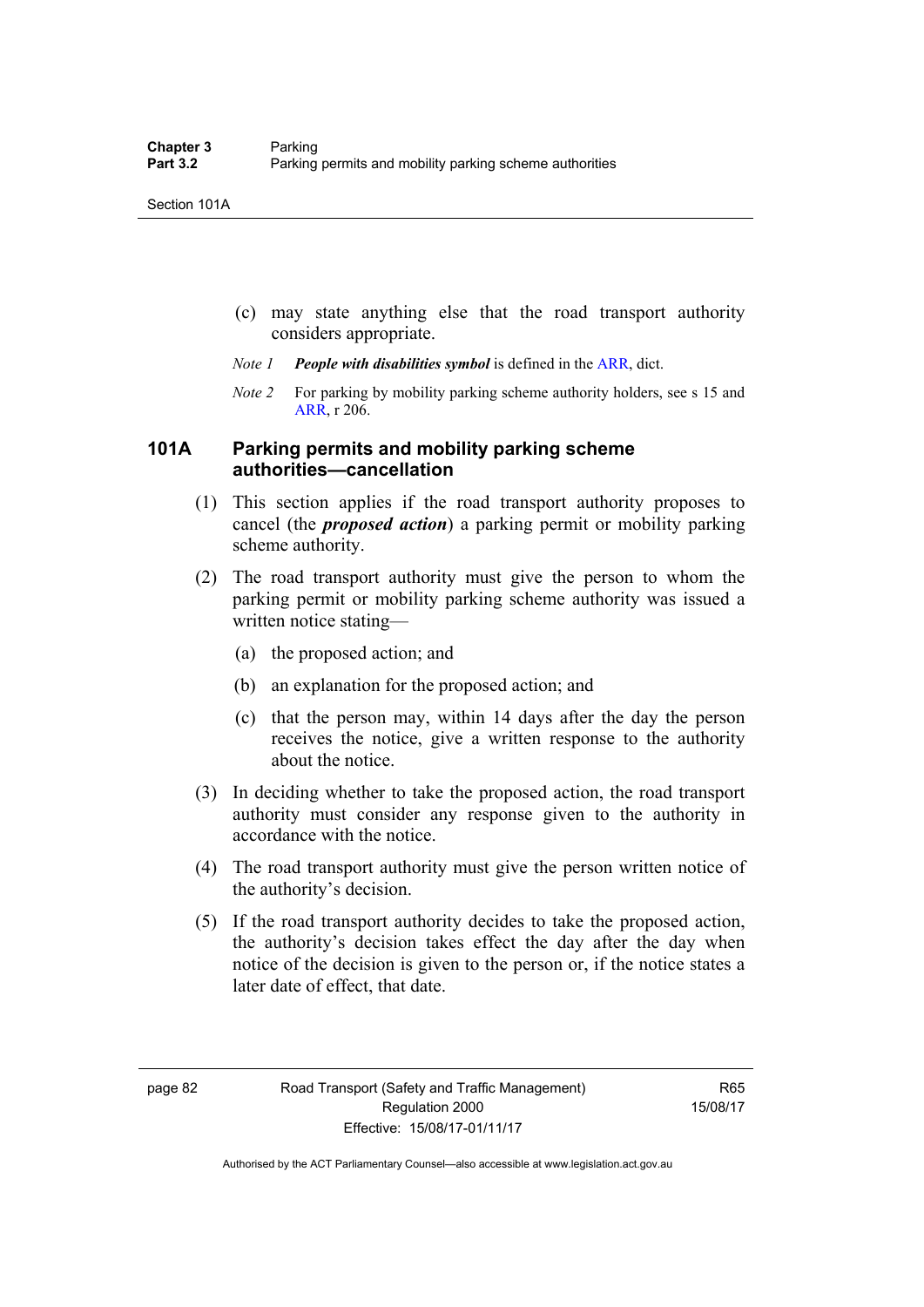(c) may state anything else that the road transport authority considers appropriate.

*Note 1* ***People with disabilities symbol*** is defined in the ARR, dict.

*Note 2* For parking by mobility parking scheme authority holders, see s 15 and ARR, r 206.

### 101A Parking permits and mobility parking scheme authorities—cancellation

(1) This section applies if the road transport authority proposes to cancel (the ***proposed action***) a parking permit or mobility parking scheme authority.

(2) The road transport authority must give the person to whom the parking permit or mobility parking scheme authority was issued a written notice stating—

(a) the proposed action; and

(b) an explanation for the proposed action; and

(c) that the person may, within 14 days after the day the person receives the notice, give a written response to the authority about the notice.

(3) In deciding whether to take the proposed action, the road transport authority must consider any response given to the authority in accordance with the notice.

(4) The road transport authority must give the person written notice of the authority's decision.

(5) If the road transport authority decides to take the proposed action, the authority's decision takes effect the day after the day when notice of the decision is given to the person or, if the notice states a later date of effect, that date.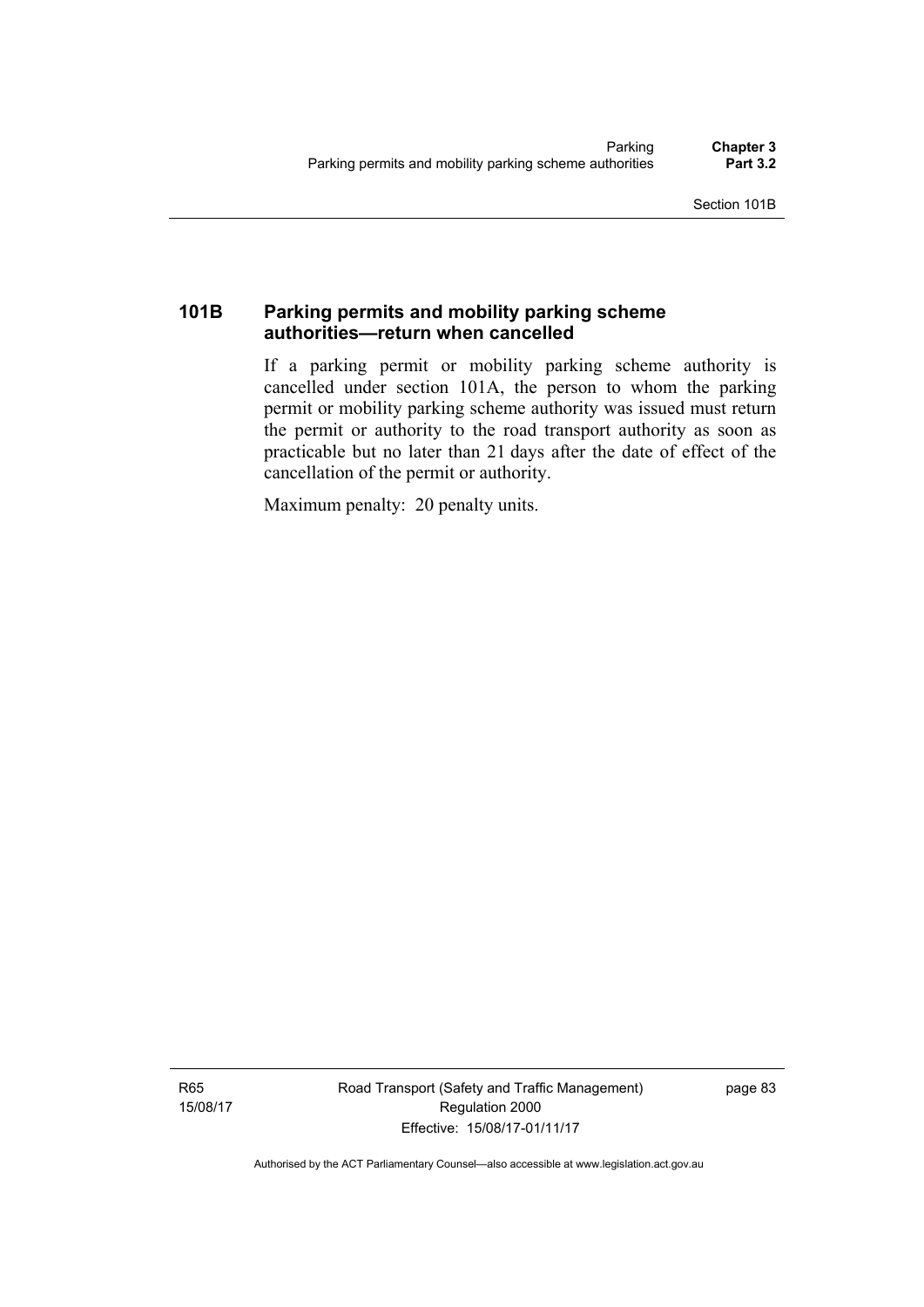### 101B Parking permits and mobility parking scheme authorities—return when cancelled

If a parking permit or mobility parking scheme authority is cancelled under section 101A, the person to whom the parking permit or mobility parking scheme authority was issued must return the permit or authority to the road transport authority as soon as practicable but no later than 21 days after the date of effect of the cancellation of the permit or authority.

Maximum penalty: 20 penalty units.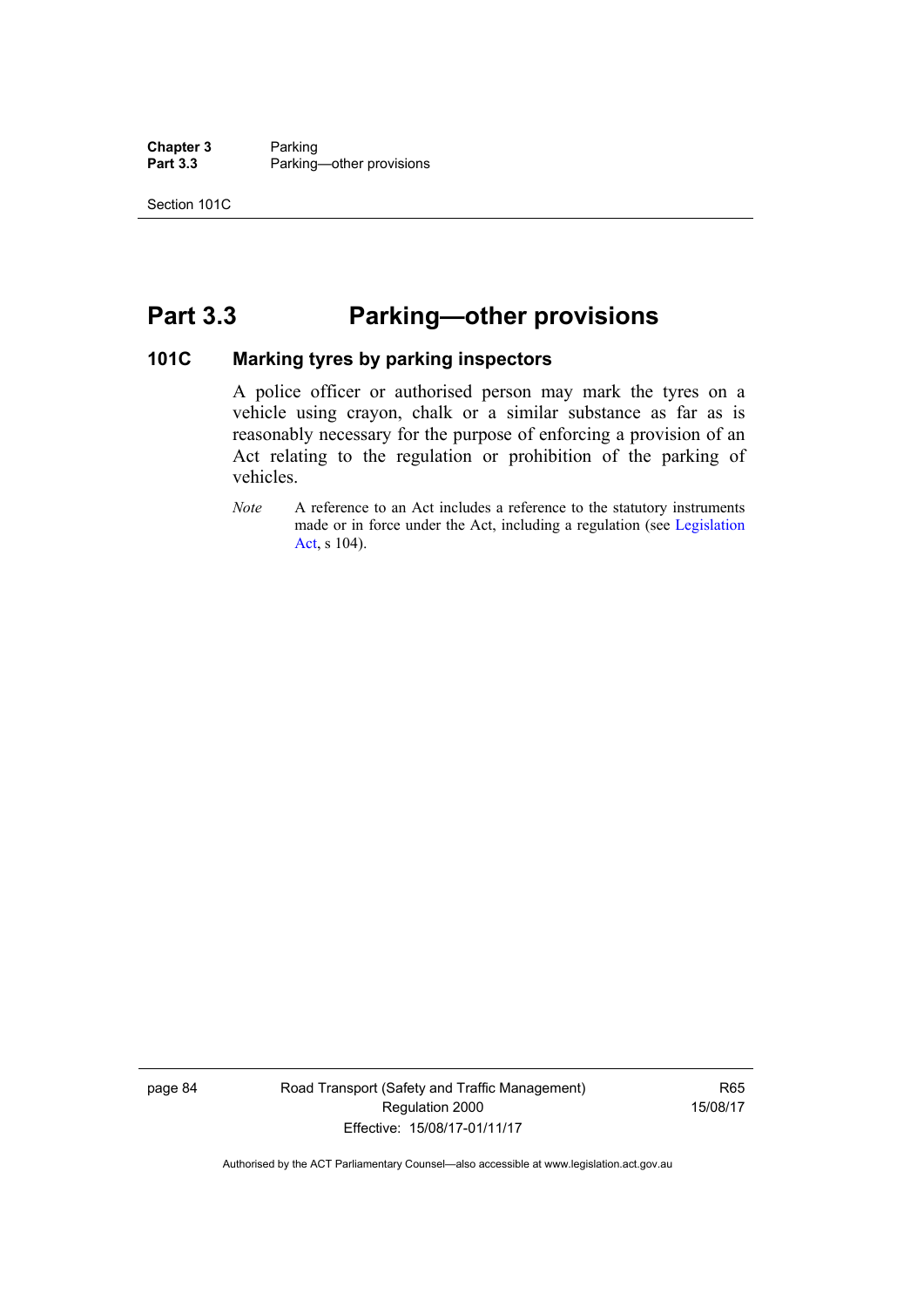# Part 3.3 Parking—other provisions

## 101C Marking tyres by parking inspectors

A police officer or authorised person may mark the tyres on a vehicle using crayon, chalk or a similar substance as far as is reasonably necessary for the purpose of enforcing a provision of an Act relating to the regulation or prohibition of the parking of vehicles.

*Note* A reference to an Act includes a reference to the statutory instruments made or in force under the Act, including a regulation (see Legislation Act, s 104).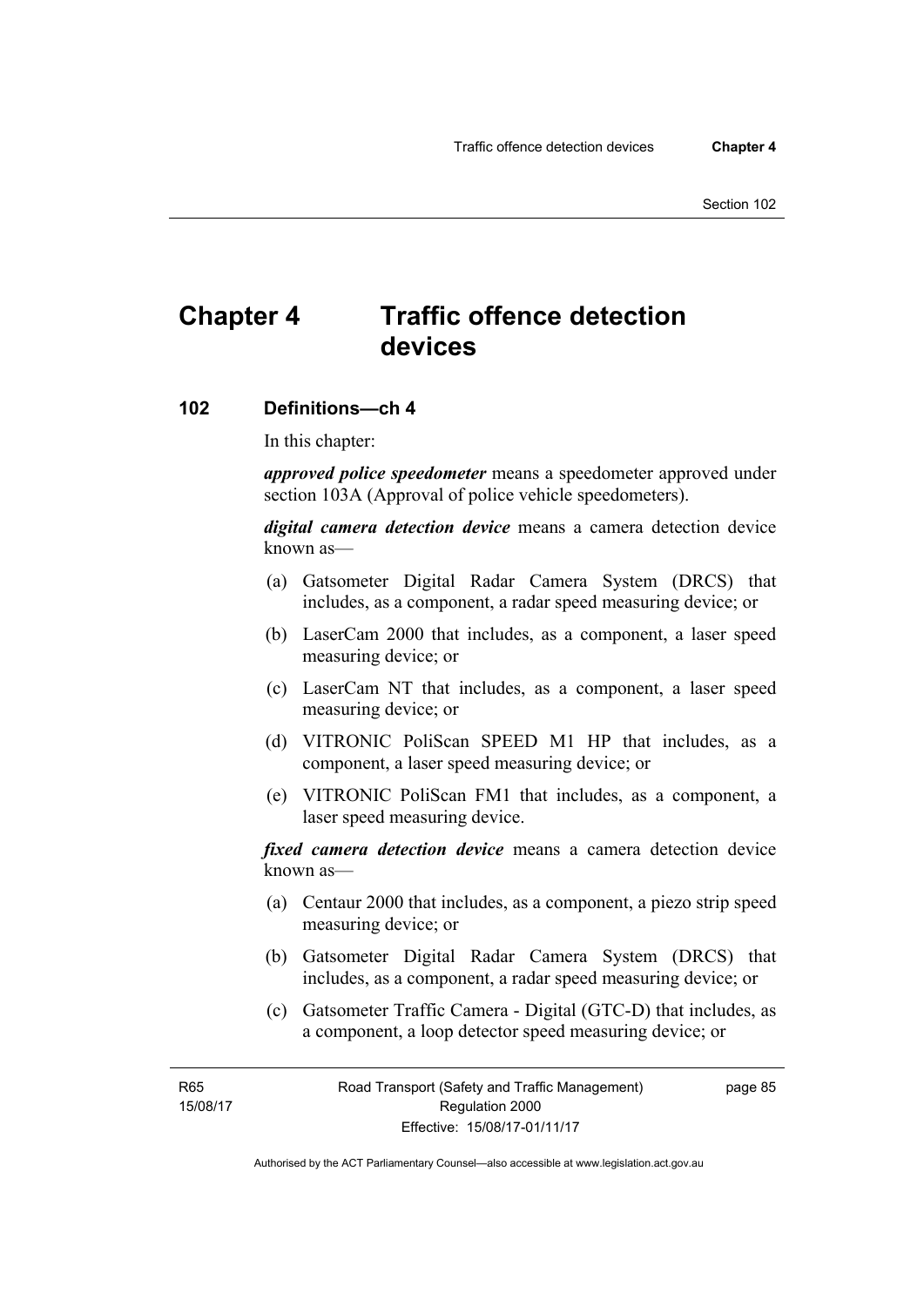# Chapter 4 Traffic offence detection devices

## 102 Definitions—ch 4

In this chapter:

***approved police speedometer*** means a speedometer approved under section 103A (Approval of police vehicle speedometers).

***digital camera detection device*** means a camera detection device known as—

(a) Gatsometer Digital Radar Camera System (DRCS) that includes, as a component, a radar speed measuring device; or

(b) LaserCam 2000 that includes, as a component, a laser speed measuring device; or

(c) LaserCam NT that includes, as a component, a laser speed measuring device; or

(d) VITRONIC PoliScan SPEED M1 HP that includes, as a component, a laser speed measuring device; or

(e) VITRONIC PoliScan FM1 that includes, as a component, a laser speed measuring device.

***fixed camera detection device*** means a camera detection device known as—

(a) Centaur 2000 that includes, as a component, a piezo strip speed measuring device; or

(b) Gatsometer Digital Radar Camera System (DRCS) that includes, as a component, a radar speed measuring device; or

(c) Gatsometer Traffic Camera - Digital (GTC-D) that includes, as a component, a loop detector speed measuring device; or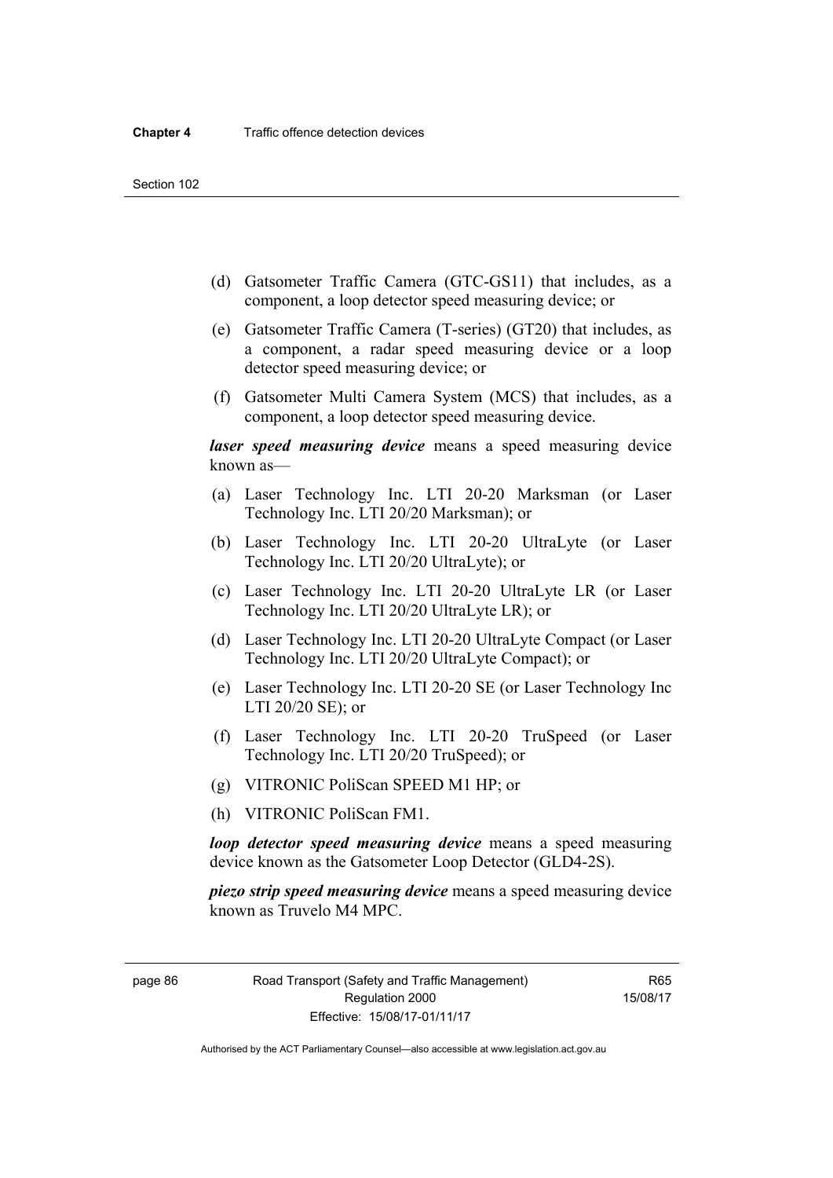(d) Gatsometer Traffic Camera (GTC-GS11) that includes, as a component, a loop detector speed measuring device; or

(e) Gatsometer Traffic Camera (T-series) (GT20) that includes, as a component, a radar speed measuring device or a loop detector speed measuring device; or

(f) Gatsometer Multi Camera System (MCS) that includes, as a component, a loop detector speed measuring device.

***laser speed measuring device*** means a speed measuring device known as—

(a) Laser Technology Inc. LTI 20-20 Marksman (or Laser Technology Inc. LTI 20/20 Marksman); or

(b) Laser Technology Inc. LTI 20-20 UltraLyte (or Laser Technology Inc. LTI 20/20 UltraLyte); or

(c) Laser Technology Inc. LTI 20-20 UltraLyte LR (or Laser Technology Inc. LTI 20/20 UltraLyte LR); or

(d) Laser Technology Inc. LTI 20-20 UltraLyte Compact (or Laser Technology Inc. LTI 20/20 UltraLyte Compact); or

(e) Laser Technology Inc. LTI 20-20 SE (or Laser Technology Inc LTI 20/20 SE); or

(f) Laser Technology Inc. LTI 20-20 TruSpeed (or Laser Technology Inc. LTI 20/20 TruSpeed); or

(g) VITRONIC PoliScan SPEED M1 HP; or

(h) VITRONIC PoliScan FM1.

***loop detector speed measuring device*** means a speed measuring device known as the Gatsometer Loop Detector (GLD4-2S).

***piezo strip speed measuring device*** means a speed measuring device known as Truvelo M4 MPC.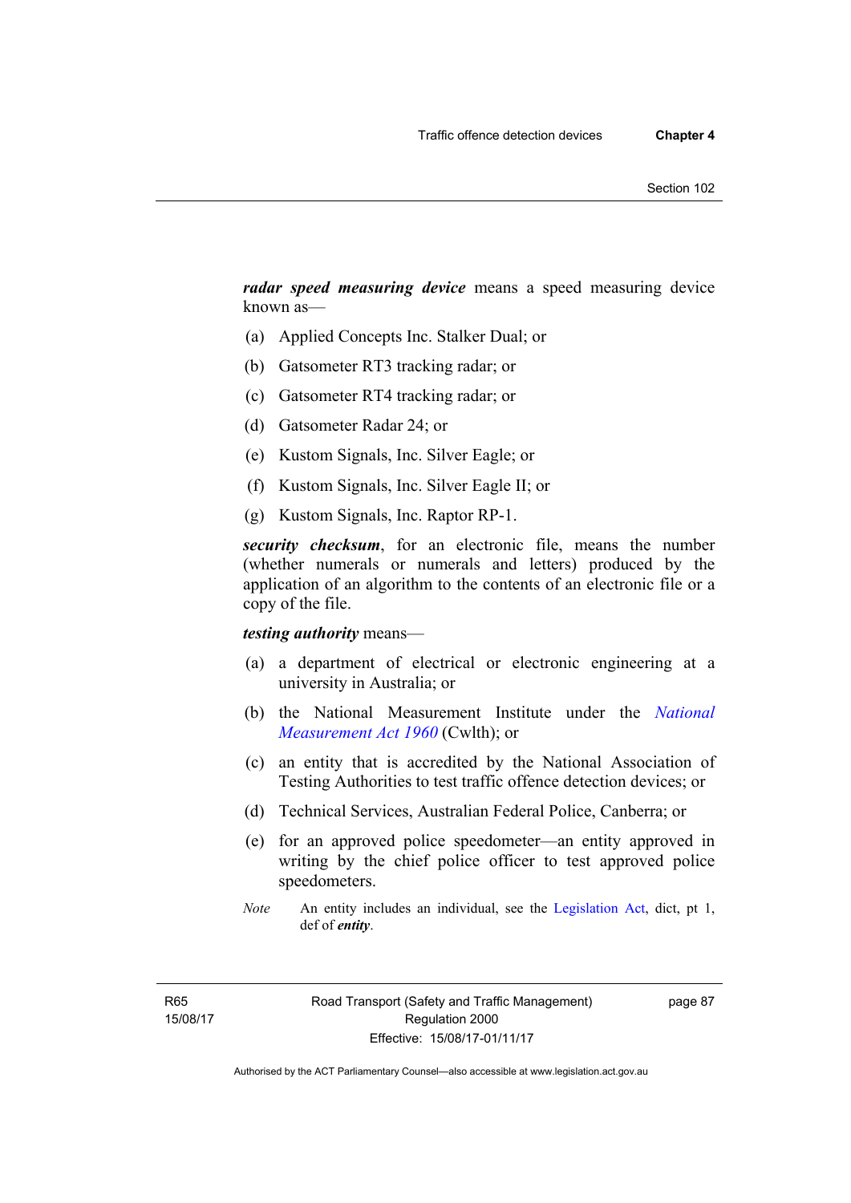***radar speed measuring device*** means a speed measuring device known as—

(a) Applied Concepts Inc. Stalker Dual; or

(b) Gatsometer RT3 tracking radar; or

(c) Gatsometer RT4 tracking radar; or

(d) Gatsometer Radar 24; or

(e) Kustom Signals, Inc. Silver Eagle; or

(f) Kustom Signals, Inc. Silver Eagle II; or

(g) Kustom Signals, Inc. Raptor RP-1.

***security checksum***, for an electronic file, means the number (whether numerals or numerals and letters) produced by the application of an algorithm to the contents of an electronic file or a copy of the file.

***testing authority*** means—

(a) a department of electrical or electronic engineering at a university in Australia; or

(b) the National Measurement Institute under the *National Measurement Act 1960* (Cwlth); or

(c) an entity that is accredited by the National Association of Testing Authorities to test traffic offence detection devices; or

(d) Technical Services, Australian Federal Police, Canberra; or

(e) for an approved police speedometer—an entity approved in writing by the chief police officer to test approved police speedometers.

*Note* An entity includes an individual, see the Legislation Act, dict, pt 1, def of ***entity***.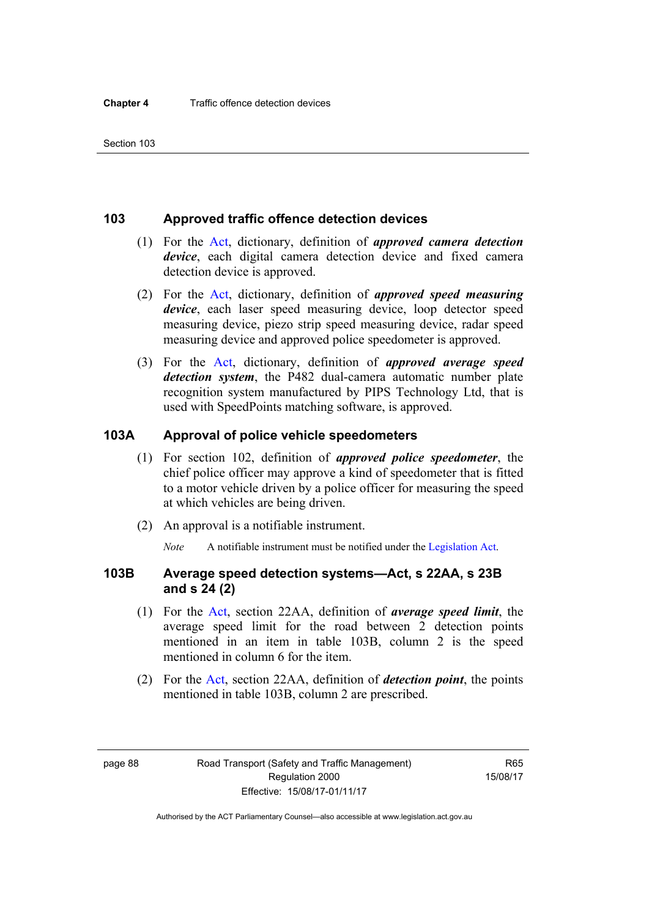## 103 Approved traffic offence detection devices

(1) For the Act, dictionary, definition of ***approved camera detection device***, each digital camera detection device and fixed camera detection device is approved.

(2) For the Act, dictionary, definition of ***approved speed measuring device***, each laser speed measuring device, loop detector speed measuring device, piezo strip speed measuring device, radar speed measuring device and approved police speedometer is approved.

(3) For the Act, dictionary, definition of ***approved average speed detection system***, the P482 dual-camera automatic number plate recognition system manufactured by PIPS Technology Ltd, that is used with SpeedPoints matching software, is approved.

## 103A Approval of police vehicle speedometers

(1) For section 102, definition of ***approved police speedometer***, the chief police officer may approve a kind of speedometer that is fitted to a motor vehicle driven by a police officer for measuring the speed at which vehicles are being driven.

(2) An approval is a notifiable instrument.

*Note* A notifiable instrument must be notified under the Legislation Act.

## 103B Average speed detection systems—Act, s 22AA, s 23B and s 24 (2)

(1) For the Act, section 22AA, definition of ***average speed limit***, the average speed limit for the road between 2 detection points mentioned in an item in table 103B, column 2 is the speed mentioned in column 6 for the item.

(2) For the Act, section 22AA, definition of ***detection point***, the points mentioned in table 103B, column 2 are prescribed.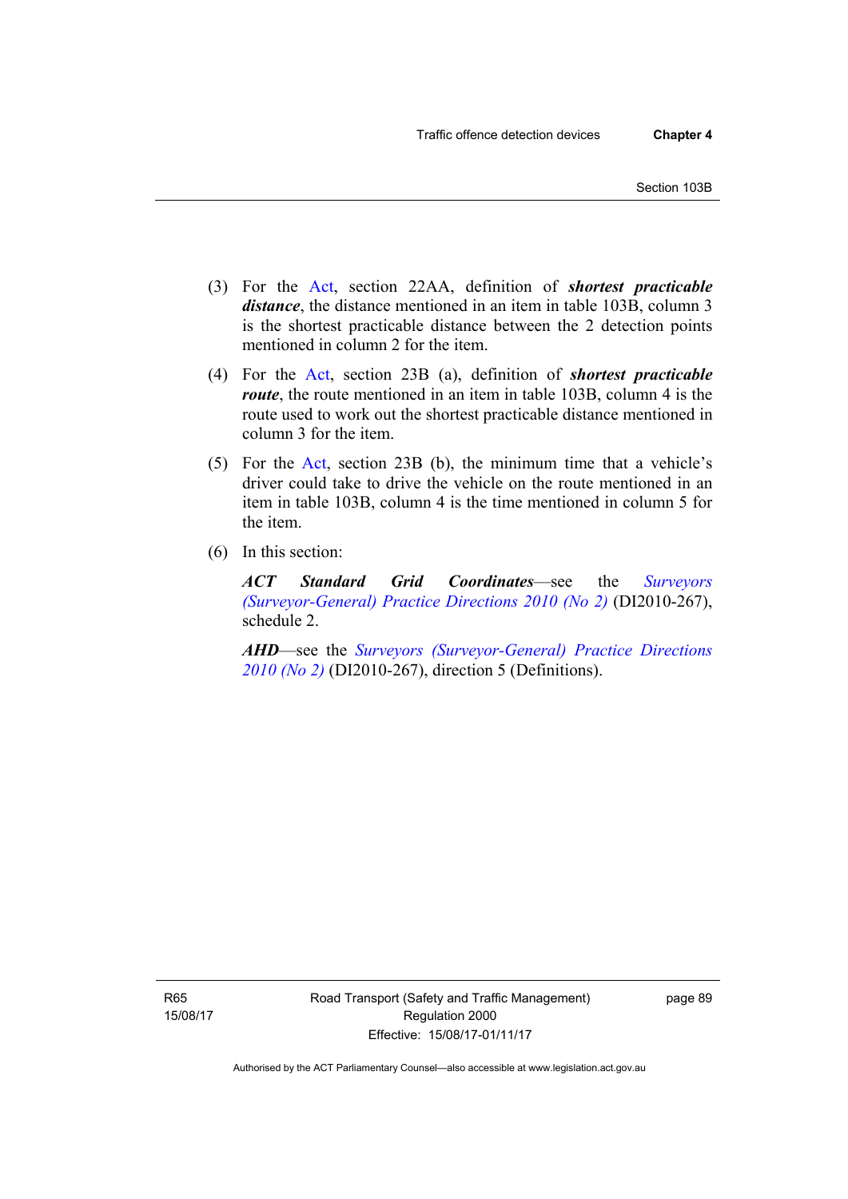(3) For the Act, section 22AA, definition of ***shortest practicable distance***, the distance mentioned in an item in table 103B, column 3 is the shortest practicable distance between the 2 detection points mentioned in column 2 for the item.

(4) For the Act, section 23B (a), definition of ***shortest practicable route***, the route mentioned in an item in table 103B, column 4 is the route used to work out the shortest practicable distance mentioned in column 3 for the item.

(5) For the Act, section 23B (b), the minimum time that a vehicle's driver could take to drive the vehicle on the route mentioned in an item in table 103B, column 4 is the time mentioned in column 5 for the item.

(6) In this section:

***ACT Standard Grid Coordinates***—see the *Surveyors (Surveyor-General) Practice Directions 2010 (No 2)* (DI2010-267), schedule 2.

***AHD***—see the *Surveyors (Surveyor-General) Practice Directions 2010 (No 2)* (DI2010-267), direction 5 (Definitions).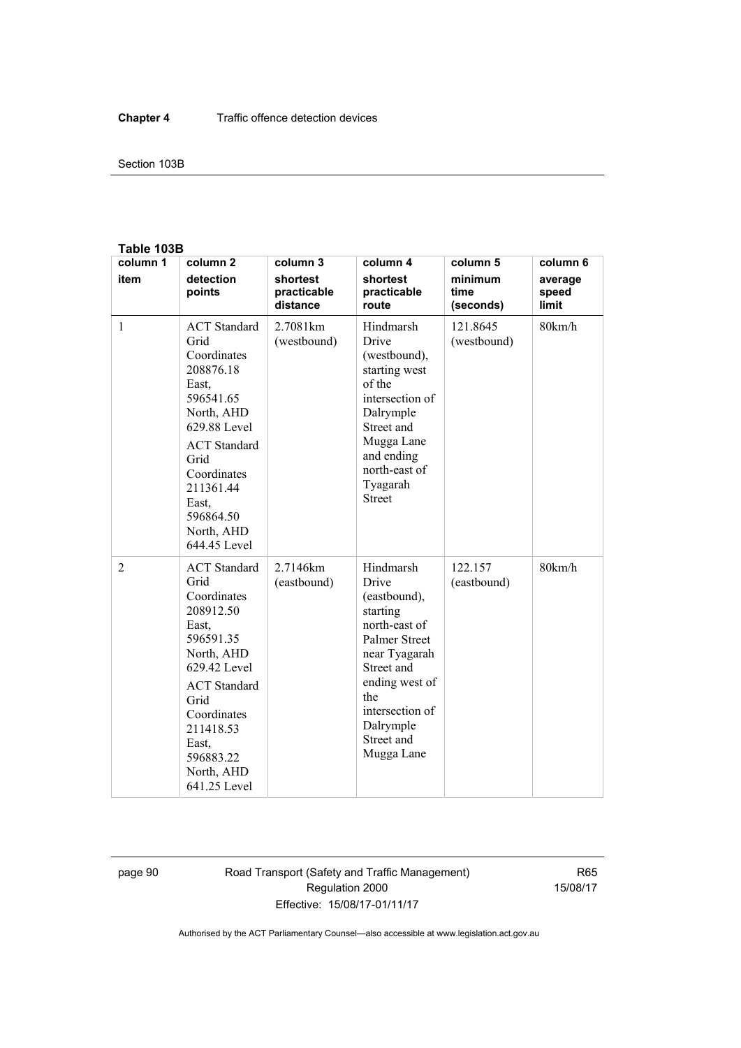**Table 103B**

| column 1<br>item | column 2<br>detection points | column 3<br>shortest practicable distance | column 4<br>shortest practicable route | column 5<br>minimum time (seconds) | column 6<br>average speed limit |
|---|---|---|---|---|---|
| 1 | ACT Standard Grid Coordinates 208876.18 East, 596541.65 North, AHD 629.88 Level<br>ACT Standard Grid Coordinates 211361.44 East, 596864.50 North, AHD 644.45 Level | 2.7081km (westbound) | Hindmarsh Drive (westbound), starting west of the intersection of Dalrymple Street and Mugga Lane and ending north-east of Tyagarah Street | 121.8645 (westbound) | 80km/h |
| 2 | ACT Standard Grid Coordinates 208912.50 East, 596591.35 North, AHD 629.42 Level<br>ACT Standard Grid Coordinates 211418.53 East, 596883.22 North, AHD 641.25 Level | 2.7146km (eastbound) | Hindmarsh Drive (eastbound), starting north-east of Palmer Street near Tyagarah Street and ending west of the intersection of Dalrymple Street and Mugga Lane | 122.157 (eastbound) | 80km/h |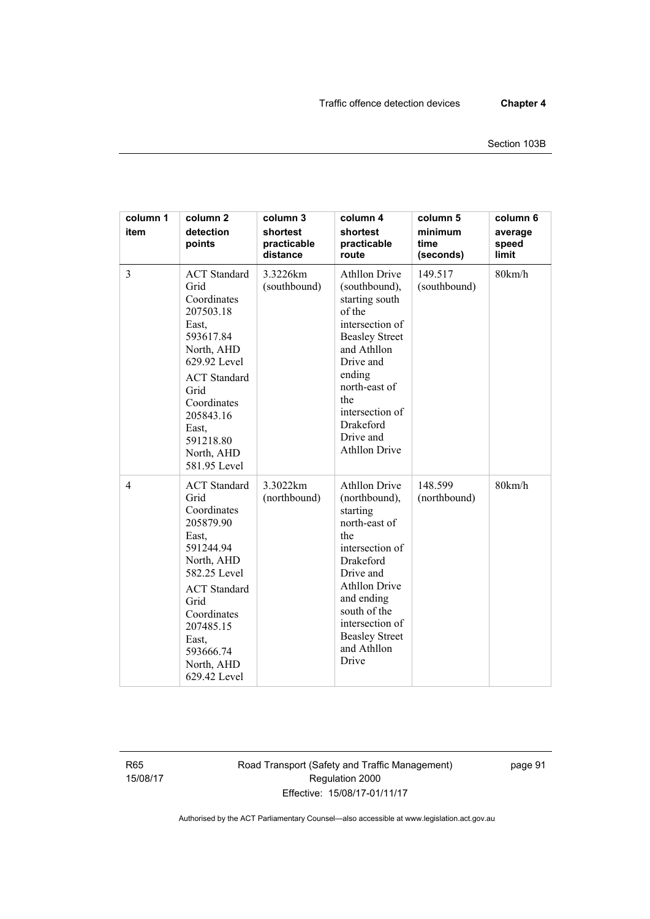| column 1<br>item | column 2<br>detection points | column 3<br>shortest practicable distance | column 4<br>shortest practicable route | column 5<br>minimum time (seconds) | column 6<br>average speed limit |
|---|---|---|---|---|---|
| 3 | ACT Standard Grid Coordinates 207503.18 East, 593617.84 North, AHD 629.92 Level<br>ACT Standard Grid Coordinates 205843.16 East, 591218.80 North, AHD 581.95 Level | 3.3226km (southbound) | Athllon Drive (southbound), starting south of the intersection of Beasley Street and Athllon Drive and ending north-east of the intersection of Drakeford Drive and Athllon Drive | 149.517 (southbound) | 80km/h |
| 4 | ACT Standard Grid Coordinates 205879.90 East, 591244.94 North, AHD 582.25 Level<br>ACT Standard Grid Coordinates 207485.15 East, 593666.74 North, AHD 629.42 Level | 3.3022km (northbound) | Athllon Drive (northbound), starting north-east of the intersection of Drakeford Drive and Athllon Drive and ending south of the intersection of Beasley Street and Athllon Drive | 148.599 (northbound) | 80km/h |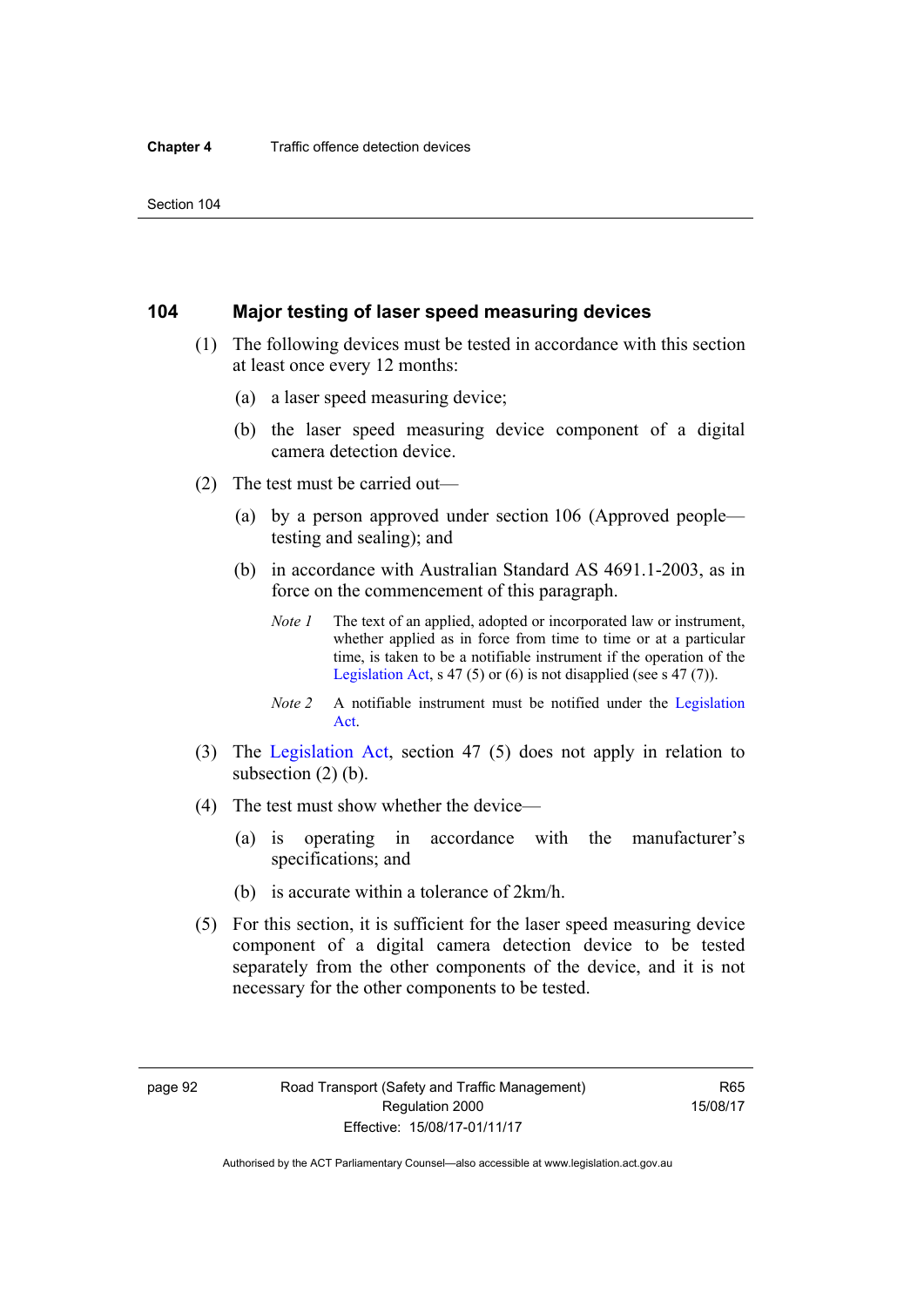## 104 Major testing of laser speed measuring devices

(1) The following devices must be tested in accordance with this section at least once every 12 months:

(a) a laser speed measuring device;

(b) the laser speed measuring device component of a digital camera detection device.

(2) The test must be carried out—

(a) by a person approved under section 106 (Approved people—testing and sealing); and

(b) in accordance with Australian Standard AS 4691.1-2003, as in force on the commencement of this paragraph.

*Note 1* The text of an applied, adopted or incorporated law or instrument, whether applied as in force from time to time or at a particular time, is taken to be a notifiable instrument if the operation of the Legislation Act, s 47 (5) or (6) is not disapplied (see s 47 (7)).

*Note 2* A notifiable instrument must be notified under the Legislation Act.

(3) The Legislation Act, section 47 (5) does not apply in relation to subsection (2) (b).

(4) The test must show whether the device—

(a) is operating in accordance with the manufacturer's specifications; and

(b) is accurate within a tolerance of 2km/h.

(5) For this section, it is sufficient for the laser speed measuring device component of a digital camera detection device to be tested separately from the other components of the device, and it is not necessary for the other components to be tested.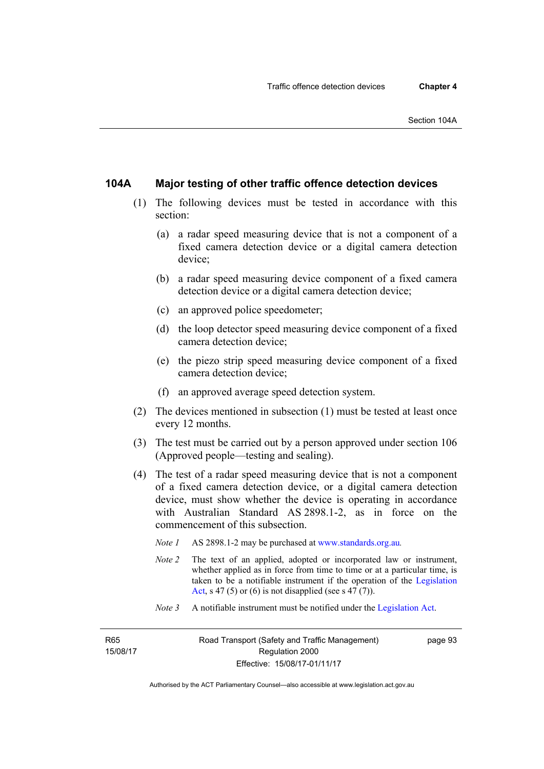### 104A Major testing of other traffic offence detection devices

(1) The following devices must be tested in accordance with this section:

(a) a radar speed measuring device that is not a component of a fixed camera detection device or a digital camera detection device;

(b) a radar speed measuring device component of a fixed camera detection device or a digital camera detection device;

(c) an approved police speedometer;

(d) the loop detector speed measuring device component of a fixed camera detection device;

(e) the piezo strip speed measuring device component of a fixed camera detection device;

(f) an approved average speed detection system.

(2) The devices mentioned in subsection (1) must be tested at least once every 12 months.

(3) The test must be carried out by a person approved under section 106 (Approved people—testing and sealing).

(4) The test of a radar speed measuring device that is not a component of a fixed camera detection device, or a digital camera detection device, must show whether the device is operating in accordance with Australian Standard AS 2898.1-2, as in force on the commencement of this subsection.

*Note 1* AS 2898.1-2 may be purchased at www.standards.org.au.

*Note 2* The text of an applied, adopted or incorporated law or instrument, whether applied as in force from time to time or at a particular time, is taken to be a notifiable instrument if the operation of the Legislation Act, s 47 (5) or (6) is not disapplied (see s 47 (7)).

*Note 3* A notifiable instrument must be notified under the Legislation Act.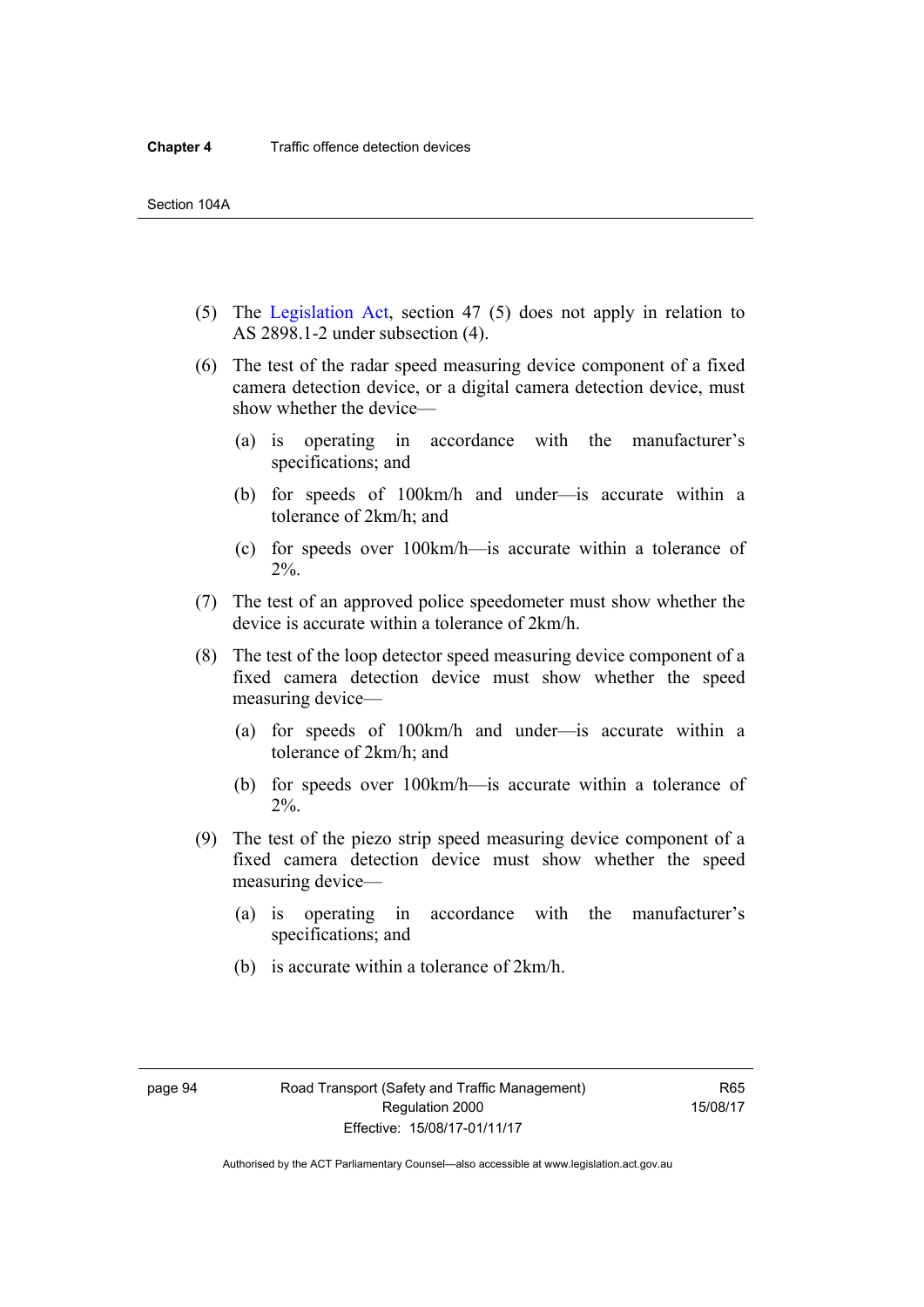(5) The Legislation Act, section 47 (5) does not apply in relation to AS 2898.1-2 under subsection (4).

(6) The test of the radar speed measuring device component of a fixed camera detection device, or a digital camera detection device, must show whether the device—

(a) is operating in accordance with the manufacturer's specifications; and

(b) for speeds of 100km/h and under—is accurate within a tolerance of 2km/h; and

(c) for speeds over 100km/h—is accurate within a tolerance of 2%.

(7) The test of an approved police speedometer must show whether the device is accurate within a tolerance of 2km/h.

(8) The test of the loop detector speed measuring device component of a fixed camera detection device must show whether the speed measuring device—

(a) for speeds of 100km/h and under—is accurate within a tolerance of 2km/h; and

(b) for speeds over 100km/h—is accurate within a tolerance of 2%.

(9) The test of the piezo strip speed measuring device component of a fixed camera detection device must show whether the speed measuring device—

(a) is operating in accordance with the manufacturer's specifications; and

(b) is accurate within a tolerance of 2km/h.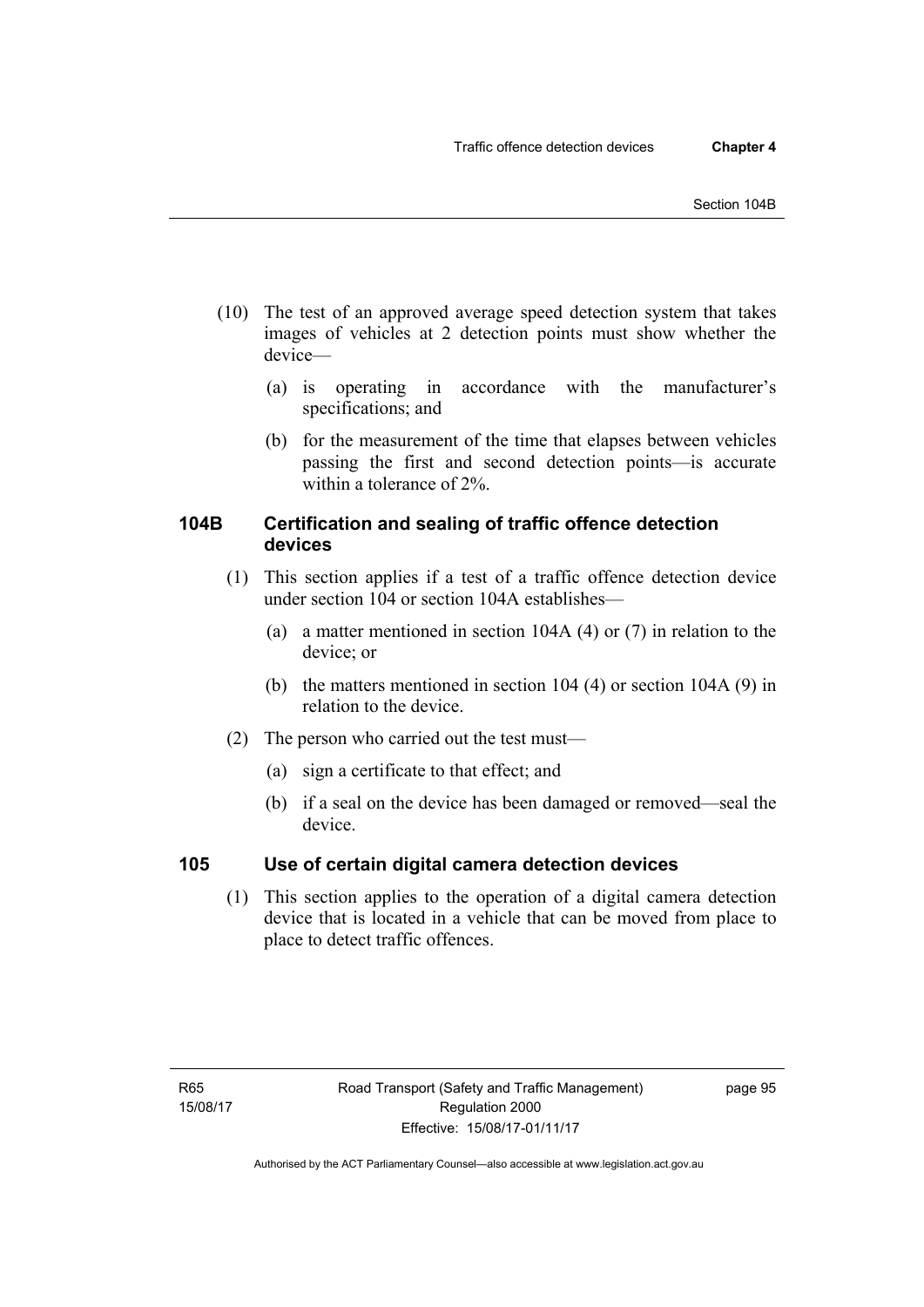(10) The test of an approved average speed detection system that takes images of vehicles at 2 detection points must show whether the device—

(a) is operating in accordance with the manufacturer's specifications; and

(b) for the measurement of the time that elapses between vehicles passing the first and second detection points—is accurate within a tolerance of 2%.

### 104B Certification and sealing of traffic offence detection devices

(1) This section applies if a test of a traffic offence detection device under section 104 or section 104A establishes—

(a) a matter mentioned in section 104A (4) or (7) in relation to the device; or

(b) the matters mentioned in section 104 (4) or section 104A (9) in relation to the device.

(2) The person who carried out the test must—

(a) sign a certificate to that effect; and

(b) if a seal on the device has been damaged or removed—seal the device.

### 105 Use of certain digital camera detection devices

(1) This section applies to the operation of a digital camera detection device that is located in a vehicle that can be moved from place to place to detect traffic offences.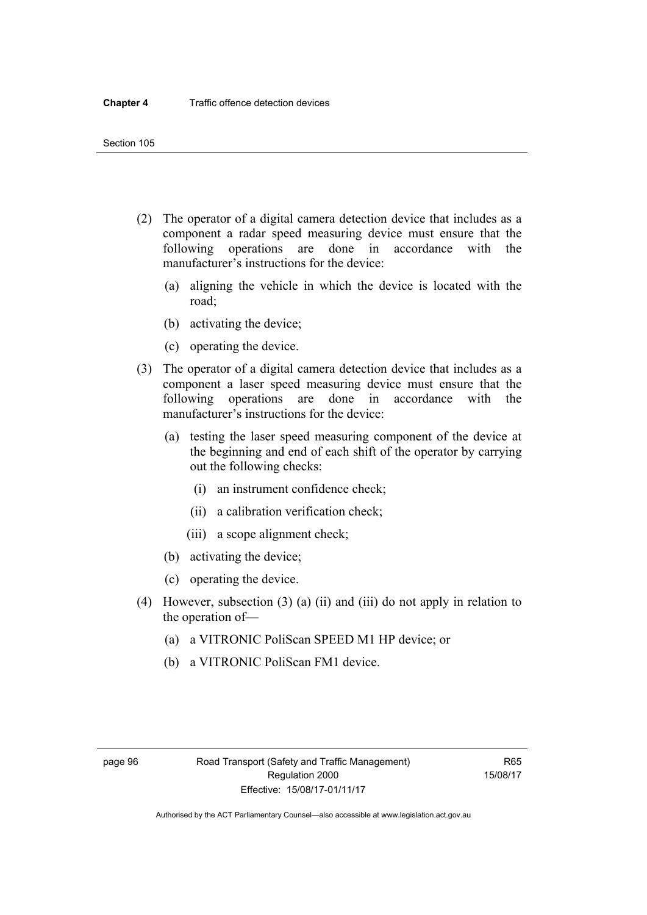(2) The operator of a digital camera detection device that includes as a component a radar speed measuring device must ensure that the following operations are done in accordance with the manufacturer's instructions for the device:

   (a) aligning the vehicle in which the device is located with the road;

   (b) activating the device;

   (c) operating the device.

(3) The operator of a digital camera detection device that includes as a component a laser speed measuring device must ensure that the following operations are done in accordance with the manufacturer's instructions for the device:

   (a) testing the laser speed measuring component of the device at the beginning and end of each shift of the operator by carrying out the following checks:

      (i) an instrument confidence check;

      (ii) a calibration verification check;

      (iii) a scope alignment check;

   (b) activating the device;

   (c) operating the device.

(4) However, subsection (3) (a) (ii) and (iii) do not apply in relation to the operation of—

   (a) a VITRONIC PoliScan SPEED M1 HP device; or

   (b) a VITRONIC PoliScan FM1 device.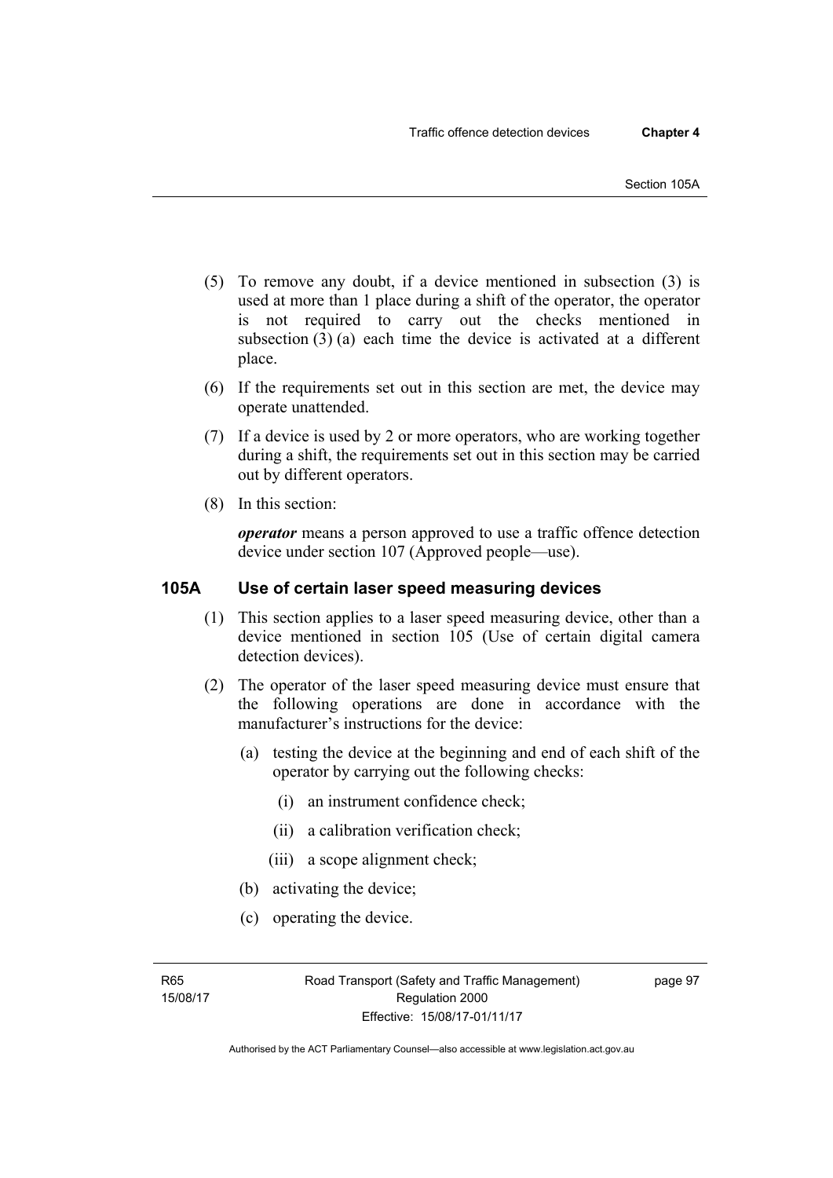(5) To remove any doubt, if a device mentioned in subsection (3) is used at more than 1 place during a shift of the operator, the operator is not required to carry out the checks mentioned in subsection (3) (a) each time the device is activated at a different place.

(6) If the requirements set out in this section are met, the device may operate unattended.

(7) If a device is used by 2 or more operators, who are working together during a shift, the requirements set out in this section may be carried out by different operators.

(8) In this section:

***operator*** means a person approved to use a traffic offence detection device under section 107 (Approved people—use).

## 105A Use of certain laser speed measuring devices

(1) This section applies to a laser speed measuring device, other than a device mentioned in section 105 (Use of certain digital camera detection devices).

(2) The operator of the laser speed measuring device must ensure that the following operations are done in accordance with the manufacturer's instructions for the device:

   (a) testing the device at the beginning and end of each shift of the operator by carrying out the following checks:

      (i) an instrument confidence check;

      (ii) a calibration verification check;

      (iii) a scope alignment check;

   (b) activating the device;

   (c) operating the device.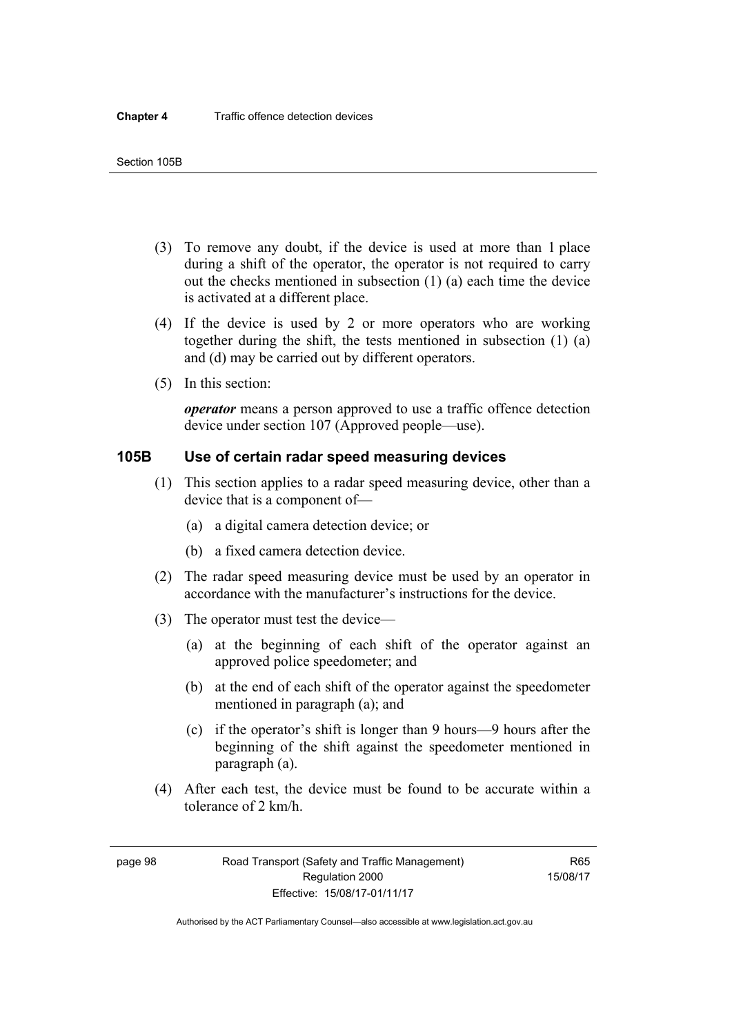(3) To remove any doubt, if the device is used at more than 1 place during a shift of the operator, the operator is not required to carry out the checks mentioned in subsection (1) (a) each time the device is activated at a different place.

(4) If the device is used by 2 or more operators who are working together during the shift, the tests mentioned in subsection (1) (a) and (d) may be carried out by different operators.

(5) In this section:

***operator*** means a person approved to use a traffic offence detection device under section 107 (Approved people—use).

### 105B Use of certain radar speed measuring devices

(1) This section applies to a radar speed measuring device, other than a device that is a component of—

(a) a digital camera detection device; or

(b) a fixed camera detection device.

(2) The radar speed measuring device must be used by an operator in accordance with the manufacturer's instructions for the device.

(3) The operator must test the device—

(a) at the beginning of each shift of the operator against an approved police speedometer; and

(b) at the end of each shift of the operator against the speedometer mentioned in paragraph (a); and

(c) if the operator's shift is longer than 9 hours—9 hours after the beginning of the shift against the speedometer mentioned in paragraph (a).

(4) After each test, the device must be found to be accurate within a tolerance of 2 km/h.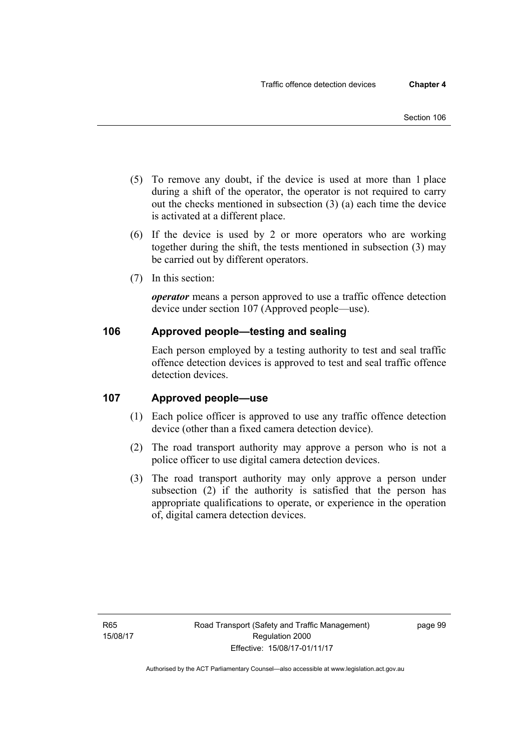(5) To remove any doubt, if the device is used at more than 1 place during a shift of the operator, the operator is not required to carry out the checks mentioned in subsection (3) (a) each time the device is activated at a different place.

(6) If the device is used by 2 or more operators who are working together during the shift, the tests mentioned in subsection (3) may be carried out by different operators.

(7) In this section:

***operator*** means a person approved to use a traffic offence detection device under section 107 (Approved people—use).

## 106 Approved people—testing and sealing

Each person employed by a testing authority to test and seal traffic offence detection devices is approved to test and seal traffic offence detection devices.

## 107 Approved people—use

(1) Each police officer is approved to use any traffic offence detection device (other than a fixed camera detection device).

(2) The road transport authority may approve a person who is not a police officer to use digital camera detection devices.

(3) The road transport authority may only approve a person under subsection (2) if the authority is satisfied that the person has appropriate qualifications to operate, or experience in the operation of, digital camera detection devices.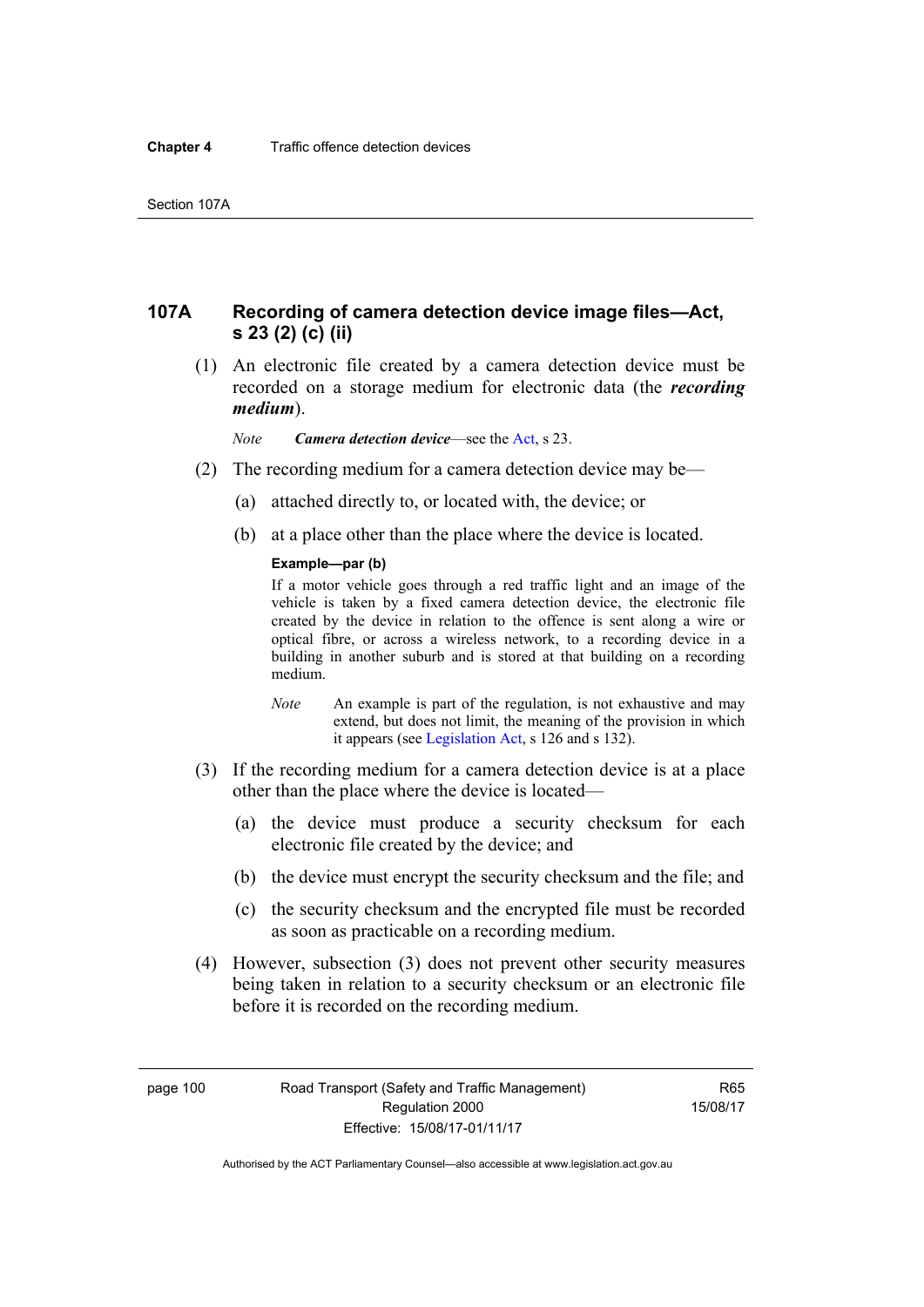## 107A Recording of camera detection device image files—Act, s 23 (2) (c) (ii)

(1) An electronic file created by a camera detection device must be recorded on a storage medium for electronic data (the ***recording medium***).

*Note* ***Camera detection device***—see the Act, s 23.

(2) The recording medium for a camera detection device may be—

(a) attached directly to, or located with, the device; or

(b) at a place other than the place where the device is located.

**Example—par (b)**

If a motor vehicle goes through a red traffic light and an image of the vehicle is taken by a fixed camera detection device, the electronic file created by the device in relation to the offence is sent along a wire or optical fibre, or across a wireless network, to a recording device in a building in another suburb and is stored at that building on a recording medium.

*Note* An example is part of the regulation, is not exhaustive and may extend, but does not limit, the meaning of the provision in which it appears (see Legislation Act, s 126 and s 132).

(3) If the recording medium for a camera detection device is at a place other than the place where the device is located—

(a) the device must produce a security checksum for each electronic file created by the device; and

(b) the device must encrypt the security checksum and the file; and

(c) the security checksum and the encrypted file must be recorded as soon as practicable on a recording medium.

(4) However, subsection (3) does not prevent other security measures being taken in relation to a security checksum or an electronic file before it is recorded on the recording medium.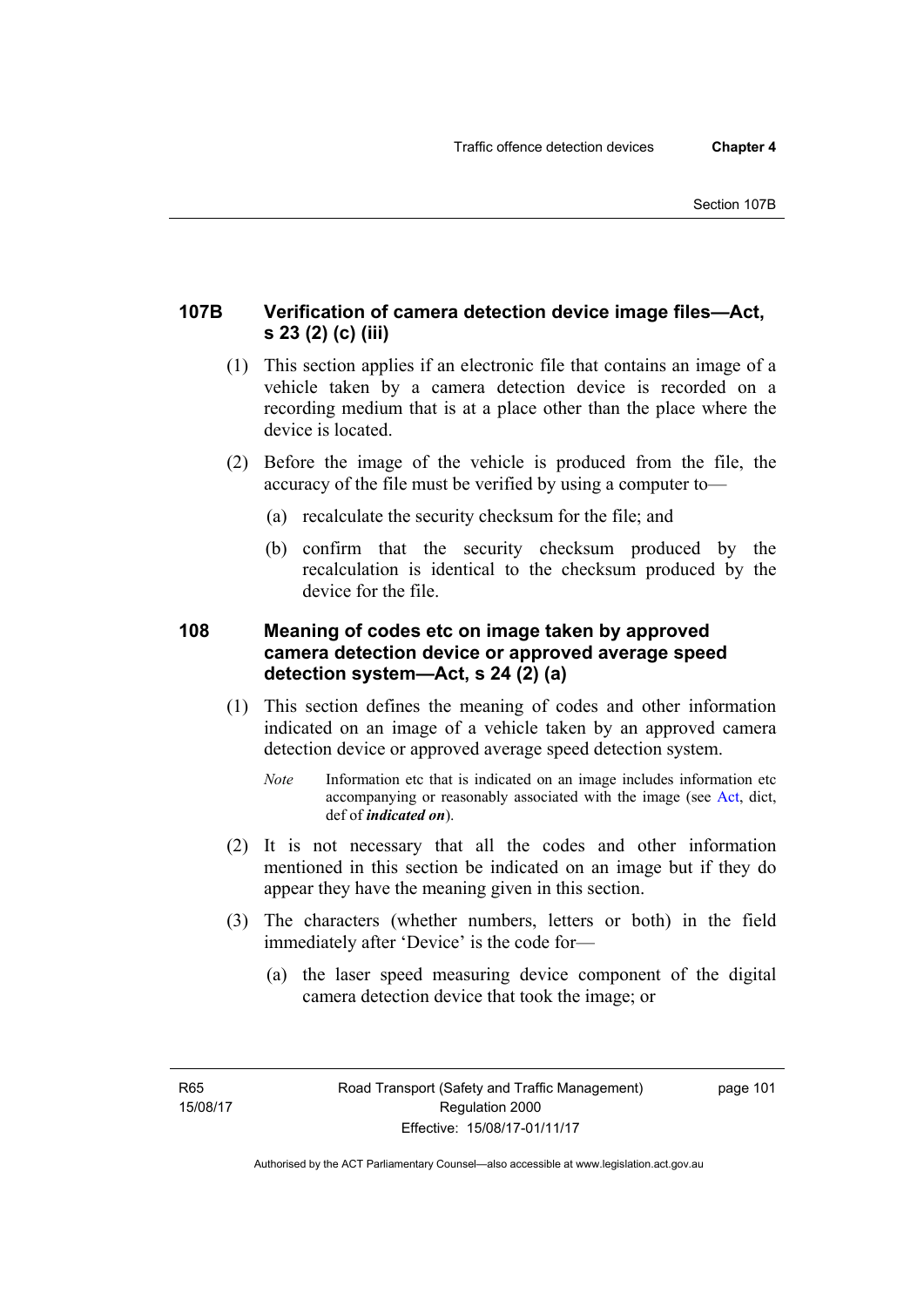## 107B Verification of camera detection device image files—Act, s 23 (2) (c) (iii)

(1) This section applies if an electronic file that contains an image of a vehicle taken by a camera detection device is recorded on a recording medium that is at a place other than the place where the device is located.

(2) Before the image of the vehicle is produced from the file, the accuracy of the file must be verified by using a computer to—

(a) recalculate the security checksum for the file; and

(b) confirm that the security checksum produced by the recalculation is identical to the checksum produced by the device for the file.

## 108 Meaning of codes etc on image taken by approved camera detection device or approved average speed detection system—Act, s 24 (2) (a)

(1) This section defines the meaning of codes and other information indicated on an image of a vehicle taken by an approved camera detection device or approved average speed detection system.

*Note* Information etc that is indicated on an image includes information etc accompanying or reasonably associated with the image (see Act, dict, def of ***indicated on***).

(2) It is not necessary that all the codes and other information mentioned in this section be indicated on an image but if they do appear they have the meaning given in this section.

(3) The characters (whether numbers, letters or both) in the field immediately after 'Device' is the code for—

(a) the laser speed measuring device component of the digital camera detection device that took the image; or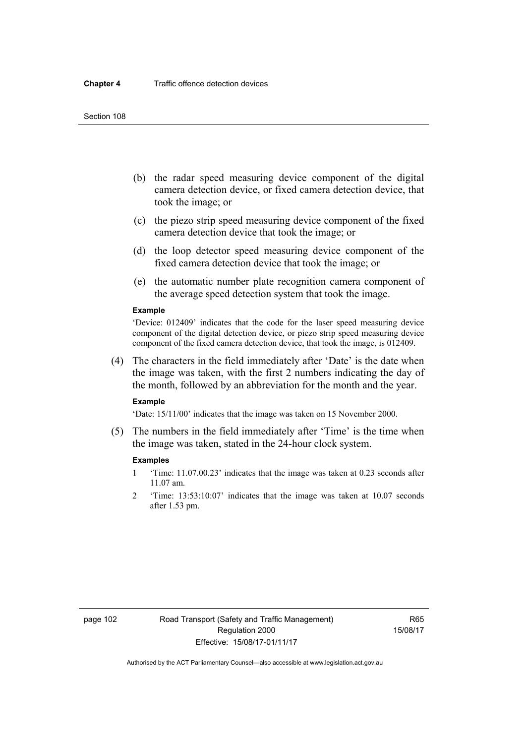(b) the radar speed measuring device component of the digital camera detection device, or fixed camera detection device, that took the image; or

(c) the piezo strip speed measuring device component of the fixed camera detection device that took the image; or

(d) the loop detector speed measuring device component of the fixed camera detection device that took the image; or

(e) the automatic number plate recognition camera component of the average speed detection system that took the image.

**Example**

'Device: 012409' indicates that the code for the laser speed measuring device component of the digital detection device, or piezo strip speed measuring device component of the fixed camera detection device, that took the image, is 012409.

(4) The characters in the field immediately after 'Date' is the date when the image was taken, with the first 2 numbers indicating the day of the month, followed by an abbreviation for the month and the year.

**Example**

'Date: 15/11/00' indicates that the image was taken on 15 November 2000.

(5) The numbers in the field immediately after 'Time' is the time when the image was taken, stated in the 24-hour clock system.

**Examples**

1 'Time: 11.07.00.23' indicates that the image was taken at 0.23 seconds after 11.07 am.

2 'Time: 13:53:10:07' indicates that the image was taken at 10.07 seconds after 1.53 pm.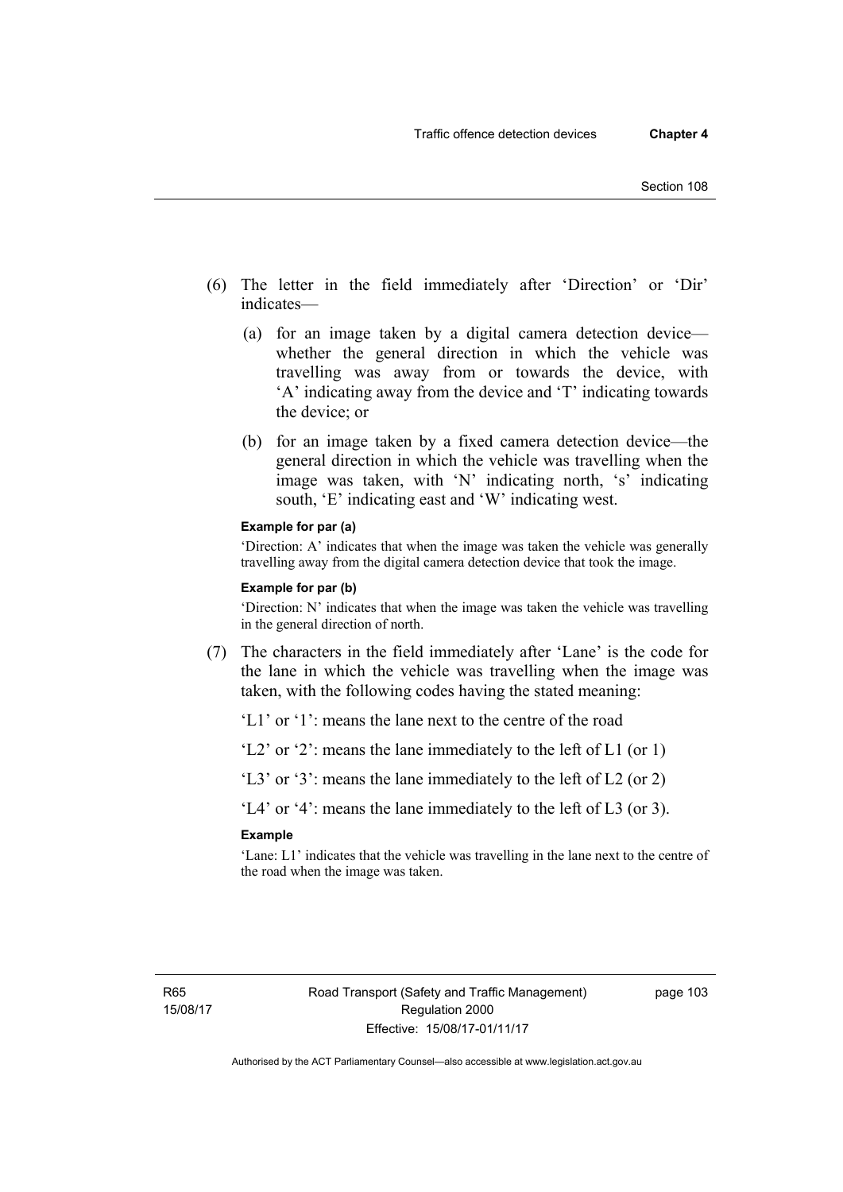(6) The letter in the field immediately after 'Direction' or 'Dir' indicates—

(a) for an image taken by a digital camera detection device—whether the general direction in which the vehicle was travelling was away from or towards the device, with 'A' indicating away from the device and 'T' indicating towards the device; or

(b) for an image taken by a fixed camera detection device—the general direction in which the vehicle was travelling when the image was taken, with 'N' indicating north, 's' indicating south, 'E' indicating east and 'W' indicating west.

**Example for par (a)**

'Direction: A' indicates that when the image was taken the vehicle was generally travelling away from the digital camera detection device that took the image.

**Example for par (b)**

'Direction: N' indicates that when the image was taken the vehicle was travelling in the general direction of north.

(7) The characters in the field immediately after 'Lane' is the code for the lane in which the vehicle was travelling when the image was taken, with the following codes having the stated meaning:

'L1' or '1': means the lane next to the centre of the road

'L2' or '2': means the lane immediately to the left of L1 (or 1)

'L3' or '3': means the lane immediately to the left of L2 (or 2)

'L4' or '4': means the lane immediately to the left of L3 (or 3).

**Example**

'Lane: L1' indicates that the vehicle was travelling in the lane next to the centre of the road when the image was taken.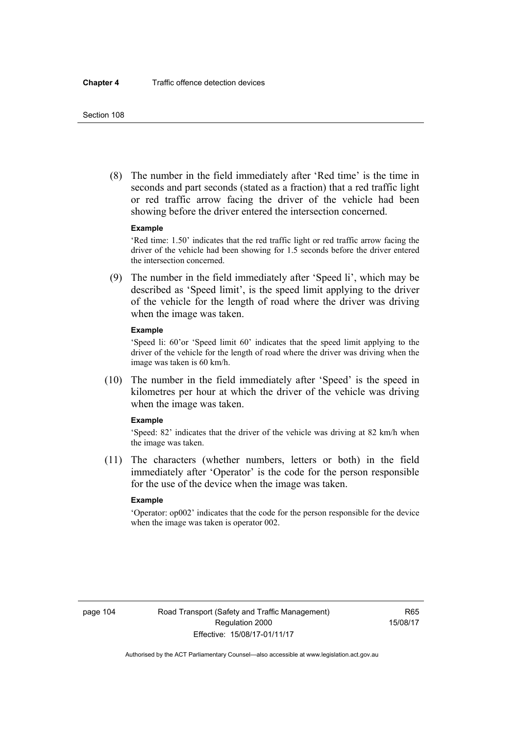(8) The number in the field immediately after 'Red time' is the time in seconds and part seconds (stated as a fraction) that a red traffic light or red traffic arrow facing the driver of the vehicle had been showing before the driver entered the intersection concerned.

**Example**

'Red time: 1.50' indicates that the red traffic light or red traffic arrow facing the driver of the vehicle had been showing for 1.5 seconds before the driver entered the intersection concerned.

(9) The number in the field immediately after 'Speed li', which may be described as 'Speed limit', is the speed limit applying to the driver of the vehicle for the length of road where the driver was driving when the image was taken.

**Example**

'Speed li: 60'or 'Speed limit 60' indicates that the speed limit applying to the driver of the vehicle for the length of road where the driver was driving when the image was taken is 60 km/h.

(10) The number in the field immediately after 'Speed' is the speed in kilometres per hour at which the driver of the vehicle was driving when the image was taken.

**Example**

'Speed: 82' indicates that the driver of the vehicle was driving at 82 km/h when the image was taken.

(11) The characters (whether numbers, letters or both) in the field immediately after 'Operator' is the code for the person responsible for the use of the device when the image was taken.

**Example**

'Operator: op002' indicates that the code for the person responsible for the device when the image was taken is operator 002.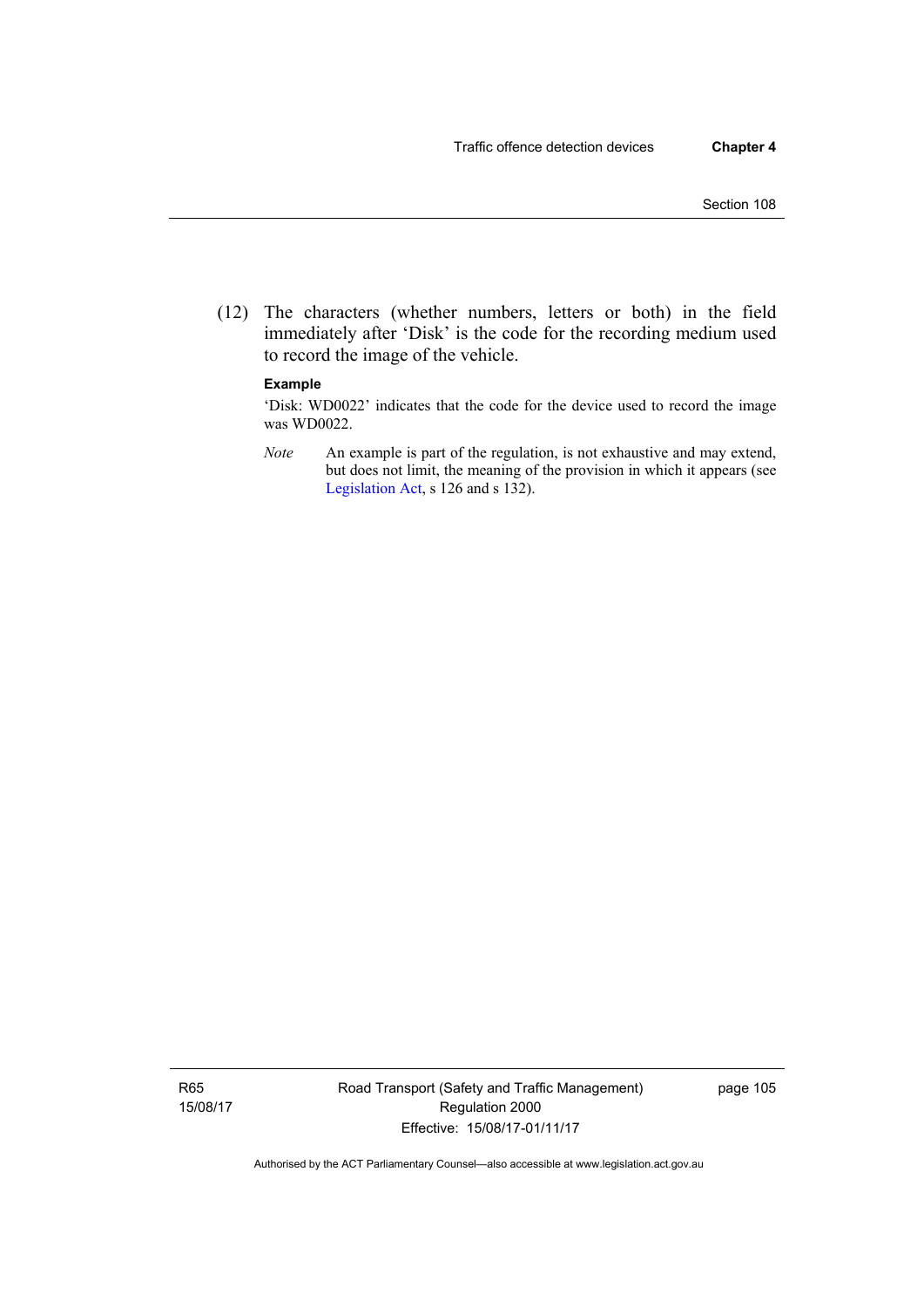(12) The characters (whether numbers, letters or both) in the field immediately after 'Disk' is the code for the recording medium used to record the image of the vehicle.

**Example**

'Disk: WD0022' indicates that the code for the device used to record the image was WD0022.

*Note* An example is part of the regulation, is not exhaustive and may extend, but does not limit, the meaning of the provision in which it appears (see Legislation Act, s 126 and s 132).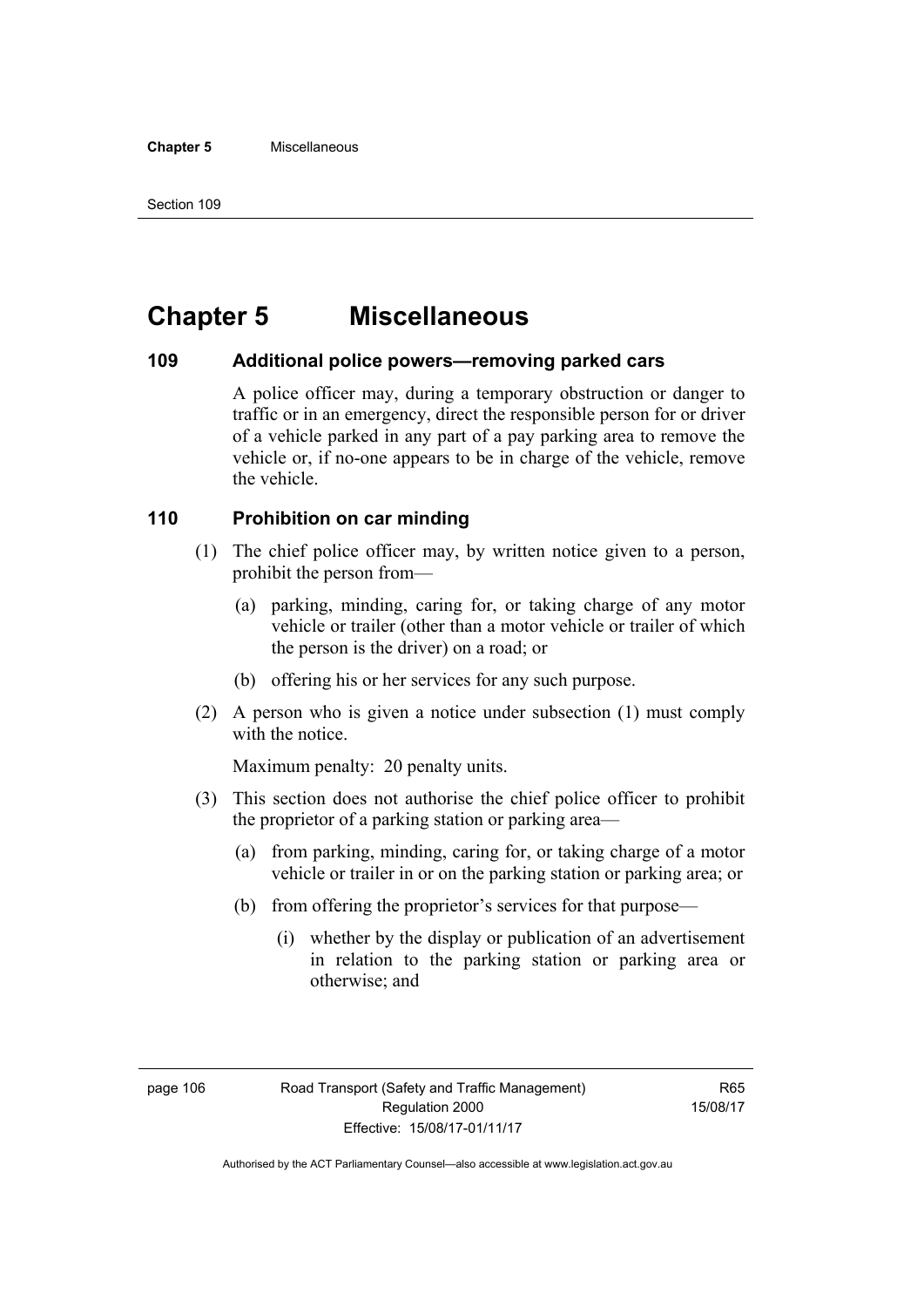# Chapter 5 Miscellaneous

## 109 Additional police powers—removing parked cars

A police officer may, during a temporary obstruction or danger to traffic or in an emergency, direct the responsible person for or driver of a vehicle parked in any part of a pay parking area to remove the vehicle or, if no-one appears to be in charge of the vehicle, remove the vehicle.

## 110 Prohibition on car minding

(1) The chief police officer may, by written notice given to a person, prohibit the person from—

(a) parking, minding, caring for, or taking charge of any motor vehicle or trailer (other than a motor vehicle or trailer of which the person is the driver) on a road; or

(b) offering his or her services for any such purpose.

(2) A person who is given a notice under subsection (1) must comply with the notice.

Maximum penalty: 20 penalty units.

(3) This section does not authorise the chief police officer to prohibit the proprietor of a parking station or parking area—

(a) from parking, minding, caring for, or taking charge of a motor vehicle or trailer in or on the parking station or parking area; or

(b) from offering the proprietor's services for that purpose—

(i) whether by the display or publication of an advertisement in relation to the parking station or parking area or otherwise; and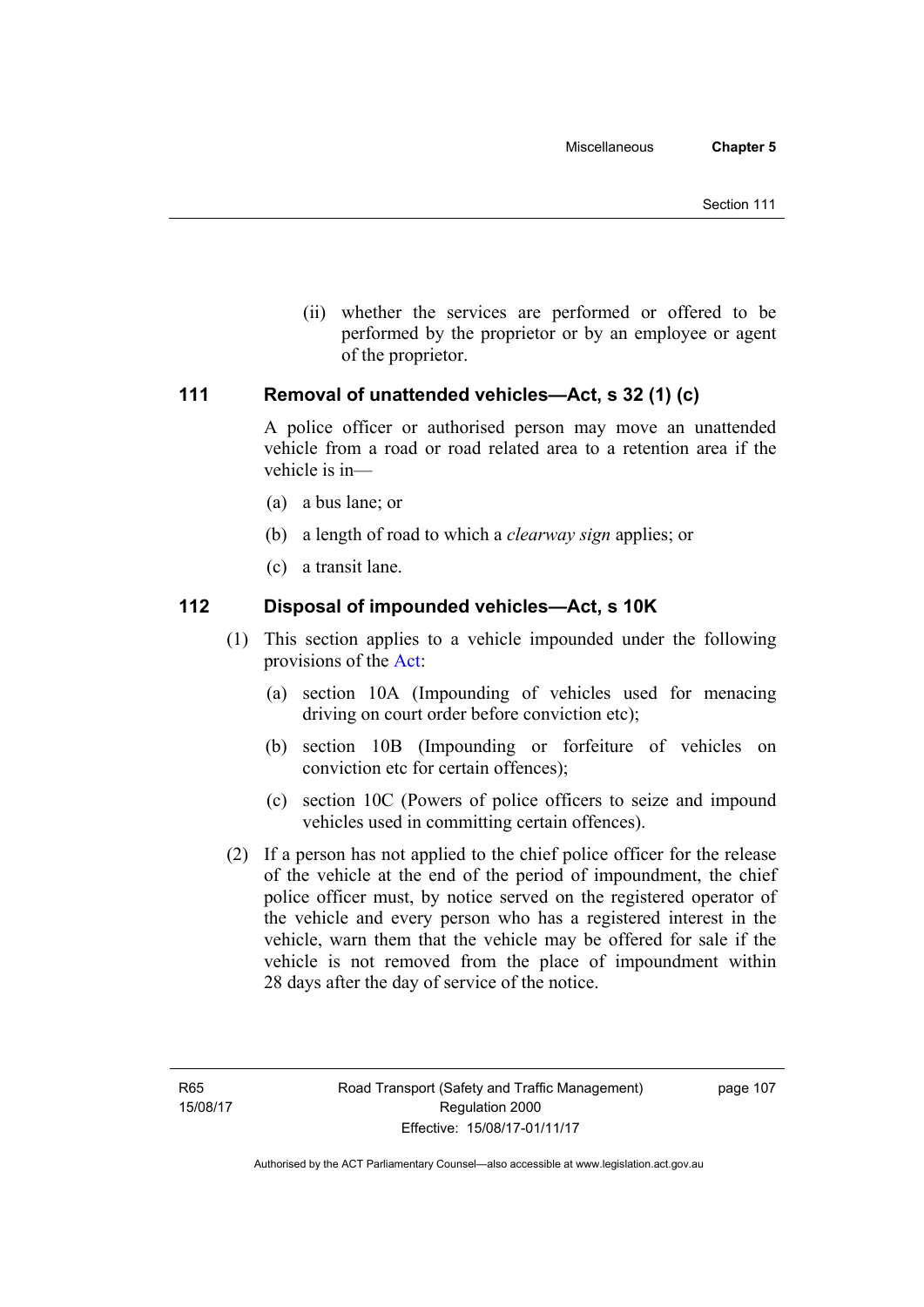(ii) whether the services are performed or offered to be performed by the proprietor or by an employee or agent of the proprietor.

## 111 Removal of unattended vehicles—Act, s 32 (1) (c)

A police officer or authorised person may move an unattended vehicle from a road or road related area to a retention area if the vehicle is in—

(a) a bus lane; or

(b) a length of road to which a *clearway sign* applies; or

(c) a transit lane.

## 112 Disposal of impounded vehicles—Act, s 10K

(1) This section applies to a vehicle impounded under the following provisions of the Act:

(a) section 10A (Impounding of vehicles used for menacing driving on court order before conviction etc);

(b) section 10B (Impounding or forfeiture of vehicles on conviction etc for certain offences);

(c) section 10C (Powers of police officers to seize and impound vehicles used in committing certain offences).

(2) If a person has not applied to the chief police officer for the release of the vehicle at the end of the period of impoundment, the chief police officer must, by notice served on the registered operator of the vehicle and every person who has a registered interest in the vehicle, warn them that the vehicle may be offered for sale if the vehicle is not removed from the place of impoundment within 28 days after the day of service of the notice.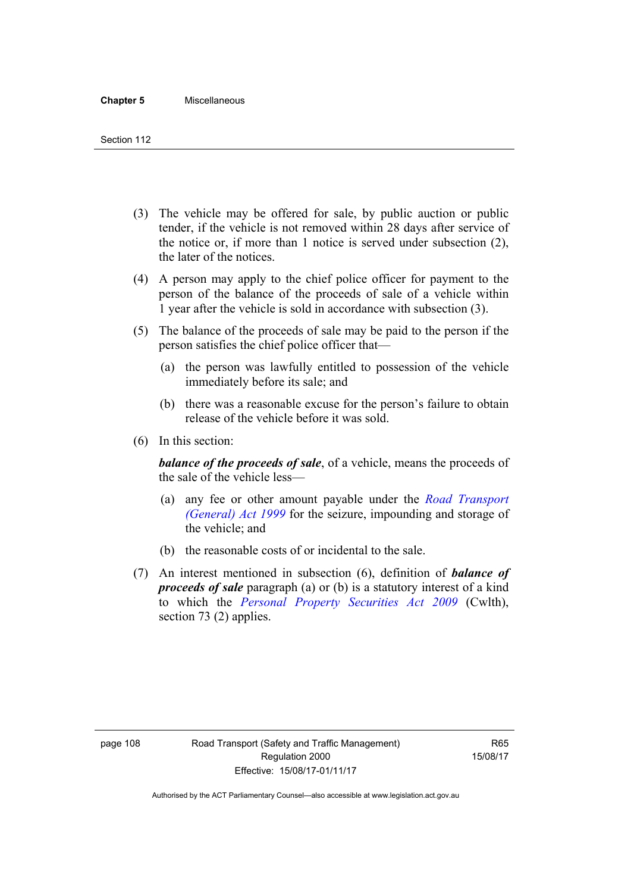(3) The vehicle may be offered for sale, by public auction or public tender, if the vehicle is not removed within 28 days after service of the notice or, if more than 1 notice is served under subsection (2), the later of the notices.

(4) A person may apply to the chief police officer for payment to the person of the balance of the proceeds of sale of a vehicle within 1 year after the vehicle is sold in accordance with subsection (3).

(5) The balance of the proceeds of sale may be paid to the person if the person satisfies the chief police officer that—

(a) the person was lawfully entitled to possession of the vehicle immediately before its sale; and

(b) there was a reasonable excuse for the person's failure to obtain release of the vehicle before it was sold.

(6) In this section:

***balance of the proceeds of sale***, of a vehicle, means the proceeds of the sale of the vehicle less—

(a) any fee or other amount payable under the *Road Transport (General) Act 1999* for the seizure, impounding and storage of the vehicle; and

(b) the reasonable costs of or incidental to the sale.

(7) An interest mentioned in subsection (6), definition of ***balance of proceeds of sale*** paragraph (a) or (b) is a statutory interest of a kind to which the *Personal Property Securities Act 2009* (Cwlth), section 73 (2) applies.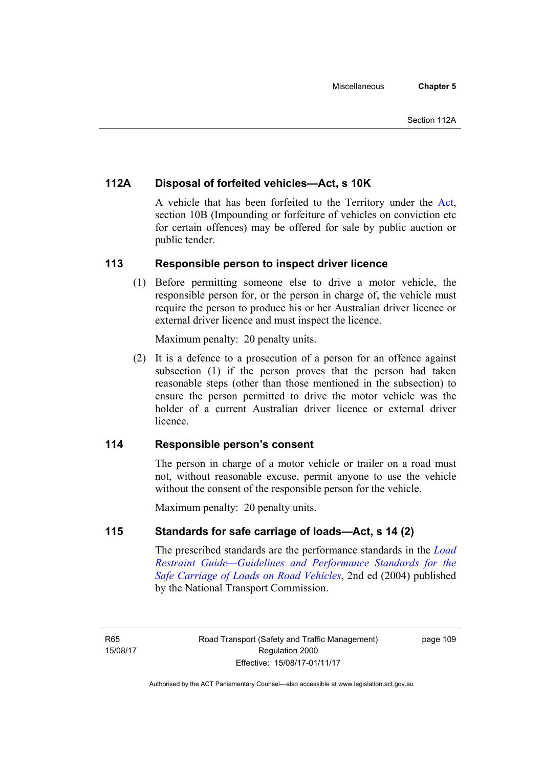### 112A Disposal of forfeited vehicles—Act, s 10K

A vehicle that has been forfeited to the Territory under the Act, section 10B (Impounding or forfeiture of vehicles on conviction etc for certain offences) may be offered for sale by public auction or public tender.

### 113 Responsible person to inspect driver licence

(1) Before permitting someone else to drive a motor vehicle, the responsible person for, or the person in charge of, the vehicle must require the person to produce his or her Australian driver licence or external driver licence and must inspect the licence.

Maximum penalty: 20 penalty units.

(2) It is a defence to a prosecution of a person for an offence against subsection (1) if the person proves that the person had taken reasonable steps (other than those mentioned in the subsection) to ensure the person permitted to drive the motor vehicle was the holder of a current Australian driver licence or external driver licence.

### 114 Responsible person's consent

The person in charge of a motor vehicle or trailer on a road must not, without reasonable excuse, permit anyone to use the vehicle without the consent of the responsible person for the vehicle.

Maximum penalty: 20 penalty units.

### 115 Standards for safe carriage of loads—Act, s 14 (2)

The prescribed standards are the performance standards in the *Load Restraint Guide—Guidelines and Performance Standards for the Safe Carriage of Loads on Road Vehicles*, 2nd ed (2004) published by the National Transport Commission.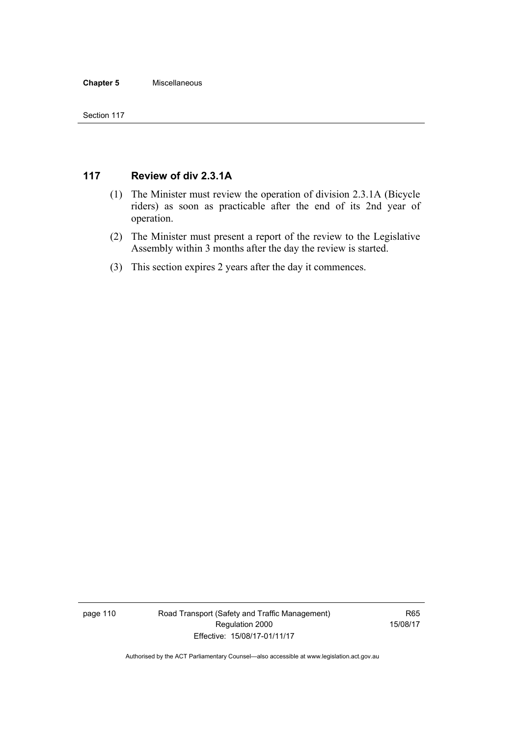## 117 Review of div 2.3.1A

(1) The Minister must review the operation of division 2.3.1A (Bicycle riders) as soon as practicable after the end of its 2nd year of operation.

(2) The Minister must present a report of the review to the Legislative Assembly within 3 months after the day the review is started.

(3) This section expires 2 years after the day it commences.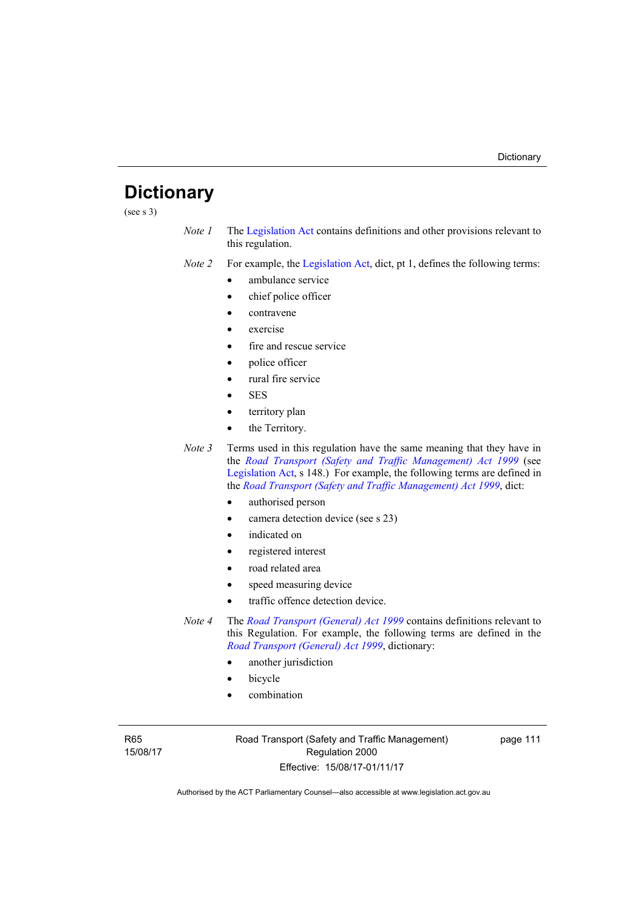# Dictionary

(see s 3)

*Note 1* The Legislation Act contains definitions and other provisions relevant to this regulation.

*Note 2* For example, the Legislation Act, dict, pt 1, defines the following terms:

- ambulance service
- chief police officer
- contravene
- exercise
- fire and rescue service
- police officer
- rural fire service
- SES
- territory plan
- the Territory.

*Note 3* Terms used in this regulation have the same meaning that they have in the *Road Transport (Safety and Traffic Management) Act 1999* (see Legislation Act, s 148.) For example, the following terms are defined in the *Road Transport (Safety and Traffic Management) Act 1999*, dict:

- authorised person
- camera detection device (see s 23)
- indicated on
- registered interest
- road related area
- speed measuring device
- traffic offence detection device.

*Note 4* The *Road Transport (General) Act 1999* contains definitions relevant to this Regulation. For example, the following terms are defined in the *Road Transport (General) Act 1999*, dictionary:

- another jurisdiction
- bicycle
- combination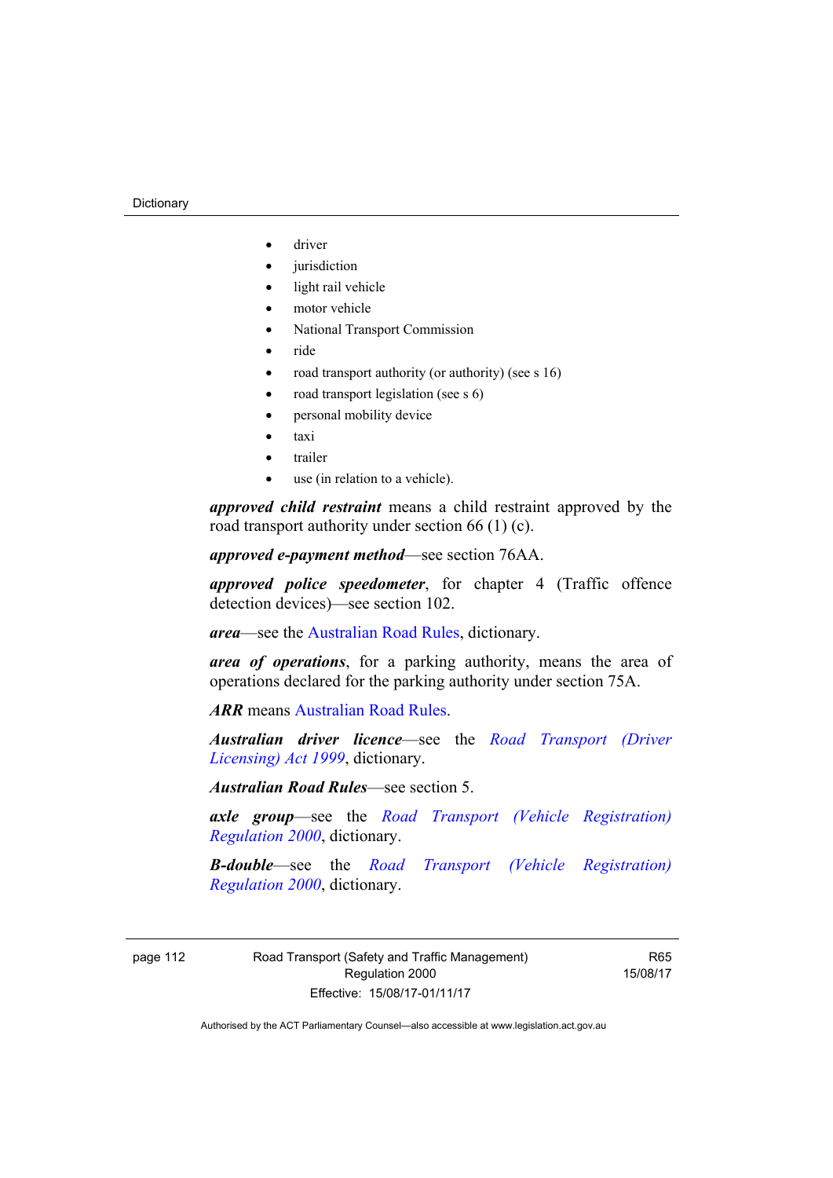- driver
- jurisdiction
- light rail vehicle
- motor vehicle
- National Transport Commission
- ride
- road transport authority (or authority) (see s 16)
- road transport legislation (see s 6)
- personal mobility device
- taxi
- trailer
- use (in relation to a vehicle).

***approved child restraint*** means a child restraint approved by the road transport authority under section 66 (1) (c).

***approved e-payment method***—see section 76AA.

***approved police speedometer***, for chapter 4 (Traffic offence detection devices)—see section 102.

***area***—see the Australian Road Rules, dictionary.

***area of operations***, for a parking authority, means the area of operations declared for the parking authority under section 75A.

***ARR*** means Australian Road Rules.

***Australian driver licence***—see the *Road Transport (Driver Licensing) Act 1999*, dictionary.

***Australian Road Rules***—see section 5.

***axle group***—see the *Road Transport (Vehicle Registration) Regulation 2000*, dictionary.

***B-double***—see the *Road Transport (Vehicle Registration) Regulation 2000*, dictionary.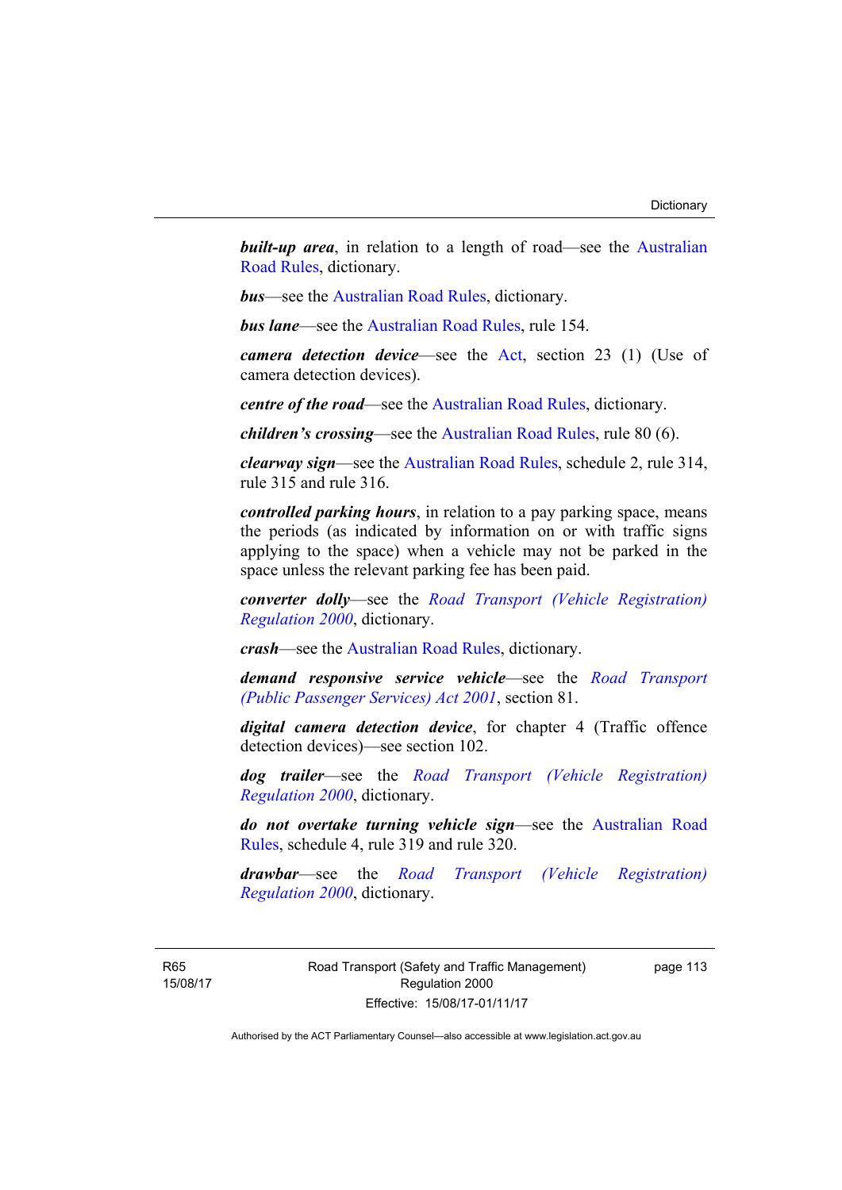***built-up area***, in relation to a length of road—see the Australian Road Rules, dictionary.

***bus***—see the Australian Road Rules, dictionary.

***bus lane***—see the Australian Road Rules, rule 154.

***camera detection device***—see the Act, section 23 (1) (Use of camera detection devices).

***centre of the road***—see the Australian Road Rules, dictionary.

***children's crossing***—see the Australian Road Rules, rule 80 (6).

***clearway sign***—see the Australian Road Rules, schedule 2, rule 314, rule 315 and rule 316.

***controlled parking hours***, in relation to a pay parking space, means the periods (as indicated by information on or with traffic signs applying to the space) when a vehicle may not be parked in the space unless the relevant parking fee has been paid.

***converter dolly***—see the *Road Transport (Vehicle Registration) Regulation 2000*, dictionary.

***crash***—see the Australian Road Rules, dictionary.

***demand responsive service vehicle***—see the *Road Transport (Public Passenger Services) Act 2001*, section 81.

***digital camera detection device***, for chapter 4 (Traffic offence detection devices)—see section 102.

***dog trailer***—see the *Road Transport (Vehicle Registration) Regulation 2000*, dictionary.

***do not overtake turning vehicle sign***—see the Australian Road Rules, schedule 4, rule 319 and rule 320.

***drawbar***—see the *Road Transport (Vehicle Registration) Regulation 2000*, dictionary.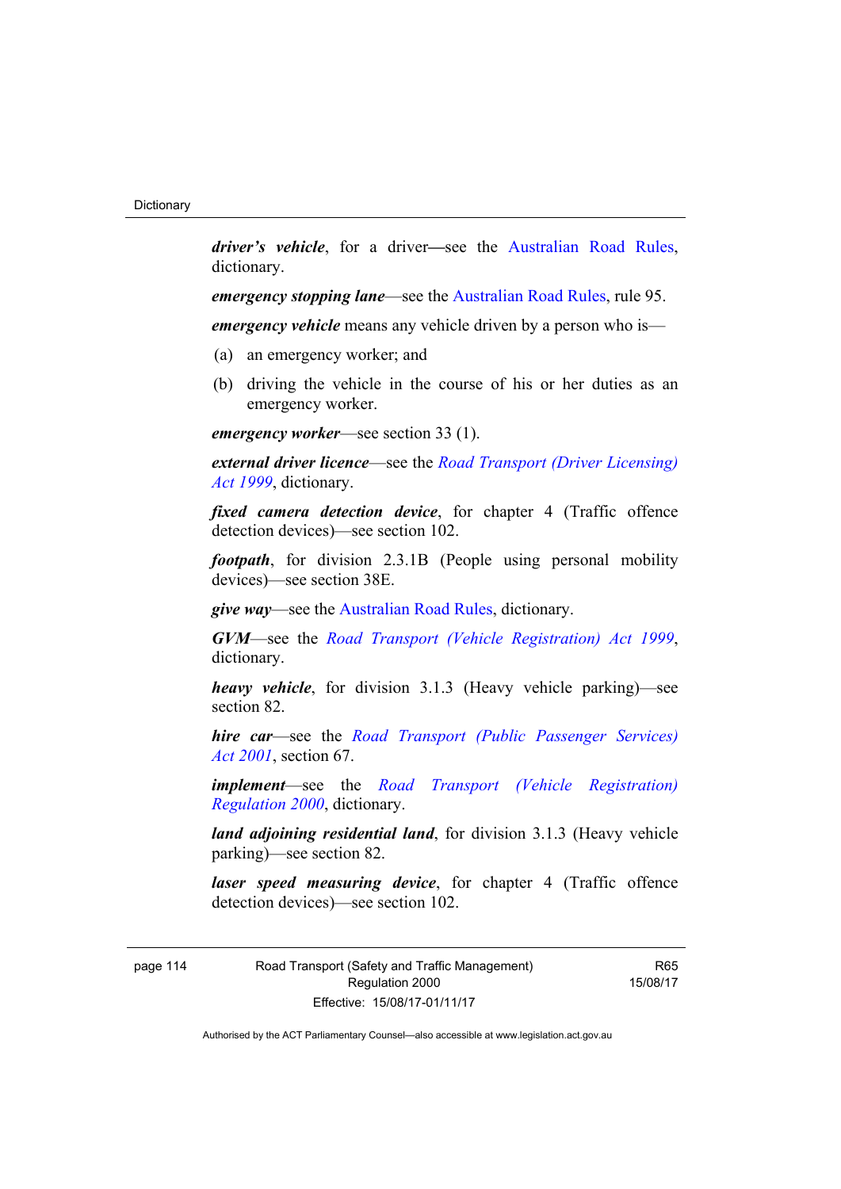***driver's vehicle***, for a driver—see the Australian Road Rules, dictionary.

***emergency stopping lane***—see the Australian Road Rules, rule 95.

***emergency vehicle*** means any vehicle driven by a person who is—

(a) an emergency worker; and

(b) driving the vehicle in the course of his or her duties as an emergency worker.

***emergency worker***—see section 33 (1).

***external driver licence***—see the *Road Transport (Driver Licensing) Act 1999*, dictionary.

***fixed camera detection device***, for chapter 4 (Traffic offence detection devices)—see section 102.

***footpath***, for division 2.3.1B (People using personal mobility devices)—see section 38E.

***give way***—see the Australian Road Rules, dictionary.

***GVM***—see the *Road Transport (Vehicle Registration) Act 1999*, dictionary.

***heavy vehicle***, for division 3.1.3 (Heavy vehicle parking)—see section 82.

***hire car***—see the *Road Transport (Public Passenger Services) Act 2001*, section 67.

***implement***—see the *Road Transport (Vehicle Registration) Regulation 2000*, dictionary.

***land adjoining residential land***, for division 3.1.3 (Heavy vehicle parking)—see section 82.

***laser speed measuring device***, for chapter 4 (Traffic offence detection devices)—see section 102.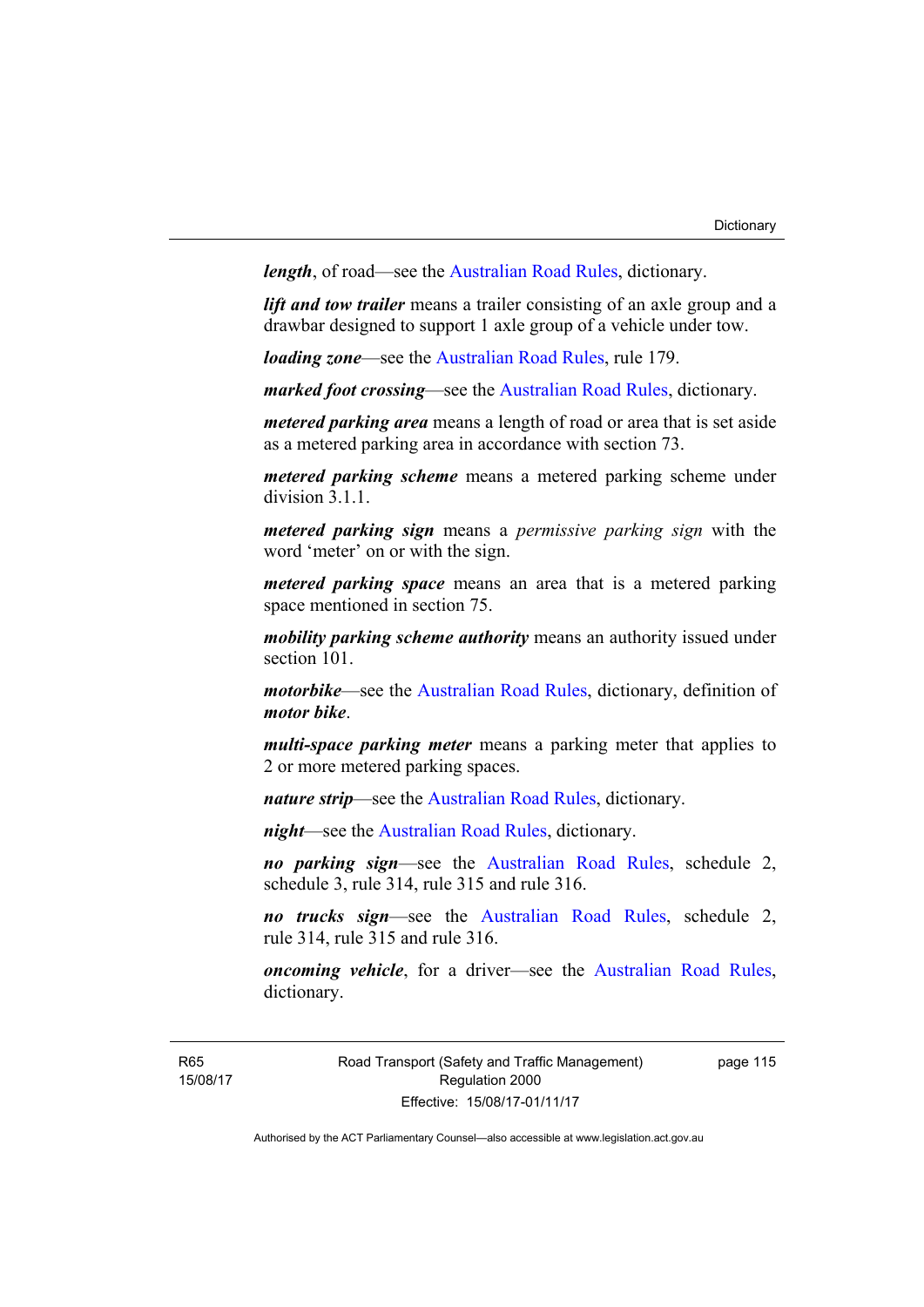***length***, of road—see the Australian Road Rules, dictionary.

***lift and tow trailer*** means a trailer consisting of an axle group and a drawbar designed to support 1 axle group of a vehicle under tow.

***loading zone***—see the Australian Road Rules, rule 179.

***marked foot crossing***—see the Australian Road Rules, dictionary.

***metered parking area*** means a length of road or area that is set aside as a metered parking area in accordance with section 73.

***metered parking scheme*** means a metered parking scheme under division 3.1.1.

***metered parking sign*** means a *permissive parking sign* with the word 'meter' on or with the sign.

***metered parking space*** means an area that is a metered parking space mentioned in section 75.

***mobility parking scheme authority*** means an authority issued under section 101.

***motorbike***—see the Australian Road Rules, dictionary, definition of ***motor bike***.

***multi-space parking meter*** means a parking meter that applies to 2 or more metered parking spaces.

***nature strip***—see the Australian Road Rules, dictionary.

***night***—see the Australian Road Rules, dictionary.

***no parking sign***—see the Australian Road Rules, schedule 2, schedule 3, rule 314, rule 315 and rule 316.

***no trucks sign***—see the Australian Road Rules, schedule 2, rule 314, rule 315 and rule 316.

***oncoming vehicle***, for a driver—see the Australian Road Rules, dictionary.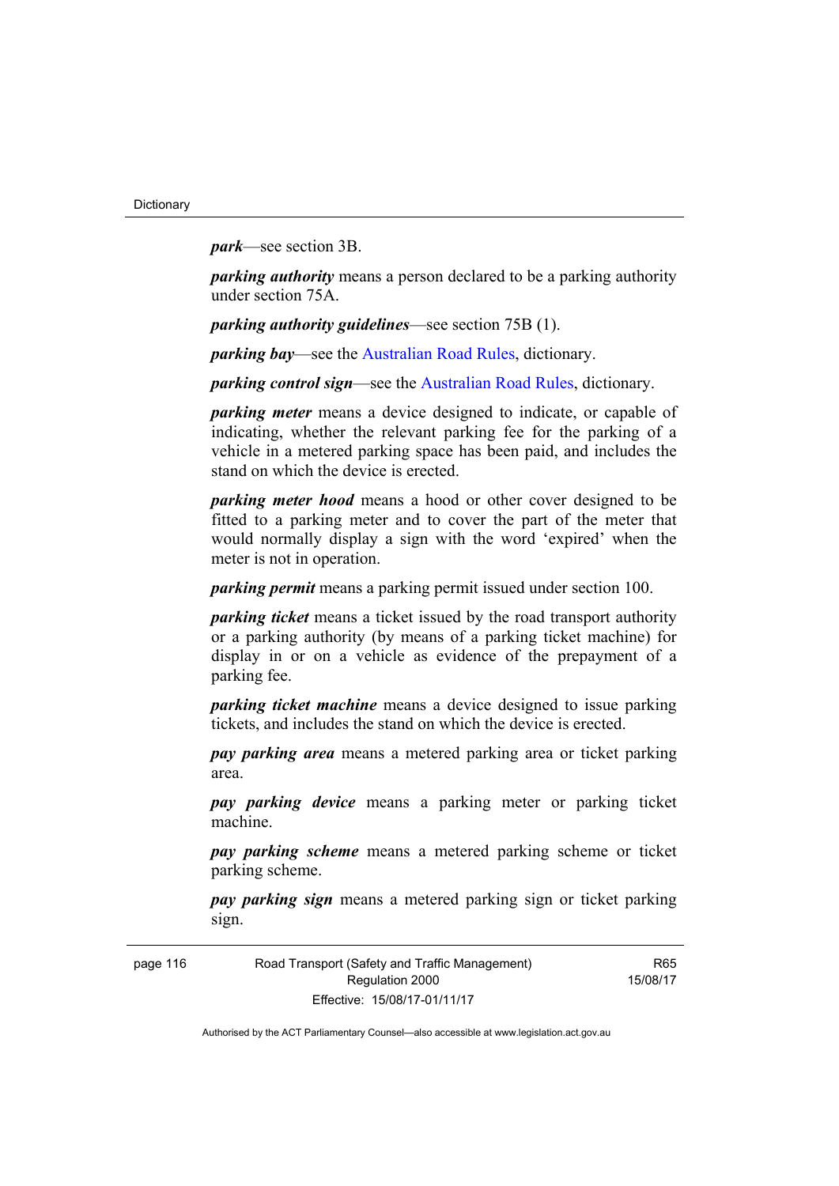***park***—see section 3B.

***parking authority*** means a person declared to be a parking authority under section 75A.

***parking authority guidelines***—see section 75B (1).

***parking bay***—see the Australian Road Rules, dictionary.

***parking control sign***—see the Australian Road Rules, dictionary.

***parking meter*** means a device designed to indicate, or capable of indicating, whether the relevant parking fee for the parking of a vehicle in a metered parking space has been paid, and includes the stand on which the device is erected.

***parking meter hood*** means a hood or other cover designed to be fitted to a parking meter and to cover the part of the meter that would normally display a sign with the word 'expired' when the meter is not in operation.

***parking permit*** means a parking permit issued under section 100.

***parking ticket*** means a ticket issued by the road transport authority or a parking authority (by means of a parking ticket machine) for display in or on a vehicle as evidence of the prepayment of a parking fee.

***parking ticket machine*** means a device designed to issue parking tickets, and includes the stand on which the device is erected.

***pay parking area*** means a metered parking area or ticket parking area.

***pay parking device*** means a parking meter or parking ticket machine.

***pay parking scheme*** means a metered parking scheme or ticket parking scheme.

***pay parking sign*** means a metered parking sign or ticket parking sign.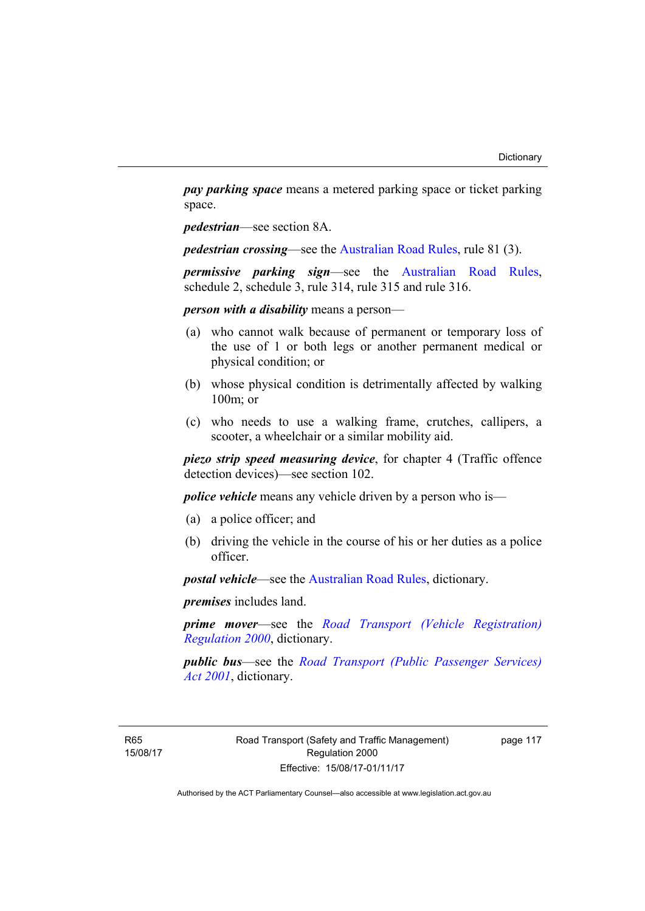***pay parking space*** means a metered parking space or ticket parking space.

***pedestrian***—see section 8A.

***pedestrian crossing***—see the Australian Road Rules, rule 81 (3).

***permissive parking sign***—see the Australian Road Rules, schedule 2, schedule 3, rule 314, rule 315 and rule 316.

***person with a disability*** means a person—

(a) who cannot walk because of permanent or temporary loss of the use of 1 or both legs or another permanent medical or physical condition; or

(b) whose physical condition is detrimentally affected by walking 100m; or

(c) who needs to use a walking frame, crutches, callipers, a scooter, a wheelchair or a similar mobility aid.

***piezo strip speed measuring device***, for chapter 4 (Traffic offence detection devices)—see section 102.

***police vehicle*** means any vehicle driven by a person who is—

(a) a police officer; and

(b) driving the vehicle in the course of his or her duties as a police officer.

***postal vehicle***—see the Australian Road Rules, dictionary.

***premises*** includes land.

***prime mover***—see the *Road Transport (Vehicle Registration) Regulation 2000*, dictionary.

***public bus***—see the *Road Transport (Public Passenger Services) Act 2001*, dictionary.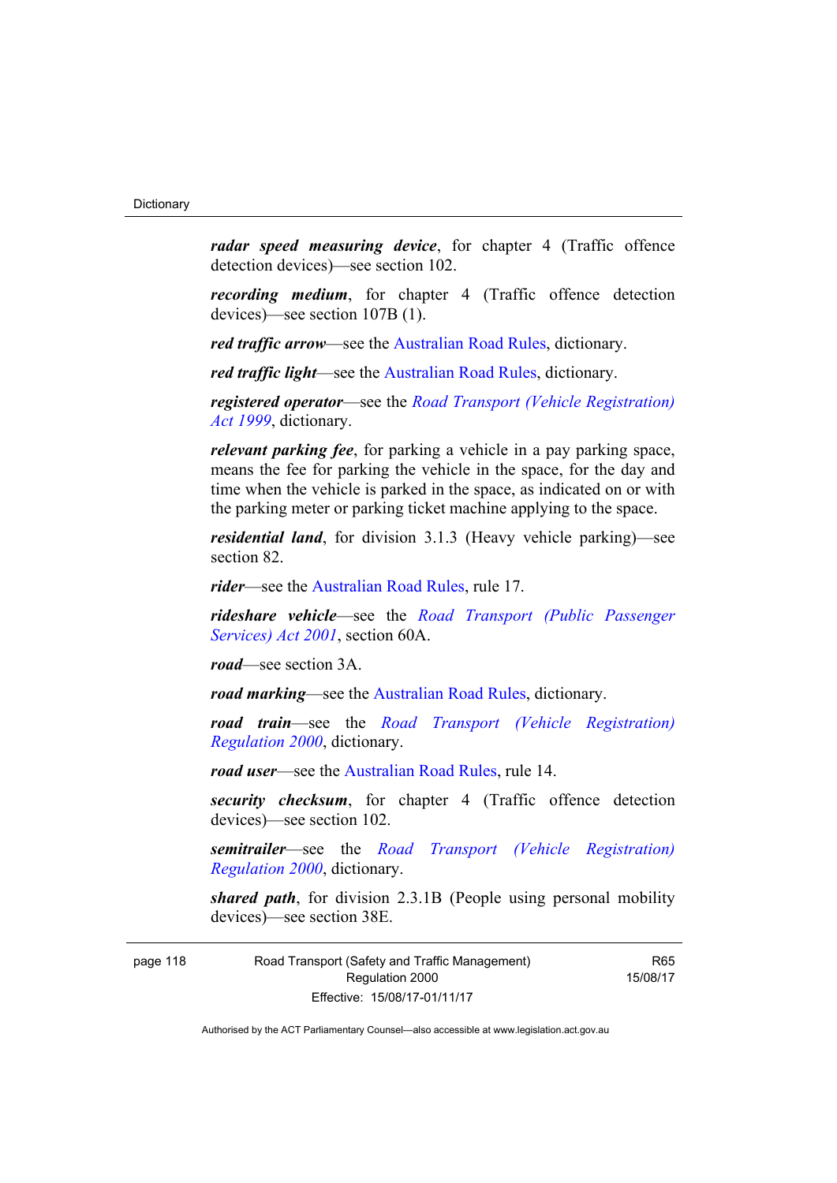***radar speed measuring device***, for chapter 4 (Traffic offence detection devices)—see section 102.

***recording medium***, for chapter 4 (Traffic offence detection devices)—see section 107B (1).

***red traffic arrow***—see the Australian Road Rules, dictionary.

***red traffic light***—see the Australian Road Rules, dictionary.

***registered operator***—see the *Road Transport (Vehicle Registration) Act 1999*, dictionary.

***relevant parking fee***, for parking a vehicle in a pay parking space, means the fee for parking the vehicle in the space, for the day and time when the vehicle is parked in the space, as indicated on or with the parking meter or parking ticket machine applying to the space.

***residential land***, for division 3.1.3 (Heavy vehicle parking)—see section 82.

***rider***—see the Australian Road Rules, rule 17.

***rideshare vehicle***—see the *Road Transport (Public Passenger Services) Act 2001*, section 60A.

***road***—see section 3A.

***road marking***—see the Australian Road Rules, dictionary.

***road train***—see the *Road Transport (Vehicle Registration) Regulation 2000*, dictionary.

***road user***—see the Australian Road Rules, rule 14.

***security checksum***, for chapter 4 (Traffic offence detection devices)—see section 102.

***semitrailer***—see the *Road Transport (Vehicle Registration) Regulation 2000*, dictionary.

***shared path***, for division 2.3.1B (People using personal mobility devices)—see section 38E.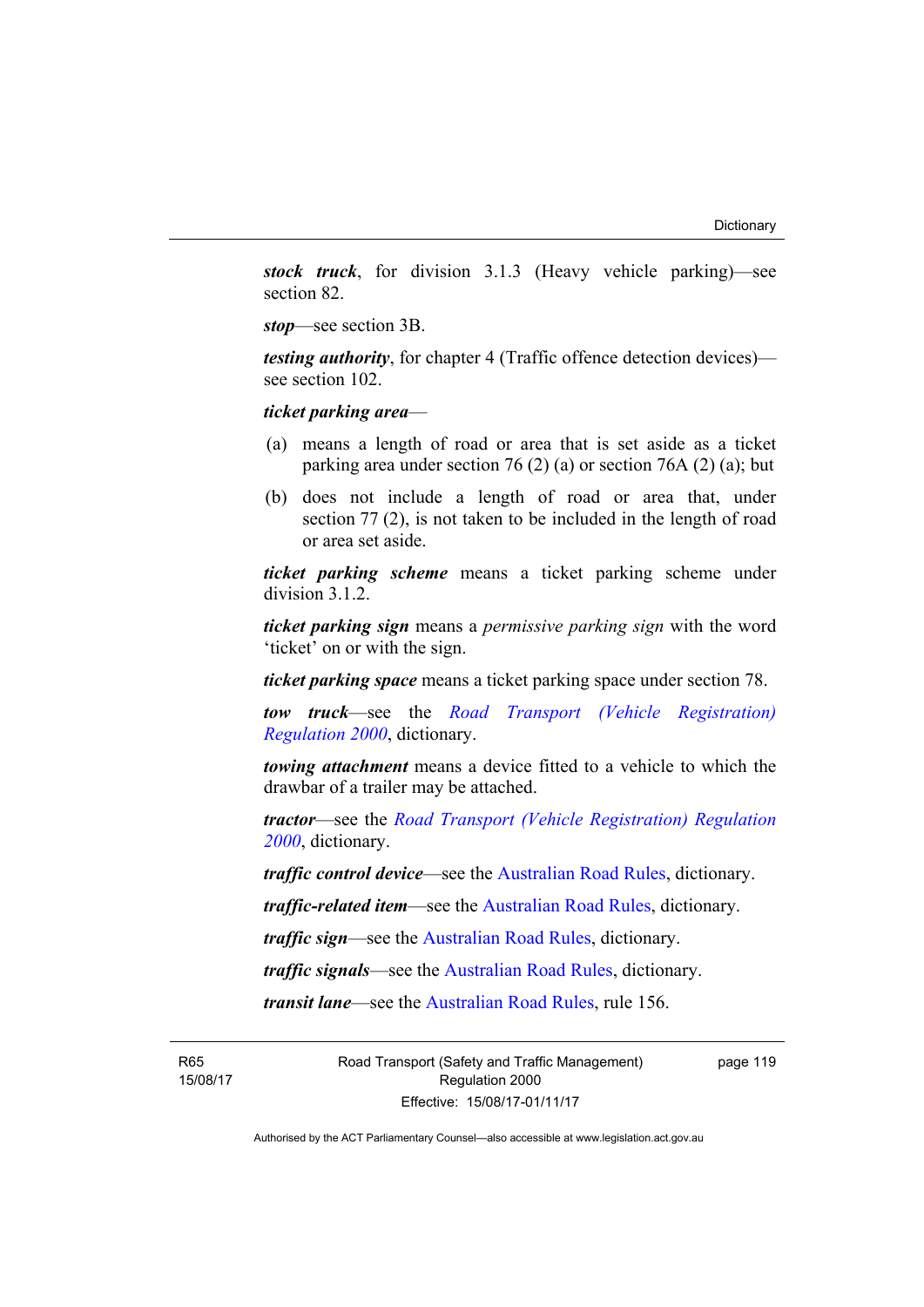***stock truck***, for division 3.1.3 (Heavy vehicle parking)—see section 82.

***stop***—see section 3B.

***testing authority***, for chapter 4 (Traffic offence detection devices)—see section 102.

***ticket parking area***—

(a) means a length of road or area that is set aside as a ticket parking area under section 76 (2) (a) or section 76A (2) (a); but

(b) does not include a length of road or area that, under section 77 (2), is not taken to be included in the length of road or area set aside.

***ticket parking scheme*** means a ticket parking scheme under division 3.1.2.

***ticket parking sign*** means a *permissive parking sign* with the word 'ticket' on or with the sign.

***ticket parking space*** means a ticket parking space under section 78.

***tow truck***—see the *Road Transport (Vehicle Registration) Regulation 2000*, dictionary.

***towing attachment*** means a device fitted to a vehicle to which the drawbar of a trailer may be attached.

***tractor***—see the *Road Transport (Vehicle Registration) Regulation 2000*, dictionary.

***traffic control device***—see the Australian Road Rules, dictionary.

***traffic-related item***—see the Australian Road Rules, dictionary.

***traffic sign***—see the Australian Road Rules, dictionary.

***traffic signals***—see the Australian Road Rules, dictionary.

***transit lane***—see the Australian Road Rules, rule 156.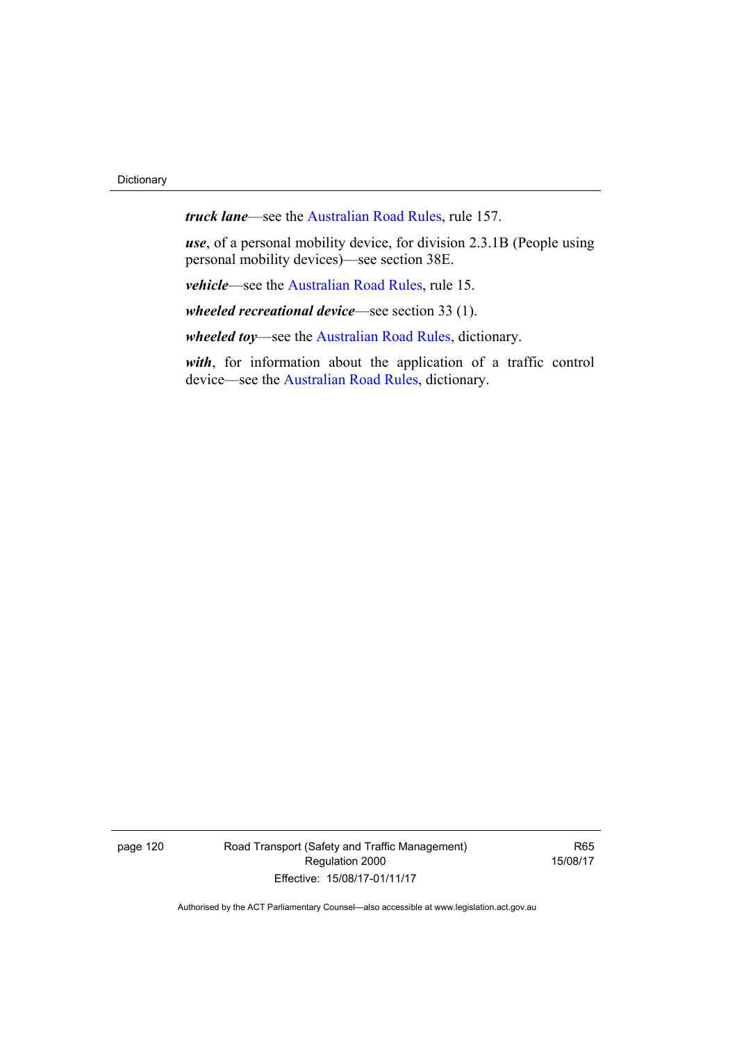***truck lane***—see the Australian Road Rules, rule 157.

***use***, of a personal mobility device, for division 2.3.1B (People using personal mobility devices)—see section 38E.

***vehicle***—see the Australian Road Rules, rule 15.

***wheeled recreational device***—see section 33 (1).

***wheeled toy***—see the Australian Road Rules, dictionary.

***with***, for information about the application of a traffic control device—see the Australian Road Rules, dictionary.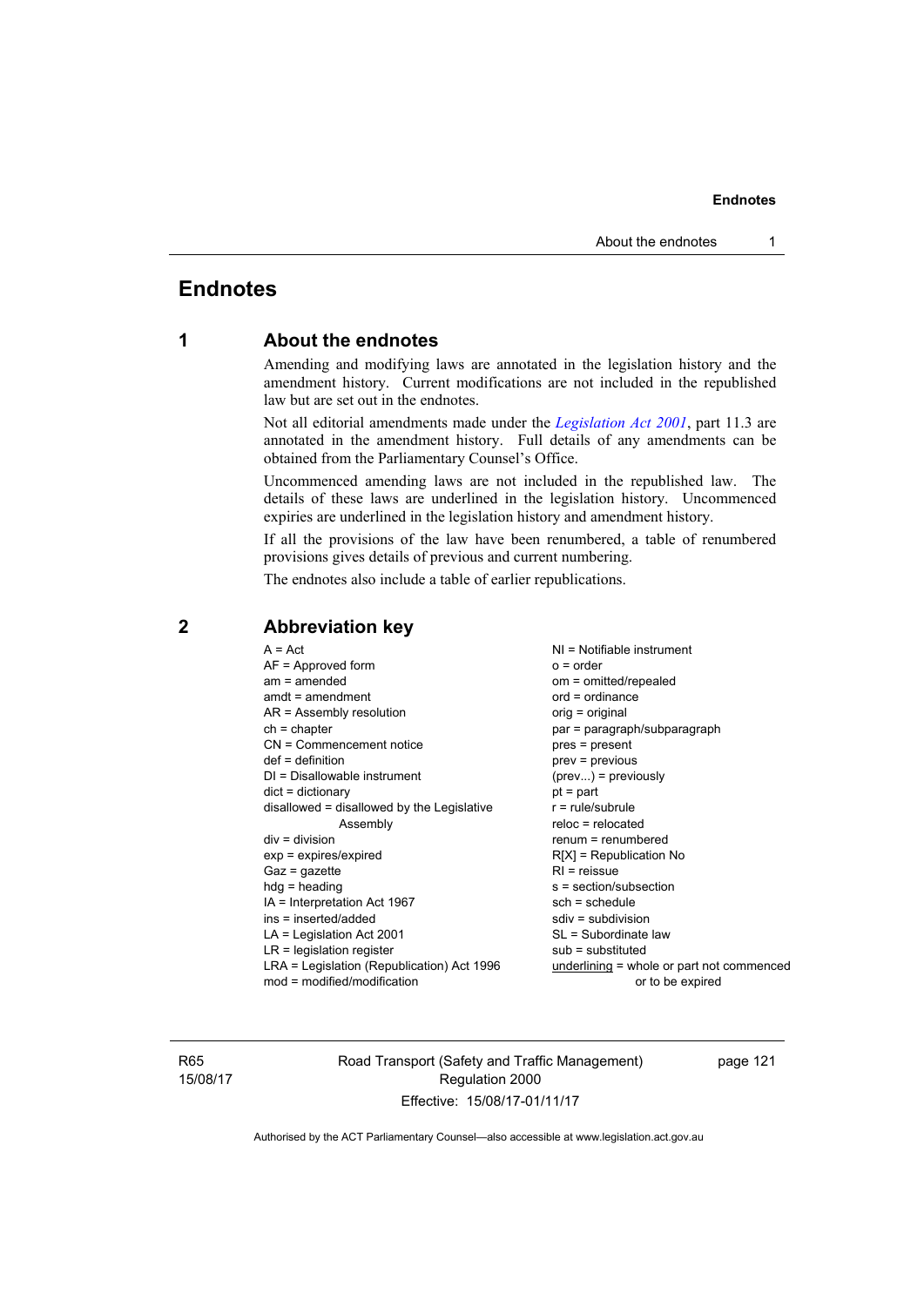# Endnotes

## 1 About the endnotes

Amending and modifying laws are annotated in the legislation history and the amendment history. Current modifications are not included in the republished law but are set out in the endnotes.

Not all editorial amendments made under the *Legislation Act 2001*, part 11.3 are annotated in the amendment history. Full details of any amendments can be obtained from the Parliamentary Counsel's Office.

Uncommenced amending laws are not included in the republished law. The details of these laws are underlined in the legislation history. Uncommenced expiries are underlined in the legislation history and amendment history.

If all the provisions of the law have been renumbered, a table of renumbered provisions gives details of previous and current numbering.

The endnotes also include a table of earlier republications.

## 2 Abbreviation key

A = Act
AF = Approved form
am = amended
amdt = amendment
AR = Assembly resolution
ch = chapter
CN = Commencement notice
def = definition
DI = Disallowable instrument
dict = dictionary
disallowed = disallowed by the Legislative Assembly
div = division
exp = expires/expired
Gaz = gazette
hdg = heading
IA = Interpretation Act 1967
ins = inserted/added
LA = Legislation Act 2001
LR = legislation register
LRA = Legislation (Republication) Act 1996
mod = modified/modification
NI = Notifiable instrument
o = order
om = omitted/repealed
ord = ordinance
orig = original
par = paragraph/subparagraph
pres = present
prev = previous
(prev...) = previously
pt = part
r = rule/subrule
reloc = relocated
renum = renumbered
R[X] = Republication No
RI = reissue
s = section/subsection
sch = schedule
sdiv = subdivision
SL = Subordinate law
sub = substituted
underlining = whole or part not commenced or to be expired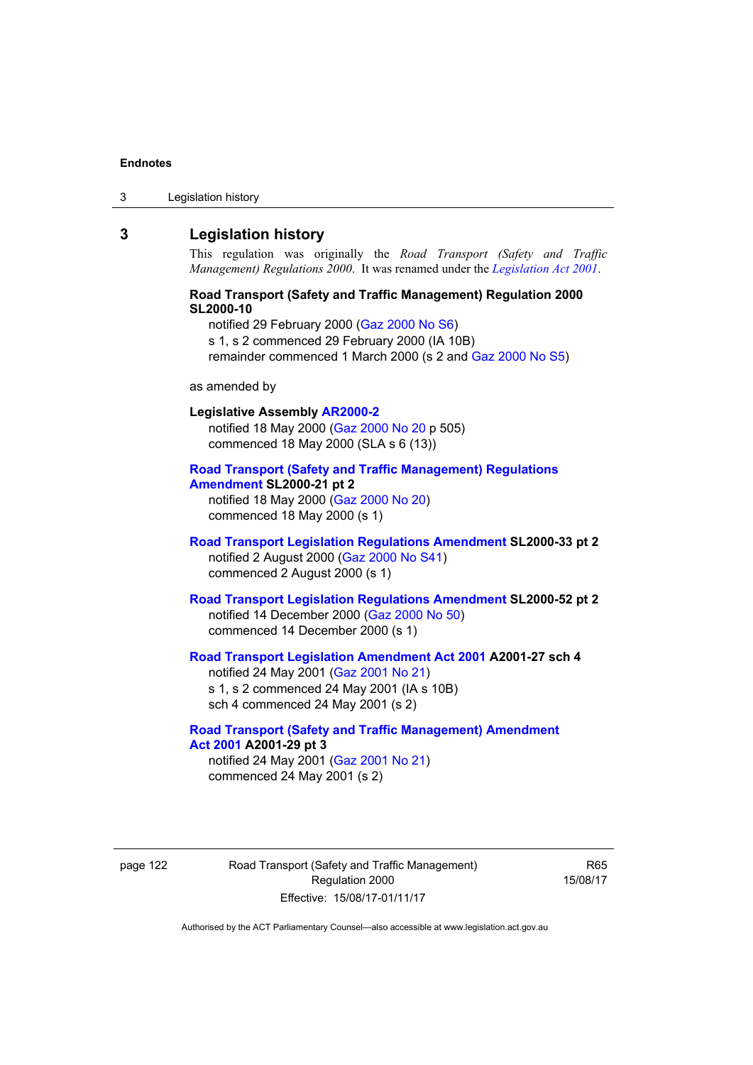## 3 Legislation history

This regulation was originally the *Road Transport (Safety and Traffic Management) Regulations 2000*. It was renamed under the *Legislation Act 2001*.

**Road Transport (Safety and Traffic Management) Regulation 2000 SL2000-10**

notified 29 February 2000 (Gaz 2000 No S6)
s 1, s 2 commenced 29 February 2000 (IA 10B)
remainder commenced 1 March 2000 (s 2 and Gaz 2000 No S5)

as amended by

**Legislative Assembly AR2000-2**

notified 18 May 2000 (Gaz 2000 No 20 p 505)
commenced 18 May 2000 (SLA s 6 (13))

**Road Transport (Safety and Traffic Management) Regulations Amendment SL2000-21 pt 2**

notified 18 May 2000 (Gaz 2000 No 20)
commenced 18 May 2000 (s 1)

**Road Transport Legislation Regulations Amendment SL2000-33 pt 2**

notified 2 August 2000 (Gaz 2000 No S41)
commenced 2 August 2000 (s 1)

**Road Transport Legislation Regulations Amendment SL2000-52 pt 2**

notified 14 December 2000 (Gaz 2000 No 50)
commenced 14 December 2000 (s 1)

**Road Transport Legislation Amendment Act 2001 A2001-27 sch 4**

notified 24 May 2001 (Gaz 2001 No 21)
s 1, s 2 commenced 24 May 2001 (IA s 10B)
sch 4 commenced 24 May 2001 (s 2)

**Road Transport (Safety and Traffic Management) Amendment Act 2001 A2001-29 pt 3**

notified 24 May 2001 (Gaz 2001 No 21)
commenced 24 May 2001 (s 2)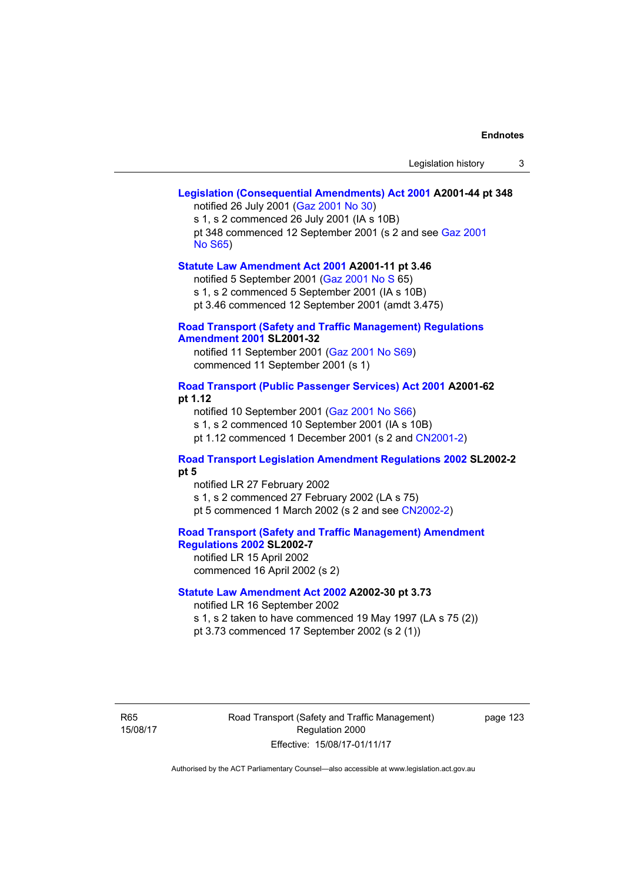**Legislation (Consequential Amendments) Act 2001 A2001-44 pt 348**

notified 26 July 2001 (Gaz 2001 No 30)
s 1, s 2 commenced 26 July 2001 (IA s 10B)
pt 348 commenced 12 September 2001 (s 2 and see Gaz 2001 No S65)

**Statute Law Amendment Act 2001 A2001-11 pt 3.46**

notified 5 September 2001 (Gaz 2001 No S 65)
s 1, s 2 commenced 5 September 2001 (IA s 10B)
pt 3.46 commenced 12 September 2001 (amdt 3.475)

**Road Transport (Safety and Traffic Management) Regulations Amendment 2001 SL2001-32**

notified 11 September 2001 (Gaz 2001 No S69)
commenced 11 September 2001 (s 1)

**Road Transport (Public Passenger Services) Act 2001 A2001-62 pt 1.12**

notified 10 September 2001 (Gaz 2001 No S66)
s 1, s 2 commenced 10 September 2001 (IA s 10B)
pt 1.12 commenced 1 December 2001 (s 2 and CN2001-2)

**Road Transport Legislation Amendment Regulations 2002 SL2002-2 pt 5**

notified LR 27 February 2002
s 1, s 2 commenced 27 February 2002 (LA s 75)
pt 5 commenced 1 March 2002 (s 2 and see CN2002-2)

**Road Transport (Safety and Traffic Management) Amendment Regulations 2002 SL2002-7**

notified LR 15 April 2002
commenced 16 April 2002 (s 2)

**Statute Law Amendment Act 2002 A2002-30 pt 3.73**

notified LR 16 September 2002
s 1, s 2 taken to have commenced 19 May 1997 (LA s 75 (2))
pt 3.73 commenced 17 September 2002 (s 2 (1))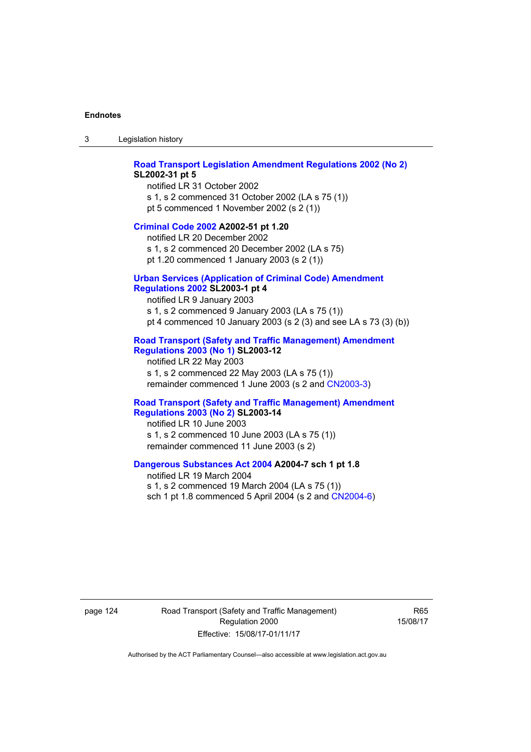**Road Transport Legislation Amendment Regulations 2002 (No 2) SL2002-31 pt 5**
notified LR 31 October 2002
s 1, s 2 commenced 31 October 2002 (LA s 75 (1))
pt 5 commenced 1 November 2002 (s 2 (1))

**Criminal Code 2002 A2002-51 pt 1.20**
notified LR 20 December 2002
s 1, s 2 commenced 20 December 2002 (LA s 75)
pt 1.20 commenced 1 January 2003 (s 2 (1))

**Urban Services (Application of Criminal Code) Amendment Regulations 2002 SL2003-1 pt 4**
notified LR 9 January 2003
s 1, s 2 commenced 9 January 2003 (LA s 75 (1))
pt 4 commenced 10 January 2003 (s 2 (3) and see LA s 73 (3) (b))

**Road Transport (Safety and Traffic Management) Amendment Regulations 2003 (No 1) SL2003-12**
notified LR 22 May 2003
s 1, s 2 commenced 22 May 2003 (LA s 75 (1))
remainder commenced 1 June 2003 (s 2 and CN2003-3)

**Road Transport (Safety and Traffic Management) Amendment Regulations 2003 (No 2) SL2003-14**
notified LR 10 June 2003
s 1, s 2 commenced 10 June 2003 (LA s 75 (1))
remainder commenced 11 June 2003 (s 2)

**Dangerous Substances Act 2004 A2004-7 sch 1 pt 1.8**
notified LR 19 March 2004
s 1, s 2 commenced 19 March 2004 (LA s 75 (1))
sch 1 pt 1.8 commenced 5 April 2004 (s 2 and CN2004-6)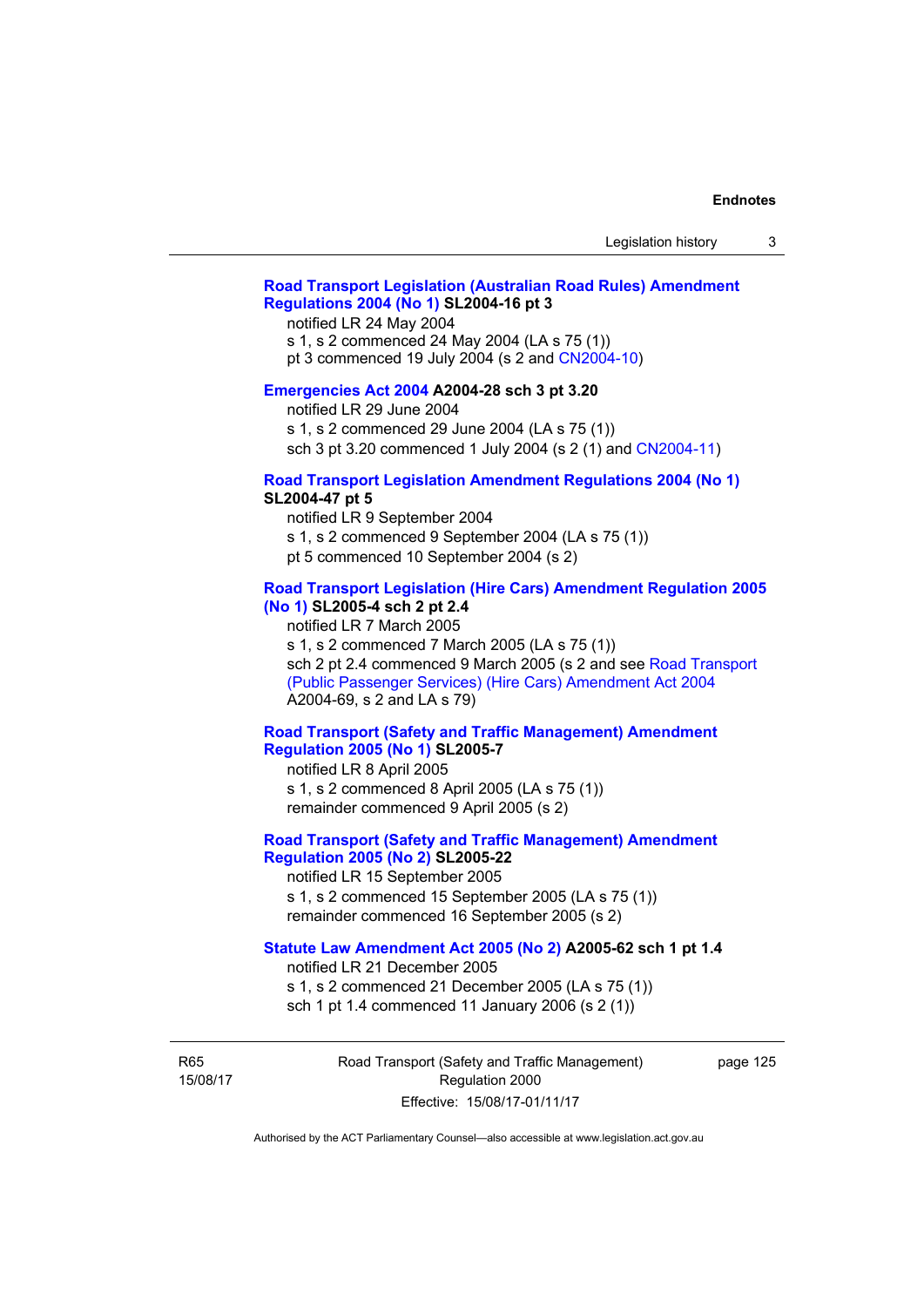**Road Transport Legislation (Australian Road Rules) Amendment Regulations 2004 (No 1) SL2004-16 pt 3**

notified LR 24 May 2004
s 1, s 2 commenced 24 May 2004 (LA s 75 (1))
pt 3 commenced 19 July 2004 (s 2 and CN2004-10)

**Emergencies Act 2004 A2004-28 sch 3 pt 3.20**

notified LR 29 June 2004
s 1, s 2 commenced 29 June 2004 (LA s 75 (1))
sch 3 pt 3.20 commenced 1 July 2004 (s 2 (1) and CN2004-11)

**Road Transport Legislation Amendment Regulations 2004 (No 1) SL2004-47 pt 5**

notified LR 9 September 2004
s 1, s 2 commenced 9 September 2004 (LA s 75 (1))
pt 5 commenced 10 September 2004 (s 2)

**Road Transport Legislation (Hire Cars) Amendment Regulation 2005 (No 1) SL2005-4 sch 2 pt 2.4**

notified LR 7 March 2005
s 1, s 2 commenced 7 March 2005 (LA s 75 (1))
sch 2 pt 2.4 commenced 9 March 2005 (s 2 and see Road Transport (Public Passenger Services) (Hire Cars) Amendment Act 2004 A2004-69, s 2 and LA s 79)

**Road Transport (Safety and Traffic Management) Amendment Regulation 2005 (No 1) SL2005-7**

notified LR 8 April 2005
s 1, s 2 commenced 8 April 2005 (LA s 75 (1))
remainder commenced 9 April 2005 (s 2)

**Road Transport (Safety and Traffic Management) Amendment Regulation 2005 (No 2) SL2005-22**

notified LR 15 September 2005
s 1, s 2 commenced 15 September 2005 (LA s 75 (1))
remainder commenced 16 September 2005 (s 2)

**Statute Law Amendment Act 2005 (No 2) A2005-62 sch 1 pt 1.4**

notified LR 21 December 2005
s 1, s 2 commenced 21 December 2005 (LA s 75 (1))
sch 1 pt 1.4 commenced 11 January 2006 (s 2 (1))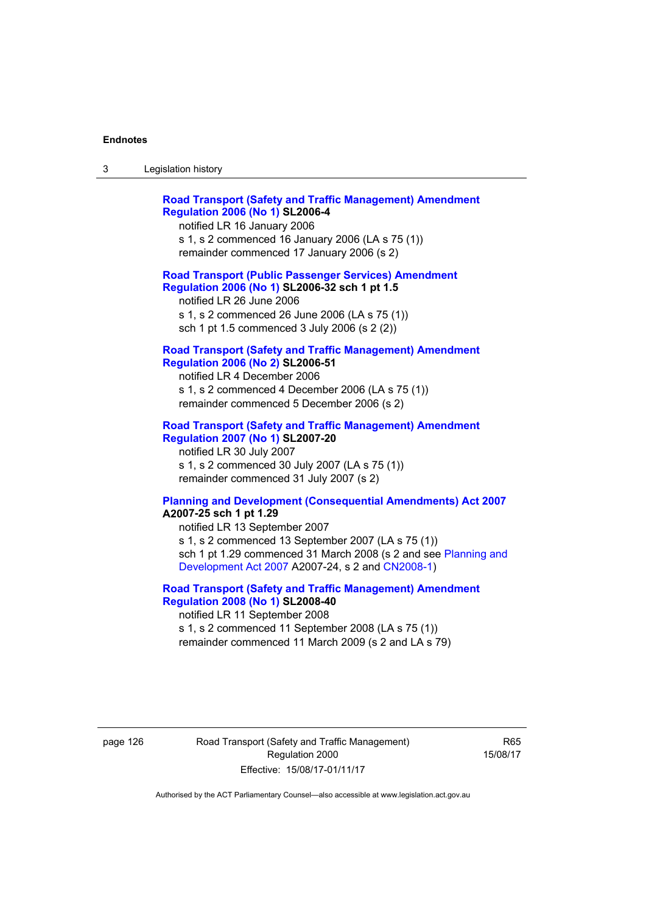**Road Transport (Safety and Traffic Management) Amendment Regulation 2006 (No 1) SL2006-4**

notified LR 16 January 2006

s 1, s 2 commenced 16 January 2006 (LA s 75 (1))

remainder commenced 17 January 2006 (s 2)

**Road Transport (Public Passenger Services) Amendment Regulation 2006 (No 1) SL2006-32 sch 1 pt 1.5**

notified LR 26 June 2006

s 1, s 2 commenced 26 June 2006 (LA s 75 (1))

sch 1 pt 1.5 commenced 3 July 2006 (s 2 (2))

**Road Transport (Safety and Traffic Management) Amendment Regulation 2006 (No 2) SL2006-51**

notified LR 4 December 2006

s 1, s 2 commenced 4 December 2006 (LA s 75 (1))

remainder commenced 5 December 2006 (s 2)

**Road Transport (Safety and Traffic Management) Amendment Regulation 2007 (No 1) SL2007-20**

notified LR 30 July 2007

s 1, s 2 commenced 30 July 2007 (LA s 75 (1))

remainder commenced 31 July 2007 (s 2)

**Planning and Development (Consequential Amendments) Act 2007 A2007-25 sch 1 pt 1.29**

notified LR 13 September 2007

s 1, s 2 commenced 13 September 2007 (LA s 75 (1))

sch 1 pt 1.29 commenced 31 March 2008 (s 2 and see Planning and Development Act 2007 A2007-24, s 2 and CN2008-1)

**Road Transport (Safety and Traffic Management) Amendment Regulation 2008 (No 1) SL2008-40**

notified LR 11 September 2008

s 1, s 2 commenced 11 September 2008 (LA s 75 (1))

remainder commenced 11 March 2009 (s 2 and LA s 79)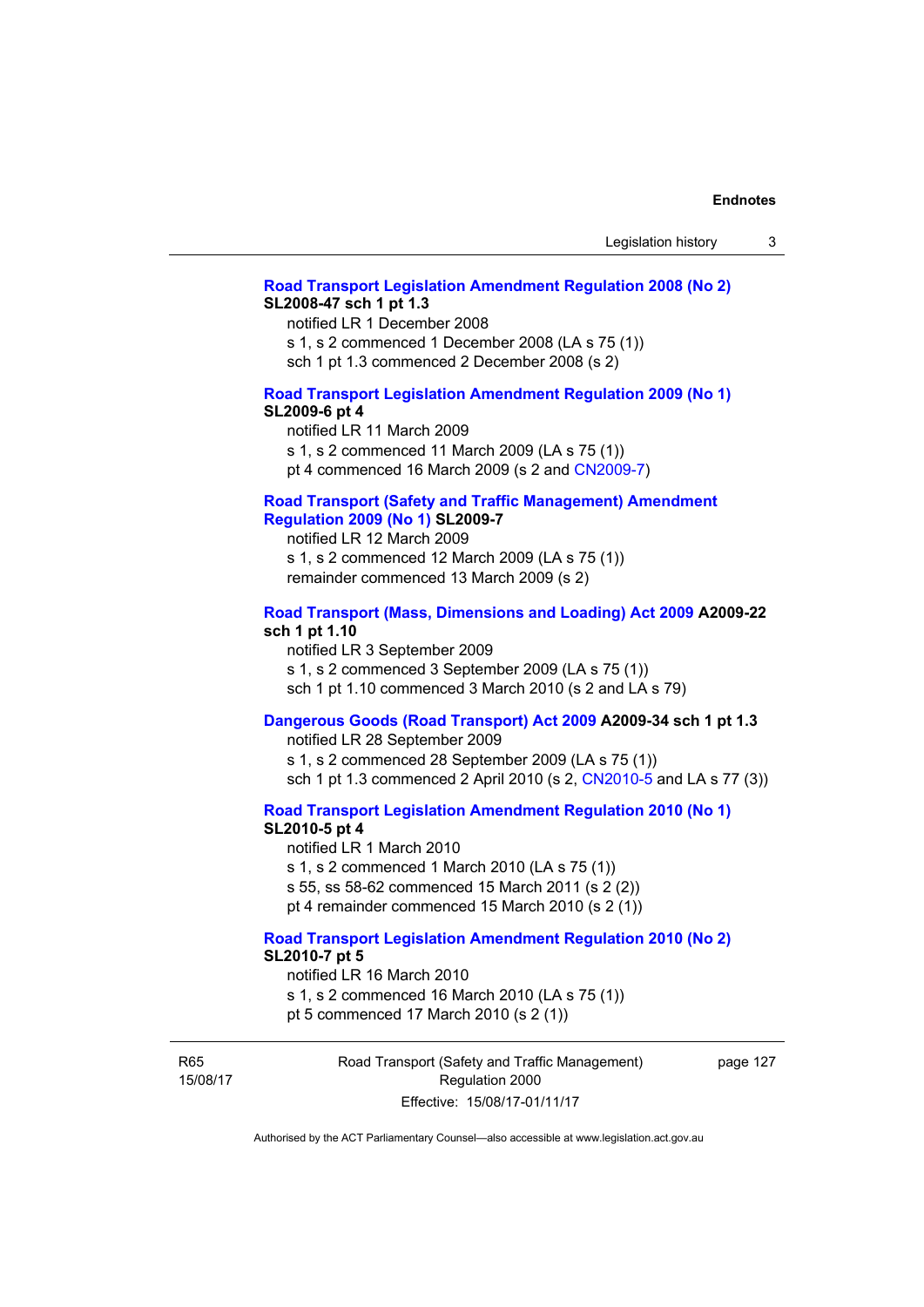**Road Transport Legislation Amendment Regulation 2008 (No 2) SL2008-47 sch 1 pt 1.3**

notified LR 1 December 2008

s 1, s 2 commenced 1 December 2008 (LA s 75 (1))

sch 1 pt 1.3 commenced 2 December 2008 (s 2)

**Road Transport Legislation Amendment Regulation 2009 (No 1) SL2009-6 pt 4**

notified LR 11 March 2009

s 1, s 2 commenced 11 March 2009 (LA s 75 (1))

pt 4 commenced 16 March 2009 (s 2 and CN2009-7)

**Road Transport (Safety and Traffic Management) Amendment Regulation 2009 (No 1) SL2009-7**

notified LR 12 March 2009

s 1, s 2 commenced 12 March 2009 (LA s 75 (1))

remainder commenced 13 March 2009 (s 2)

**Road Transport (Mass, Dimensions and Loading) Act 2009 A2009-22 sch 1 pt 1.10**

notified LR 3 September 2009

s 1, s 2 commenced 3 September 2009 (LA s 75 (1))

sch 1 pt 1.10 commenced 3 March 2010 (s 2 and LA s 79)

**Dangerous Goods (Road Transport) Act 2009 A2009-34 sch 1 pt 1.3**

notified LR 28 September 2009

s 1, s 2 commenced 28 September 2009 (LA s 75 (1))

sch 1 pt 1.3 commenced 2 April 2010 (s 2, CN2010-5 and LA s 77 (3))

**Road Transport Legislation Amendment Regulation 2010 (No 1) SL2010-5 pt 4**

notified LR 1 March 2010

s 1, s 2 commenced 1 March 2010 (LA s 75 (1))

s 55, ss 58-62 commenced 15 March 2011 (s 2 (2))

pt 4 remainder commenced 15 March 2010 (s 2 (1))

**Road Transport Legislation Amendment Regulation 2010 (No 2) SL2010-7 pt 5**

notified LR 16 March 2010

s 1, s 2 commenced 16 March 2010 (LA s 75 (1))

pt 5 commenced 17 March 2010 (s 2 (1))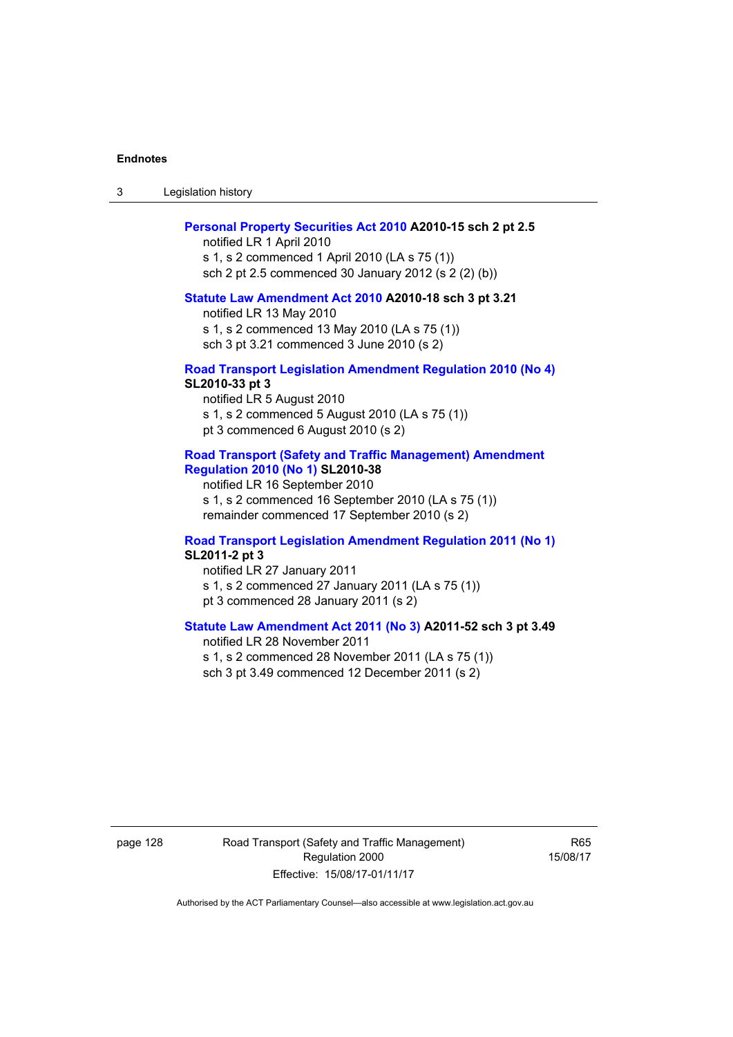**Personal Property Securities Act 2010 A2010-15 sch 2 pt 2.5**
notified LR 1 April 2010
s 1, s 2 commenced 1 April 2010 (LA s 75 (1))
sch 2 pt 2.5 commenced 30 January 2012 (s 2 (2) (b))

**Statute Law Amendment Act 2010 A2010-18 sch 3 pt 3.21**
notified LR 13 May 2010
s 1, s 2 commenced 13 May 2010 (LA s 75 (1))
sch 3 pt 3.21 commenced 3 June 2010 (s 2)

**Road Transport Legislation Amendment Regulation 2010 (No 4) SL2010-33 pt 3**
notified LR 5 August 2010
s 1, s 2 commenced 5 August 2010 (LA s 75 (1))
pt 3 commenced 6 August 2010 (s 2)

**Road Transport (Safety and Traffic Management) Amendment Regulation 2010 (No 1) SL2010-38**
notified LR 16 September 2010
s 1, s 2 commenced 16 September 2010 (LA s 75 (1))
remainder commenced 17 September 2010 (s 2)

**Road Transport Legislation Amendment Regulation 2011 (No 1) SL2011-2 pt 3**
notified LR 27 January 2011
s 1, s 2 commenced 27 January 2011 (LA s 75 (1))
pt 3 commenced 28 January 2011 (s 2)

**Statute Law Amendment Act 2011 (No 3) A2011-52 sch 3 pt 3.49**
notified LR 28 November 2011
s 1, s 2 commenced 28 November 2011 (LA s 75 (1))
sch 3 pt 3.49 commenced 12 December 2011 (s 2)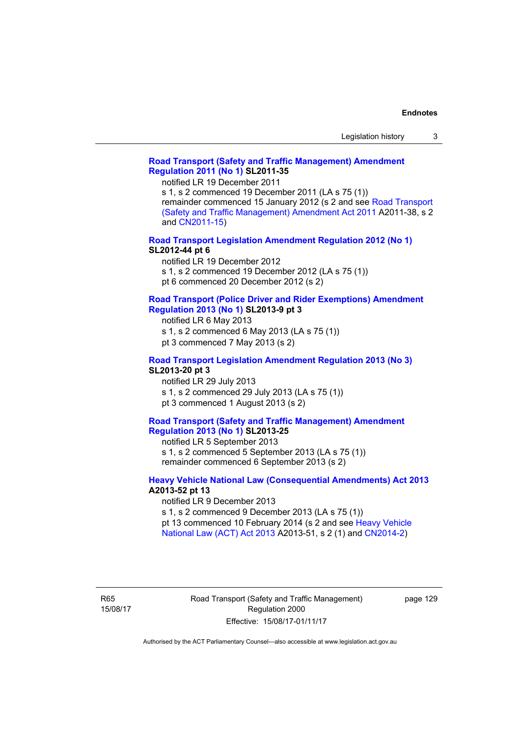**Road Transport (Safety and Traffic Management) Amendment Regulation 2011 (No 1) SL2011-35**

notified LR 19 December 2011
s 1, s 2 commenced 19 December 2011 (LA s 75 (1))
remainder commenced 15 January 2012 (s 2 and see Road Transport (Safety and Traffic Management) Amendment Act 2011 A2011-38, s 2 and CN2011-15)

**Road Transport Legislation Amendment Regulation 2012 (No 1) SL2012-44 pt 6**

notified LR 19 December 2012
s 1, s 2 commenced 19 December 2012 (LA s 75 (1))
pt 6 commenced 20 December 2012 (s 2)

**Road Transport (Police Driver and Rider Exemptions) Amendment Regulation 2013 (No 1) SL2013-9 pt 3**

notified LR 6 May 2013
s 1, s 2 commenced 6 May 2013 (LA s 75 (1))
pt 3 commenced 7 May 2013 (s 2)

**Road Transport Legislation Amendment Regulation 2013 (No 3) SL2013-20 pt 3**

notified LR 29 July 2013
s 1, s 2 commenced 29 July 2013 (LA s 75 (1))
pt 3 commenced 1 August 2013 (s 2)

**Road Transport (Safety and Traffic Management) Amendment Regulation 2013 (No 1) SL2013-25**

notified LR 5 September 2013
s 1, s 2 commenced 5 September 2013 (LA s 75 (1))
remainder commenced 6 September 2013 (s 2)

**Heavy Vehicle National Law (Consequential Amendments) Act 2013 A2013-52 pt 13**

notified LR 9 December 2013
s 1, s 2 commenced 9 December 2013 (LA s 75 (1))
pt 13 commenced 10 February 2014 (s 2 and see Heavy Vehicle National Law (ACT) Act 2013 A2013-51, s 2 (1) and CN2014-2)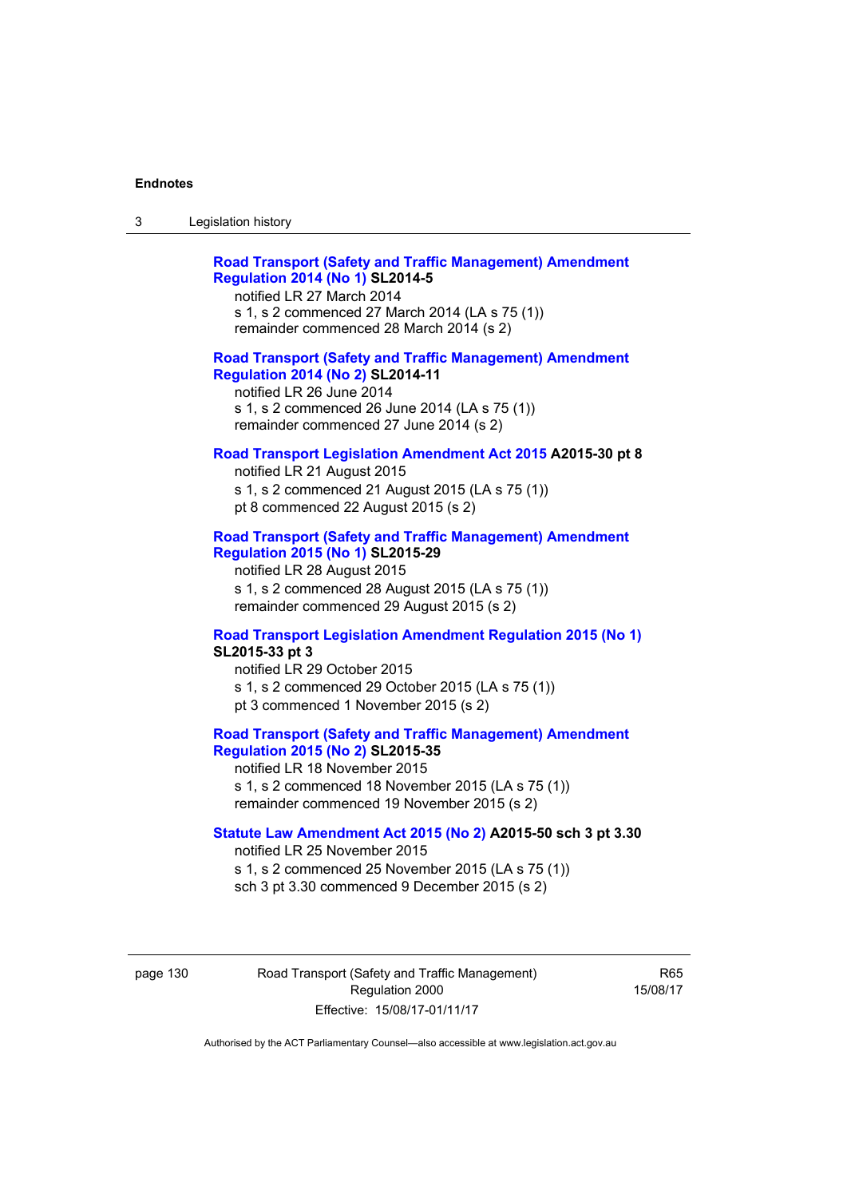**Road Transport (Safety and Traffic Management) Amendment Regulation 2014 (No 1) SL2014-5**
notified LR 27 March 2014
s 1, s 2 commenced 27 March 2014 (LA s 75 (1))
remainder commenced 28 March 2014 (s 2)

**Road Transport (Safety and Traffic Management) Amendment Regulation 2014 (No 2) SL2014-11**
notified LR 26 June 2014
s 1, s 2 commenced 26 June 2014 (LA s 75 (1))
remainder commenced 27 June 2014 (s 2)

**Road Transport Legislation Amendment Act 2015 A2015-30 pt 8**
notified LR 21 August 2015
s 1, s 2 commenced 21 August 2015 (LA s 75 (1))
pt 8 commenced 22 August 2015 (s 2)

**Road Transport (Safety and Traffic Management) Amendment Regulation 2015 (No 1) SL2015-29**
notified LR 28 August 2015
s 1, s 2 commenced 28 August 2015 (LA s 75 (1))
remainder commenced 29 August 2015 (s 2)

**Road Transport Legislation Amendment Regulation 2015 (No 1) SL2015-33 pt 3**
notified LR 29 October 2015
s 1, s 2 commenced 29 October 2015 (LA s 75 (1))
pt 3 commenced 1 November 2015 (s 2)

**Road Transport (Safety and Traffic Management) Amendment Regulation 2015 (No 2) SL2015-35**
notified LR 18 November 2015
s 1, s 2 commenced 18 November 2015 (LA s 75 (1))
remainder commenced 19 November 2015 (s 2)

**Statute Law Amendment Act 2015 (No 2) A2015-50 sch 3 pt 3.30**
notified LR 25 November 2015
s 1, s 2 commenced 25 November 2015 (LA s 75 (1))
sch 3 pt 3.30 commenced 9 December 2015 (s 2)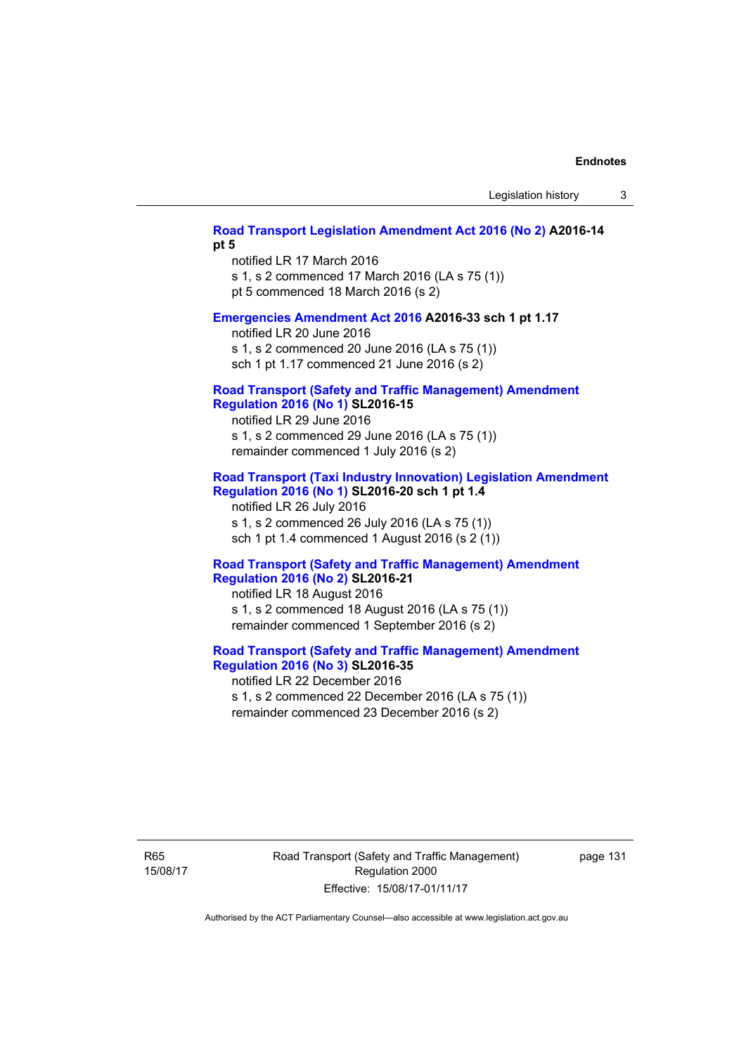**Road Transport Legislation Amendment Act 2016 (No 2) A2016-14 pt 5**
notified LR 17 March 2016
s 1, s 2 commenced 17 March 2016 (LA s 75 (1))
pt 5 commenced 18 March 2016 (s 2)

**Emergencies Amendment Act 2016 A2016-33 sch 1 pt 1.17**
notified LR 20 June 2016
s 1, s 2 commenced 20 June 2016 (LA s 75 (1))
sch 1 pt 1.17 commenced 21 June 2016 (s 2)

**Road Transport (Safety and Traffic Management) Amendment Regulation 2016 (No 1) SL2016-15**
notified LR 29 June 2016
s 1, s 2 commenced 29 June 2016 (LA s 75 (1))
remainder commenced 1 July 2016 (s 2)

**Road Transport (Taxi Industry Innovation) Legislation Amendment Regulation 2016 (No 1) SL2016-20 sch 1 pt 1.4**
notified LR 26 July 2016
s 1, s 2 commenced 26 July 2016 (LA s 75 (1))
sch 1 pt 1.4 commenced 1 August 2016 (s 2 (1))

**Road Transport (Safety and Traffic Management) Amendment Regulation 2016 (No 2) SL2016-21**
notified LR 18 August 2016
s 1, s 2 commenced 18 August 2016 (LA s 75 (1))
remainder commenced 1 September 2016 (s 2)

**Road Transport (Safety and Traffic Management) Amendment Regulation 2016 (No 3) SL2016-35**
notified LR 22 December 2016
s 1, s 2 commenced 22 December 2016 (LA s 75 (1))
remainder commenced 23 December 2016 (s 2)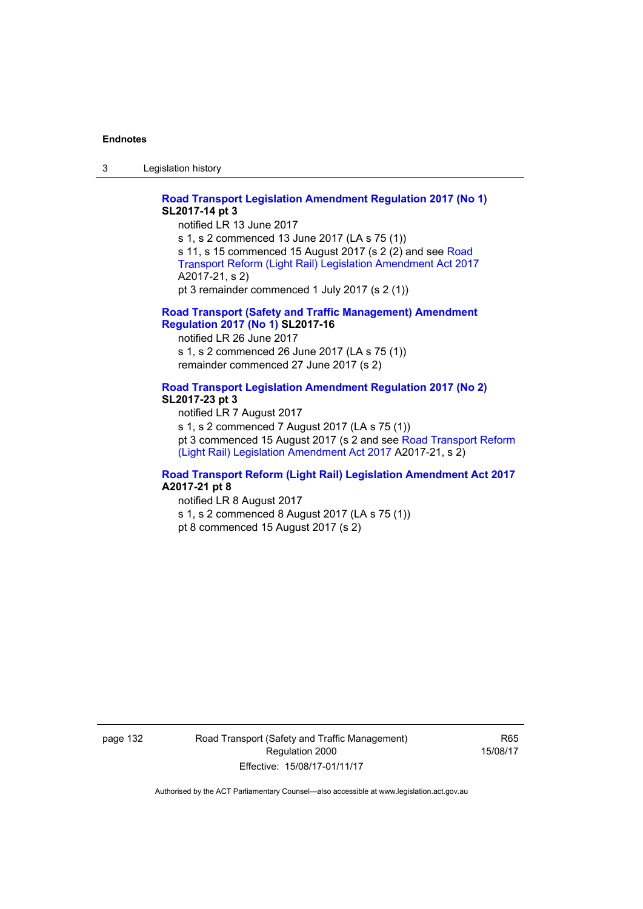**Road Transport Legislation Amendment Regulation 2017 (No 1) SL2017-14 pt 3**

notified LR 13 June 2017

s 1, s 2 commenced 13 June 2017 (LA s 75 (1))

s 11, s 15 commenced 15 August 2017 (s 2 (2) and see Road Transport Reform (Light Rail) Legislation Amendment Act 2017 A2017-21, s 2)

pt 3 remainder commenced 1 July 2017 (s 2 (1))

**Road Transport (Safety and Traffic Management) Amendment Regulation 2017 (No 1) SL2017-16**

notified LR 26 June 2017

s 1, s 2 commenced 26 June 2017 (LA s 75 (1))

remainder commenced 27 June 2017 (s 2)

**Road Transport Legislation Amendment Regulation 2017 (No 2) SL2017-23 pt 3**

notified LR 7 August 2017

s 1, s 2 commenced 7 August 2017 (LA s 75 (1))

pt 3 commenced 15 August 2017 (s 2 and see Road Transport Reform (Light Rail) Legislation Amendment Act 2017 A2017-21, s 2)

**Road Transport Reform (Light Rail) Legislation Amendment Act 2017 A2017-21 pt 8**

notified LR 8 August 2017

s 1, s 2 commenced 8 August 2017 (LA s 75 (1))

pt 8 commenced 15 August 2017 (s 2)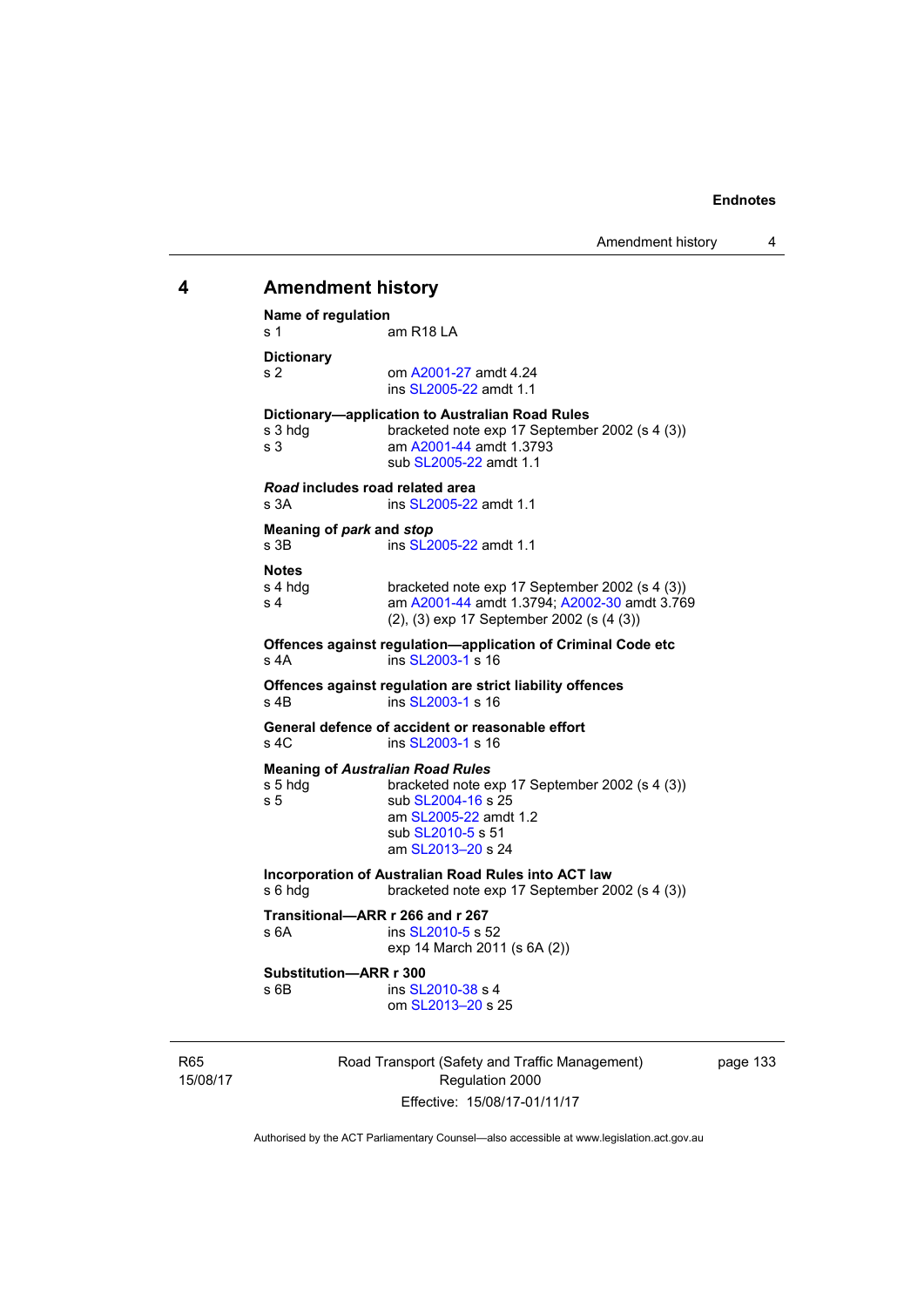# 4 Amendment history

**Name of regulation**
s 1 — am R18 LA

**Dictionary**
s 2 — om A2001-27 amdt 4.24
ins SL2005-22 amdt 1.1

**Dictionary—application to Australian Road Rules**
s 3 hdg — bracketed note exp 17 September 2002 (s 4 (3))
s 3 — am A2001-44 amdt 1.3793
sub SL2005-22 amdt 1.1

***Road* includes road related area**
s 3A — ins SL2005-22 amdt 1.1

**Meaning of *park* and *stop***
s 3B — ins SL2005-22 amdt 1.1

**Notes**
s 4 hdg — bracketed note exp 17 September 2002 (s 4 (3))
s 4 — am A2001-44 amdt 1.3794; A2002-30 amdt 3.769
(2), (3) exp 17 September 2002 (s (4 (3))

**Offences against regulation—application of Criminal Code etc**
s 4A — ins SL2003-1 s 16

**Offences against regulation are strict liability offences**
s 4B — ins SL2003-1 s 16

**General defence of accident or reasonable effort**
s 4C — ins SL2003-1 s 16

**Meaning of *Australian Road Rules***
s 5 hdg — bracketed note exp 17 September 2002 (s 4 (3))
s 5 — sub SL2004-16 s 25
am SL2005-22 amdt 1.2
sub SL2010-5 s 51
am SL2013–20 s 24

**Incorporation of Australian Road Rules into ACT law**
s 6 hdg — bracketed note exp 17 September 2002 (s 4 (3))

**Transitional—ARR r 266 and r 267**
s 6A — ins SL2010-5 s 52
exp 14 March 2011 (s 6A (2))

**Substitution—ARR r 300**
s 6B — ins SL2010-38 s 4
om SL2013–20 s 25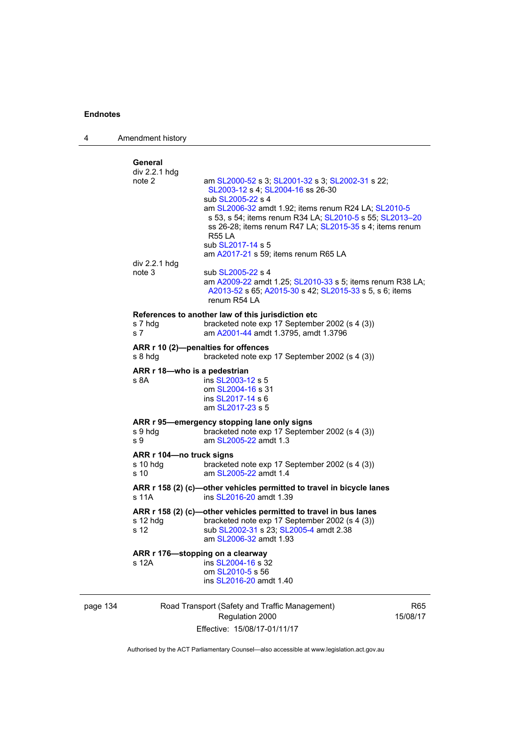**General**

div 2.2.1 hdg
note 2 — am SL2000-52 s 3; SL2001-32 s 3; SL2002-31 s 22; SL2003-12 s 4; SL2004-16 ss 26-30
sub SL2005-22 s 4
am SL2006-32 amdt 1.92; items renum R24 LA; SL2010-5 s 53, s 54; items renum R34 LA; SL2010-5 s 55; SL2013–20 ss 26-28; items renum R47 LA; SL2015-35 s 4; items renum R55 LA
sub SL2017-14 s 5
am A2017-21 s 59; items renum R65 LA

div 2.2.1 hdg
note 3 — sub SL2005-22 s 4
am A2009-22 amdt 1.25; SL2010-33 s 5; items renum R38 LA; A2013-52 s 65; A2015-30 s 42; SL2015-33 s 5, s 6; items renum R54 LA

**References to another law of this jurisdiction etc**

s 7 hdg — bracketed note exp 17 September 2002 (s 4 (3))
s 7 — am A2001-44 amdt 1.3795, amdt 1.3796

**ARR r 10 (2)—penalties for offences**

s 8 hdg — bracketed note exp 17 September 2002 (s 4 (3))

**ARR r 18—who is a pedestrian**

s 8A — ins SL2003-12 s 5
om SL2004-16 s 31
ins SL2017-14 s 6
am SL2017-23 s 5

**ARR r 95—emergency stopping lane only signs**

s 9 hdg — bracketed note exp 17 September 2002 (s 4 (3))
s 9 — am SL2005-22 amdt 1.3

**ARR r 104—no truck signs**

s 10 hdg — bracketed note exp 17 September 2002 (s 4 (3))
s 10 — am SL2005-22 amdt 1.4

**ARR r 158 (2) (c)—other vehicles permitted to travel in bicycle lanes**

s 11A — ins SL2016-20 amdt 1.39

**ARR r 158 (2) (c)—other vehicles permitted to travel in bus lanes**

s 12 hdg — bracketed note exp 17 September 2002 (s 4 (3))
s 12 — sub SL2002-31 s 23; SL2005-4 amdt 2.38
am SL2006-32 amdt 1.93

**ARR r 176—stopping on a clearway**

s 12A — ins SL2004-16 s 32
om SL2010-5 s 56
ins SL2016-20 amdt 1.40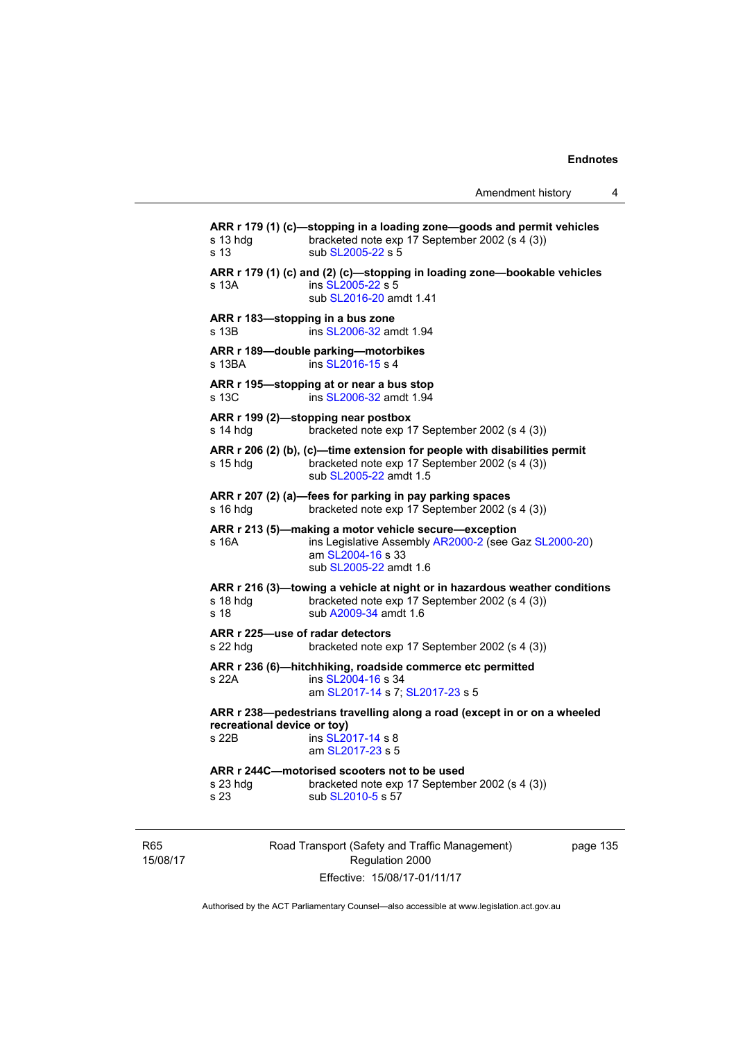**ARR r 179 (1) (c)—stopping in a loading zone—goods and permit vehicles**
s 13 hdg bracketed note exp 17 September 2002 (s 4 (3))
s 13 sub SL2005-22 s 5

**ARR r 179 (1) (c) and (2) (c)—stopping in loading zone—bookable vehicles**
s 13A ins SL2005-22 s 5
sub SL2016-20 amdt 1.41

**ARR r 183—stopping in a bus zone**
s 13B ins SL2006-32 amdt 1.94

**ARR r 189—double parking—motorbikes**
s 13BA ins SL2016-15 s 4

**ARR r 195—stopping at or near a bus stop**
s 13C ins SL2006-32 amdt 1.94

**ARR r 199 (2)—stopping near postbox**
s 14 hdg bracketed note exp 17 September 2002 (s 4 (3))

**ARR r 206 (2) (b), (c)—time extension for people with disabilities permit**
s 15 hdg bracketed note exp 17 September 2002 (s 4 (3))
sub SL2005-22 amdt 1.5

**ARR r 207 (2) (a)—fees for parking in pay parking spaces**
s 16 hdg bracketed note exp 17 September 2002 (s 4 (3))

**ARR r 213 (5)—making a motor vehicle secure—exception**
s 16A ins Legislative Assembly AR2000-2 (see Gaz SL2000-20)
am SL2004-16 s 33
sub SL2005-22 amdt 1.6

**ARR r 216 (3)—towing a vehicle at night or in hazardous weather conditions**
s 18 hdg bracketed note exp 17 September 2002 (s 4 (3))
s 18 sub A2009-34 amdt 1.6

**ARR r 225—use of radar detectors**
s 22 hdg bracketed note exp 17 September 2002 (s 4 (3))

**ARR r 236 (6)—hitchhiking, roadside commerce etc permitted**
s 22A ins SL2004-16 s 34
am SL2017-14 s 7; SL2017-23 s 5

**ARR r 238—pedestrians travelling along a road (except in or on a wheeled recreational device or toy)**
s 22B ins SL2017-14 s 8
am SL2017-23 s 5

**ARR r 244C—motorised scooters not to be used**
s 23 hdg bracketed note exp 17 September 2002 (s 4 (3))
s 23 sub SL2010-5 s 57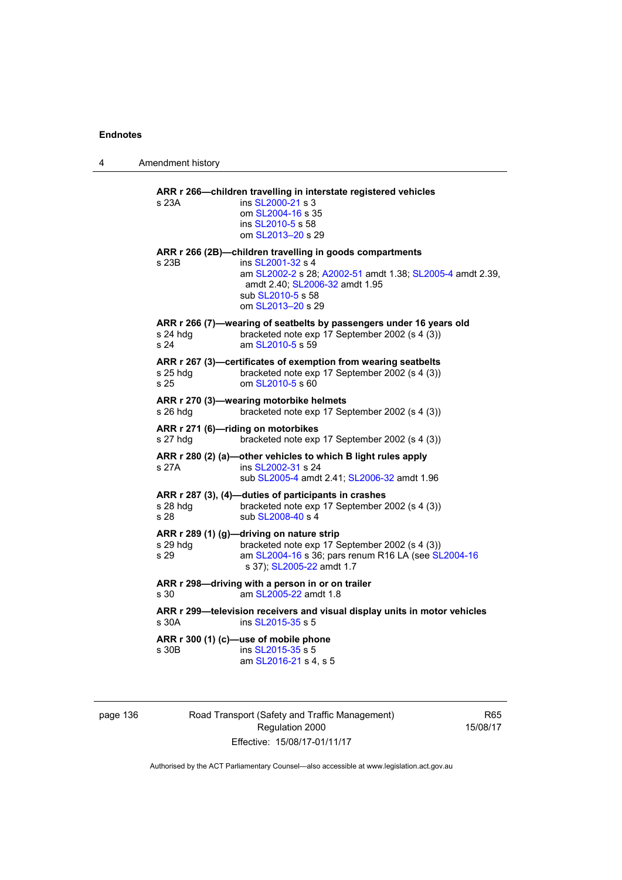**ARR r 266—children travelling in interstate registered vehicles**

s 23A ins SL2000-21 s 3
om SL2004-16 s 35
ins SL2010-5 s 58
om SL2013–20 s 29

**ARR r 266 (2B)—children travelling in goods compartments**

s 23B ins SL2001-32 s 4
am SL2002-2 s 28; A2002-51 amdt 1.38; SL2005-4 amdt 2.39, amdt 2.40; SL2006-32 amdt 1.95
sub SL2010-5 s 58
om SL2013–20 s 29

**ARR r 266 (7)—wearing of seatbelts by passengers under 16 years old**

s 24 hdg bracketed note exp 17 September 2002 (s 4 (3))
s 24 am SL2010-5 s 59

**ARR r 267 (3)—certificates of exemption from wearing seatbelts**

s 25 hdg bracketed note exp 17 September 2002 (s 4 (3))
s 25 om SL2010-5 s 60

**ARR r 270 (3)—wearing motorbike helmets**

s 26 hdg bracketed note exp 17 September 2002 (s 4 (3))

**ARR r 271 (6)—riding on motorbikes**

s 27 hdg bracketed note exp 17 September 2002 (s 4 (3))

**ARR r 280 (2) (a)—other vehicles to which B light rules apply**

s 27A ins SL2002-31 s 24
sub SL2005-4 amdt 2.41; SL2006-32 amdt 1.96

**ARR r 287 (3), (4)—duties of participants in crashes**

s 28 hdg bracketed note exp 17 September 2002 (s 4 (3))
s 28 sub SL2008-40 s 4

**ARR r 289 (1) (g)—driving on nature strip**

s 29 hdg bracketed note exp 17 September 2002 (s 4 (3))
s 29 am SL2004-16 s 36; pars renum R16 LA (see SL2004-16 s 37); SL2005-22 amdt 1.7

**ARR r 298—driving with a person in or on trailer**

s 30 am SL2005-22 amdt 1.8

**ARR r 299—television receivers and visual display units in motor vehicles**

s 30A ins SL2015-35 s 5

**ARR r 300 (1) (c)—use of mobile phone**

s 30B ins SL2015-35 s 5
am SL2016-21 s 4, s 5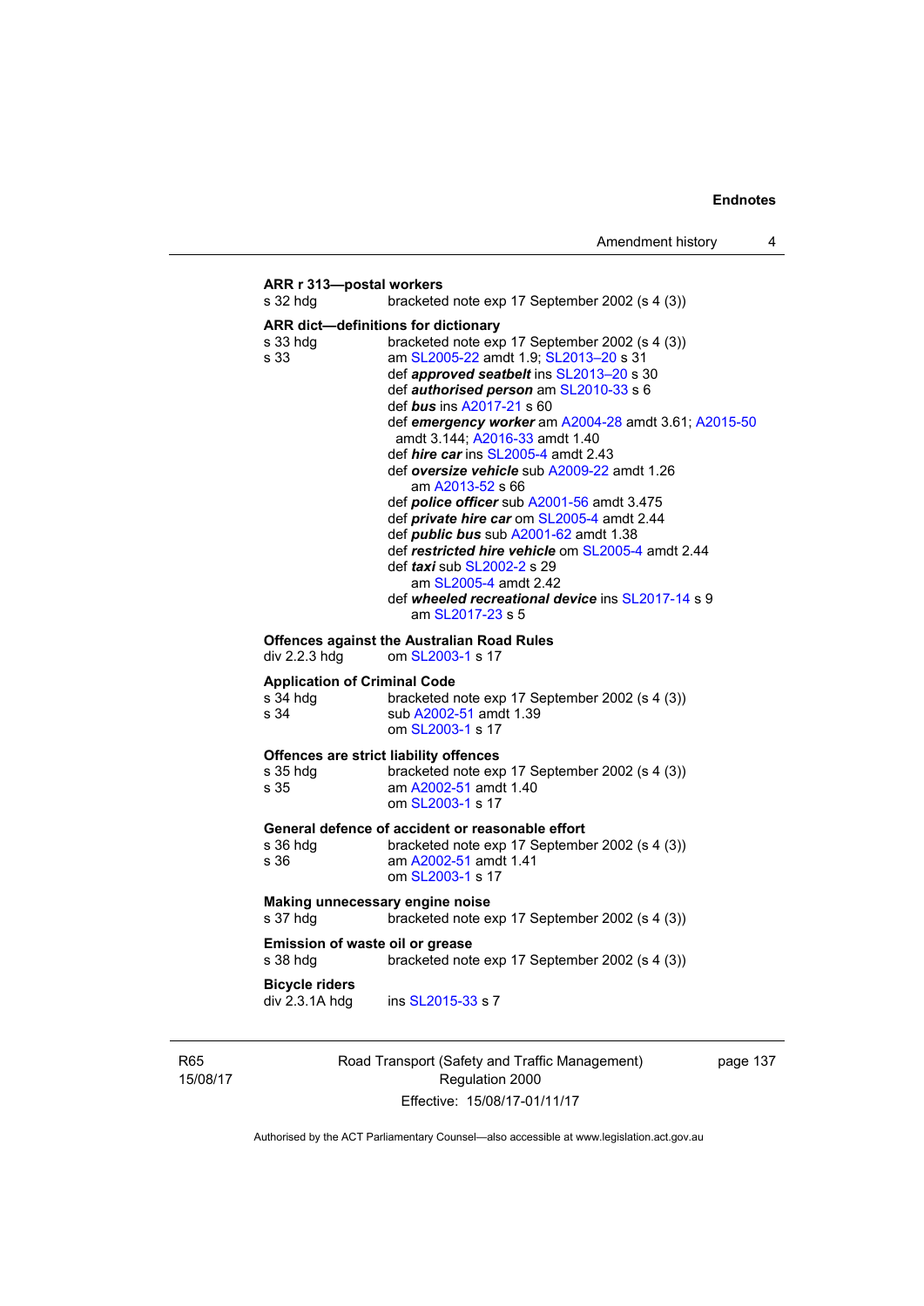**ARR r 313—postal workers**

s 32 hdg bracketed note exp 17 September 2002 (s 4 (3))

**ARR dict—definitions for dictionary**

s 33 hdg bracketed note exp 17 September 2002 (s 4 (3))
s 33 am SL2005-22 amdt 1.9; SL2013–20 s 31
def ***approved seatbelt*** ins SL2013–20 s 30
def ***authorised person*** am SL2010-33 s 6
def ***bus*** ins A2017-21 s 60
def ***emergency worker*** am A2004-28 amdt 3.61; A2015-50 amdt 3.144; A2016-33 amdt 1.40
def ***hire car*** ins SL2005-4 amdt 2.43
def ***oversize vehicle*** sub A2009-22 amdt 1.26
am A2013-52 s 66
def ***police officer*** sub A2001-56 amdt 3.475
def ***private hire car*** om SL2005-4 amdt 2.44
def ***public bus*** sub A2001-62 amdt 1.38
def ***restricted hire vehicle*** om SL2005-4 amdt 2.44
def ***taxi*** sub SL2002-2 s 29
am SL2005-4 amdt 2.42
def ***wheeled recreational device*** ins SL2017-14 s 9
am SL2017-23 s 5

**Offences against the Australian Road Rules**

div 2.2.3 hdg om SL2003-1 s 17

**Application of Criminal Code**

s 34 hdg bracketed note exp 17 September 2002 (s 4 (3))
s 34 sub A2002-51 amdt 1.39
om SL2003-1 s 17

**Offences are strict liability offences**

s 35 hdg bracketed note exp 17 September 2002 (s 4 (3))
s 35 am A2002-51 amdt 1.40
om SL2003-1 s 17

**General defence of accident or reasonable effort**

s 36 hdg bracketed note exp 17 September 2002 (s 4 (3))
s 36 am A2002-51 amdt 1.41
om SL2003-1 s 17

**Making unnecessary engine noise**

s 37 hdg bracketed note exp 17 September 2002 (s 4 (3))

**Emission of waste oil or grease**

s 38 hdg bracketed note exp 17 September 2002 (s 4 (3))

**Bicycle riders**

div 2.3.1A hdg ins SL2015-33 s 7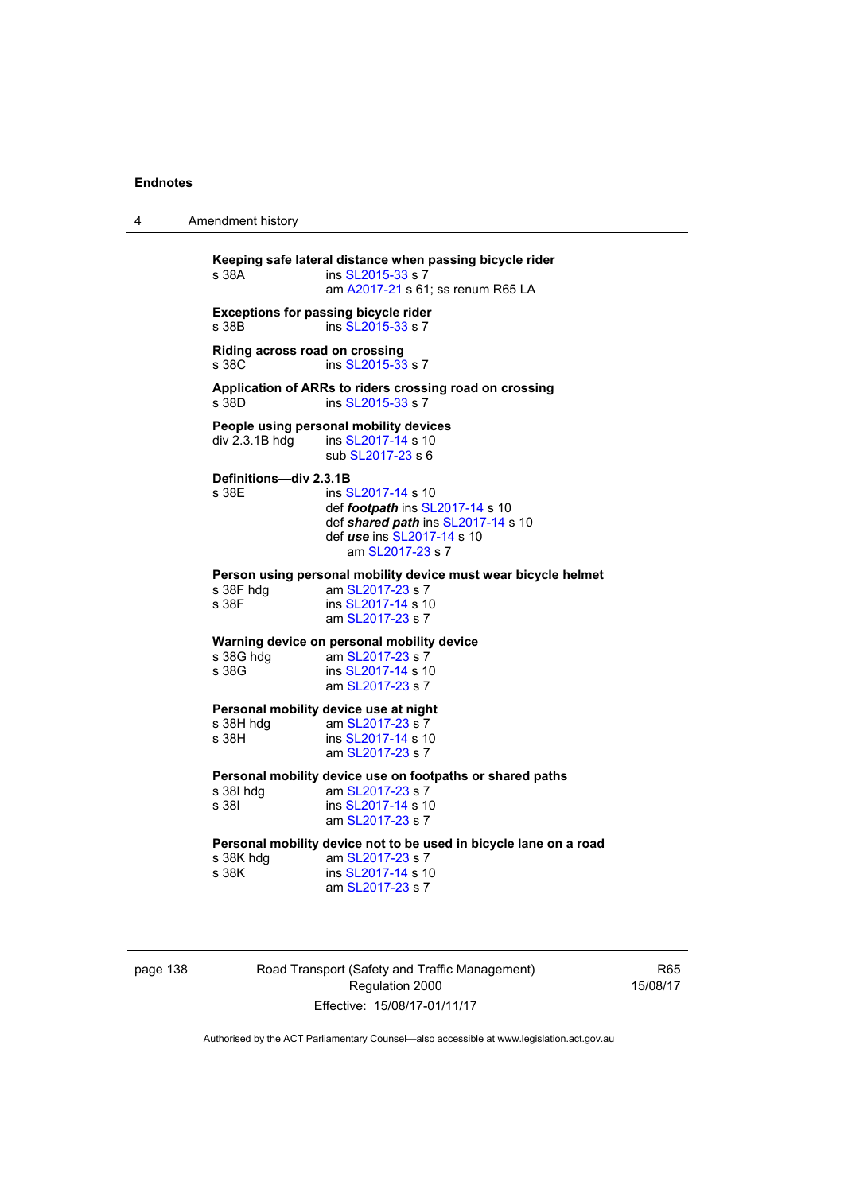**Keeping safe lateral distance when passing bicycle rider**

s 38A ins SL2015-33 s 7
am A2017-21 s 61; ss renum R65 LA

**Exceptions for passing bicycle rider**

s 38B ins SL2015-33 s 7

**Riding across road on crossing**

s 38C ins SL2015-33 s 7

**Application of ARRs to riders crossing road on crossing**

s 38D ins SL2015-33 s 7

**People using personal mobility devices**

div 2.3.1B hdg ins SL2017-14 s 10
sub SL2017-23 s 6

**Definitions—div 2.3.1B**

s 38E ins SL2017-14 s 10
def ***footpath*** ins SL2017-14 s 10
def ***shared path*** ins SL2017-14 s 10
def ***use*** ins SL2017-14 s 10
am SL2017-23 s 7

**Person using personal mobility device must wear bicycle helmet**

s 38F hdg am SL2017-23 s 7
s 38F ins SL2017-14 s 10
am SL2017-23 s 7

**Warning device on personal mobility device**

s 38G hdg am SL2017-23 s 7
s 38G ins SL2017-14 s 10
am SL2017-23 s 7

**Personal mobility device use at night**

s 38H hdg am SL2017-23 s 7
s 38H ins SL2017-14 s 10
am SL2017-23 s 7

**Personal mobility device use on footpaths or shared paths**

s 38I hdg am SL2017-23 s 7
s 38I ins SL2017-14 s 10
am SL2017-23 s 7

**Personal mobility device not to be used in bicycle lane on a road**

s 38K hdg am SL2017-23 s 7
s 38K ins SL2017-14 s 10
am SL2017-23 s 7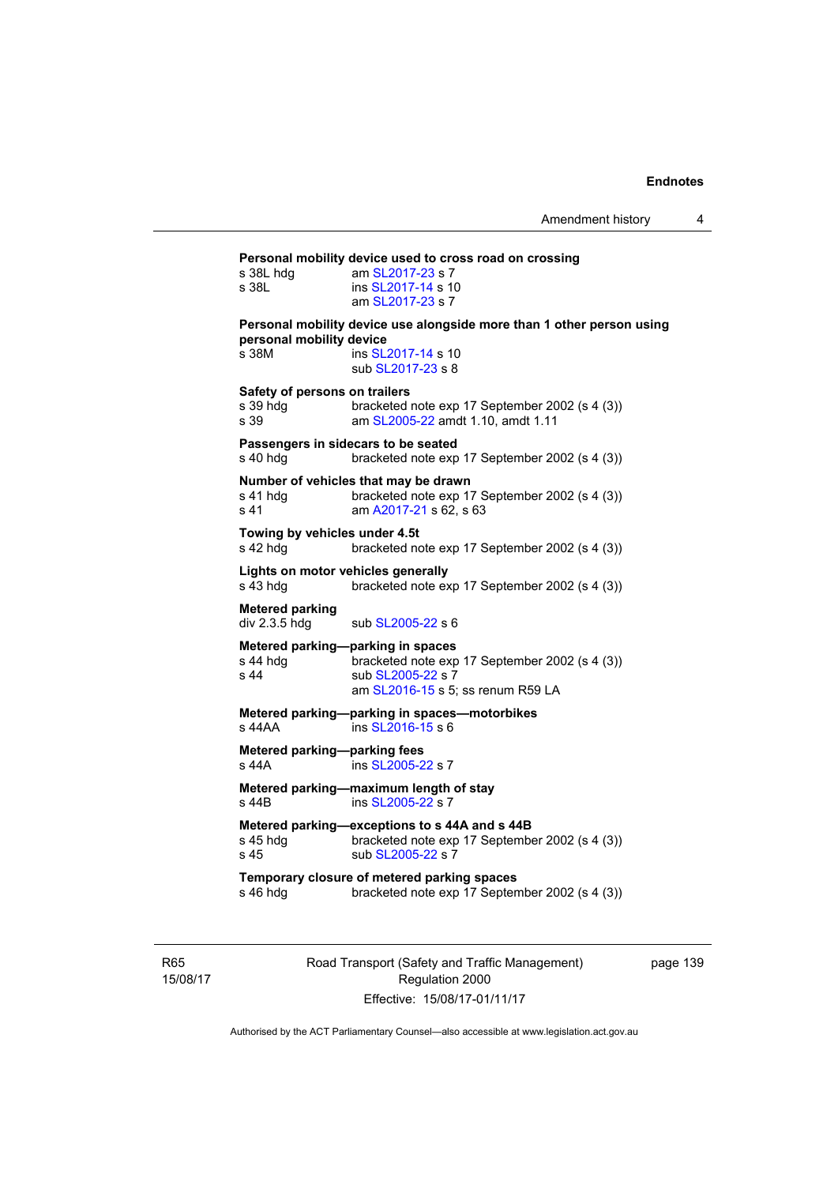**Personal mobility device used to cross road on crossing**

s 38L hdg — am SL2017-23 s 7

s 38L — ins SL2017-14 s 10
am SL2017-23 s 7

**Personal mobility device use alongside more than 1 other person using personal mobility device**

s 38M — ins SL2017-14 s 10
sub SL2017-23 s 8

**Safety of persons on trailers**

s 39 hdg — bracketed note exp 17 September 2002 (s 4 (3))

s 39 — am SL2005-22 amdt 1.10, amdt 1.11

**Passengers in sidecars to be seated**

s 40 hdg — bracketed note exp 17 September 2002 (s 4 (3))

**Number of vehicles that may be drawn**

s 41 hdg — bracketed note exp 17 September 2002 (s 4 (3))

s 41 — am A2017-21 s 62, s 63

**Towing by vehicles under 4.5t**

s 42 hdg — bracketed note exp 17 September 2002 (s 4 (3))

**Lights on motor vehicles generally**

s 43 hdg — bracketed note exp 17 September 2002 (s 4 (3))

**Metered parking**

div 2.3.5 hdg — sub SL2005-22 s 6

**Metered parking—parking in spaces**

s 44 hdg — bracketed note exp 17 September 2002 (s 4 (3))

s 44 — sub SL2005-22 s 7
am SL2016-15 s 5; ss renum R59 LA

**Metered parking—parking in spaces—motorbikes**

s 44AA — ins SL2016-15 s 6

**Metered parking—parking fees**

s 44A — ins SL2005-22 s 7

**Metered parking—maximum length of stay**

s 44B — ins SL2005-22 s 7

**Metered parking—exceptions to s 44A and s 44B**

s 45 hdg — bracketed note exp 17 September 2002 (s 4 (3))

s 45 — sub SL2005-22 s 7

**Temporary closure of metered parking spaces**

s 46 hdg — bracketed note exp 17 September 2002 (s 4 (3))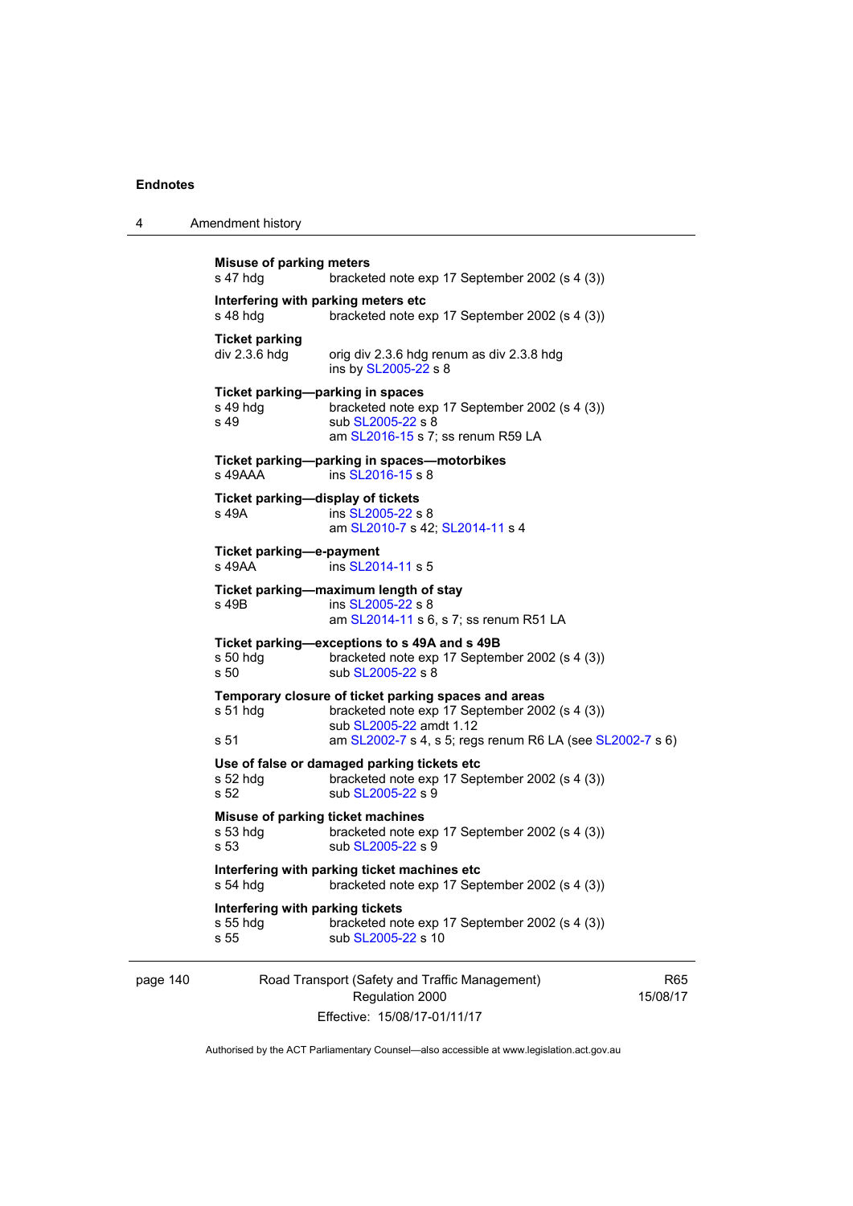**Misuse of parking meters**
s 47 hdg bracketed note exp 17 September 2002 (s 4 (3))

**Interfering with parking meters etc**
s 48 hdg bracketed note exp 17 September 2002 (s 4 (3))

**Ticket parking**
div 2.3.6 hdg orig div 2.3.6 hdg renum as div 2.3.8 hdg
ins by SL2005-22 s 8

**Ticket parking—parking in spaces**
s 49 hdg bracketed note exp 17 September 2002 (s 4 (3))
s 49 sub SL2005-22 s 8
am SL2016-15 s 7; ss renum R59 LA

**Ticket parking—parking in spaces—motorbikes**
s 49AAA ins SL2016-15 s 8

**Ticket parking—display of tickets**
s 49A ins SL2005-22 s 8
am SL2010-7 s 42; SL2014-11 s 4

**Ticket parking—e-payment**
s 49AA ins SL2014-11 s 5

**Ticket parking—maximum length of stay**
s 49B ins SL2005-22 s 8
am SL2014-11 s 6, s 7; ss renum R51 LA

**Ticket parking—exceptions to s 49A and s 49B**
s 50 hdg bracketed note exp 17 September 2002 (s 4 (3))
s 50 sub SL2005-22 s 8

**Temporary closure of ticket parking spaces and areas**
s 51 hdg bracketed note exp 17 September 2002 (s 4 (3))
sub SL2005-22 amdt 1.12
s 51 am SL2002-7 s 4, s 5; regs renum R6 LA (see SL2002-7 s 6)

**Use of false or damaged parking tickets etc**
s 52 hdg bracketed note exp 17 September 2002 (s 4 (3))
s 52 sub SL2005-22 s 9

**Misuse of parking ticket machines**
s 53 hdg bracketed note exp 17 September 2002 (s 4 (3))
s 53 sub SL2005-22 s 9

**Interfering with parking ticket machines etc**
s 54 hdg bracketed note exp 17 September 2002 (s 4 (3))

**Interfering with parking tickets**
s 55 hdg bracketed note exp 17 September 2002 (s 4 (3))
s 55 sub SL2005-22 s 10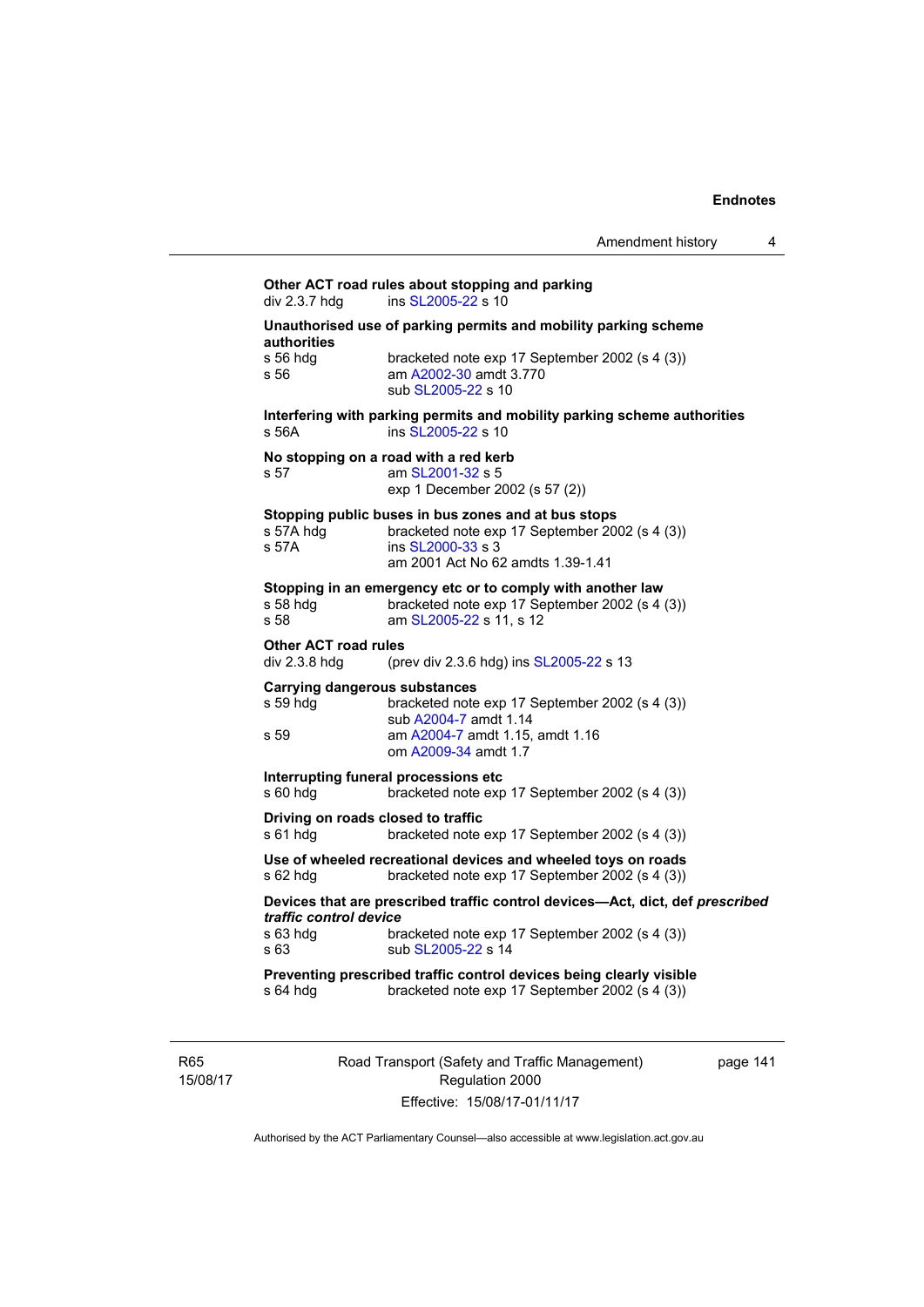**Other ACT road rules about stopping and parking**
div 2.3.7 hdg ins SL2005-22 s 10

**Unauthorised use of parking permits and mobility parking scheme authorities**
s 56 hdg bracketed note exp 17 September 2002 (s 4 (3))
s 56 am A2002-30 amdt 3.770
sub SL2005-22 s 10

**Interfering with parking permits and mobility parking scheme authorities**
s 56A ins SL2005-22 s 10

**No stopping on a road with a red kerb**
s 57 am SL2001-32 s 5
exp 1 December 2002 (s 57 (2))

**Stopping public buses in bus zones and at bus stops**
s 57A hdg bracketed note exp 17 September 2002 (s 4 (3))
s 57A ins SL2000-33 s 3
am 2001 Act No 62 amdts 1.39-1.41

**Stopping in an emergency etc or to comply with another law**
s 58 hdg bracketed note exp 17 September 2002 (s 4 (3))
s 58 am SL2005-22 s 11, s 12

**Other ACT road rules**
div 2.3.8 hdg (prev div 2.3.6 hdg) ins SL2005-22 s 13

**Carrying dangerous substances**
s 59 hdg bracketed note exp 17 September 2002 (s 4 (3))
sub A2004-7 amdt 1.14
s 59 am A2004-7 amdt 1.15, amdt 1.16
om A2009-34 amdt 1.7

**Interrupting funeral processions etc**
s 60 hdg bracketed note exp 17 September 2002 (s 4 (3))

**Driving on roads closed to traffic**
s 61 hdg bracketed note exp 17 September 2002 (s 4 (3))

**Use of wheeled recreational devices and wheeled toys on roads**
s 62 hdg bracketed note exp 17 September 2002 (s 4 (3))

**Devices that are prescribed traffic control devices—Act, dict, def *prescribed traffic control device***
s 63 hdg bracketed note exp 17 September 2002 (s 4 (3))
s 63 sub SL2005-22 s 14

**Preventing prescribed traffic control devices being clearly visible**
s 64 hdg bracketed note exp 17 September 2002 (s 4 (3))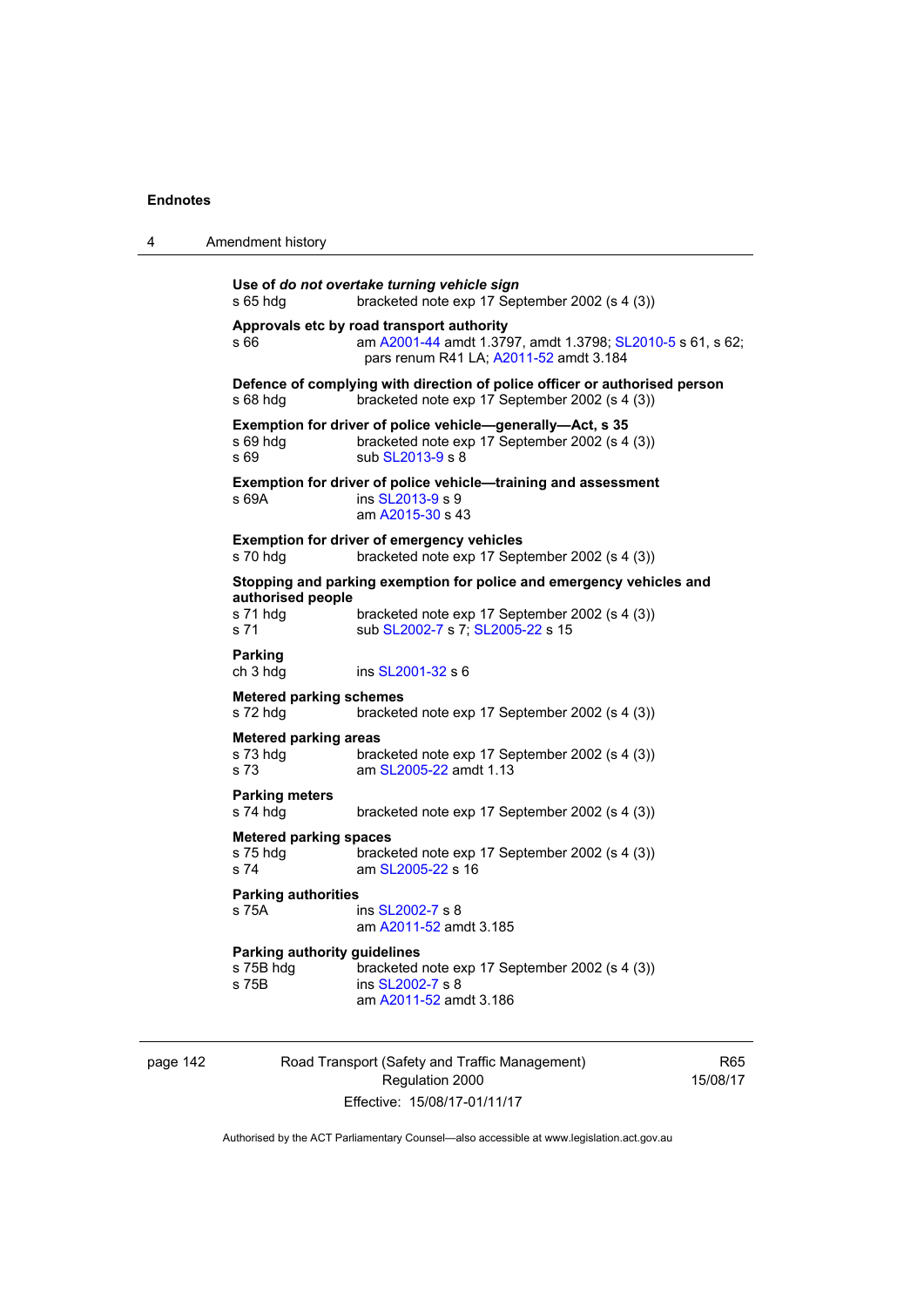**Use of *do not overtake turning vehicle sign***
s 65 hdg bracketed note exp 17 September 2002 (s 4 (3))

**Approvals etc by road transport authority**
s 66 am A2001-44 amdt 1.3797, amdt 1.3798; SL2010-5 s 61, s 62; pars renum R41 LA; A2011-52 amdt 3.184

**Defence of complying with direction of police officer or authorised person**
s 68 hdg bracketed note exp 17 September 2002 (s 4 (3))

**Exemption for driver of police vehicle—generally—Act, s 35**
s 69 hdg bracketed note exp 17 September 2002 (s 4 (3))
s 69 sub SL2013-9 s 8

**Exemption for driver of police vehicle—training and assessment**
s 69A ins SL2013-9 s 9
am A2015-30 s 43

**Exemption for driver of emergency vehicles**
s 70 hdg bracketed note exp 17 September 2002 (s 4 (3))

**Stopping and parking exemption for police and emergency vehicles and authorised people**
s 71 hdg bracketed note exp 17 September 2002 (s 4 (3))
s 71 sub SL2002-7 s 7; SL2005-22 s 15

**Parking**
ch 3 hdg ins SL2001-32 s 6

**Metered parking schemes**
s 72 hdg bracketed note exp 17 September 2002 (s 4 (3))

**Metered parking areas**
s 73 hdg bracketed note exp 17 September 2002 (s 4 (3))
s 73 am SL2005-22 amdt 1.13

**Parking meters**
s 74 hdg bracketed note exp 17 September 2002 (s 4 (3))

**Metered parking spaces**
s 75 hdg bracketed note exp 17 September 2002 (s 4 (3))
s 74 am SL2005-22 s 16

**Parking authorities**
s 75A ins SL2002-7 s 8
am A2011-52 amdt 3.185

**Parking authority guidelines**
s 75B hdg bracketed note exp 17 September 2002 (s 4 (3))
s 75B ins SL2002-7 s 8
am A2011-52 amdt 3.186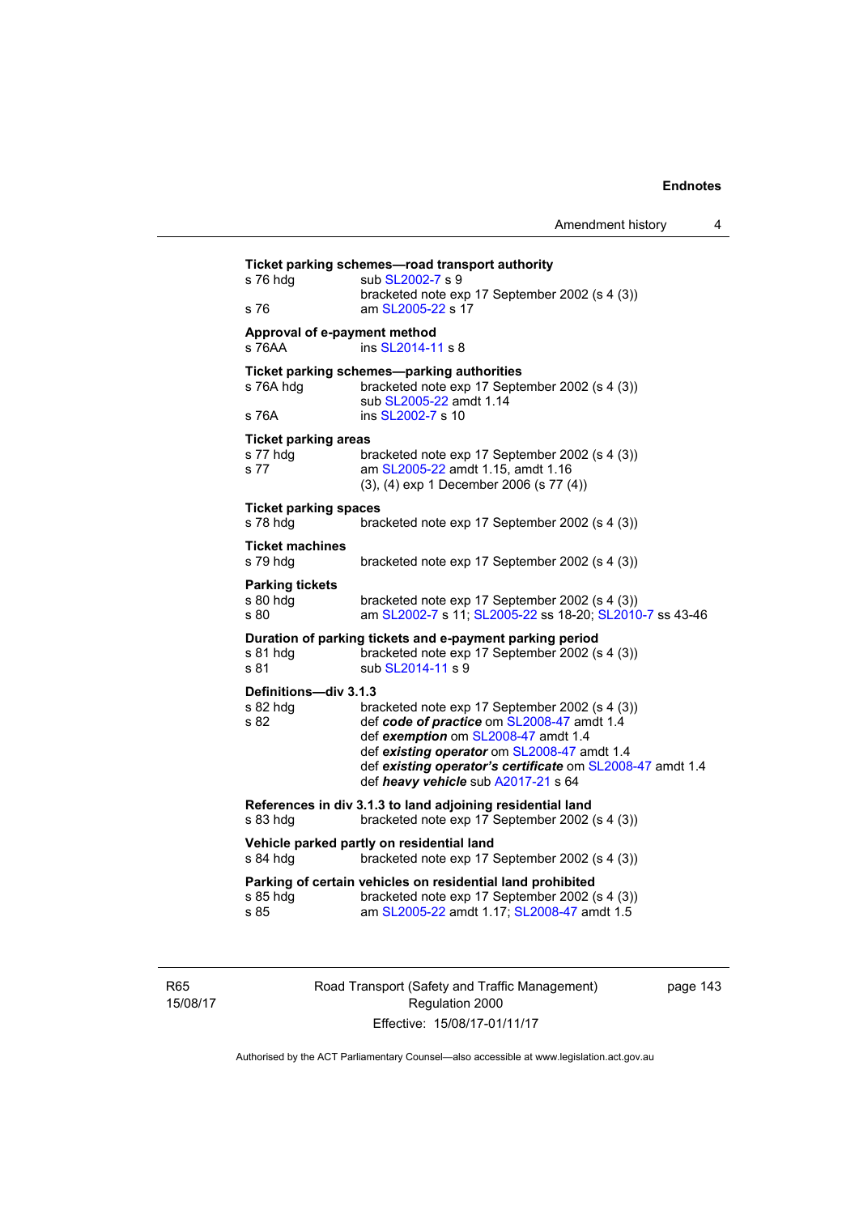**Ticket parking schemes—road transport authority**

s 76 hdg sub SL2002-7 s 9
bracketed note exp 17 September 2002 (s 4 (3))
s 76 am SL2005-22 s 17

**Approval of e-payment method**

s 76AA ins SL2014-11 s 8

**Ticket parking schemes—parking authorities**

s 76A hdg bracketed note exp 17 September 2002 (s 4 (3))
sub SL2005-22 amdt 1.14
s 76A ins SL2002-7 s 10

**Ticket parking areas**

s 77 hdg bracketed note exp 17 September 2002 (s 4 (3))
s 77 am SL2005-22 amdt 1.15, amdt 1.16
(3), (4) exp 1 December 2006 (s 77 (4))

**Ticket parking spaces**

s 78 hdg bracketed note exp 17 September 2002 (s 4 (3))

**Ticket machines**

s 79 hdg bracketed note exp 17 September 2002 (s 4 (3))

**Parking tickets**

s 80 hdg bracketed note exp 17 September 2002 (s 4 (3))
s 80 am SL2002-7 s 11; SL2005-22 ss 18-20; SL2010-7 ss 43-46

**Duration of parking tickets and e-payment parking period**

s 81 hdg bracketed note exp 17 September 2002 (s 4 (3))
s 81 sub SL2014-11 s 9

**Definitions—div 3.1.3**

s 82 hdg bracketed note exp 17 September 2002 (s 4 (3))
s 82 def ***code of practice*** om SL2008-47 amdt 1.4
def ***exemption*** om SL2008-47 amdt 1.4
def ***existing operator*** om SL2008-47 amdt 1.4
def ***existing operator's certificate*** om SL2008-47 amdt 1.4
def ***heavy vehicle*** sub A2017-21 s 64

**References in div 3.1.3 to land adjoining residential land**

s 83 hdg bracketed note exp 17 September 2002 (s 4 (3))

**Vehicle parked partly on residential land**

s 84 hdg bracketed note exp 17 September 2002 (s 4 (3))

**Parking of certain vehicles on residential land prohibited**

s 85 hdg bracketed note exp 17 September 2002 (s 4 (3))
s 85 am SL2005-22 amdt 1.17; SL2008-47 amdt 1.5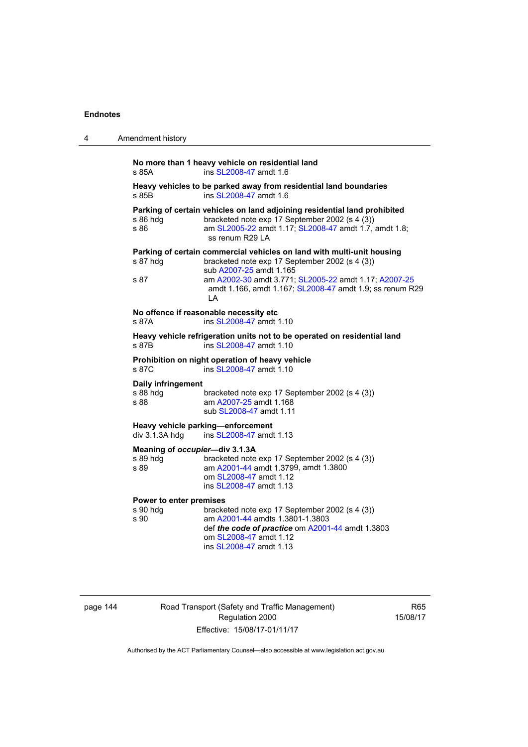**No more than 1 heavy vehicle on residential land**

s 85A ins SL2008-47 amdt 1.6

**Heavy vehicles to be parked away from residential land boundaries**

s 85B ins SL2008-47 amdt 1.6

**Parking of certain vehicles on land adjoining residential land prohibited**

s 86 hdg bracketed note exp 17 September 2002 (s 4 (3))

s 86 am SL2005-22 amdt 1.17; SL2008-47 amdt 1.7, amdt 1.8; ss renum R29 LA

**Parking of certain commercial vehicles on land with multi-unit housing**

s 87 hdg bracketed note exp 17 September 2002 (s 4 (3))
sub A2007-25 amdt 1.165

s 87 am A2002-30 amdt 3.771; SL2005-22 amdt 1.17; A2007-25 amdt 1.166, amdt 1.167; SL2008-47 amdt 1.9; ss renum R29 LA

**No offence if reasonable necessity etc**

s 87A ins SL2008-47 amdt 1.10

**Heavy vehicle refrigeration units not to be operated on residential land**

s 87B ins SL2008-47 amdt 1.10

**Prohibition on night operation of heavy vehicle**

s 87C ins SL2008-47 amdt 1.10

**Daily infringement**

s 88 hdg bracketed note exp 17 September 2002 (s 4 (3))

s 88 am A2007-25 amdt 1.168
sub SL2008-47 amdt 1.11

**Heavy vehicle parking—enforcement**

div 3.1.3A hdg ins SL2008-47 amdt 1.13

**Meaning of *occupier*—div 3.1.3A**

s 89 hdg bracketed note exp 17 September 2002 (s 4 (3))

s 89 am A2001-44 amdt 1.3799, amdt 1.3800
om SL2008-47 amdt 1.12
ins SL2008-47 amdt 1.13

**Power to enter premises**

s 90 hdg bracketed note exp 17 September 2002 (s 4 (3))

s 90 am A2001-44 amdts 1.3801-1.3803
def ***the code of practice*** om A2001-44 amdt 1.3803
om SL2008-47 amdt 1.12
ins SL2008-47 amdt 1.13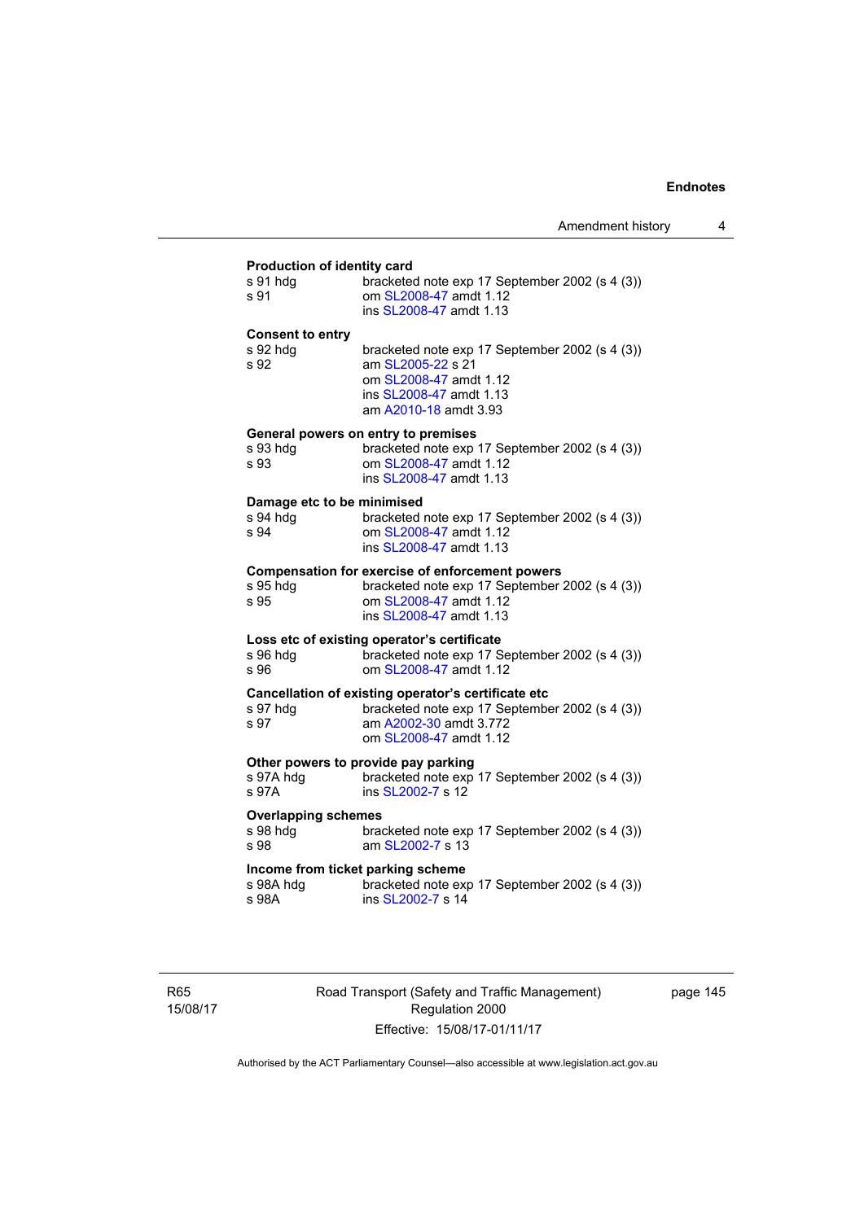**Production of identity card**

s 91 hdg bracketed note exp 17 September 2002 (s 4 (3))
s 91 om SL2008-47 amdt 1.12
ins SL2008-47 amdt 1.13

**Consent to entry**

s 92 hdg bracketed note exp 17 September 2002 (s 4 (3))
s 92 am SL2005-22 s 21
om SL2008-47 amdt 1.12
ins SL2008-47 amdt 1.13
am A2010-18 amdt 3.93

**General powers on entry to premises**

s 93 hdg bracketed note exp 17 September 2002 (s 4 (3))
s 93 om SL2008-47 amdt 1.12
ins SL2008-47 amdt 1.13

**Damage etc to be minimised**

s 94 hdg bracketed note exp 17 September 2002 (s 4 (3))
s 94 om SL2008-47 amdt 1.12
ins SL2008-47 amdt 1.13

**Compensation for exercise of enforcement powers**

s 95 hdg bracketed note exp 17 September 2002 (s 4 (3))
s 95 om SL2008-47 amdt 1.12
ins SL2008-47 amdt 1.13

**Loss etc of existing operator's certificate**

s 96 hdg bracketed note exp 17 September 2002 (s 4 (3))
s 96 om SL2008-47 amdt 1.12

**Cancellation of existing operator's certificate etc**

s 97 hdg bracketed note exp 17 September 2002 (s 4 (3))
s 97 am A2002-30 amdt 3.772
om SL2008-47 amdt 1.12

**Other powers to provide pay parking**

s 97A hdg bracketed note exp 17 September 2002 (s 4 (3))
s 97A ins SL2002-7 s 12

**Overlapping schemes**

s 98 hdg bracketed note exp 17 September 2002 (s 4 (3))
s 98 am SL2002-7 s 13

**Income from ticket parking scheme**

s 98A hdg bracketed note exp 17 September 2002 (s 4 (3))
s 98A ins SL2002-7 s 14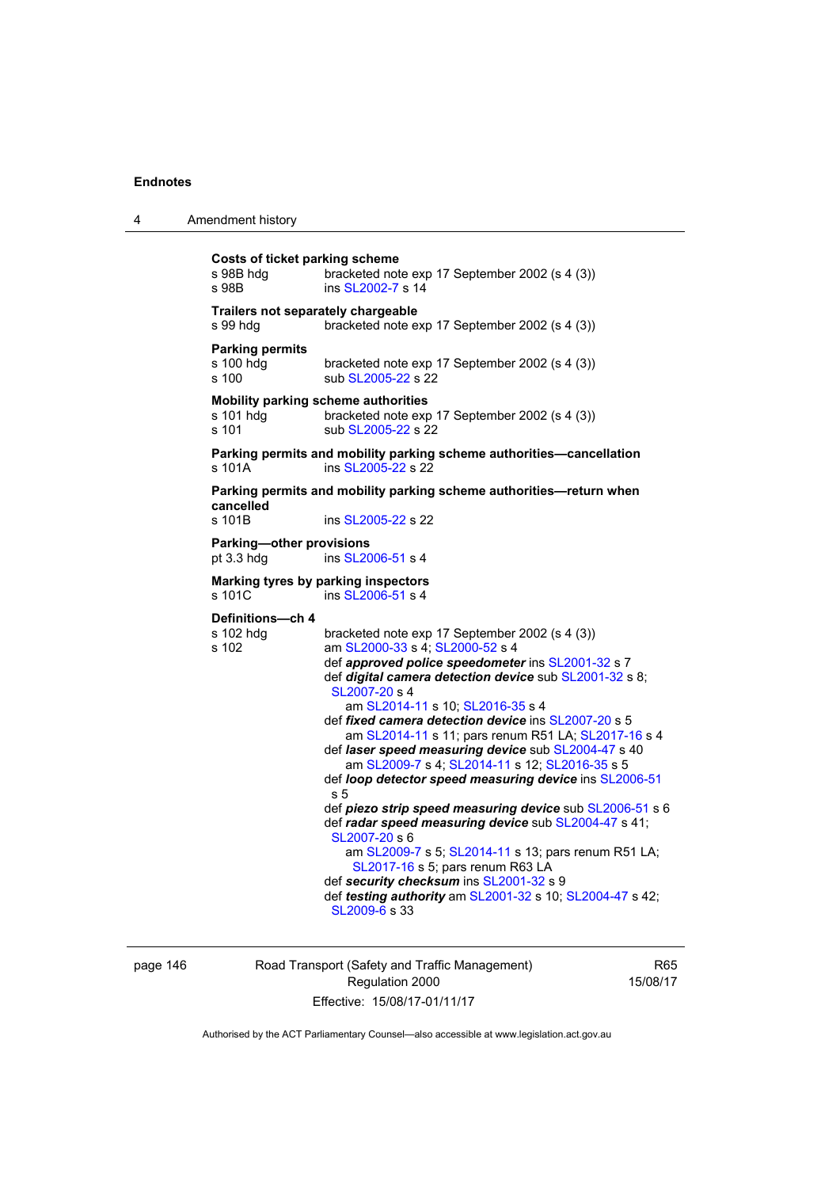**Costs of ticket parking scheme**
s 98B hdg bracketed note exp 17 September 2002 (s 4 (3))
s 98B ins SL2002-7 s 14

**Trailers not separately chargeable**
s 99 hdg bracketed note exp 17 September 2002 (s 4 (3))

**Parking permits**
s 100 hdg bracketed note exp 17 September 2002 (s 4 (3))
s 100 sub SL2005-22 s 22

**Mobility parking scheme authorities**
s 101 hdg bracketed note exp 17 September 2002 (s 4 (3))
s 101 sub SL2005-22 s 22

**Parking permits and mobility parking scheme authorities—cancellation**
s 101A ins SL2005-22 s 22

**Parking permits and mobility parking scheme authorities—return when cancelled**
s 101B ins SL2005-22 s 22

**Parking—other provisions**
pt 3.3 hdg ins SL2006-51 s 4

**Marking tyres by parking inspectors**
s 101C ins SL2006-51 s 4

**Definitions—ch 4**
s 102 hdg bracketed note exp 17 September 2002 (s 4 (3))
s 102 am SL2000-33 s 4; SL2000-52 s 4
def ***approved police speedometer*** ins SL2001-32 s 7
def ***digital camera detection device*** sub SL2001-32 s 8; SL2007-20 s 4
am SL2014-11 s 10; SL2016-35 s 4
def ***fixed camera detection device*** ins SL2007-20 s 5
am SL2014-11 s 11; pars renum R51 LA; SL2017-16 s 4
def ***laser speed measuring device*** sub SL2004-47 s 40
am SL2009-7 s 4; SL2014-11 s 12; SL2016-35 s 5
def ***loop detector speed measuring device*** ins SL2006-51 s 5
def ***piezo strip speed measuring device*** sub SL2006-51 s 6
def ***radar speed measuring device*** sub SL2004-47 s 41; SL2007-20 s 6
am SL2009-7 s 5; SL2014-11 s 13; pars renum R51 LA; SL2017-16 s 5; pars renum R63 LA
def ***security checksum*** ins SL2001-32 s 9
def ***testing authority*** am SL2001-32 s 10; SL2004-47 s 42; SL2009-6 s 33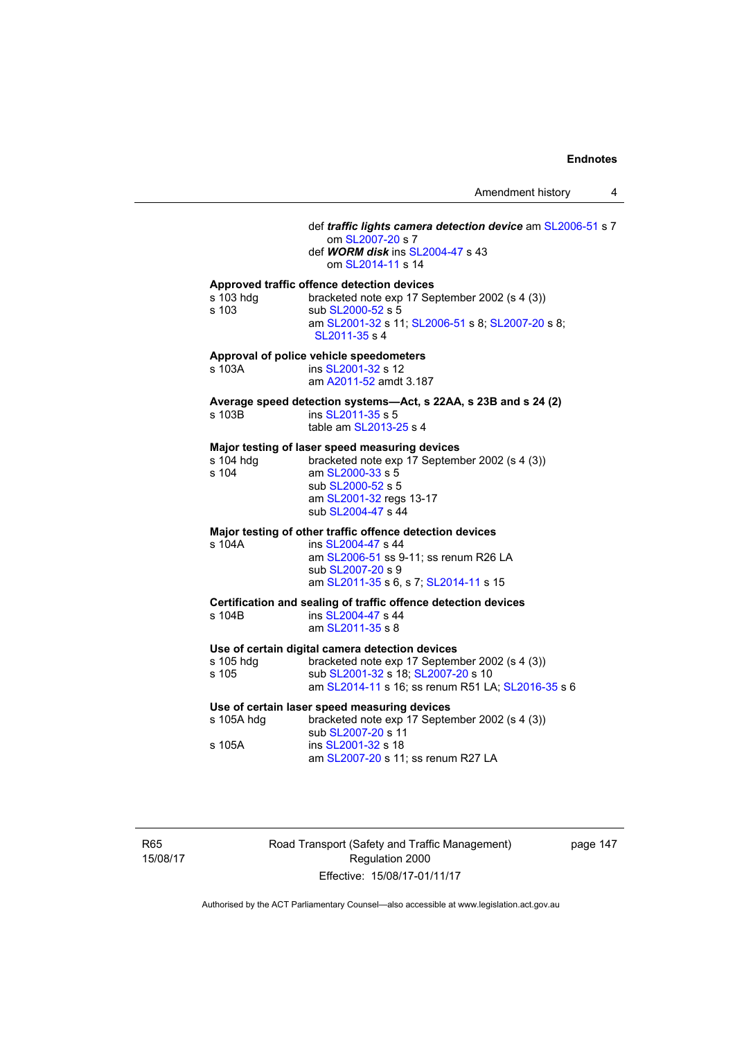def ***traffic lights camera detection device*** am SL2006-51 s 7
om SL2007-20 s 7

def ***WORM disk*** ins SL2004-47 s 43
om SL2014-11 s 14

**Approved traffic offence detection devices**

s 103 hdg — bracketed note exp 17 September 2002 (s 4 (3))

s 103 — sub SL2000-52 s 5
am SL2001-32 s 11; SL2006-51 s 8; SL2007-20 s 8; SL2011-35 s 4

**Approval of police vehicle speedometers**

s 103A — ins SL2001-32 s 12
am A2011-52 amdt 3.187

**Average speed detection systems—Act, s 22AA, s 23B and s 24 (2)**

s 103B — ins SL2011-35 s 5
table am SL2013-25 s 4

**Major testing of laser speed measuring devices**

s 104 hdg — bracketed note exp 17 September 2002 (s 4 (3))

s 104 — am SL2000-33 s 5
sub SL2000-52 s 5
am SL2001-32 regs 13-17
sub SL2004-47 s 44

**Major testing of other traffic offence detection devices**

s 104A — ins SL2004-47 s 44
am SL2006-51 ss 9-11; ss renum R26 LA
sub SL2007-20 s 9
am SL2011-35 s 6, s 7; SL2014-11 s 15

**Certification and sealing of traffic offence detection devices**

s 104B — ins SL2004-47 s 44
am SL2011-35 s 8

**Use of certain digital camera detection devices**

s 105 hdg — bracketed note exp 17 September 2002 (s 4 (3))

s 105 — sub SL2001-32 s 18; SL2007-20 s 10
am SL2014-11 s 16; ss renum R51 LA; SL2016-35 s 6

**Use of certain laser speed measuring devices**

s 105A hdg — bracketed note exp 17 September 2002 (s 4 (3))
sub SL2007-20 s 11

s 105A — ins SL2001-32 s 18
am SL2007-20 s 11; ss renum R27 LA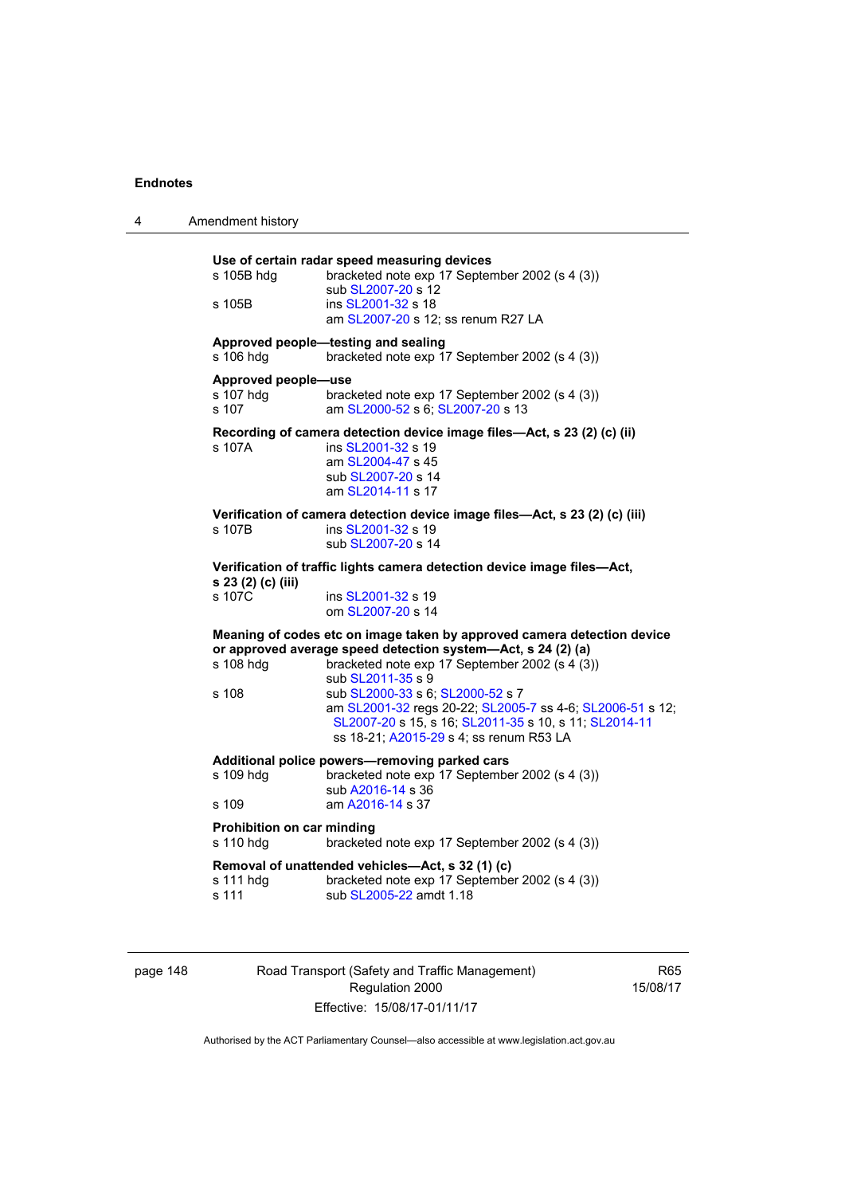**Use of certain radar speed measuring devices**

s 105B hdg bracketed note exp 17 September 2002 (s 4 (3))
sub SL2007-20 s 12

s 105B ins SL2001-32 s 18
am SL2007-20 s 12; ss renum R27 LA

**Approved people—testing and sealing**

s 106 hdg bracketed note exp 17 September 2002 (s 4 (3))

**Approved people—use**

s 107 hdg bracketed note exp 17 September 2002 (s 4 (3))

s 107 am SL2000-52 s 6; SL2007-20 s 13

**Recording of camera detection device image files—Act, s 23 (2) (c) (ii)**

s 107A ins SL2001-32 s 19
am SL2004-47 s 45
sub SL2007-20 s 14
am SL2014-11 s 17

**Verification of camera detection device image files—Act, s 23 (2) (c) (iii)**

s 107B ins SL2001-32 s 19
sub SL2007-20 s 14

**Verification of traffic lights camera detection device image files—Act, s 23 (2) (c) (iii)**

s 107C ins SL2001-32 s 19
om SL2007-20 s 14

**Meaning of codes etc on image taken by approved camera detection device or approved average speed detection system—Act, s 24 (2) (a)**

s 108 hdg bracketed note exp 17 September 2002 (s 4 (3))
sub SL2011-35 s 9

s 108 sub SL2000-33 s 6; SL2000-52 s 7
am SL2001-32 regs 20-22; SL2005-7 ss 4-6; SL2006-51 s 12; SL2007-20 s 15, s 16; SL2011-35 s 10, s 11; SL2014-11 ss 18-21; A2015-29 s 4; ss renum R53 LA

**Additional police powers—removing parked cars**

s 109 hdg bracketed note exp 17 September 2002 (s 4 (3))
sub A2016-14 s 36

s 109 am A2016-14 s 37

**Prohibition on car minding**

s 110 hdg bracketed note exp 17 September 2002 (s 4 (3))

**Removal of unattended vehicles—Act, s 32 (1) (c)**

s 111 hdg bracketed note exp 17 September 2002 (s 4 (3))

s 111 sub SL2005-22 amdt 1.18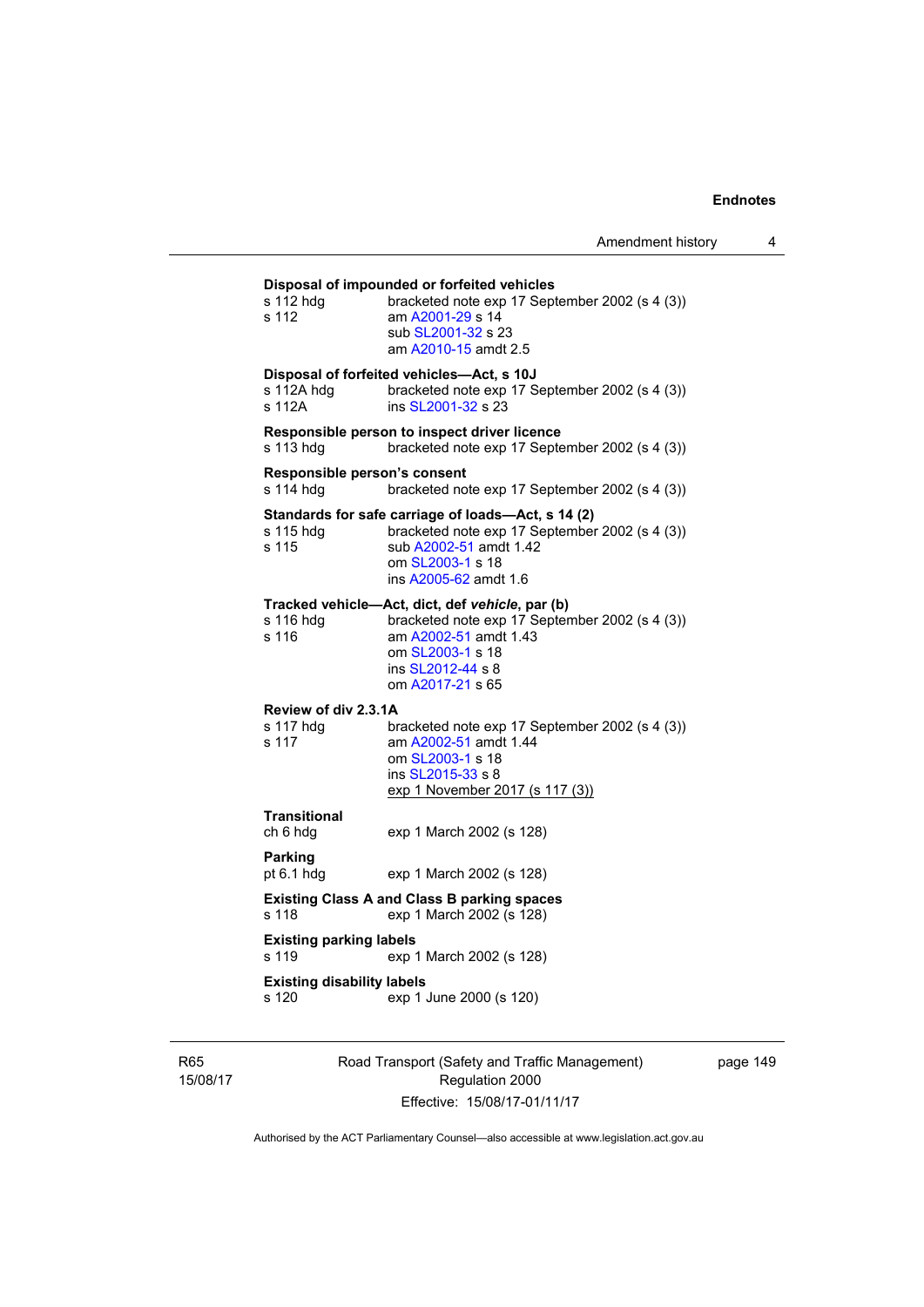**Disposal of impounded or forfeited vehicles**

s 112 hdg bracketed note exp 17 September 2002 (s 4 (3))
s 112 am A2001-29 s 14
sub SL2001-32 s 23
am A2010-15 amdt 2.5

**Disposal of forfeited vehicles—Act, s 10J**

s 112A hdg bracketed note exp 17 September 2002 (s 4 (3))
s 112A ins SL2001-32 s 23

**Responsible person to inspect driver licence**

s 113 hdg bracketed note exp 17 September 2002 (s 4 (3))

**Responsible person's consent**

s 114 hdg bracketed note exp 17 September 2002 (s 4 (3))

**Standards for safe carriage of loads—Act, s 14 (2)**

s 115 hdg bracketed note exp 17 September 2002 (s 4 (3))
s 115 sub A2002-51 amdt 1.42
om SL2003-1 s 18
ins A2005-62 amdt 1.6

**Tracked vehicle—Act, dict, def *vehicle*, par (b)**

s 116 hdg bracketed note exp 17 September 2002 (s 4 (3))
s 116 am A2002-51 amdt 1.43
om SL2003-1 s 18
ins SL2012-44 s 8
om A2017-21 s 65

**Review of div 2.3.1A**

s 117 hdg bracketed note exp 17 September 2002 (s 4 (3))
s 117 am A2002-51 amdt 1.44
om SL2003-1 s 18
ins SL2015-33 s 8
<u>exp 1 November 2017 (s 117 (3))</u>

**Transitional**

ch 6 hdg exp 1 March 2002 (s 128)

**Parking**

pt 6.1 hdg exp 1 March 2002 (s 128)

**Existing Class A and Class B parking spaces**

s 118 exp 1 March 2002 (s 128)

**Existing parking labels**

s 119 exp 1 March 2002 (s 128)

**Existing disability labels**

s 120 exp 1 June 2000 (s 120)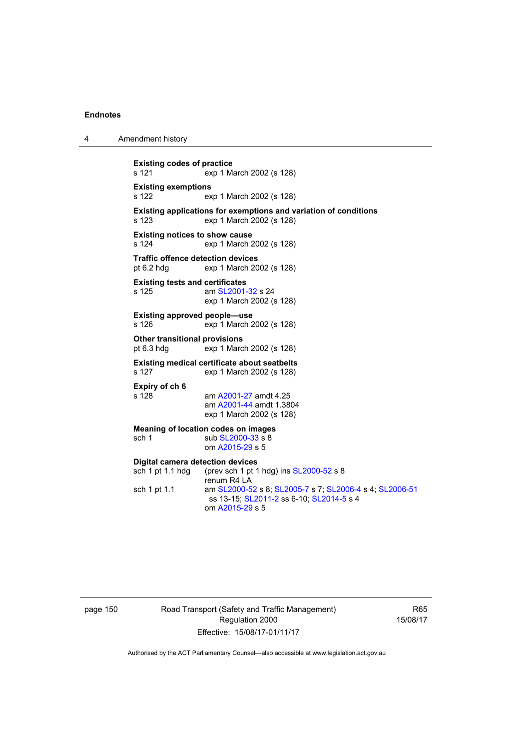**Existing codes of practice**
s 121 exp 1 March 2002 (s 128)

**Existing exemptions**
s 122 exp 1 March 2002 (s 128)

**Existing applications for exemptions and variation of conditions**
s 123 exp 1 March 2002 (s 128)

**Existing notices to show cause**
s 124 exp 1 March 2002 (s 128)

**Traffic offence detection devices**
pt 6.2 hdg exp 1 March 2002 (s 128)

**Existing tests and certificates**
s 125 am SL2001-32 s 24
exp 1 March 2002 (s 128)

**Existing approved people—use**
s 126 exp 1 March 2002 (s 128)

**Other transitional provisions**
pt 6.3 hdg exp 1 March 2002 (s 128)

**Existing medical certificate about seatbelts**
s 127 exp 1 March 2002 (s 128)

**Expiry of ch 6**
s 128 am A2001-27 amdt 4.25
am A2001-44 amdt 1.3804
exp 1 March 2002 (s 128)

**Meaning of location codes on images**
sch 1 sub SL2000-33 s 8
om A2015-29 s 5

**Digital camera detection devices**
sch 1 pt 1.1 hdg (prev sch 1 pt 1 hdg) ins SL2000-52 s 8
renum R4 LA
sch 1 pt 1.1 am SL2000-52 s 8; SL2005-7 s 7; SL2006-4 s 4; SL2006-51 ss 13-15; SL2011-2 ss 6-10; SL2014-5 s 4
om A2015-29 s 5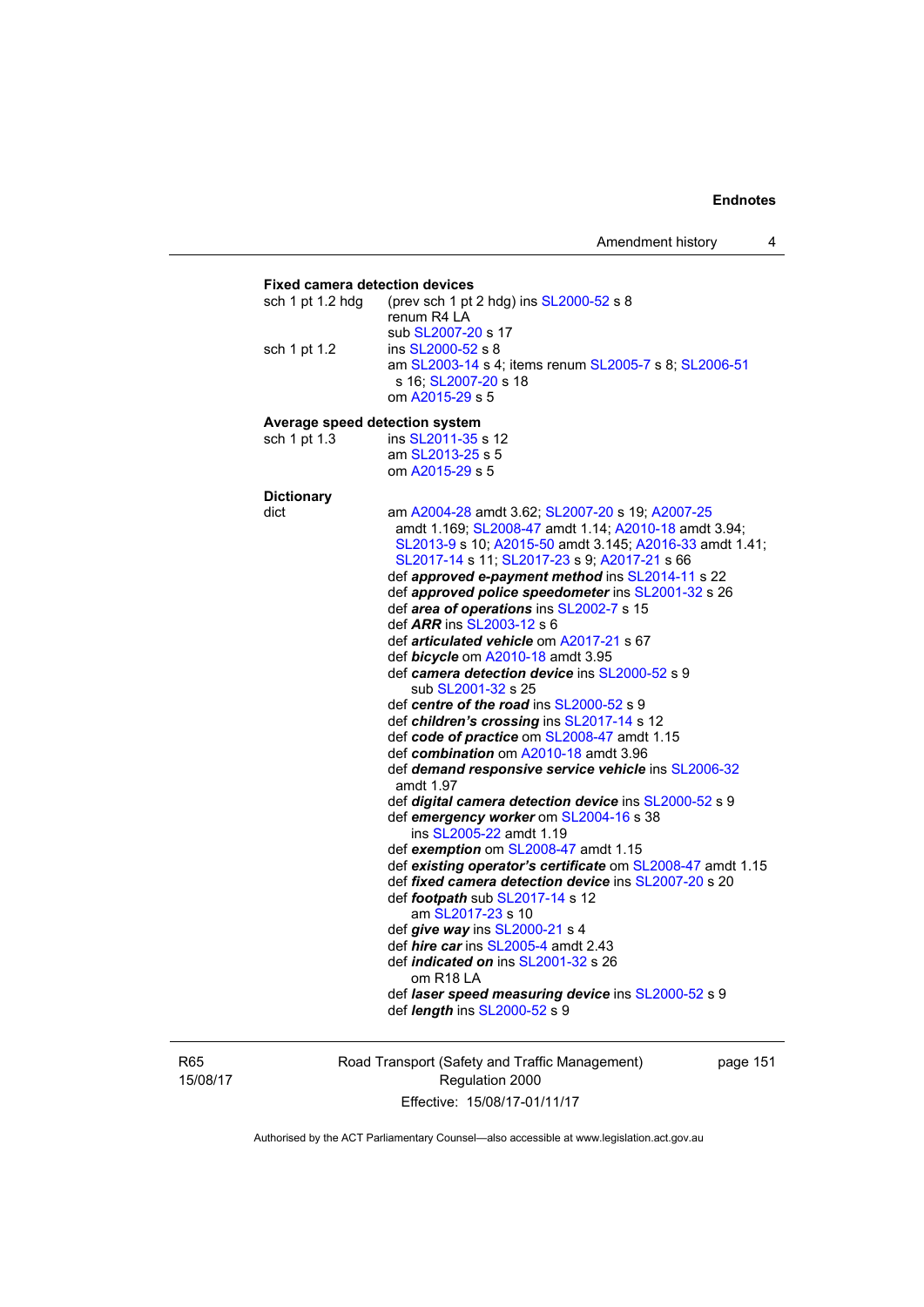**Fixed camera detection devices**

sch 1 pt 1.2 hdg (prev sch 1 pt 2 hdg) ins SL2000-52 s 8
renum R4 LA
sub SL2007-20 s 17

sch 1 pt 1.2 ins SL2000-52 s 8
am SL2003-14 s 4; items renum SL2005-7 s 8; SL2006-51 s 16; SL2007-20 s 18
om A2015-29 s 5

**Average speed detection system**

sch 1 pt 1.3 ins SL2011-35 s 12
am SL2013-25 s 5
om A2015-29 s 5

**Dictionary**

dict am A2004-28 amdt 3.62; SL2007-20 s 19; A2007-25 amdt 1.169; SL2008-47 amdt 1.14; A2010-18 amdt 3.94; SL2013-9 s 10; A2015-50 amdt 3.145; A2016-33 amdt 1.41; SL2017-14 s 11; SL2017-23 s 9; A2017-21 s 66

def ***approved e-payment method*** ins SL2014-11 s 22
def ***approved police speedometer*** ins SL2001-32 s 26
def ***area of operations*** ins SL2002-7 s 15
def ***ARR*** ins SL2003-12 s 6
def ***articulated vehicle*** om A2017-21 s 67
def ***bicycle*** om A2010-18 amdt 3.95
def ***camera detection device*** ins SL2000-52 s 9
sub SL2001-32 s 25
def ***centre of the road*** ins SL2000-52 s 9
def ***children's crossing*** ins SL2017-14 s 12
def ***code of practice*** om SL2008-47 amdt 1.15
def ***combination*** om A2010-18 amdt 3.96
def ***demand responsive service vehicle*** ins SL2006-32 amdt 1.97
def ***digital camera detection device*** ins SL2000-52 s 9
def ***emergency worker*** om SL2004-16 s 38
ins SL2005-22 amdt 1.19
def ***exemption*** om SL2008-47 amdt 1.15
def ***existing operator's certificate*** om SL2008-47 amdt 1.15
def ***fixed camera detection device*** ins SL2007-20 s 20
def ***footpath*** sub SL2017-14 s 12
am SL2017-23 s 10
def ***give way*** ins SL2000-21 s 4
def ***hire car*** ins SL2005-4 amdt 2.43
def ***indicated on*** ins SL2001-32 s 26
om R18 LA
def ***laser speed measuring device*** ins SL2000-52 s 9
def ***length*** ins SL2000-52 s 9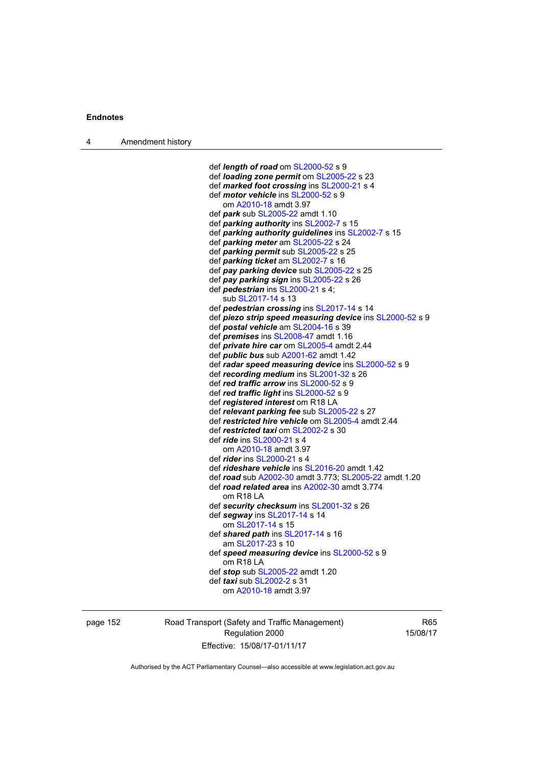def ***length of road*** om SL2000-52 s 9
def ***loading zone permit*** om SL2005-22 s 23
def ***marked foot crossing*** ins SL2000-21 s 4
def ***motor vehicle*** ins SL2000-52 s 9
om A2010-18 amdt 3.97
def ***park*** sub SL2005-22 amdt 1.10
def ***parking authority*** ins SL2002-7 s 15
def ***parking authority guidelines*** ins SL2002-7 s 15
def ***parking meter*** am SL2005-22 s 24
def ***parking permit*** sub SL2005-22 s 25
def ***parking ticket*** am SL2002-7 s 16
def ***pay parking device*** sub SL2005-22 s 25
def ***pay parking sign*** ins SL2005-22 s 26
def ***pedestrian*** ins SL2000-21 s 4;
sub SL2017-14 s 13
def ***pedestrian crossing*** ins SL2017-14 s 14
def ***piezo strip speed measuring device*** ins SL2000-52 s 9
def ***postal vehicle*** am SL2004-16 s 39
def ***premises*** ins SL2008-47 amdt 1.16
def ***private hire car*** om SL2005-4 amdt 2.44
def ***public bus*** sub A2001-62 amdt 1.42
def ***radar speed measuring device*** ins SL2000-52 s 9
def ***recording medium*** ins SL2001-32 s 26
def ***red traffic arrow*** ins SL2000-52 s 9
def ***red traffic light*** ins SL2000-52 s 9
def ***registered interest*** om R18 LA
def ***relevant parking fee*** sub SL2005-22 s 27
def ***restricted hire vehicle*** om SL2005-4 amdt 2.44
def ***restricted taxi*** om SL2002-2 s 30
def ***ride*** ins SL2000-21 s 4
om A2010-18 amdt 3.97
def ***rider*** ins SL2000-21 s 4
def ***rideshare vehicle*** ins SL2016-20 amdt 1.42
def ***road*** sub A2002-30 amdt 3.773; SL2005-22 amdt 1.20
def ***road related area*** ins A2002-30 amdt 3.774
om R18 LA
def ***security checksum*** ins SL2001-32 s 26
def ***segway*** ins SL2017-14 s 14
om SL2017-14 s 15
def ***shared path*** ins SL2017-14 s 16
am SL2017-23 s 10
def ***speed measuring device*** ins SL2000-52 s 9
om R18 LA
def ***stop*** sub SL2005-22 amdt 1.20
def ***taxi*** sub SL2002-2 s 31
om A2010-18 amdt 3.97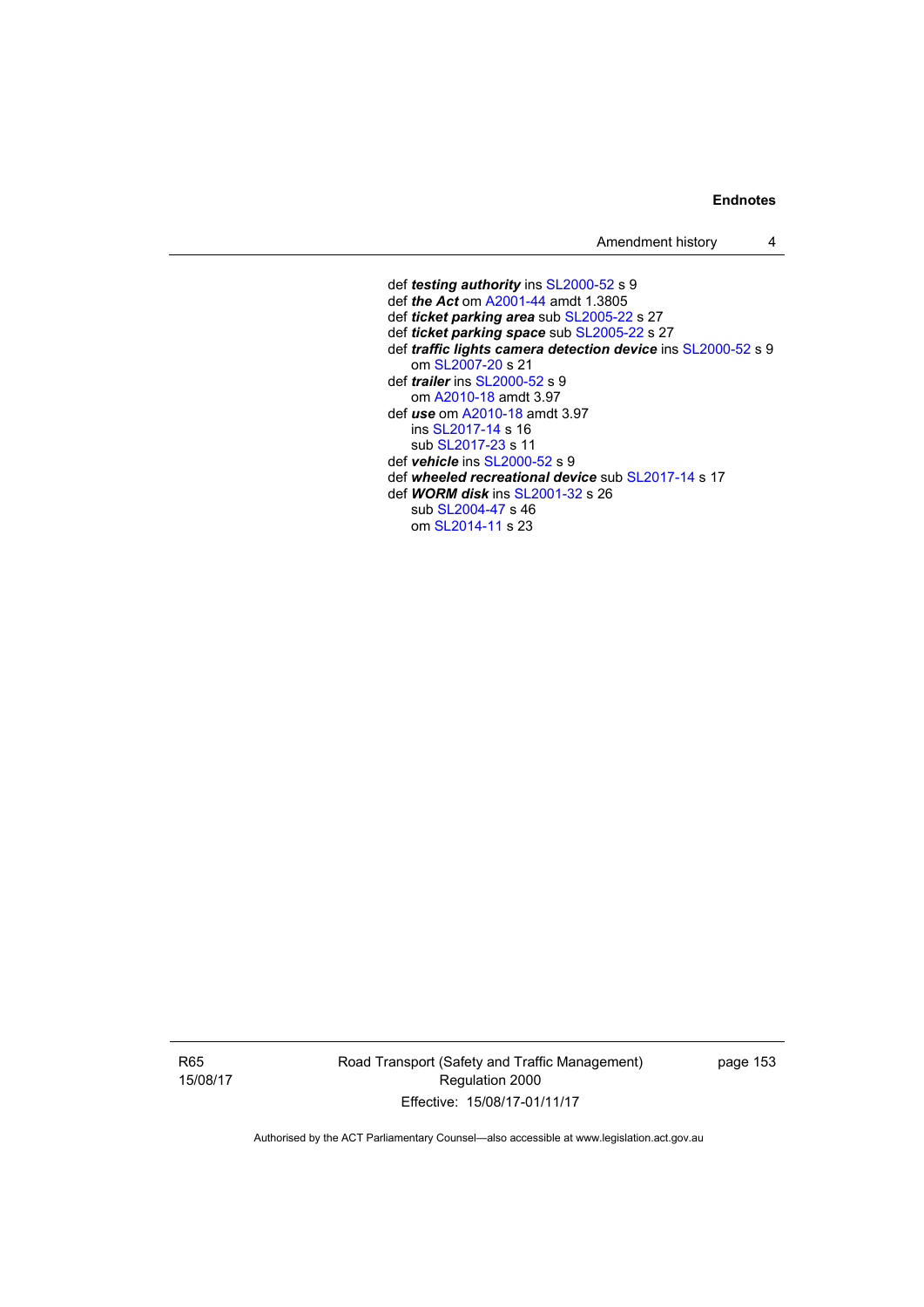def ***testing authority*** ins SL2000-52 s 9
def ***the Act*** om A2001-44 amdt 1.3805
def ***ticket parking area*** sub SL2005-22 s 27
def ***ticket parking space*** sub SL2005-22 s 27
def ***traffic lights camera detection device*** ins SL2000-52 s 9
    om SL2007-20 s 21
def ***trailer*** ins SL2000-52 s 9
    om A2010-18 amdt 3.97
def ***use*** om A2010-18 amdt 3.97
    ins SL2017-14 s 16
    sub SL2017-23 s 11
def ***vehicle*** ins SL2000-52 s 9
def ***wheeled recreational device*** sub SL2017-14 s 17
def ***WORM disk*** ins SL2001-32 s 26
    sub SL2004-47 s 46
    om SL2014-11 s 23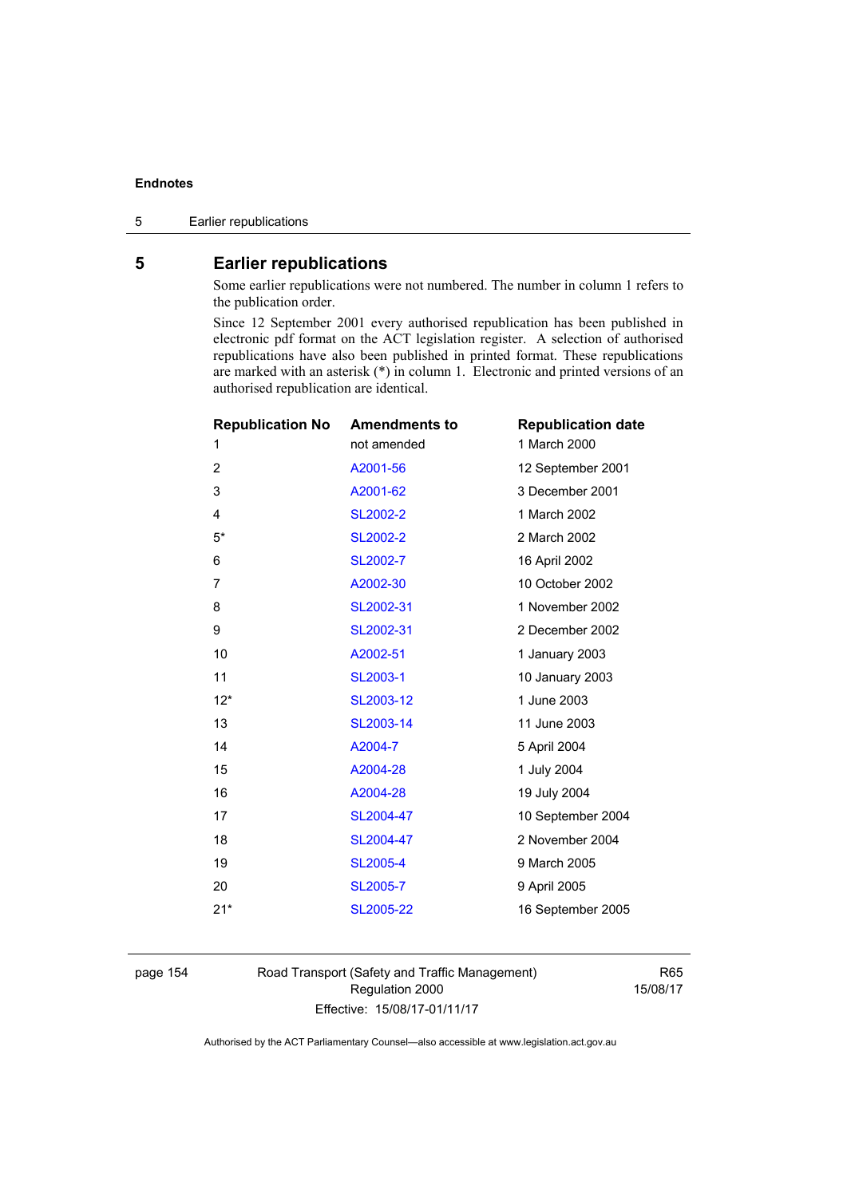## 5 Earlier republications

Some earlier republications were not numbered. The number in column 1 refers to the publication order.

Since 12 September 2001 every authorised republication has been published in electronic pdf format on the ACT legislation register. A selection of authorised republications have also been published in printed format. These republications are marked with an asterisk (*) in column 1. Electronic and printed versions of an authorised republication are identical.

| Republication No | Amendments to | Republication date |
|---|---|---|
| 1 | not amended | 1 March 2000 |
| 2 | A2001-56 | 12 September 2001 |
| 3 | A2001-62 | 3 December 2001 |
| 4 | SL2002-2 | 1 March 2002 |
| 5* | SL2002-2 | 2 March 2002 |
| 6 | SL2002-7 | 16 April 2002 |
| 7 | A2002-30 | 10 October 2002 |
| 8 | SL2002-31 | 1 November 2002 |
| 9 | SL2002-31 | 2 December 2002 |
| 10 | A2002-51 | 1 January 2003 |
| 11 | SL2003-1 | 10 January 2003 |
| 12* | SL2003-12 | 1 June 2003 |
| 13 | SL2003-14 | 11 June 2003 |
| 14 | A2004-7 | 5 April 2004 |
| 15 | A2004-28 | 1 July 2004 |
| 16 | A2004-28 | 19 July 2004 |
| 17 | SL2004-47 | 10 September 2004 |
| 18 | SL2004-47 | 2 November 2004 |
| 19 | SL2005-4 | 9 March 2005 |
| 20 | SL2005-7 | 9 April 2005 |
| 21* | SL2005-22 | 16 September 2005 |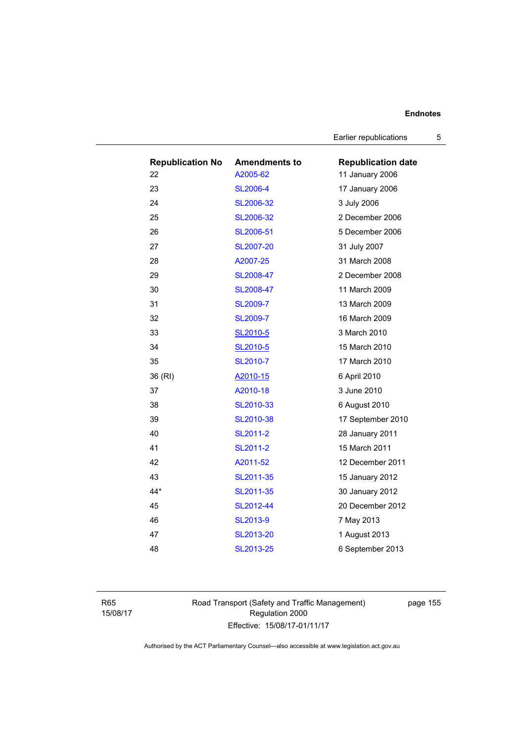| Republication No | Amendments to | Republication date |
|---|---|---|
| 22 | A2005-62 | 11 January 2006 |
| 23 | SL2006-4 | 17 January 2006 |
| 24 | SL2006-32 | 3 July 2006 |
| 25 | SL2006-32 | 2 December 2006 |
| 26 | SL2006-51 | 5 December 2006 |
| 27 | SL2007-20 | 31 July 2007 |
| 28 | A2007-25 | 31 March 2008 |
| 29 | SL2008-47 | 2 December 2008 |
| 30 | SL2008-47 | 11 March 2009 |
| 31 | SL2009-7 | 13 March 2009 |
| 32 | SL2009-7 | 16 March 2009 |
| 33 | SL2010-5 | 3 March 2010 |
| 34 | SL2010-5 | 15 March 2010 |
| 35 | SL2010-7 | 17 March 2010 |
| 36 (RI) | A2010-15 | 6 April 2010 |
| 37 | A2010-18 | 3 June 2010 |
| 38 | SL2010-33 | 6 August 2010 |
| 39 | SL2010-38 | 17 September 2010 |
| 40 | SL2011-2 | 28 January 2011 |
| 41 | SL2011-2 | 15 March 2011 |
| 42 | A2011-52 | 12 December 2011 |
| 43 | SL2011-35 | 15 January 2012 |
| 44* | SL2011-35 | 30 January 2012 |
| 45 | SL2012-44 | 20 December 2012 |
| 46 | SL2013-9 | 7 May 2013 |
| 47 | SL2013-20 | 1 August 2013 |
| 48 | SL2013-25 | 6 September 2013 |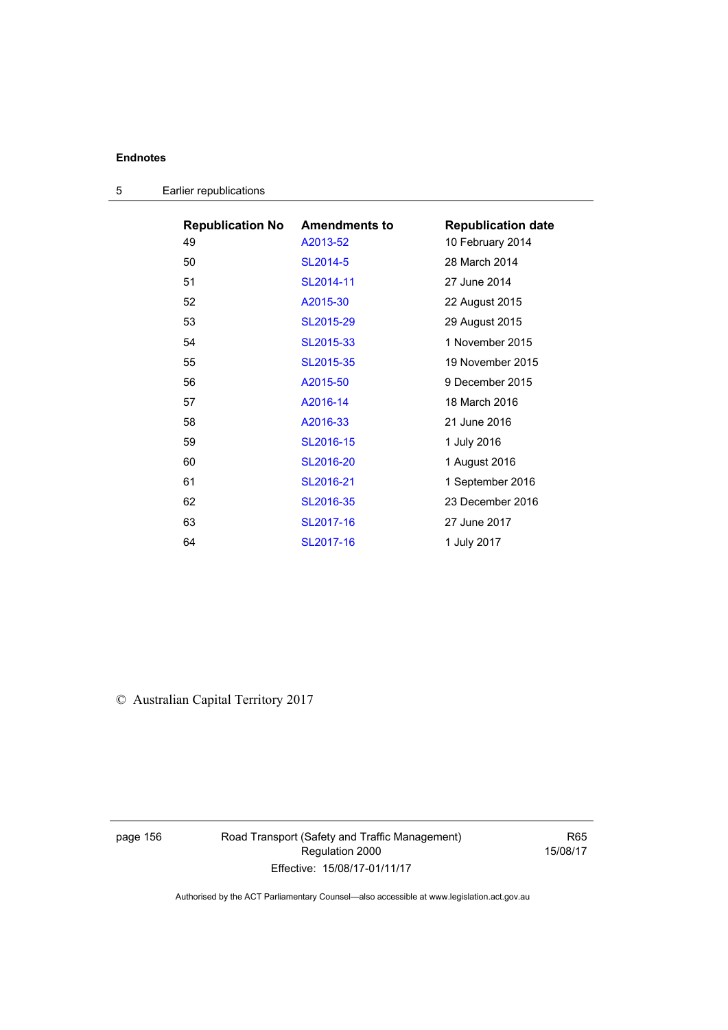## 5 Earlier republications

| Republication No | Amendments to | Republication date |
|---|---|---|
| 49 | A2013-52 | 10 February 2014 |
| 50 | SL2014-5 | 28 March 2014 |
| 51 | SL2014-11 | 27 June 2014 |
| 52 | A2015-30 | 22 August 2015 |
| 53 | SL2015-29 | 29 August 2015 |
| 54 | SL2015-33 | 1 November 2015 |
| 55 | SL2015-35 | 19 November 2015 |
| 56 | A2015-50 | 9 December 2015 |
| 57 | A2016-14 | 18 March 2016 |
| 58 | A2016-33 | 21 June 2016 |
| 59 | SL2016-15 | 1 July 2016 |
| 60 | SL2016-20 | 1 August 2016 |
| 61 | SL2016-21 | 1 September 2016 |
| 62 | SL2016-35 | 23 December 2016 |
| 63 | SL2017-16 | 27 June 2017 |
| 64 | SL2017-16 | 1 July 2017 |

© Australian Capital Territory 2017